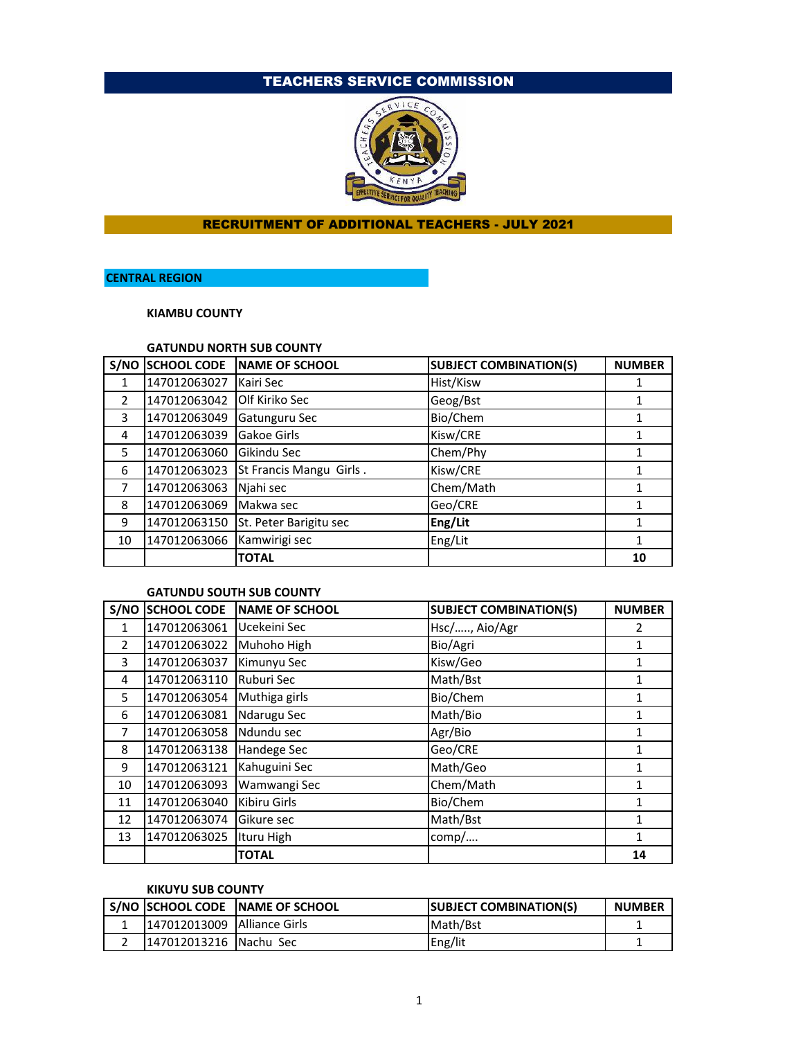# TEACHERS SERVICE COMMISSION

## RECRUITMENT OF ADDITIONAL TEACHERS - JULY 2021

## CENTRAL REGION

### KIAMBU COUNTY

#### GATUNDU NORTH SUB COUNTY

| S/NO | SCHOOL CODE | NAME OF SCHOOL | SUBJECT COMBINATION(S) | NUMBER |
|---|---|---|---|---|
| 1 | 147012063027 | Kairi Sec | Hist/Kisw | 1 |
| 2 | 147012063042 | Olf Kiriko Sec | Geog/Bst | 1 |
| 3 | 147012063049 | Gatunguru Sec | Bio/Chem | 1 |
| 4 | 147012063039 | Gakoe Girls | Kisw/CRE | 1 |
| 5 | 147012063060 | Gikindu Sec | Chem/Phy | 1 |
| 6 | 147012063023 | St Francis Mangu Girls . | Kisw/CRE | 1 |
| 7 | 147012063063 | Njahi sec | Chem/Math | 1 |
| 8 | 147012063069 | Makwa sec | Geo/CRE | 1 |
| 9 | 147012063150 | St. Peter Barigitu sec | **Eng/Lit** | 1 |
| 10 | 147012063066 | Kamwirigi sec | Eng/Lit | 1 |
| | | **TOTAL** | | **10** |

#### GATUNDU SOUTH SUB COUNTY

| S/NO | SCHOOL CODE | NAME OF SCHOOL | SUBJECT COMBINATION(S) | NUMBER |
|---|---|---|---|---|
| 1 | 147012063061 | Ucekeini Sec | Hsc/….., Aio/Agr | 2 |
| 2 | 147012063022 | Muhoho High | Bio/Agri | 1 |
| 3 | 147012063037 | Kimunyu Sec | Kisw/Geo | 1 |
| 4 | 147012063110 | Ruburi Sec | Math/Bst | 1 |
| 5 | 147012063054 | Muthiga girls | Bio/Chem | 1 |
| 6 | 147012063081 | Ndarugu Sec | Math/Bio | 1 |
| 7 | 147012063058 | Ndundu sec | Agr/Bio | 1 |
| 8 | 147012063138 | Handege Sec | Geo/CRE | 1 |
| 9 | 147012063121 | Kahuguini Sec | Math/Geo | 1 |
| 10 | 147012063093 | Wamwangi Sec | Chem/Math | 1 |
| 11 | 147012063040 | Kibiru Girls | Bio/Chem | 1 |
| 12 | 147012063074 | Gikure sec | Math/Bst | 1 |
| 13 | 147012063025 | Ituru High | comp/…. | 1 |
| | | **TOTAL** | | **14** |

#### KIKUYU SUB COUNTY

| S/NO | SCHOOL CODE | NAME OF SCHOOL | SUBJECT COMBINATION(S) | NUMBER |
|---|---|---|---|---|
| 1 | 147012013009 | Alliance Girls | Math/Bst | 1 |
| 2 | 147012013216 | Nachu Sec | Eng/lit | 1 |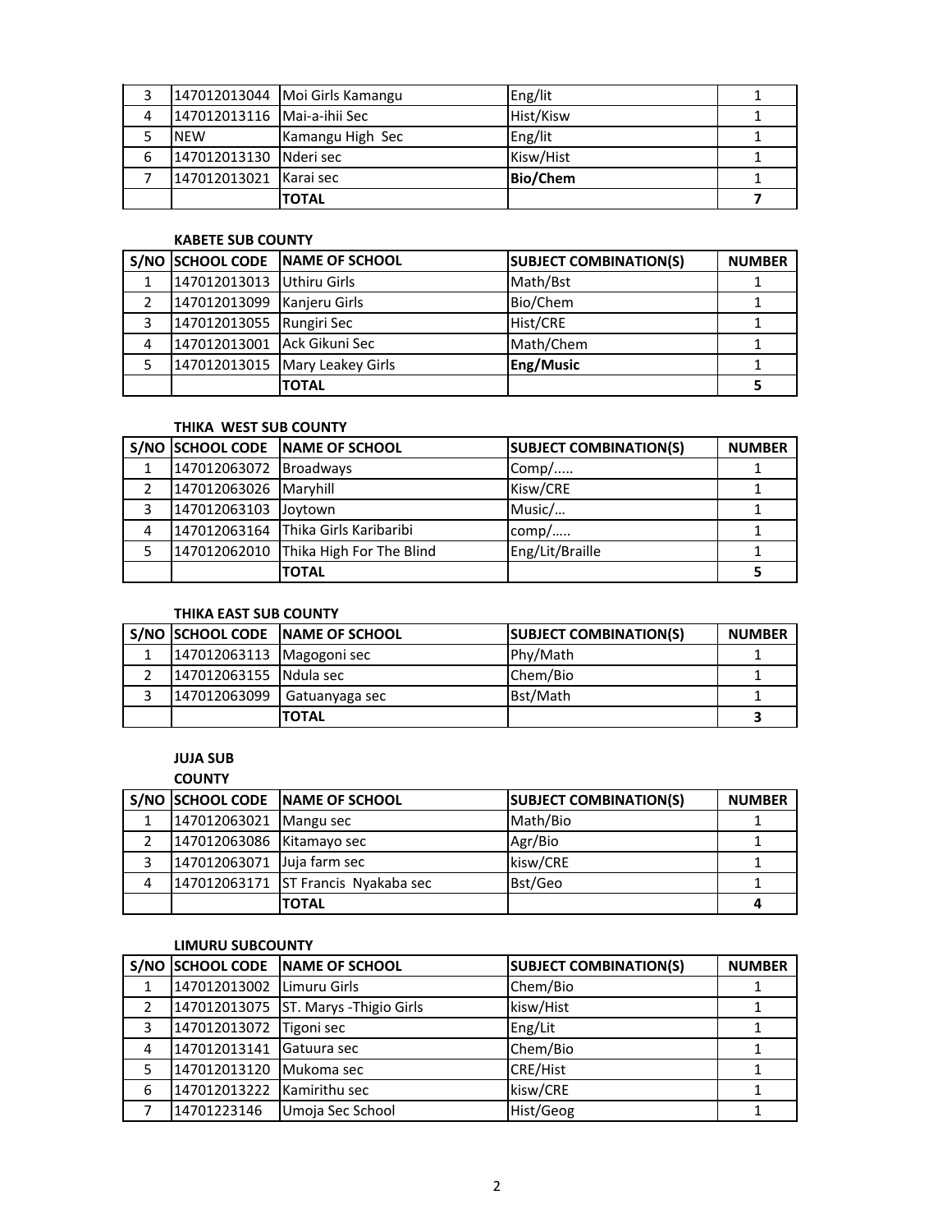| S/NO | SCHOOL CODE | NAME OF SCHOOL | SUBJECT COMBINATION(S) | NUMBER |
|---|---|---|---|---|
| 3 | 147012013044 | Moi Girls Kamangu | Eng/lit | 1 |
| 4 | 147012013116 | Mai-a-ihii Sec | Hist/Kisw | 1 |
| 5 | NEW | Kamangu High Sec | Eng/lit | 1 |
| 6 | 147012013130 | Nderi sec | Kisw/Hist | 1 |
| 7 | 147012013021 | Karai sec | **Bio/Chem** | 1 |
| | | **TOTAL** | | **7** |

**KABETE SUB COUNTY**

| S/NO | SCHOOL CODE | NAME OF SCHOOL | SUBJECT COMBINATION(S) | NUMBER |
|---|---|---|---|---|
| 1 | 147012013013 | Uthiru Girls | Math/Bst | 1 |
| 2 | 147012013099 | Kanjeru Girls | Bio/Chem | 1 |
| 3 | 147012013055 | Rungiri Sec | Hist/CRE | 1 |
| 4 | 147012013001 | Ack Gikuni Sec | Math/Chem | 1 |
| 5 | 147012013015 | Mary Leakey Girls | **Eng/Music** | 1 |
| | | **TOTAL** | | **5** |

**THIKA WEST SUB COUNTY**

| S/NO | SCHOOL CODE | NAME OF SCHOOL | SUBJECT COMBINATION(S) | NUMBER |
|---|---|---|---|---|
| 1 | 147012063072 | Broadways | Comp/..... | 1 |
| 2 | 147012063026 | Maryhill | Kisw/CRE | 1 |
| 3 | 147012063103 | Joytown | Music/… | 1 |
| 4 | 147012063164 | Thika Girls Karibaribi | comp/….. | 1 |
| 5 | 147012062010 | Thika High For The Blind | Eng/Lit/Braille | 1 |
| | | **TOTAL** | | **5** |

**THIKA EAST SUB COUNTY**

| S/NO | SCHOOL CODE | NAME OF SCHOOL | SUBJECT COMBINATION(S) | NUMBER |
|---|---|---|---|---|
| 1 | 147012063113 | Magogoni sec | Phy/Math | 1 |
| 2 | 147012063155 | Ndula sec | Chem/Bio | 1 |
| 3 | 147012063099 | Gatuanyaga sec | Bst/Math | 1 |
| | | **TOTAL** | | **3** |

**JUJA SUB COUNTY**

| S/NO | SCHOOL CODE | NAME OF SCHOOL | SUBJECT COMBINATION(S) | NUMBER |
|---|---|---|---|---|
| 1 | 147012063021 | Mangu sec | Math/Bio | 1 |
| 2 | 147012063086 | Kitamayo sec | Agr/Bio | 1 |
| 3 | 147012063071 | Juja farm sec | kisw/CRE | 1 |
| 4 | 147012063171 | ST Francis Nyakaba sec | Bst/Geo | 1 |
| | | **TOTAL** | | **4** |

**LIMURU SUBCOUNTY**

| S/NO | SCHOOL CODE | NAME OF SCHOOL | SUBJECT COMBINATION(S) | NUMBER |
|---|---|---|---|---|
| 1 | 147012013002 | Limuru Girls | Chem/Bio | 1 |
| 2 | 147012013075 | ST. Marys -Thigio Girls | kisw/Hist | 1 |
| 3 | 147012013072 | Tigoni sec | Eng/Lit | 1 |
| 4 | 147012013141 | Gatuura sec | Chem/Bio | 1 |
| 5 | 147012013120 | Mukoma sec | CRE/Hist | 1 |
| 6 | 147012013222 | Kamirithu sec | kisw/CRE | 1 |
| 7 | 14701223146 | Umoja Sec School | Hist/Geog | 1 |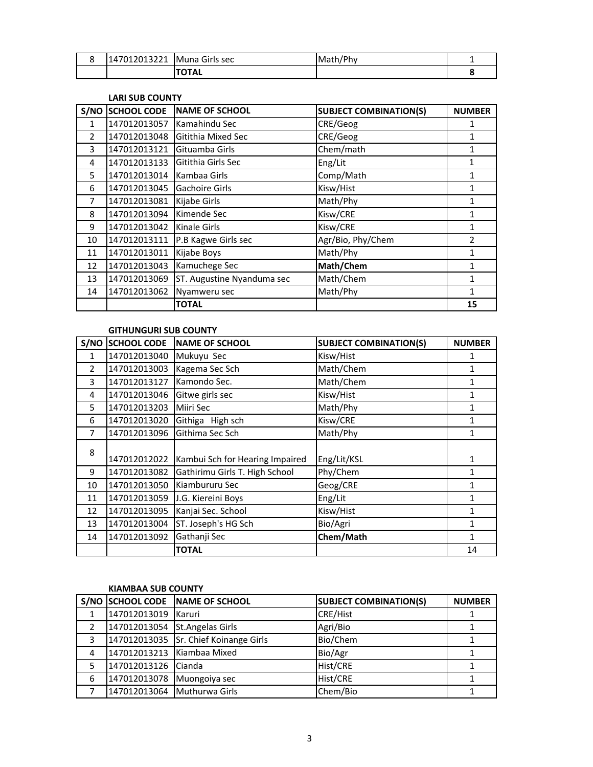| 8 | 147012013221 | Muna Girls sec | Math/Phy | 1 |
|---|---|---|---|---|
| | | **TOTAL** | | **8** |

**LARI SUB COUNTY**

| S/NO | SCHOOL CODE | NAME OF SCHOOL | SUBJECT COMBINATION(S) | NUMBER |
|---|---|---|---|---|
| 1 | 147012013057 | Kamahindu Sec | CRE/Geog | 1 |
| 2 | 147012013048 | Gitithia Mixed Sec | CRE/Geog | 1 |
| 3 | 147012013121 | Gituamba Girls | Chem/math | 1 |
| 4 | 147012013133 | Gitithia Girls Sec | Eng/Lit | 1 |
| 5 | 147012013014 | Kambaa Girls | Comp/Math | 1 |
| 6 | 147012013045 | Gachoire Girls | Kisw/Hist | 1 |
| 7 | 147012013081 | Kijabe Girls | Math/Phy | 1 |
| 8 | 147012013094 | Kimende Sec | Kisw/CRE | 1 |
| 9 | 147012013042 | Kinale Girls | Kisw/CRE | 1 |
| 10 | 147012013111 | P.B Kagwe Girls sec | Agr/Bio, Phy/Chem | 2 |
| 11 | 147012013011 | Kijabe Boys | Math/Phy | 1 |
| 12 | 147012013043 | Kamuchege Sec | **Math/Chem** | 1 |
| 13 | 147012013069 | ST. Augustine Nyanduma sec | Math/Chem | 1 |
| 14 | 147012013062 | Nyamweru sec | Math/Phy | 1 |
| | | **TOTAL** | | **15** |

**GITHUNGURI SUB COUNTY**

| S/NO | SCHOOL CODE | NAME OF SCHOOL | SUBJECT COMBINATION(S) | NUMBER |
|---|---|---|---|---|
| 1 | 147012013040 | Mukuyu Sec | Kisw/Hist | 1 |
| 2 | 147012013003 | Kagema Sec Sch | Math/Chem | 1 |
| 3 | 147012013127 | Kamondo Sec. | Math/Chem | 1 |
| 4 | 147012013046 | Gitwe girls sec | Kisw/Hist | 1 |
| 5 | 147012013203 | Miiri Sec | Math/Phy | 1 |
| 6 | 147012013020 | Githiga High sch | Kisw/CRE | 1 |
| 7 | 147012013096 | Githima Sec Sch | Math/Phy | 1 |
| 8 | 147012012022 | Kambui Sch for Hearing Impaired | Eng/Lit/KSL | 1 |
| 9 | 147012013082 | Gathirimu Girls T. High School | Phy/Chem | 1 |
| 10 | 147012013050 | Kiambururu Sec | Geog/CRE | 1 |
| 11 | 147012013059 | J.G. Kiereini Boys | Eng/Lit | 1 |
| 12 | 147012013095 | Kanjai Sec. School | Kisw/Hist | 1 |
| 13 | 147012013004 | ST. Joseph's HG Sch | Bio/Agri | 1 |
| 14 | 147012013092 | Gathanji Sec | **Chem/Math** | 1 |
| | | **TOTAL** | | 14 |

**KIAMBAA SUB COUNTY**

| S/NO | SCHOOL CODE | NAME OF SCHOOL | SUBJECT COMBINATION(S) | NUMBER |
|---|---|---|---|---|
| 1 | 147012013019 | Karuri | CRE/Hist | 1 |
| 2 | 147012013054 | St.Angelas Girls | Agri/Bio | 1 |
| 3 | 147012013035 | Sr. Chief Koinange Girls | Bio/Chem | 1 |
| 4 | 147012013213 | Kiambaa Mixed | Bio/Agr | 1 |
| 5 | 147012013126 | Cianda | Hist/CRE | 1 |
| 6 | 147012013078 | Muongoiya sec | Hist/CRE | 1 |
| 7 | 147012013064 | Muthurwa Girls | Chem/Bio | 1 |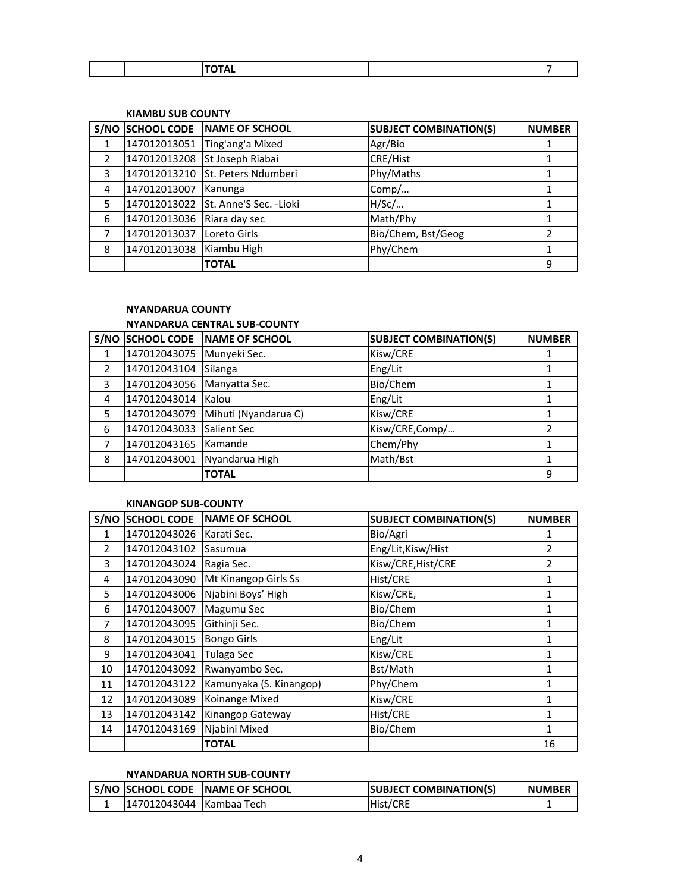| | | TOTAL | | 7 |
|---|---|---|---|---|

**KIAMBU SUB COUNTY**

| S/NO | SCHOOL CODE | NAME OF SCHOOL | SUBJECT COMBINATION(S) | NUMBER |
|---|---|---|---|---|
| 1 | 147012013051 | Ting'ang'a Mixed | Agr/Bio | 1 |
| 2 | 147012013208 | St Joseph Riabai | CRE/Hist | 1 |
| 3 | 147012013210 | St. Peters Ndumberi | Phy/Maths | 1 |
| 4 | 147012013007 | Kanunga | Comp/… | 1 |
| 5 | 147012013022 | St. Anne'S Sec. -Lioki | H/Sc/… | 1 |
| 6 | 147012013036 | Riara day sec | Math/Phy | 1 |
| 7 | 147012013037 | Loreto Girls | Bio/Chem, Bst/Geog | 2 |
| 8 | 147012013038 | Kiambu High | Phy/Chem | 1 |
| | | **TOTAL** | | 9 |

**NYANDARUA COUNTY**

**NYANDARUA CENTRAL SUB-COUNTY**

| S/NO | SCHOOL CODE | NAME OF SCHOOL | SUBJECT COMBINATION(S) | NUMBER |
|---|---|---|---|---|
| 1 | 147012043075 | Munyeki Sec. | Kisw/CRE | 1 |
| 2 | 147012043104 | Silanga | Eng/Lit | 1 |
| 3 | 147012043056 | Manyatta Sec. | Bio/Chem | 1 |
| 4 | 147012043014 | Kalou | Eng/Lit | 1 |
| 5 | 147012043079 | Mihuti (Nyandarua C) | Kisw/CRE | 1 |
| 6 | 147012043033 | Salient Sec | Kisw/CRE,Comp/… | 2 |
| 7 | 147012043165 | Kamande | Chem/Phy | 1 |
| 8 | 147012043001 | Nyandarua High | Math/Bst | 1 |
| | | **TOTAL** | | 9 |

**KINANGOP SUB-COUNTY**

| S/NO | SCHOOL CODE | NAME OF SCHOOL | SUBJECT COMBINATION(S) | NUMBER |
|---|---|---|---|---|
| 1 | 147012043026 | Karati Sec. | Bio/Agri | 1 |
| 2 | 147012043102 | Sasumua | Eng/Lit,Kisw/Hist | 2 |
| 3 | 147012043024 | Ragia Sec. | Kisw/CRE,Hist/CRE | 2 |
| 4 | 147012043090 | Mt Kinangop Girls Ss | Hist/CRE | 1 |
| 5 | 147012043006 | Njabini Boys' High | Kisw/CRE, | 1 |
| 6 | 147012043007 | Magumu Sec | Bio/Chem | 1 |
| 7 | 147012043095 | Githinji Sec. | Bio/Chem | 1 |
| 8 | 147012043015 | Bongo Girls | Eng/Lit | 1 |
| 9 | 147012043041 | Tulaga Sec | Kisw/CRE | 1 |
| 10 | 147012043092 | Rwanyambo Sec. | Bst/Math | 1 |
| 11 | 147012043122 | Kamunyaka (S. Kinangop) | Phy/Chem | 1 |
| 12 | 147012043089 | Koinange Mixed | Kisw/CRE | 1 |
| 13 | 147012043142 | Kinangop Gateway | Hist/CRE | 1 |
| 14 | 147012043169 | Njabini Mixed | Bio/Chem | 1 |
| | | **TOTAL** | | 16 |

**NYANDARUA NORTH SUB-COUNTY**

| S/NO | SCHOOL CODE | NAME OF SCHOOL | SUBJECT COMBINATION(S) | NUMBER |
|---|---|---|---|---|
| 1 | 147012043044 | Kambaa Tech | Hist/CRE | 1 |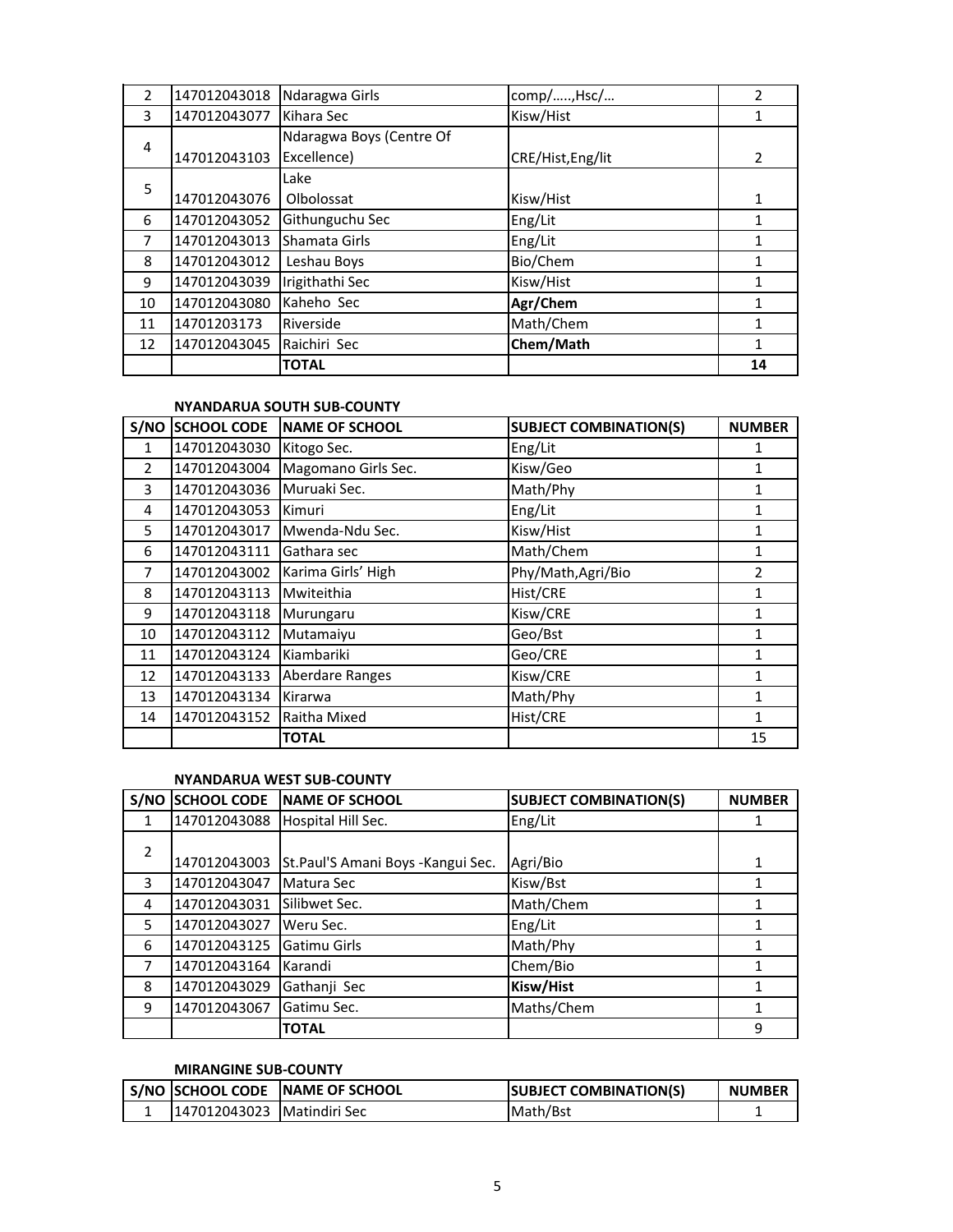| | | | | |
|---|---|---|---|---|
| 2 | 147012043018 | Ndaragwa Girls | comp/…..,Hsc/… | 2 |
| 3 | 147012043077 | Kihara Sec | Kisw/Hist | 1 |
| 4 | 147012043103 | Ndaragwa Boys (Centre Of Excellence) | CRE/Hist,Eng/lit | 2 |
| 5 | 147012043076 | Lake Olbolossat | Kisw/Hist | 1 |
| 6 | 147012043052 | Githunguchu Sec | Eng/Lit | 1 |
| 7 | 147012043013 | Shamata Girls | Eng/Lit | 1 |
| 8 | 147012043012 | Leshau Boys | Bio/Chem | 1 |
| 9 | 147012043039 | Irigithathi Sec | Kisw/Hist | 1 |
| 10 | 147012043080 | Kaheho Sec | **Agr/Chem** | 1 |
| 11 | 14701203173 | Riverside | Math/Chem | 1 |
| 12 | 147012043045 | Raichiri Sec | **Chem/Math** | 1 |
| | | **TOTAL** | | **14** |

**NYANDARUA SOUTH SUB-COUNTY**

| S/NO | SCHOOL CODE | NAME OF SCHOOL | SUBJECT COMBINATION(S) | NUMBER |
|---|---|---|---|---|
| 1 | 147012043030 | Kitogo Sec. | Eng/Lit | 1 |
| 2 | 147012043004 | Magomano Girls Sec. | Kisw/Geo | 1 |
| 3 | 147012043036 | Muruaki Sec. | Math/Phy | 1 |
| 4 | 147012043053 | Kimuri | Eng/Lit | 1 |
| 5 | 147012043017 | Mwenda-Ndu Sec. | Kisw/Hist | 1 |
| 6 | 147012043111 | Gathara sec | Math/Chem | 1 |
| 7 | 147012043002 | Karima Girls' High | Phy/Math,Agri/Bio | 2 |
| 8 | 147012043113 | Mwiteithia | Hist/CRE | 1 |
| 9 | 147012043118 | Murungaru | Kisw/CRE | 1 |
| 10 | 147012043112 | Mutamaiyu | Geo/Bst | 1 |
| 11 | 147012043124 | Kiambariki | Geo/CRE | 1 |
| 12 | 147012043133 | Aberdare Ranges | Kisw/CRE | 1 |
| 13 | 147012043134 | Kirarwa | Math/Phy | 1 |
| 14 | 147012043152 | Raitha Mixed | Hist/CRE | 1 |
| | | **TOTAL** | | 15 |

**NYANDARUA WEST SUB-COUNTY**

| S/NO | SCHOOL CODE | NAME OF SCHOOL | SUBJECT COMBINATION(S) | NUMBER |
|---|---|---|---|---|
| 1 | 147012043088 | Hospital Hill Sec. | Eng/Lit | 1 |
| 2 | 147012043003 | St.Paul'S Amani Boys -Kangui Sec. | Agri/Bio | 1 |
| 3 | 147012043047 | Matura Sec | Kisw/Bst | 1 |
| 4 | 147012043031 | Silibwet Sec. | Math/Chem | 1 |
| 5 | 147012043027 | Weru Sec. | Eng/Lit | 1 |
| 6 | 147012043125 | Gatimu Girls | Math/Phy | 1 |
| 7 | 147012043164 | Karandi | Chem/Bio | 1 |
| 8 | 147012043029 | Gathanji Sec | **Kisw/Hist** | 1 |
| 9 | 147012043067 | Gatimu Sec. | Maths/Chem | 1 |
| | | **TOTAL** | | 9 |

**MIRANGINE SUB-COUNTY**

| S/NO | SCHOOL CODE | NAME OF SCHOOL | SUBJECT COMBINATION(S) | NUMBER |
|---|---|---|---|---|
| 1 | 147012043023 | Matindiri Sec | Math/Bst | 1 |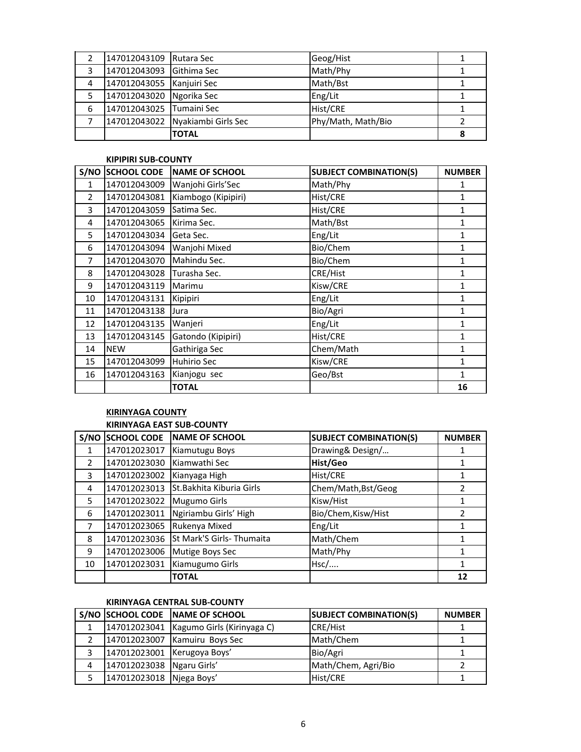| | | | | |
|---|---|---|---|---|
| 2 | 147012043109 | Rutara Sec | Geog/Hist | 1 |
| 3 | 147012043093 | Githima Sec | Math/Phy | 1 |
| 4 | 147012043055 | Kanjuiri Sec | Math/Bst | 1 |
| 5 | 147012043020 | Ngorika Sec | Eng/Lit | 1 |
| 6 | 147012043025 | Tumaini Sec | Hist/CRE | 1 |
| 7 | 147012043022 | Nyakiambi Girls Sec | Phy/Math, Math/Bio | 2 |
| | | **TOTAL** | | **8** |

**KIPIPIRI SUB-COUNTY**

| S/NO | SCHOOL CODE | NAME OF SCHOOL | SUBJECT COMBINATION(S) | NUMBER |
|---|---|---|---|---|
| 1 | 147012043009 | Wanjohi Girls'Sec | Math/Phy | 1 |
| 2 | 147012043081 | Kiambogo (Kipipiri) | Hist/CRE | 1 |
| 3 | 147012043059 | Satima Sec. | Hist/CRE | 1 |
| 4 | 147012043065 | Kirima Sec. | Math/Bst | 1 |
| 5 | 147012043034 | Geta Sec. | Eng/Lit | 1 |
| 6 | 147012043094 | Wanjohi Mixed | Bio/Chem | 1 |
| 7 | 147012043070 | Mahindu Sec. | Bio/Chem | 1 |
| 8 | 147012043028 | Turasha Sec. | CRE/Hist | 1 |
| 9 | 147012043119 | Marimu | Kisw/CRE | 1 |
| 10 | 147012043131 | Kipipiri | Eng/Lit | 1 |
| 11 | 147012043138 | Jura | Bio/Agri | 1 |
| 12 | 147012043135 | Wanjeri | Eng/Lit | 1 |
| 13 | 147012043145 | Gatondo (Kipipiri) | Hist/CRE | 1 |
| 14 | NEW | Gathiriga Sec | Chem/Math | 1 |
| 15 | 147012043099 | Huhirio Sec | Kisw/CRE | 1 |
| 16 | 147012043163 | Kianjogu sec | Geo/Bst | 1 |
| | | **TOTAL** | | **16** |

**KIRINYAGA COUNTY**

**KIRINYAGA EAST SUB-COUNTY**

| S/NO | SCHOOL CODE | NAME OF SCHOOL | SUBJECT COMBINATION(S) | NUMBER |
|---|---|---|---|---|
| 1 | 147012023017 | Kiamutugu Boys | Drawing& Design/… | 1 |
| 2 | 147012023030 | Kiamwathi Sec | **Hist/Geo** | 1 |
| 3 | 147012023002 | Kianyaga High | Hist/CRE | 1 |
| 4 | 147012023013 | St.Bakhita Kiburia Girls | Chem/Math,Bst/Geog | 2 |
| 5 | 147012023022 | Mugumo Girls | Kisw/Hist | 1 |
| 6 | 147012023011 | Ngiriambu Girls' High | Bio/Chem,Kisw/Hist | 2 |
| 7 | 147012023065 | Rukenya Mixed | Eng/Lit | 1 |
| 8 | 147012023036 | St Mark'S Girls- Thumaita | Math/Chem | 1 |
| 9 | 147012023006 | Mutige Boys Sec | Math/Phy | 1 |
| 10 | 147012023031 | Kiamugumo Girls | Hsc/.... | 1 |
| | | **TOTAL** | | **12** |

**KIRINYAGA CENTRAL SUB-COUNTY**

| S/NO | SCHOOL CODE | NAME OF SCHOOL | SUBJECT COMBINATION(S) | NUMBER |
|---|---|---|---|---|
| 1 | 147012023041 | Kagumo Girls (Kirinyaga C) | CRE/Hist | 1 |
| 2 | 147012023007 | Kamuiru Boys Sec | Math/Chem | 1 |
| 3 | 147012023001 | Kerugoya Boys' | Bio/Agri | 1 |
| 4 | 147012023038 | Ngaru Girls' | Math/Chem, Agri/Bio | 2 |
| 5 | 147012023018 | Njega Boys' | Hist/CRE | 1 |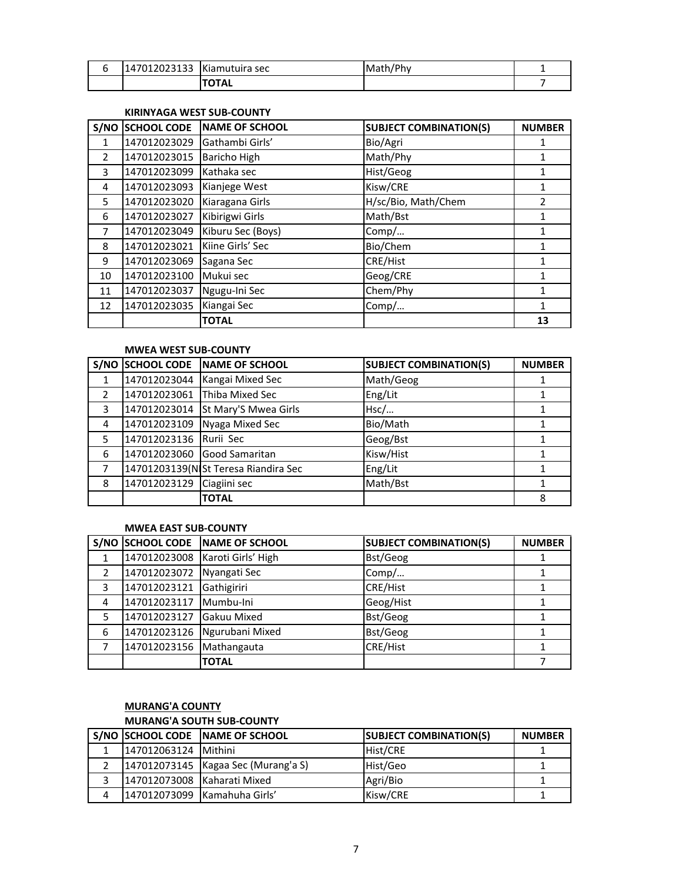| 6 | 147012023133 | Kiamutuira sec | Math/Phy | 1 |
|---|---|---|---|---|
| | | **TOTAL** | | 7 |

**KIRINYAGA WEST SUB-COUNTY**

| S/NO | SCHOOL CODE | NAME OF SCHOOL | SUBJECT COMBINATION(S) | NUMBER |
|---|---|---|---|---|
| 1 | 147012023029 | Gathambi Girls' | Bio/Agri | 1 |
| 2 | 147012023015 | Baricho High | Math/Phy | 1 |
| 3 | 147012023099 | Kathaka sec | Hist/Geog | 1 |
| 4 | 147012023093 | Kianjege West | Kisw/CRE | 1 |
| 5 | 147012023020 | Kiaragana Girls | H/sc/Bio, Math/Chem | 2 |
| 6 | 147012023027 | Kibirigwi Girls | Math/Bst | 1 |
| 7 | 147012023049 | Kiburu Sec (Boys) | Comp/… | 1 |
| 8 | 147012023021 | Kiine Girls' Sec | Bio/Chem | 1 |
| 9 | 147012023069 | Sagana Sec | CRE/Hist | 1 |
| 10 | 147012023100 | Mukui sec | Geog/CRE | 1 |
| 11 | 147012023037 | Ngugu-Ini Sec | Chem/Phy | 1 |
| 12 | 147012023035 | Kiangai Sec | Comp/… | 1 |
| | | **TOTAL** | | **13** |

**MWEA WEST SUB-COUNTY**

| S/NO | SCHOOL CODE | NAME OF SCHOOL | SUBJECT COMBINATION(S) | NUMBER |
|---|---|---|---|---|
| 1 | 147012023044 | Kangai Mixed Sec | Math/Geog | 1 |
| 2 | 147012023061 | Thiba Mixed Sec | Eng/Lit | 1 |
| 3 | 147012023014 | St Mary'S Mwea Girls | Hsc/… | 1 |
| 4 | 147012023109 | Nyaga Mixed Sec | Bio/Math | 1 |
| 5 | 147012023136 | Rurii Sec | Geog/Bst | 1 |
| 6 | 147012023060 | Good Samaritan | Kisw/Hist | 1 |
| 7 | 14701203139(N | St Teresa Riandira Sec | Eng/Lit | 1 |
| 8 | 147012023129 | Ciagiini sec | Math/Bst | 1 |
| | | **TOTAL** | | 8 |

**MWEA EAST SUB-COUNTY**

| S/NO | SCHOOL CODE | NAME OF SCHOOL | SUBJECT COMBINATION(S) | NUMBER |
|---|---|---|---|---|
| 1 | 147012023008 | Karoti Girls' High | Bst/Geog | 1 |
| 2 | 147012023072 | Nyangati Sec | Comp/… | 1 |
| 3 | 147012023121 | Gathigiriri | CRE/Hist | 1 |
| 4 | 147012023117 | Mumbu-Ini | Geog/Hist | 1 |
| 5 | 147012023127 | Gakuu Mixed | Bst/Geog | 1 |
| 6 | 147012023126 | Ngurubani Mixed | Bst/Geog | 1 |
| 7 | 147012023156 | Mathangauta | CRE/Hist | 1 |
| | | **TOTAL** | | 7 |

**MURANG'A COUNTY**

**MURANG'A SOUTH SUB-COUNTY**

| S/NO | SCHOOL CODE | NAME OF SCHOOL | SUBJECT COMBINATION(S) | NUMBER |
|---|---|---|---|---|
| 1 | 147012063124 | Mithini | Hist/CRE | 1 |
| 2 | 147012073145 | Kagaa Sec (Murang'a S) | Hist/Geo | 1 |
| 3 | 147012073008 | Kaharati Mixed | Agri/Bio | 1 |
| 4 | 147012073099 | Kamahuha Girls' | Kisw/CRE | 1 |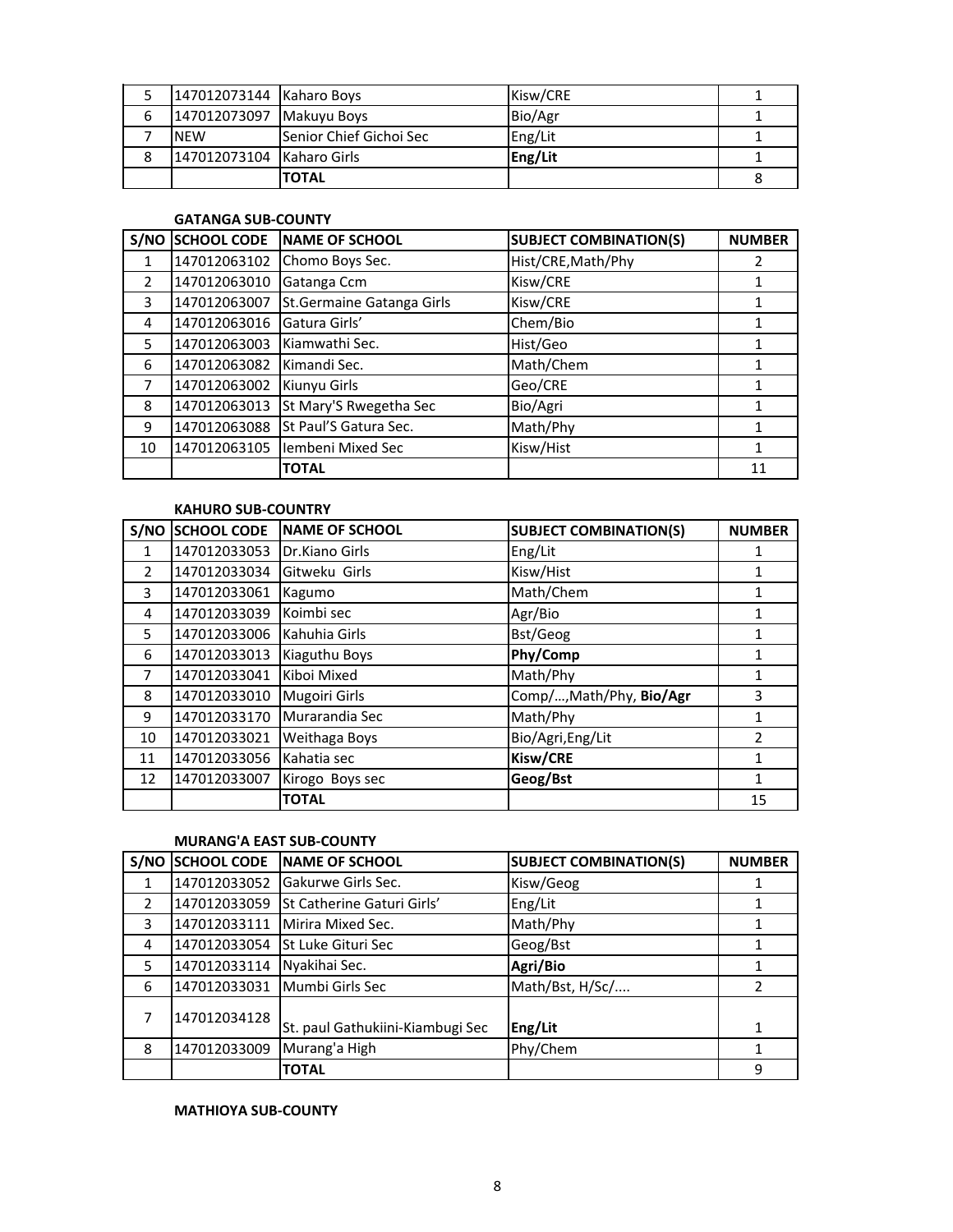| | | | | |
|---|---|---|---|---|
| 5 | 147012073144 | Kaharo Boys | Kisw/CRE | 1 |
| 6 | 147012073097 | Makuyu Boys | Bio/Agr | 1 |
| 7 | NEW | Senior Chief Gichoi Sec | Eng/Lit | 1 |
| 8 | 147012073104 | Kaharo Girls | **Eng/Lit** | 1 |
| | | **TOTAL** | | 8 |

**GATANGA SUB-COUNTY**

| S/NO | SCHOOL CODE | NAME OF SCHOOL | SUBJECT COMBINATION(S) | NUMBER |
|---|---|---|---|---|
| 1 | 147012063102 | Chomo Boys Sec. | Hist/CRE,Math/Phy | 2 |
| 2 | 147012063010 | Gatanga Ccm | Kisw/CRE | 1 |
| 3 | 147012063007 | St.Germaine Gatanga Girls | Kisw/CRE | 1 |
| 4 | 147012063016 | Gatura Girls' | Chem/Bio | 1 |
| 5 | 147012063003 | Kiamwathi Sec. | Hist/Geo | 1 |
| 6 | 147012063082 | Kimandi Sec. | Math/Chem | 1 |
| 7 | 147012063002 | Kiunyu Girls | Geo/CRE | 1 |
| 8 | 147012063013 | St Mary'S Rwegetha Sec | Bio/Agri | 1 |
| 9 | 147012063088 | St Paul'S Gatura Sec. | Math/Phy | 1 |
| 10 | 147012063105 | Iembeni Mixed Sec | Kisw/Hist | 1 |
| | | **TOTAL** | | 11 |

**KAHURO SUB-COUNTRY**

| S/NO | SCHOOL CODE | NAME OF SCHOOL | SUBJECT COMBINATION(S) | NUMBER |
|---|---|---|---|---|
| 1 | 147012033053 | Dr.Kiano Girls | Eng/Lit | 1 |
| 2 | 147012033034 | Gitweku Girls | Kisw/Hist | 1 |
| 3 | 147012033061 | Kagumo | Math/Chem | 1 |
| 4 | 147012033039 | Koimbi sec | Agr/Bio | 1 |
| 5 | 147012033006 | Kahuhia Girls | Bst/Geog | 1 |
| 6 | 147012033013 | Kiaguthu Boys | **Phy/Comp** | 1 |
| 7 | 147012033041 | Kiboi Mixed | Math/Phy | 1 |
| 8 | 147012033010 | Mugoiri Girls | Comp/…,Math/Phy, **Bio/Agr** | 3 |
| 9 | 147012033170 | Murarandia Sec | Math/Phy | 1 |
| 10 | 147012033021 | Weithaga Boys | Bio/Agri,Eng/Lit | 2 |
| 11 | 147012033056 | Kahatia sec | **Kisw/CRE** | 1 |
| 12 | 147012033007 | Kirogo Boys sec | **Geog/Bst** | 1 |
| | | **TOTAL** | | 15 |

**MURANG'A EAST SUB-COUNTY**

| S/NO | SCHOOL CODE | NAME OF SCHOOL | SUBJECT COMBINATION(S) | NUMBER |
|---|---|---|---|---|
| 1 | 147012033052 | Gakurwe Girls Sec. | Kisw/Geog | 1 |
| 2 | 147012033059 | St Catherine Gaturi Girls' | Eng/Lit | 1 |
| 3 | 147012033111 | Mirira Mixed Sec. | Math/Phy | 1 |
| 4 | 147012033054 | St Luke Gituri Sec | Geog/Bst | 1 |
| 5 | 147012033114 | Nyakihai Sec. | **Agri/Bio** | 1 |
| 6 | 147012033031 | Mumbi Girls Sec | Math/Bst, H/Sc/.... | 2 |
| 7 | 147012034128 | St. paul Gathukiini-Kiambugi Sec | **Eng/Lit** | 1 |
| 8 | 147012033009 | Murang'a High | Phy/Chem | 1 |
| | | **TOTAL** | | 9 |

**MATHIOYA SUB-COUNTY**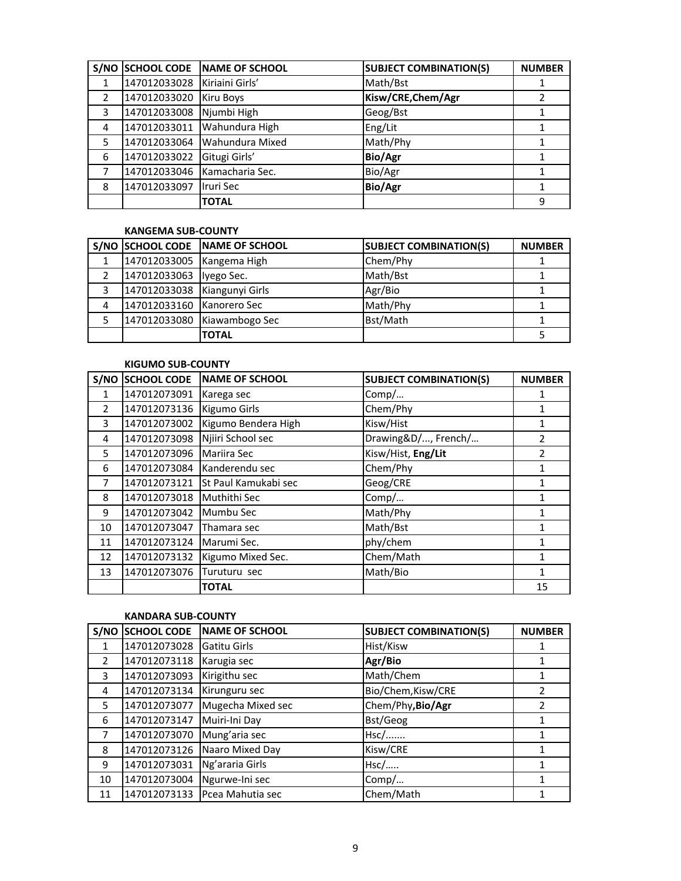| S/NO | SCHOOL CODE | NAME OF SCHOOL | SUBJECT COMBINATION(S) | NUMBER |
|---|---|---|---|---|
| 1 | 147012033028 | Kiriaini Girls' | Math/Bst | 1 |
| 2 | 147012033020 | Kiru Boys | **Kisw/CRE,Chem/Agr** | 2 |
| 3 | 147012033008 | Njumbi High | Geog/Bst | 1 |
| 4 | 147012033011 | Wahundura High | Eng/Lit | 1 |
| 5 | 147012033064 | Wahundura Mixed | Math/Phy | 1 |
| 6 | 147012033022 | Gitugi Girls' | **Bio/Agr** | 1 |
| 7 | 147012033046 | Kamacharia Sec. | Bio/Agr | 1 |
| 8 | 147012033097 | Iruri Sec | **Bio/Agr** | 1 |
| | | **TOTAL** | | 9 |

**KANGEMA SUB-COUNTY**

| S/NO | SCHOOL CODE | NAME OF SCHOOL | SUBJECT COMBINATION(S) | NUMBER |
|---|---|---|---|---|
| 1 | 147012033005 | Kangema High | Chem/Phy | 1 |
| 2 | 147012033063 | Iyego Sec. | Math/Bst | 1 |
| 3 | 147012033038 | Kiangunyi Girls | Agr/Bio | 1 |
| 4 | 147012033160 | Kanorero Sec | Math/Phy | 1 |
| 5 | 147012033080 | Kiawambogo Sec | Bst/Math | 1 |
| | | **TOTAL** | | 5 |

**KIGUMO SUB-COUNTY**

| S/NO | SCHOOL CODE | NAME OF SCHOOL | SUBJECT COMBINATION(S) | NUMBER |
|---|---|---|---|---|
| 1 | 147012073091 | Karega sec | Comp/… | 1 |
| 2 | 147012073136 | Kigumo Girls | Chem/Phy | 1 |
| 3 | 147012073002 | Kigumo Bendera High | Kisw/Hist | 1 |
| 4 | 147012073098 | Njiiri School sec | Drawing&D/..., French/… | 2 |
| 5 | 147012073096 | Mariira Sec | Kisw/Hist, **Eng/Lit** | 2 |
| 6 | 147012073084 | Kanderendu sec | Chem/Phy | 1 |
| 7 | 147012073121 | St Paul Kamukabi sec | Geog/CRE | 1 |
| 8 | 147012073018 | Muthithi Sec | Comp/… | 1 |
| 9 | 147012073042 | Mumbu Sec | Math/Phy | 1 |
| 10 | 147012073047 | Thamara sec | Math/Bst | 1 |
| 11 | 147012073124 | Marumi Sec. | phy/chem | 1 |
| 12 | 147012073132 | Kigumo Mixed Sec. | Chem/Math | 1 |
| 13 | 147012073076 | Turuturu sec | Math/Bio | 1 |
| | | **TOTAL** | | 15 |

**KANDARA SUB-COUNTY**

| S/NO | SCHOOL CODE | NAME OF SCHOOL | SUBJECT COMBINATION(S) | NUMBER |
|---|---|---|---|---|
| 1 | 147012073028 | Gatitu Girls | Hist/Kisw | 1 |
| 2 | 147012073118 | Karugia sec | **Agr/Bio** | 1 |
| 3 | 147012073093 | Kirigithu sec | Math/Chem | 1 |
| 4 | 147012073134 | Kirunguru sec | Bio/Chem,Kisw/CRE | 2 |
| 5 | 147012073077 | Mugecha Mixed sec | Chem/Phy,**Bio/Agr** | 2 |
| 6 | 147012073147 | Muiri-Ini Day | Bst/Geog | 1 |
| 7 | 147012073070 | Mung'aria sec | Hsc/....... | 1 |
| 8 | 147012073126 | Naaro Mixed Day | Kisw/CRE | 1 |
| 9 | 147012073031 | Ng'araria Girls | Hsc/….. | 1 |
| 10 | 147012073004 | Ngurwe-Ini sec | Comp/… | 1 |
| 11 | 147012073133 | Pcea Mahutia sec | Chem/Math | 1 |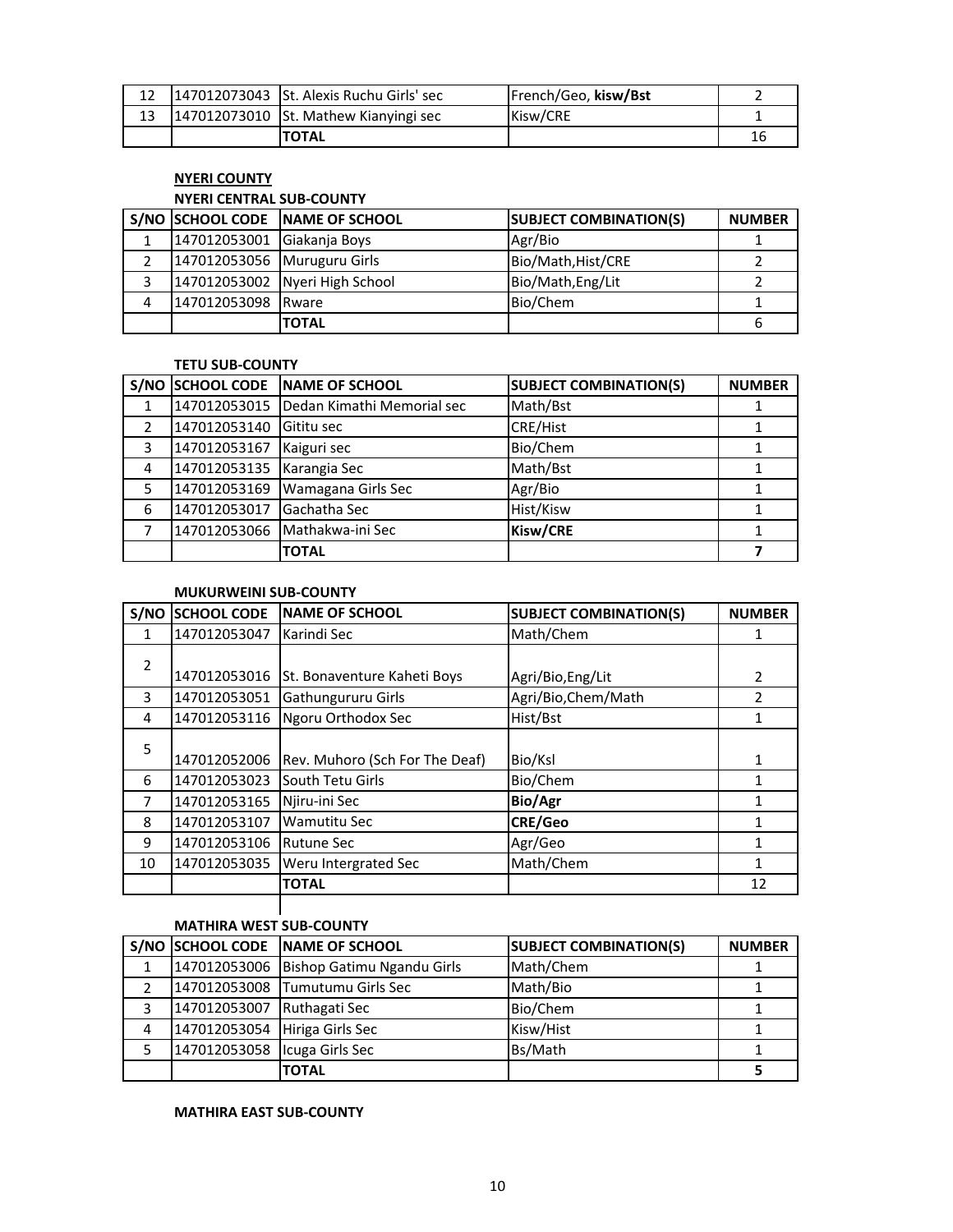| 12 | 147012073043 | St. Alexis Ruchu Girls' sec | French/Geo, **kisw/Bst** | 2 |
|---|---|---|---|---|
| 13 | 147012073010 | St. Mathew Kianyingi sec | Kisw/CRE | 1 |
| | | **TOTAL** | | 16 |

**NYERI COUNTY**

**NYERI CENTRAL SUB-COUNTY**

| S/NO | SCHOOL CODE | NAME OF SCHOOL | SUBJECT COMBINATION(S) | NUMBER |
|---|---|---|---|---|
| 1 | 147012053001 | Giakanja Boys | Agr/Bio | 1 |
| 2 | 147012053056 | Muruguru Girls | Bio/Math,Hist/CRE | 2 |
| 3 | 147012053002 | Nyeri High School | Bio/Math,Eng/Lit | 2 |
| 4 | 147012053098 | Rware | Bio/Chem | 1 |
| | | **TOTAL** | | 6 |

**TETU SUB-COUNTY**

| S/NO | SCHOOL CODE | NAME OF SCHOOL | SUBJECT COMBINATION(S) | NUMBER |
|---|---|---|---|---|
| 1 | 147012053015 | Dedan Kimathi Memorial sec | Math/Bst | 1 |
| 2 | 147012053140 | Gititu sec | CRE/Hist | 1 |
| 3 | 147012053167 | Kaiguri sec | Bio/Chem | 1 |
| 4 | 147012053135 | Karangia Sec | Math/Bst | 1 |
| 5 | 147012053169 | Wamagana Girls Sec | Agr/Bio | 1 |
| 6 | 147012053017 | Gachatha Sec | Hist/Kisw | 1 |
| 7 | 147012053066 | Mathakwa-ini Sec | **Kisw/CRE** | 1 |
| | | **TOTAL** | | **7** |

**MUKURWEINI SUB-COUNTY**

| S/NO | SCHOOL CODE | NAME OF SCHOOL | SUBJECT COMBINATION(S) | NUMBER |
|---|---|---|---|---|
| 1 | 147012053047 | Karindi Sec | Math/Chem | 1 |
| 2 | 147012053016 | St. Bonaventure Kaheti Boys | Agri/Bio,Eng/Lit | 2 |
| 3 | 147012053051 | Gathungururu Girls | Agri/Bio,Chem/Math | 2 |
| 4 | 147012053116 | Ngoru Orthodox Sec | Hist/Bst | 1 |
| 5 | 147012052006 | Rev. Muhoro (Sch For The Deaf) | Bio/Ksl | 1 |
| 6 | 147012053023 | South Tetu Girls | Bio/Chem | 1 |
| 7 | 147012053165 | Njiru-ini Sec | **Bio/Agr** | 1 |
| 8 | 147012053107 | Wamutitu Sec | **CRE/Geo** | 1 |
| 9 | 147012053106 | Rutune Sec | Agr/Geo | 1 |
| 10 | 147012053035 | Weru Intergrated Sec | Math/Chem | 1 |
| | | **TOTAL** | | 12 |

**MATHIRA WEST SUB-COUNTY**

| S/NO | SCHOOL CODE | NAME OF SCHOOL | SUBJECT COMBINATION(S) | NUMBER |
|---|---|---|---|---|
| 1 | 147012053006 | Bishop Gatimu Ngandu Girls | Math/Chem | 1 |
| 2 | 147012053008 | Tumutumu Girls Sec | Math/Bio | 1 |
| 3 | 147012053007 | Ruthagati Sec | Bio/Chem | 1 |
| 4 | 147012053054 | Hiriga Girls Sec | Kisw/Hist | 1 |
| 5 | 147012053058 | Icuga Girls Sec | Bs/Math | 1 |
| | | **TOTAL** | | **5** |

**MATHIRA EAST SUB-COUNTY**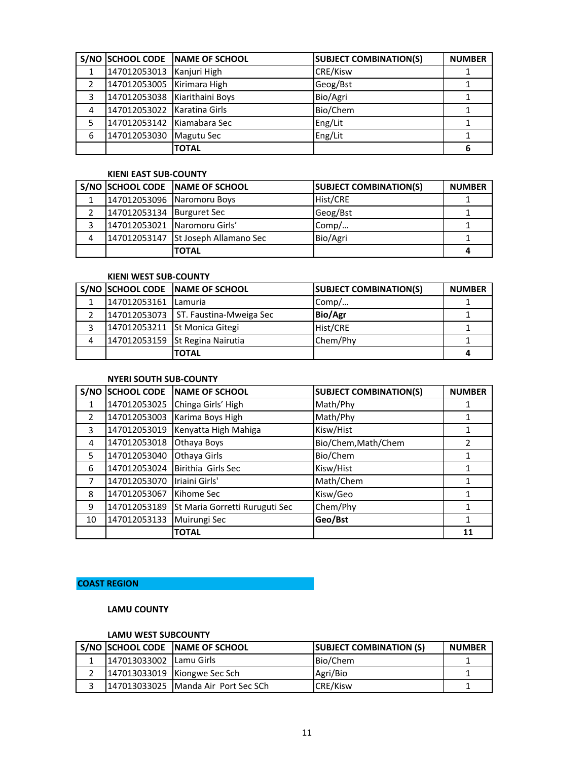| S/NO | SCHOOL CODE | NAME OF SCHOOL | SUBJECT COMBINATION(S) | NUMBER |
|---|---|---|---|---|
| 1 | 147012053013 | Kanjuri High | CRE/Kisw | 1 |
| 2 | 147012053005 | Kirimara High | Geog/Bst | 1 |
| 3 | 147012053038 | Kiarithaini Boys | Bio/Agri | 1 |
| 4 | 147012053022 | Karatina Girls | Bio/Chem | 1 |
| 5 | 147012053142 | Kiamabara Sec | Eng/Lit | 1 |
| 6 | 147012053030 | Magutu Sec | Eng/Lit | 1 |
| | | **TOTAL** | | **6** |

**KIENI EAST SUB-COUNTY**

| S/NO | SCHOOL CODE | NAME OF SCHOOL | SUBJECT COMBINATION(S) | NUMBER |
|---|---|---|---|---|
| 1 | 147012053096 | Naromoru Boys | Hist/CRE | 1 |
| 2 | 147012053134 | Burguret Sec | Geog/Bst | 1 |
| 3 | 147012053021 | Naromoru Girls' | Comp/… | 1 |
| 4 | 147012053147 | St Joseph Allamano Sec | Bio/Agri | 1 |
| | | **TOTAL** | | **4** |

**KIENI WEST SUB-COUNTY**

| S/NO | SCHOOL CODE | NAME OF SCHOOL | SUBJECT COMBINATION(S) | NUMBER |
|---|---|---|---|---|
| 1 | 147012053161 | Lamuria | Comp/… | 1 |
| 2 | 147012053073 | ST. Faustina-Mweiga Sec | **Bio/Agr** | 1 |
| 3 | 147012053211 | St Monica Gitegi | Hist/CRE | 1 |
| 4 | 147012053159 | St Regina Nairutia | Chem/Phy | 1 |
| | | **TOTAL** | | **4** |

**NYERI SOUTH SUB-COUNTY**

| S/NO | SCHOOL CODE | NAME OF SCHOOL | SUBJECT COMBINATION(S) | NUMBER |
|---|---|---|---|---|
| 1 | 147012053025 | Chinga Girls' High | Math/Phy | 1 |
| 2 | 147012053003 | Karima Boys High | Math/Phy | 1 |
| 3 | 147012053019 | Kenyatta High Mahiga | Kisw/Hist | 1 |
| 4 | 147012053018 | Othaya Boys | Bio/Chem,Math/Chem | 2 |
| 5 | 147012053040 | Othaya Girls | Bio/Chem | 1 |
| 6 | 147012053024 | Birithia Girls Sec | Kisw/Hist | 1 |
| 7 | 147012053070 | Iriaini Girls' | Math/Chem | 1 |
| 8 | 147012053067 | Kihome Sec | Kisw/Geo | 1 |
| 9 | 147012053189 | St Maria Gorretti Ruruguti Sec | Chem/Phy | 1 |
| 10 | 147012053133 | Muirungi Sec | **Geo/Bst** | 1 |
| | | **TOTAL** | | **11** |

## COAST REGION

### LAMU COUNTY

**LAMU WEST SUBCOUNTY**

| S/NO | SCHOOL CODE | NAME OF SCHOOL | SUBJECT COMBINATION (S) | NUMBER |
|---|---|---|---|---|
| 1 | 147013033002 | Lamu Girls | Bio/Chem | 1 |
| 2 | 147013033019 | Kiongwe Sec Sch | Agri/Bio | 1 |
| 3 | 147013033025 | Manda Air Port Sec SCh | CRE/Kisw | 1 |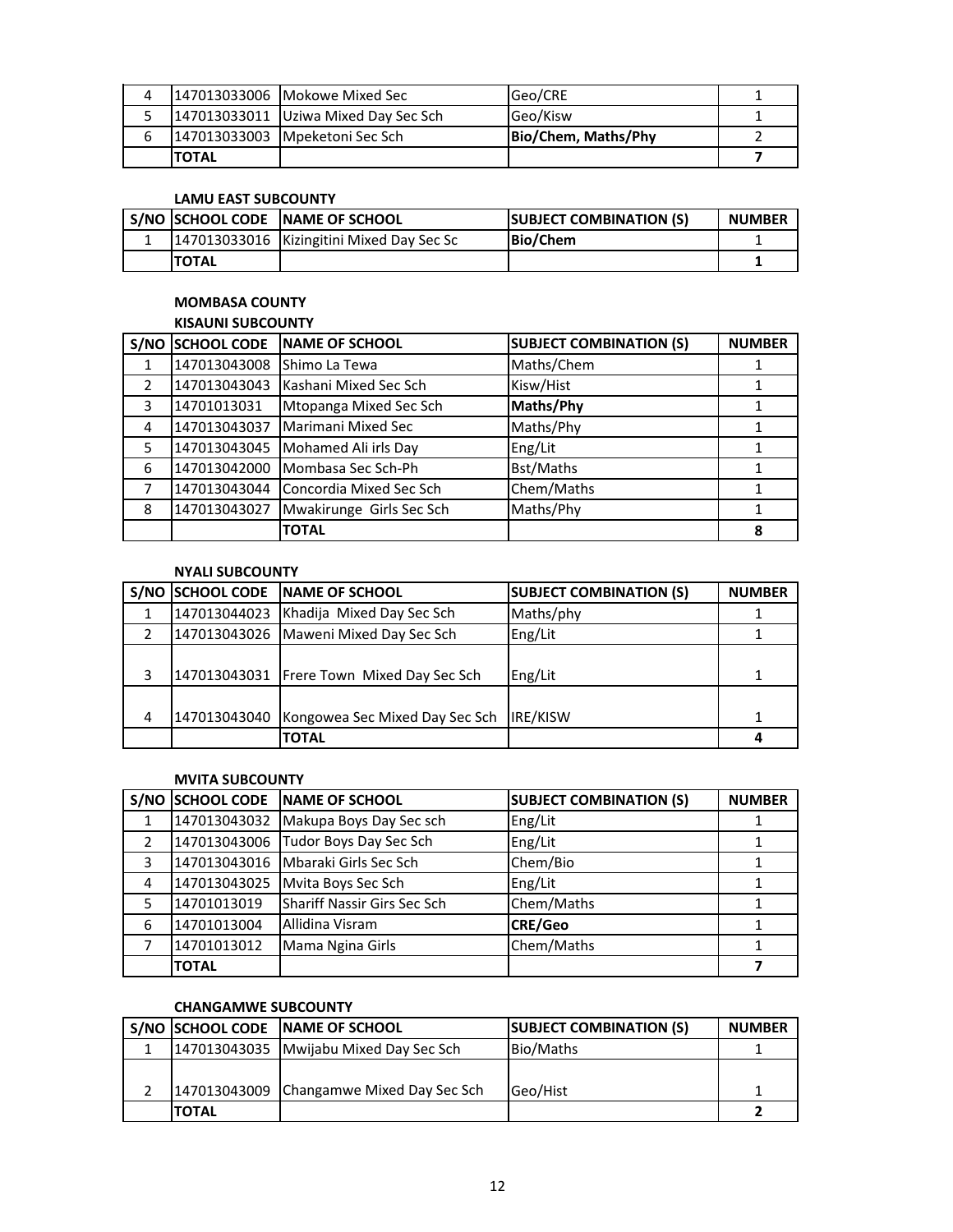| | | | | |
|---|---|---|---|---|
| 4 | 147013033006 | Mokowe Mixed Sec | Geo/CRE | 1 |
| 5 | 147013033011 | Uziwa Mixed Day Sec Sch | Geo/Kisw | 1 |
| 6 | 147013033003 | Mpeketoni Sec Sch | **Bio/Chem, Maths/Phy** | 2 |
| | **TOTAL** | | | **7** |

**LAMU EAST SUBCOUNTY**

| S/NO | SCHOOL CODE | NAME OF SCHOOL | SUBJECT COMBINATION (S) | NUMBER |
|---|---|---|---|---|
| 1 | 147013033016 | Kizingitini Mixed Day Sec Sc | **Bio/Chem** | 1 |
| | **TOTAL** | | | **1** |

**MOMBASA COUNTY**

**KISAUNI SUBCOUNTY**

| S/NO | SCHOOL CODE | NAME OF SCHOOL | SUBJECT COMBINATION (S) | NUMBER |
|---|---|---|---|---|
| 1 | 147013043008 | Shimo La Tewa | Maths/Chem | 1 |
| 2 | 147013043043 | Kashani Mixed Sec Sch | Kisw/Hist | 1 |
| 3 | 14701013031 | Mtopanga Mixed Sec Sch | **Maths/Phy** | 1 |
| 4 | 147013043037 | Marimani Mixed Sec | Maths/Phy | 1 |
| 5 | 147013043045 | Mohamed Ali irls Day | Eng/Lit | 1 |
| 6 | 147013042000 | Mombasa Sec Sch-Ph | Bst/Maths | 1 |
| 7 | 147013043044 | Concordia Mixed Sec Sch | Chem/Maths | 1 |
| 8 | 147013043027 | Mwakirunge Girls Sec Sch | Maths/Phy | 1 |
| | | **TOTAL** | | **8** |

**NYALI SUBCOUNTY**

| S/NO | SCHOOL CODE | NAME OF SCHOOL | SUBJECT COMBINATION (S) | NUMBER |
|---|---|---|---|---|
| 1 | 147013044023 | Khadija Mixed Day Sec Sch | Maths/phy | 1 |
| 2 | 147013043026 | Maweni Mixed Day Sec Sch | Eng/Lit | 1 |
| 3 | 147013043031 | Frere Town Mixed Day Sec Sch | Eng/Lit | 1 |
| 4 | 147013043040 | Kongowea Sec Mixed Day Sec Sch | IRE/KISW | 1 |
| | | **TOTAL** | | **4** |

**MVITA SUBCOUNTY**

| S/NO | SCHOOL CODE | NAME OF SCHOOL | SUBJECT COMBINATION (S) | NUMBER |
|---|---|---|---|---|
| 1 | 147013043032 | Makupa Boys Day Sec sch | Eng/Lit | 1 |
| 2 | 147013043006 | Tudor Boys Day Sec Sch | Eng/Lit | 1 |
| 3 | 147013043016 | Mbaraki Girls Sec Sch | Chem/Bio | 1 |
| 4 | 147013043025 | Mvita Boys Sec Sch | Eng/Lit | 1 |
| 5 | 14701013019 | Shariff Nassir Girs Sec Sch | Chem/Maths | 1 |
| 6 | 14701013004 | Allidina Visram | **CRE/Geo** | 1 |
| 7 | 14701013012 | Mama Ngina Girls | Chem/Maths | 1 |
| | **TOTAL** | | | **7** |

**CHANGAMWE SUBCOUNTY**

| S/NO | SCHOOL CODE | NAME OF SCHOOL | SUBJECT COMBINATION (S) | NUMBER |
|---|---|---|---|---|
| 1 | 147013043035 | Mwijabu Mixed Day Sec Sch | Bio/Maths | 1 |
| 2 | 147013043009 | Changamwe Mixed Day Sec Sch | Geo/Hist | 1 |
| | **TOTAL** | | | **2** |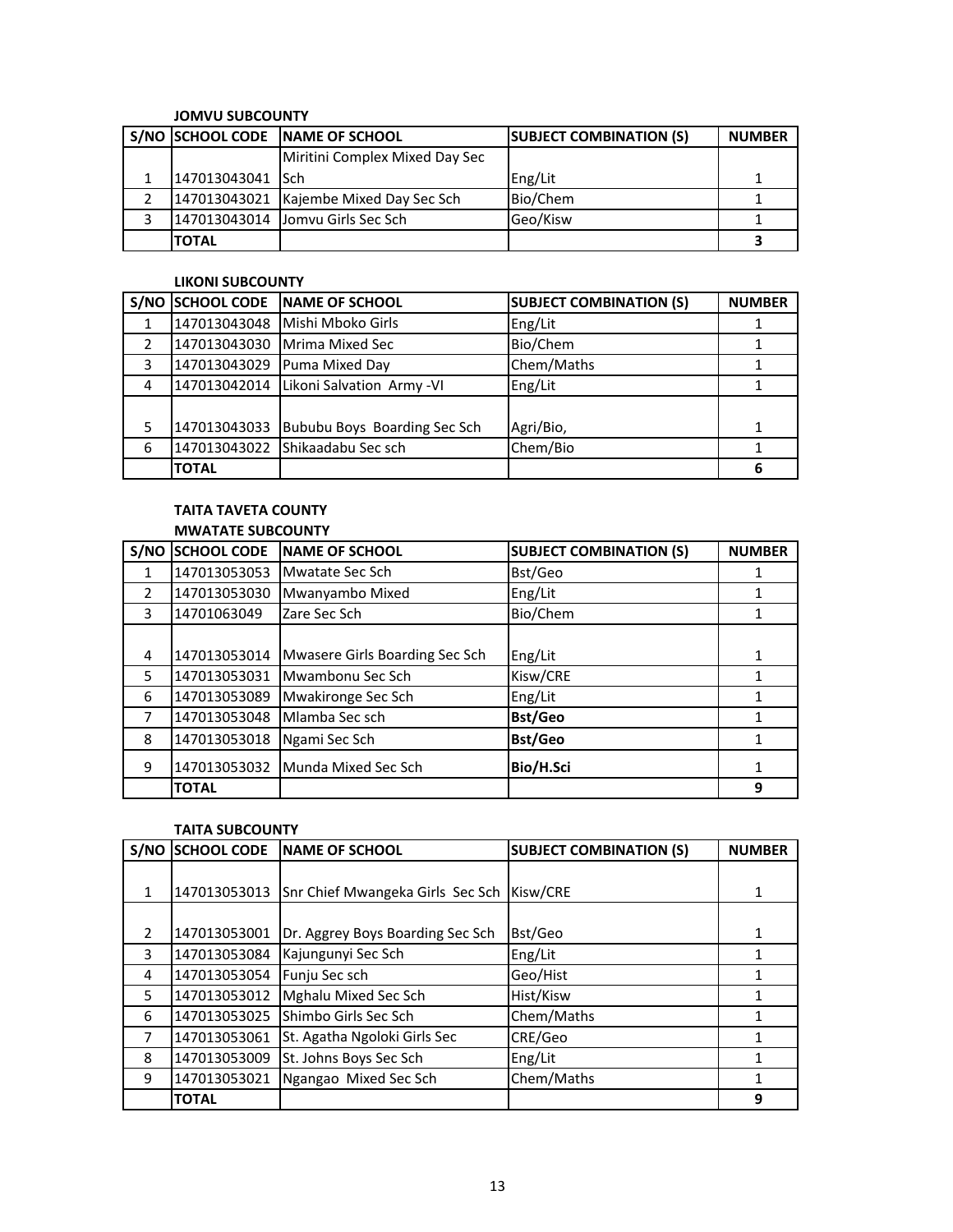**JOMVU SUBCOUNTY**

| S/NO | SCHOOL CODE | NAME OF SCHOOL | SUBJECT COMBINATION (S) | NUMBER |
|---|---|---|---|---|
| 1 | 147013043041 | Miritini Complex Mixed Day Sec Sch | Eng/Lit | 1 |
| 2 | 147013043021 | Kajembe Mixed Day Sec Sch | Bio/Chem | 1 |
| 3 | 147013043014 | Jomvu Girls Sec Sch | Geo/Kisw | 1 |
| | **TOTAL** | | | **3** |

**LIKONI SUBCOUNTY**

| S/NO | SCHOOL CODE | NAME OF SCHOOL | SUBJECT COMBINATION (S) | NUMBER |
|---|---|---|---|---|
| 1 | 147013043048 | Mishi Mboko Girls | Eng/Lit | 1 |
| 2 | 147013043030 | Mrima Mixed Sec | Bio/Chem | 1 |
| 3 | 147013043029 | Puma Mixed Day | Chem/Maths | 1 |
| 4 | 147013042014 | Likoni Salvation Army -VI | Eng/Lit | 1 |
| 5 | 147013043033 | Bububu Boys Boarding Sec Sch | Agri/Bio, | 1 |
| 6 | 147013043022 | Shikaadabu Sec sch | Chem/Bio | 1 |
| | **TOTAL** | | | **6** |

**TAITA TAVETA COUNTY**

**MWATATE SUBCOUNTY**

| S/NO | SCHOOL CODE | NAME OF SCHOOL | SUBJECT COMBINATION (S) | NUMBER |
|---|---|---|---|---|
| 1 | 147013053053 | Mwatate Sec Sch | Bst/Geo | 1 |
| 2 | 147013053030 | Mwanyambo Mixed | Eng/Lit | 1 |
| 3 | 14701063049 | Zare Sec Sch | Bio/Chem | 1 |
| 4 | 147013053014 | Mwasere Girls Boarding Sec Sch | Eng/Lit | 1 |
| 5 | 147013053031 | Mwambonu Sec Sch | Kisw/CRE | 1 |
| 6 | 147013053089 | Mwakironge Sec Sch | Eng/Lit | 1 |
| 7 | 147013053048 | Mlamba Sec sch | **Bst/Geo** | 1 |
| 8 | 147013053018 | Ngami Sec Sch | **Bst/Geo** | 1 |
| 9 | 147013053032 | Munda Mixed Sec Sch | **Bio/H.Sci** | 1 |
| | **TOTAL** | | | **9** |

**TAITA SUBCOUNTY**

| S/NO | SCHOOL CODE | NAME OF SCHOOL | SUBJECT COMBINATION (S) | NUMBER |
|---|---|---|---|---|
| 1 | 147013053013 | Snr Chief Mwangeka Girls Sec Sch | Kisw/CRE | 1 |
| 2 | 147013053001 | Dr. Aggrey Boys Boarding Sec Sch | Bst/Geo | 1 |
| 3 | 147013053084 | Kajungunyi Sec Sch | Eng/Lit | 1 |
| 4 | 147013053054 | Funju Sec sch | Geo/Hist | 1 |
| 5 | 147013053012 | Mghalu Mixed Sec Sch | Hist/Kisw | 1 |
| 6 | 147013053025 | Shimbo Girls Sec Sch | Chem/Maths | 1 |
| 7 | 147013053061 | St. Agatha Ngoloki Girls Sec | CRE/Geo | 1 |
| 8 | 147013053009 | St. Johns Boys Sec Sch | Eng/Lit | 1 |
| 9 | 147013053021 | Ngangao Mixed Sec Sch | Chem/Maths | 1 |
| | **TOTAL** | | | **9** |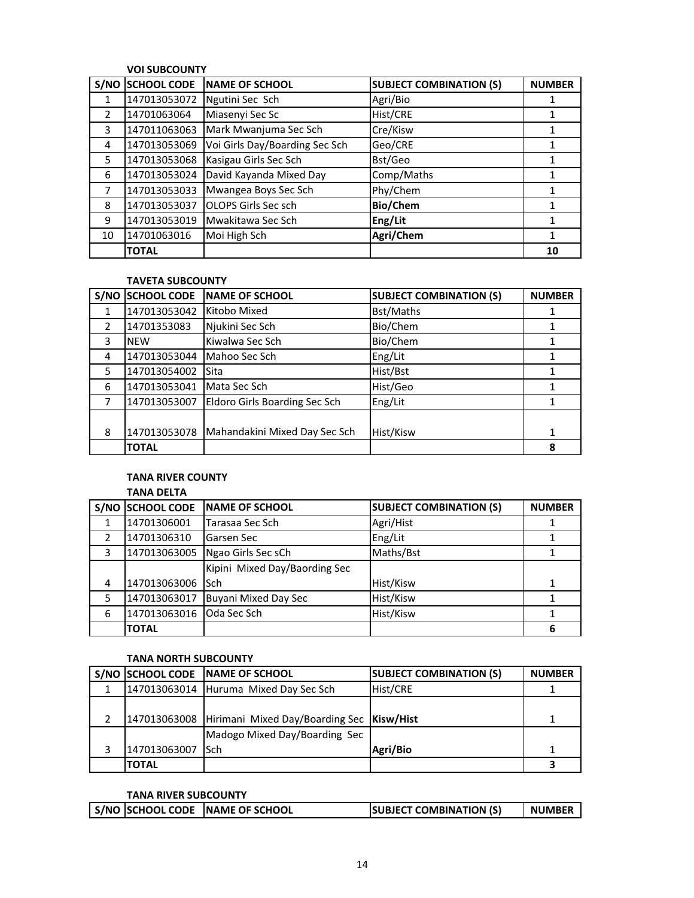**VOI SUBCOUNTY**

| S/NO | SCHOOL CODE | NAME OF SCHOOL | SUBJECT COMBINATION (S) | NUMBER |
|---|---|---|---|---|
| 1 | 147013053072 | Ngutini Sec Sch | Agri/Bio | 1 |
| 2 | 14701063064 | Miasenyi Sec Sc | Hist/CRE | 1 |
| 3 | 147011063063 | Mark Mwanjuma Sec Sch | Cre/Kisw | 1 |
| 4 | 147013053069 | Voi Girls Day/Boarding Sec Sch | Geo/CRE | 1 |
| 5 | 147013053068 | Kasigau Girls Sec Sch | Bst/Geo | 1 |
| 6 | 147013053024 | David Kayanda Mixed Day | Comp/Maths | 1 |
| 7 | 147013053033 | Mwangea Boys Sec Sch | Phy/Chem | 1 |
| 8 | 147013053037 | OLOPS Girls Sec sch | **Bio/Chem** | 1 |
| 9 | 147013053019 | Mwakitawa Sec Sch | **Eng/Lit** | 1 |
| 10 | 14701063016 | Moi High Sch | **Agri/Chem** | 1 |
| | **TOTAL** | | | **10** |

**TAVETA SUBCOUNTY**

| S/NO | SCHOOL CODE | NAME OF SCHOOL | SUBJECT COMBINATION (S) | NUMBER |
|---|---|---|---|---|
| 1 | 147013053042 | Kitobo Mixed | Bst/Maths | 1 |
| 2 | 14701353083 | Njukini Sec Sch | Bio/Chem | 1 |
| 3 | NEW | Kiwalwa Sec Sch | Bio/Chem | 1 |
| 4 | 147013053044 | Mahoo Sec Sch | Eng/Lit | 1 |
| 5 | 147013054002 | Sita | Hist/Bst | 1 |
| 6 | 147013053041 | Mata Sec Sch | Hist/Geo | 1 |
| 7 | 147013053007 | Eldoro Girls Boarding Sec Sch | Eng/Lit | 1 |
| 8 | 147013053078 | Mahandakini Mixed Day Sec Sch | Hist/Kisw | 1 |
| | **TOTAL** | | | **8** |

**TANA RIVER COUNTY**

**TANA DELTA**

| S/NO | SCHOOL CODE | NAME OF SCHOOL | SUBJECT COMBINATION (S) | NUMBER |
|---|---|---|---|---|
| 1 | 14701306001 | Tarasaa Sec Sch | Agri/Hist | 1 |
| 2 | 14701306310 | Garsen Sec | Eng/Lit | 1 |
| 3 | 147013063005 | Ngao Girls Sec sCh | Maths/Bst | 1 |
| 4 | 147013063006 | Kipini Mixed Day/Baording Sec Sch | Hist/Kisw | 1 |
| 5 | 147013063017 | Buyani Mixed Day Sec | Hist/Kisw | 1 |
| 6 | 147013063016 | Oda Sec Sch | Hist/Kisw | 1 |
| | **TOTAL** | | | **6** |

**TANA NORTH SUBCOUNTY**

| S/NO | SCHOOL CODE | NAME OF SCHOOL | SUBJECT COMBINATION (S) | NUMBER |
|---|---|---|---|---|
| 1 | 147013063014 | Huruma Mixed Day Sec Sch | Hist/CRE | 1 |
| 2 | 147013063008 | Hirimani Mixed Day/Boarding Sec | **Kisw/Hist** | 1 |
| 3 | 147013063007 | Madogo Mixed Day/Boarding Sec Sch | **Agri/Bio** | 1 |
| | **TOTAL** | | | **3** |

**TANA RIVER SUBCOUNTY**

| S/NO | SCHOOL CODE | NAME OF SCHOOL | SUBJECT COMBINATION (S) | NUMBER |
|---|---|---|---|---|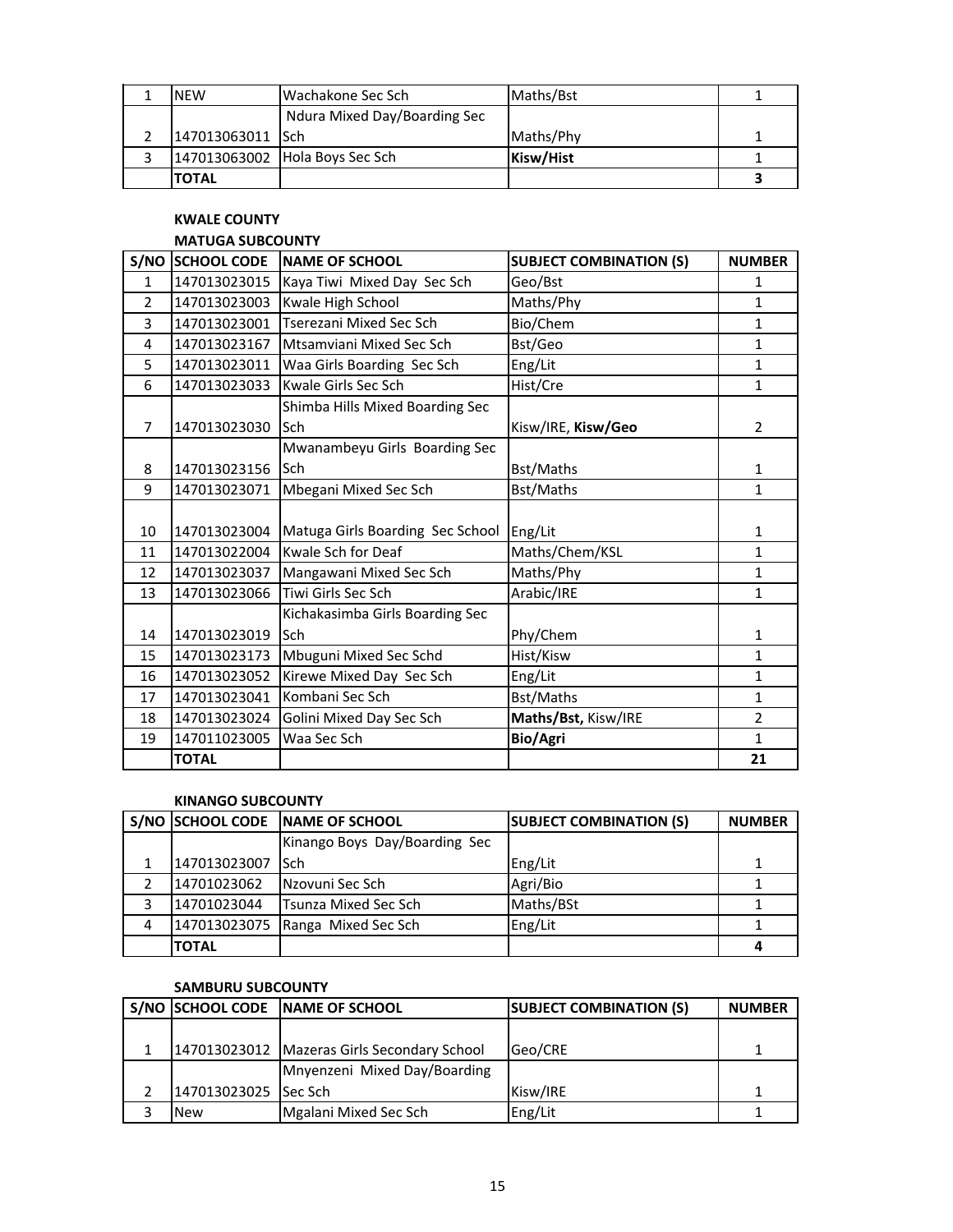| 1 | NEW | Wachakone Sec Sch | Maths/Bst | 1 |
|---|---|---|---|---|
| 2 | 147013063011 | Ndura Mixed Day/Boarding Sec Sch | Maths/Phy | 1 |
| 3 | 147013063002 | Hola Boys Sec Sch | **Kisw/Hist** | 1 |
| | **TOTAL** | | | **3** |

**KWALE COUNTY**

**MATUGA SUBCOUNTY**

| S/NO | SCHOOL CODE | NAME OF SCHOOL | SUBJECT COMBINATION (S) | NUMBER |
|---|---|---|---|---|
| 1 | 147013023015 | Kaya Tiwi Mixed Day Sec Sch | Geo/Bst | 1 |
| 2 | 147013023003 | Kwale High School | Maths/Phy | 1 |
| 3 | 147013023001 | Tserezani Mixed Sec Sch | Bio/Chem | 1 |
| 4 | 147013023167 | Mtsamviani Mixed Sec Sch | Bst/Geo | 1 |
| 5 | 147013023011 | Waa Girls Boarding Sec Sch | Eng/Lit | 1 |
| 6 | 147013023033 | Kwale Girls Sec Sch | Hist/Cre | 1 |
| 7 | 147013023030 | Shimba Hills Mixed Boarding Sec Sch | Kisw/IRE, **Kisw/Geo** | 2 |
| 8 | 147013023156 | Mwanambeyu Girls Boarding Sec Sch | Bst/Maths | 1 |
| 9 | 147013023071 | Mbegani Mixed Sec Sch | Bst/Maths | 1 |
| 10 | 147013023004 | Matuga Girls Boarding Sec School | Eng/Lit | 1 |
| 11 | 147013022004 | Kwale Sch for Deaf | Maths/Chem/KSL | 1 |
| 12 | 147013023037 | Mangawani Mixed Sec Sch | Maths/Phy | 1 |
| 13 | 147013023066 | Tiwi Girls Sec Sch | Arabic/IRE | 1 |
| 14 | 147013023019 | Kichakasimba Girls Boarding Sec Sch | Phy/Chem | 1 |
| 15 | 147013023173 | Mbuguni Mixed Sec Schd | Hist/Kisw | 1 |
| 16 | 147013023052 | Kirewe Mixed Day Sec Sch | Eng/Lit | 1 |
| 17 | 147013023041 | Kombani Sec Sch | Bst/Maths | 1 |
| 18 | 147013023024 | Golini Mixed Day Sec Sch | **Maths/Bst,** Kisw/IRE | 2 |
| 19 | 147011023005 | Waa Sec Sch | **Bio/Agri** | 1 |
| | **TOTAL** | | | **21** |

**KINANGO SUBCOUNTY**

| S/NO | SCHOOL CODE | NAME OF SCHOOL | SUBJECT COMBINATION (S) | NUMBER |
|---|---|---|---|---|
| 1 | 147013023007 | Kinango Boys Day/Boarding Sec Sch | Eng/Lit | 1 |
| 2 | 14701023062 | Nzovuni Sec Sch | Agri/Bio | 1 |
| 3 | 14701023044 | Tsunza Mixed Sec Sch | Maths/BSt | 1 |
| 4 | 147013023075 | Ranga Mixed Sec Sch | Eng/Lit | 1 |
| | **TOTAL** | | | **4** |

**SAMBURU SUBCOUNTY**

| S/NO | SCHOOL CODE | NAME OF SCHOOL | SUBJECT COMBINATION (S) | NUMBER |
|---|---|---|---|---|
| 1 | 147013023012 | Mazeras Girls Secondary School | Geo/CRE | 1 |
| 2 | 147013023025 | Mnyenzeni Mixed Day/Boarding Sec Sch | Kisw/IRE | 1 |
| 3 | New | Mgalani Mixed Sec Sch | Eng/Lit | 1 |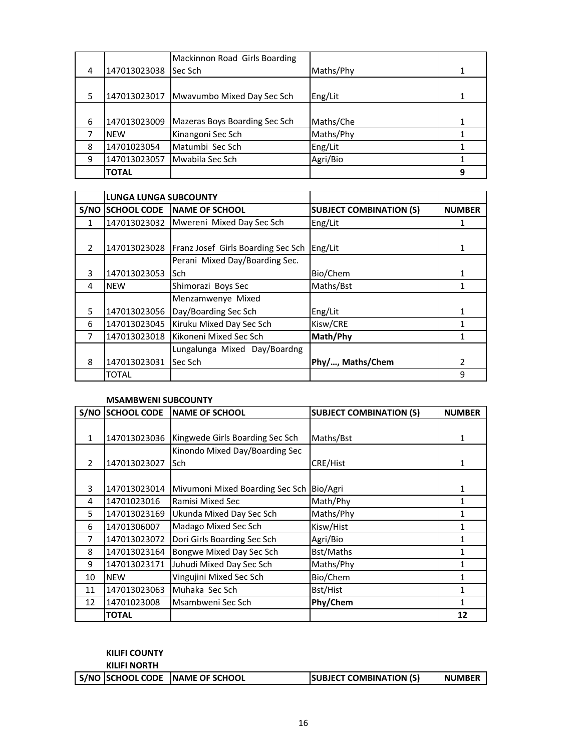| | | | | |
|---|---|---|---|---|
| 4 | 147013023038 | Mackinnon Road Girls Boarding Sec Sch | Maths/Phy | 1 |
| 5 | 147013023017 | Mwavumbo Mixed Day Sec Sch | Eng/Lit | 1 |
| 6 | 147013023009 | Mazeras Boys Boarding Sec Sch | Maths/Che | 1 |
| 7 | NEW | Kinangoni Sec Sch | Maths/Phy | 1 |
| 8 | 14701023054 | Matumbi Sec Sch | Eng/Lit | 1 |
| 9 | 147013023057 | Mwabila Sec Sch | Agri/Bio | 1 |
| | **TOTAL** | | | **9** |

| | **LUNGA LUNGA SUBCOUNTY** | | | |
|---|---|---|---|---|
| **S/NO** | **SCHOOL CODE** | **NAME OF SCHOOL** | **SUBJECT COMBINATION (S)** | **NUMBER** |
| 1 | 147013023032 | Mwereni Mixed Day Sec Sch | Eng/Lit | 1 |
| 2 | 147013023028 | Franz Josef Girls Boarding Sec Sch | Eng/Lit | 1 |
| 3 | 147013023053 | Perani Mixed Day/Boarding Sec. Sch | Bio/Chem | 1 |
| 4 | NEW | Shimorazi Boys Sec | Maths/Bst | 1 |
| 5 | 147013023056 | Menzamwenye Mixed Day/Boarding Sec Sch | Eng/Lit | 1 |
| 6 | 147013023045 | Kiruku Mixed Day Sec Sch | Kisw/CRE | 1 |
| 7 | 147013023018 | Kikoneni Mixed Sec Sch | **Math/Phy** | 1 |
| 8 | 147013023031 | Lungalunga Mixed Day/Boardng Sec Sch | **Phy/…, Maths/Chem** | 2 |
| | TOTAL | | | 9 |

**MSAMBWENI SUBCOUNTY**

| **S/NO** | **SCHOOL CODE** | **NAME OF SCHOOL** | **SUBJECT COMBINATION (S)** | **NUMBER** |
|---|---|---|---|---|
| 1 | 147013023036 | Kingwede Girls Boarding Sec Sch | Maths/Bst | 1 |
| 2 | 147013023027 | Kinondo Mixed Day/Boarding Sec Sch | CRE/Hist | 1 |
| 3 | 147013023014 | Mivumoni Mixed Boarding Sec Sch | Bio/Agri | 1 |
| 4 | 14701023016 | Ramisi Mixed Sec | Math/Phy | 1 |
| 5 | 147013023169 | Ukunda Mixed Day Sec Sch | Maths/Phy | 1 |
| 6 | 14701306007 | Madago Mixed Sec Sch | Kisw/Hist | 1 |
| 7 | 147013023072 | Dori Girls Boarding Sec Sch | Agri/Bio | 1 |
| 8 | 147013023164 | Bongwe Mixed Day Sec Sch | Bst/Maths | 1 |
| 9 | 147013023171 | Juhudi Mixed Day Sec Sch | Maths/Phy | 1 |
| 10 | NEW | Vingujini Mixed Sec Sch | Bio/Chem | 1 |
| 11 | 147013023063 | Muhaka Sec Sch | Bst/Hist | 1 |
| 12 | 14701023008 | Msambweni Sec Sch | **Phy/Chem** | 1 |
| | **TOTAL** | | | **12** |

**KILIFI COUNTY**

**KILIFI NORTH**

| **S/NO** | **SCHOOL CODE** | **NAME OF SCHOOL** | **SUBJECT COMBINATION (S)** | **NUMBER** |
|---|---|---|---|---|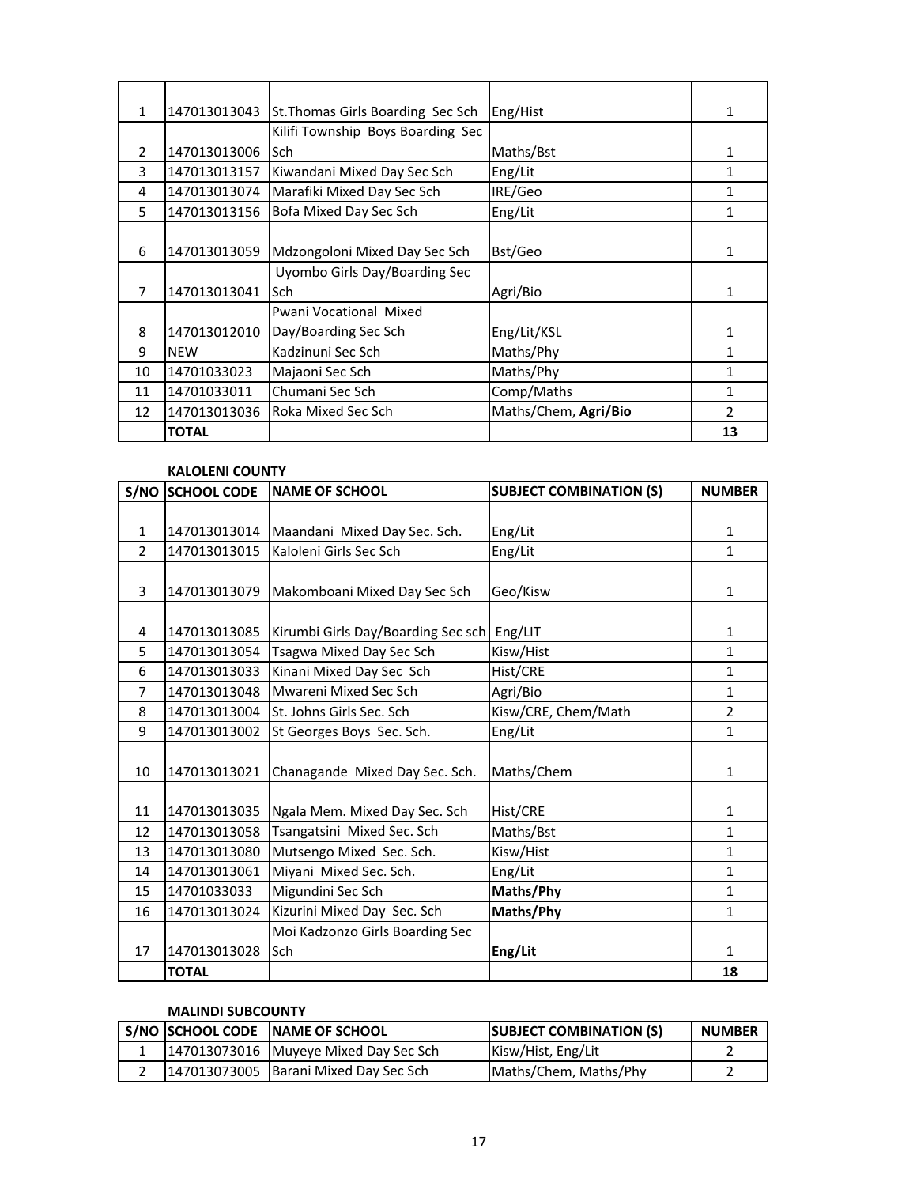| | | | | |
|---|---|---|---|---|
| 1 | 147013013043 | St.Thomas Girls Boarding Sec Sch | Eng/Hist | 1 |
| 2 | 147013013006 | Kilifi Township Boys Boarding Sec Sch | Maths/Bst | 1 |
| 3 | 147013013157 | Kiwandani Mixed Day Sec Sch | Eng/Lit | 1 |
| 4 | 147013013074 | Marafiki Mixed Day Sec Sch | IRE/Geo | 1 |
| 5 | 147013013156 | Bofa Mixed Day Sec Sch | Eng/Lit | 1 |
| 6 | 147013013059 | Mdzongoloni Mixed Day Sec Sch | Bst/Geo | 1 |
| 7 | 147013013041 | Uyombo Girls Day/Boarding Sec Sch | Agri/Bio | 1 |
| 8 | 147013012010 | Pwani Vocational Mixed Day/Boarding Sec Sch | Eng/Lit/KSL | 1 |
| 9 | NEW | Kadzinuni Sec Sch | Maths/Phy | 1 |
| 10 | 14701033023 | Majaoni Sec Sch | Maths/Phy | 1 |
| 11 | 14701033011 | Chumani Sec Sch | Comp/Maths | 1 |
| 12 | 147013013036 | Roka Mixed Sec Sch | Maths/Chem, **Agri/Bio** | 2 |
| | **TOTAL** | | | **13** |

**KALOLENI COUNTY**

| S/NO | SCHOOL CODE | NAME OF SCHOOL | SUBJECT COMBINATION (S) | NUMBER |
|---|---|---|---|---|
| 1 | 147013013014 | Maandani Mixed Day Sec. Sch. | Eng/Lit | 1 |
| 2 | 147013013015 | Kaloleni Girls Sec Sch | Eng/Lit | 1 |
| 3 | 147013013079 | Makomboani Mixed Day Sec Sch | Geo/Kisw | 1 |
| 4 | 147013013085 | Kirumbi Girls Day/Boarding Sec sch | Eng/LIT | 1 |
| 5 | 147013013054 | Tsagwa Mixed Day Sec Sch | Kisw/Hist | 1 |
| 6 | 147013013033 | Kinani Mixed Day Sec Sch | Hist/CRE | 1 |
| 7 | 147013013048 | Mwareni Mixed Sec Sch | Agri/Bio | 1 |
| 8 | 147013013004 | St. Johns Girls Sec. Sch | Kisw/CRE, Chem/Math | 2 |
| 9 | 147013013002 | St Georges Boys Sec. Sch. | Eng/Lit | 1 |
| 10 | 147013013021 | Chanagande Mixed Day Sec. Sch. | Maths/Chem | 1 |
| 11 | 147013013035 | Ngala Mem. Mixed Day Sec. Sch | Hist/CRE | 1 |
| 12 | 147013013058 | Tsangatsini Mixed Sec. Sch | Maths/Bst | 1 |
| 13 | 147013013080 | Mutsengo Mixed Sec. Sch. | Kisw/Hist | 1 |
| 14 | 147013013061 | Miyani Mixed Sec. Sch. | Eng/Lit | 1 |
| 15 | 14701033033 | Migundini Sec Sch | **Maths/Phy** | 1 |
| 16 | 147013013024 | Kizurini Mixed Day Sec. Sch | **Maths/Phy** | 1 |
| 17 | 147013013028 | Moi Kadzonzo Girls Boarding Sec Sch | **Eng/Lit** | 1 |
| | **TOTAL** | | | **18** |

**MALINDI SUBCOUNTY**

| S/NO | SCHOOL CODE | NAME OF SCHOOL | SUBJECT COMBINATION (S) | NUMBER |
|---|---|---|---|---|
| 1 | 147013073016 | Muyeye Mixed Day Sec Sch | Kisw/Hist, Eng/Lit | 2 |
| 2 | 147013073005 | Barani Mixed Day Sec Sch | Maths/Chem, Maths/Phy | 2 |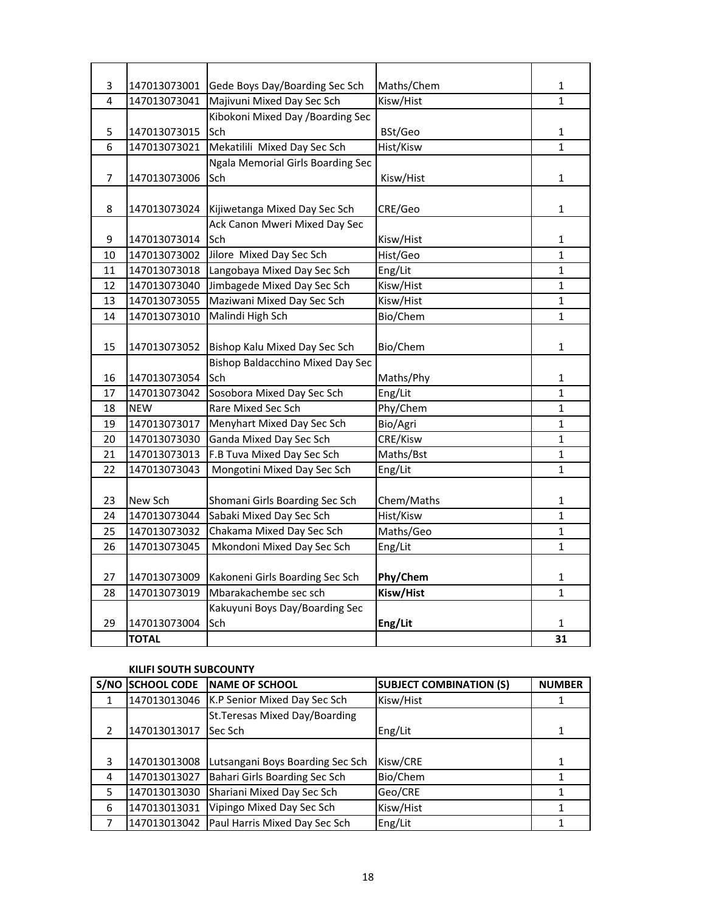| | | | | |
|---|---|---|---|---|
| 3 | 147013073001 | Gede Boys Day/Boarding Sec Sch | Maths/Chem | 1 |
| 4 | 147013073041 | Majivuni Mixed Day Sec Sch | Kisw/Hist | 1 |
| 5 | 147013073015 | Kibokoni Mixed Day /Boarding Sec Sch | BSt/Geo | 1 |
| 6 | 147013073021 | Mekatilili Mixed Day Sec Sch | Hist/Kisw | 1 |
| 7 | 147013073006 | Ngala Memorial Girls Boarding Sec Sch | Kisw/Hist | 1 |
| 8 | 147013073024 | Kijiwetanga Mixed Day Sec Sch | CRE/Geo | 1 |
| 9 | 147013073014 | Ack Canon Mweri Mixed Day Sec Sch | Kisw/Hist | 1 |
| 10 | 147013073002 | Jilore Mixed Day Sec Sch | Hist/Geo | 1 |
| 11 | 147013073018 | Langobaya Mixed Day Sec Sch | Eng/Lit | 1 |
| 12 | 147013073040 | Jimbagede Mixed Day Sec Sch | Kisw/Hist | 1 |
| 13 | 147013073055 | Maziwani Mixed Day Sec Sch | Kisw/Hist | 1 |
| 14 | 147013073010 | Malindi High Sch | Bio/Chem | 1 |
| 15 | 147013073052 | Bishop Kalu Mixed Day Sec Sch | Bio/Chem | 1 |
| 16 | 147013073054 | Bishop Baldacchino Mixed Day Sec Sch | Maths/Phy | 1 |
| 17 | 147013073042 | Sosobora Mixed Day Sec Sch | Eng/Lit | 1 |
| 18 | NEW | Rare Mixed Sec Sch | Phy/Chem | 1 |
| 19 | 147013073017 | Menyhart Mixed Day Sec Sch | Bio/Agri | 1 |
| 20 | 147013073030 | Ganda Mixed Day Sec Sch | CRE/Kisw | 1 |
| 21 | 147013073013 | F.B Tuva Mixed Day Sec Sch | Maths/Bst | 1 |
| 22 | 147013073043 | Mongotini Mixed Day Sec Sch | Eng/Lit | 1 |
| 23 | New Sch | Shomani Girls Boarding Sec Sch | Chem/Maths | 1 |
| 24 | 147013073044 | Sabaki Mixed Day Sec Sch | Hist/Kisw | 1 |
| 25 | 147013073032 | Chakama Mixed Day Sec Sch | Maths/Geo | 1 |
| 26 | 147013073045 | Mkondoni Mixed Day Sec Sch | Eng/Lit | 1 |
| 27 | 147013073009 | Kakoneni Girls Boarding Sec Sch | **Phy/Chem** | 1 |
| 28 | 147013073019 | Mbarakachembe sec sch | **Kisw/Hist** | 1 |
| 29 | 147013073004 | Kakuyuni Boys Day/Boarding Sec Sch | **Eng/Lit** | 1 |
| | **TOTAL** | | | **31** |

**KILIFI SOUTH SUBCOUNTY**

| S/NO | SCHOOL CODE | NAME OF SCHOOL | SUBJECT COMBINATION (S) | NUMBER |
|---|---|---|---|---|
| 1 | 147013013046 | K.P Senior Mixed Day Sec Sch | Kisw/Hist | 1 |
| 2 | 147013013017 | St.Teresas Mixed Day/Boarding Sec Sch | Eng/Lit | 1 |
| 3 | 147013013008 | Lutsangani Boys Boarding Sec Sch | Kisw/CRE | 1 |
| 4 | 147013013027 | Bahari Girls Boarding Sec Sch | Bio/Chem | 1 |
| 5 | 147013013030 | Shariani Mixed Day Sec Sch | Geo/CRE | 1 |
| 6 | 147013013031 | Vipingo Mixed Day Sec Sch | Kisw/Hist | 1 |
| 7 | 147013013042 | Paul Harris Mixed Day Sec Sch | Eng/Lit | 1 |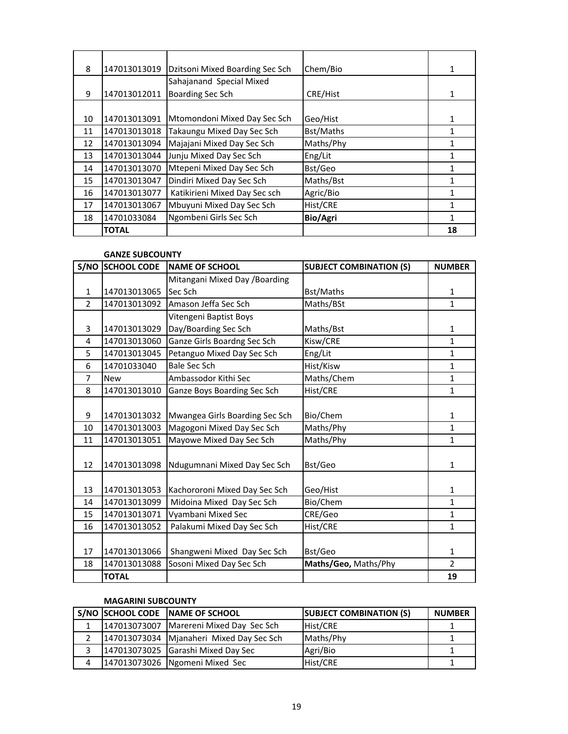| | | | | |
|---|---|---|---|---|
| 8 | 147013013019 | Dzitsoni Mixed Boarding Sec Sch | Chem/Bio | 1 |
| 9 | 147013012011 | Sahajanand Special Mixed Boarding Sec Sch | CRE/Hist | 1 |
| 10 | 147013013091 | Mtomondoni Mixed Day Sec Sch | Geo/Hist | 1 |
| 11 | 147013013018 | Takaungu Mixed Day Sec Sch | Bst/Maths | 1 |
| 12 | 147013013094 | Majajani Mixed Day Sec Sch | Maths/Phy | 1 |
| 13 | 147013013044 | Junju Mixed Day Sec Sch | Eng/Lit | 1 |
| 14 | 147013013070 | Mtepeni Mixed Day Sec Sch | Bst/Geo | 1 |
| 15 | 147013013047 | Dindiri Mixed Day Sec Sch | Maths/Bst | 1 |
| 16 | 147013013077 | Katikirieni Mixed Day Sec sch | Agric/Bio | 1 |
| 17 | 147013013067 | Mbuyuni Mixed Day Sec Sch | Hist/CRE | 1 |
| 18 | 14701033084 | Ngombeni Girls Sec Sch | **Bio/Agri** | 1 |
| | **TOTAL** | | | **18** |

**GANZE SUBCOUNTY**

| S/NO | SCHOOL CODE | NAME OF SCHOOL | SUBJECT COMBINATION (S) | NUMBER |
|---|---|---|---|---|
| 1 | 147013013065 | Mitangani Mixed Day /Boarding Sec Sch | Bst/Maths | 1 |
| 2 | 147013013092 | Amason Jeffa Sec Sch | Maths/BSt | 1 |
| 3 | 147013013029 | Vitengeni Baptist Boys Day/Boarding Sec Sch | Maths/Bst | 1 |
| 4 | 147013013060 | Ganze Girls Boardng Sec Sch | Kisw/CRE | 1 |
| 5 | 147013013045 | Petanguo Mixed Day Sec Sch | Eng/Lit | 1 |
| 6 | 14701033040 | Bale Sec Sch | Hist/Kisw | 1 |
| 7 | New | Ambassodor Kithi Sec | Maths/Chem | 1 |
| 8 | 147013013010 | Ganze Boys Boarding Sec Sch | Hist/CRE | 1 |
| 9 | 147013013032 | Mwangea Girls Boarding Sec Sch | Bio/Chem | 1 |
| 10 | 147013013003 | Magogoni Mixed Day Sec Sch | Maths/Phy | 1 |
| 11 | 147013013051 | Mayowe Mixed Day Sec Sch | Maths/Phy | 1 |
| 12 | 147013013098 | Ndugumnani Mixed Day Sec Sch | Bst/Geo | 1 |
| 13 | 147013013053 | Kachororoni Mixed Day Sec Sch | Geo/Hist | 1 |
| 14 | 147013013099 | Midoina Mixed Day Sec Sch | Bio/Chem | 1 |
| 15 | 147013013071 | Vyambani Mixed Sec | CRE/Geo | 1 |
| 16 | 147013013052 | Palakumi Mixed Day Sec Sch | Hist/CRE | 1 |
| 17 | 147013013066 | Shangweni Mixed Day Sec Sch | Bst/Geo | 1 |
| 18 | 147013013088 | Sosoni Mixed Day Sec Sch | **Maths/Geo,** Maths/Phy | 2 |
| | **TOTAL** | | | **19** |

**MAGARINI SUBCOUNTY**

| S/NO | SCHOOL CODE | NAME OF SCHOOL | SUBJECT COMBINATION (S) | NUMBER |
|---|---|---|---|---|
| 1 | 147013073007 | Marereni Mixed Day Sec Sch | Hist/CRE | 1 |
| 2 | 147013073034 | Mjanaheri Mixed Day Sec Sch | Maths/Phy | 1 |
| 3 | 147013073025 | Garashi Mixed Day Sec | Agri/Bio | 1 |
| 4 | 147013073026 | Ngomeni Mixed Sec | Hist/CRE | 1 |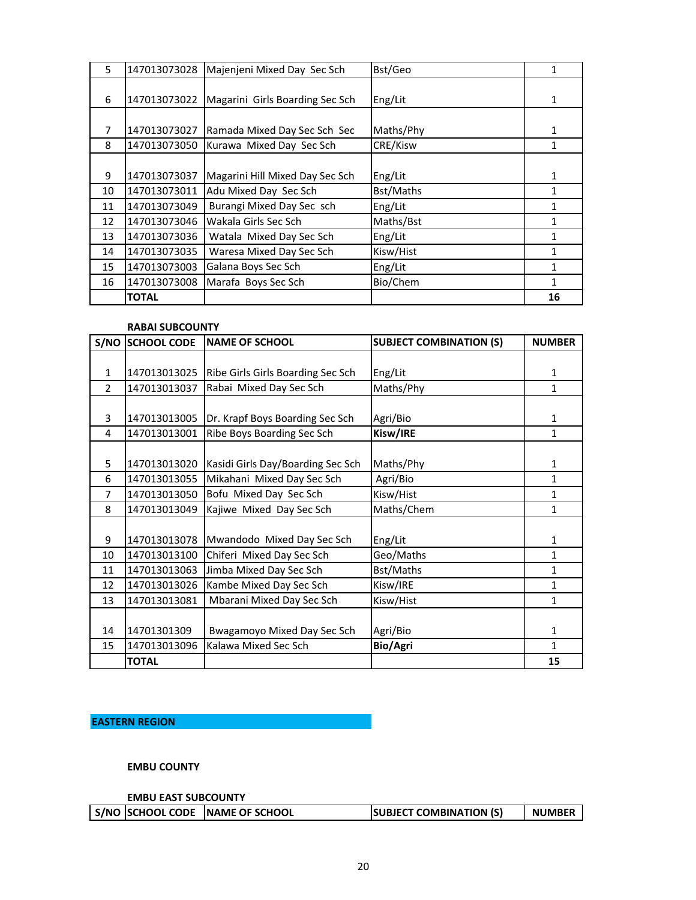| | | | | |
|---|---|---|---|---|
| 5 | 147013073028 | Majenjeni Mixed Day Sec Sch | Bst/Geo | 1 |
| 6 | 147013073022 | Magarini Girls Boarding Sec Sch | Eng/Lit | 1 |
| 7 | 147013073027 | Ramada Mixed Day Sec Sch Sec | Maths/Phy | 1 |
| 8 | 147013073050 | Kurawa Mixed Day Sec Sch | CRE/Kisw | 1 |
| 9 | 147013073037 | Magarini Hill Mixed Day Sec Sch | Eng/Lit | 1 |
| 10 | 147013073011 | Adu Mixed Day Sec Sch | Bst/Maths | 1 |
| 11 | 147013073049 | Burangi Mixed Day Sec sch | Eng/Lit | 1 |
| 12 | 147013073046 | Wakala Girls Sec Sch | Maths/Bst | 1 |
| 13 | 147013073036 | Watala Mixed Day Sec Sch | Eng/Lit | 1 |
| 14 | 147013073035 | Waresa Mixed Day Sec Sch | Kisw/Hist | 1 |
| 15 | 147013073003 | Galana Boys Sec Sch | Eng/Lit | 1 |
| 16 | 147013073008 | Marafa Boys Sec Sch | Bio/Chem | 1 |
| | **TOTAL** | | | **16** |

**RABAI SUBCOUNTY**

| S/NO | SCHOOL CODE | NAME OF SCHOOL | SUBJECT COMBINATION (S) | NUMBER |
|---|---|---|---|---|
| 1 | 147013013025 | Ribe Girls Boarding Sec Sch | Eng/Lit | 1 |
| 2 | 147013013037 | Rabai Mixed Day Sec Sch | Maths/Phy | 1 |
| 3 | 147013013005 | Dr. Krapf Boys Boarding Sec Sch | Agri/Bio | 1 |
| 4 | 147013013001 | Ribe Boys Boarding Sec Sch | **Kisw/IRE** | 1 |
| 5 | 147013013020 | Kasidi Girls Day/Boarding Sec Sch | Maths/Phy | 1 |
| 6 | 147013013055 | Mikahani Mixed Day Sec Sch | Agri/Bio | 1 |
| 7 | 147013013050 | Bofu Mixed Day Sec Sch | Kisw/Hist | 1 |
| 8 | 147013013049 | Kajiwe Mixed Day Sec Sch | Maths/Chem | 1 |
| 9 | 147013013078 | Mwandodo Mixed Day Sec Sch | Eng/Lit | 1 |
| 10 | 147013013100 | Chiferi Mixed Day Sec Sch | Geo/Maths | 1 |
| 11 | 147013013063 | Jimba Mixed Day Sec Sch | Bst/Maths | 1 |
| 12 | 147013013026 | Kambe Mixed Day Sec Sch | Kisw/IRE | 1 |
| 13 | 147013013081 | Mbarani Mixed Day Sec Sch | Kisw/Hist | 1 |
| 14 | 14701301309 | Bwagamoyo Mixed Day Sec Sch | Agri/Bio | 1 |
| 15 | 147013013096 | Kalawa Mixed Sec Sch | **Bio/Agri** | 1 |
| | **TOTAL** | | | **15** |

## EASTERN REGION

### EMBU COUNTY

**EMBU EAST SUBCOUNTY**

| S/NO | SCHOOL CODE | NAME OF SCHOOL | SUBJECT COMBINATION (S) | NUMBER |
|---|---|---|---|---|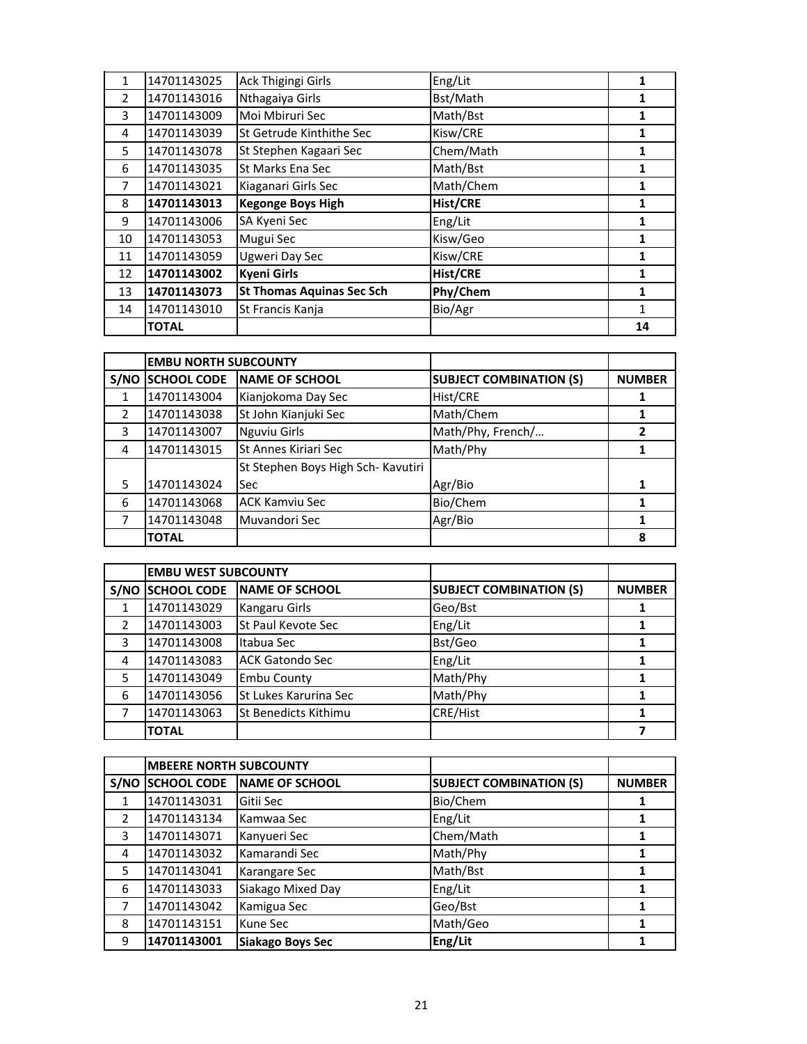| | | | | |
|---|---|---|---|---|
| 1 | 14701143025 | Ack Thigingi Girls | Eng/Lit | 1 |
| 2 | 14701143016 | Nthagaiya Girls | Bst/Math | 1 |
| 3 | 14701143009 | Moi Mbiruri Sec | Math/Bst | 1 |
| 4 | 14701143039 | St Getrude Kinthithe Sec | Kisw/CRE | 1 |
| 5 | 14701143078 | St Stephen Kagaari Sec | Chem/Math | 1 |
| 6 | 14701143035 | St Marks Ena Sec | Math/Bst | 1 |
| 7 | 14701143021 | Kiaganari Girls Sec | Math/Chem | 1 |
| 8 | **14701143013** | **Kegonge Boys High** | **Hist/CRE** | **1** |
| 9 | 14701143006 | SA Kyeni Sec | Eng/Lit | 1 |
| 10 | 14701143053 | Mugui Sec | Kisw/Geo | 1 |
| 11 | 14701143059 | Ugweri Day Sec | Kisw/CRE | 1 |
| 12 | **14701143002** | **Kyeni Girls** | **Hist/CRE** | **1** |
| 13 | **14701143073** | **St Thomas Aquinas Sec Sch** | **Phy/Chem** | **1** |
| 14 | 14701143010 | St Francis Kanja | Bio/Agr | 1 |
| | **TOTAL** | | | **14** |

| | **EMBU NORTH SUBCOUNTY** | | | |
|---|---|---|---|---|
| **S/NO** | **SCHOOL CODE** | **NAME OF SCHOOL** | **SUBJECT COMBINATION (S)** | **NUMBER** |
| 1 | 14701143004 | Kianjokoma Day Sec | Hist/CRE | 1 |
| 2 | 14701143038 | St John Kianjuki Sec | Math/Chem | 1 |
| 3 | 14701143007 | Nguviu Girls | Math/Phy, French/… | 2 |
| 4 | 14701143015 | St Annes Kiriari Sec | Math/Phy | 1 |
| 5 | 14701143024 | St Stephen Boys High Sch- Kavutiri Sec | Agr/Bio | 1 |
| 6 | 14701143068 | ACK Kamviu Sec | Bio/Chem | 1 |
| 7 | 14701143048 | Muvandori Sec | Agr/Bio | 1 |
| | **TOTAL** | | | **8** |

| | **EMBU WEST SUBCOUNTY** | | | |
|---|---|---|---|---|
| **S/NO** | **SCHOOL CODE** | **NAME OF SCHOOL** | **SUBJECT COMBINATION (S)** | **NUMBER** |
| 1 | 14701143029 | Kangaru Girls | Geo/Bst | 1 |
| 2 | 14701143003 | St Paul Kevote Sec | Eng/Lit | 1 |
| 3 | 14701143008 | Itabua Sec | Bst/Geo | 1 |
| 4 | 14701143083 | ACK Gatondo Sec | Eng/Lit | 1 |
| 5 | 14701143049 | Embu County | Math/Phy | 1 |
| 6 | 14701143056 | St Lukes Karurina Sec | Math/Phy | 1 |
| 7 | 14701143063 | St Benedicts Kithimu | CRE/Hist | 1 |
| | **TOTAL** | | | **7** |

| | **MBEERE NORTH SUBCOUNTY** | | | |
|---|---|---|---|---|
| **S/NO** | **SCHOOL CODE** | **NAME OF SCHOOL** | **SUBJECT COMBINATION (S)** | **NUMBER** |
| 1 | 14701143031 | Gitii Sec | Bio/Chem | 1 |
| 2 | 14701143134 | Kamwaa Sec | Eng/Lit | 1 |
| 3 | 14701143071 | Kanyueri Sec | Chem/Math | 1 |
| 4 | 14701143032 | Kamarandi Sec | Math/Phy | 1 |
| 5 | 14701143041 | Karangare Sec | Math/Bst | 1 |
| 6 | 14701143033 | Siakago Mixed Day | Eng/Lit | 1 |
| 7 | 14701143042 | Kamigua Sec | Geo/Bst | 1 |
| 8 | 14701143151 | Kune Sec | Math/Geo | 1 |
| 9 | **14701143001** | **Siakago Boys Sec** | **Eng/Lit** | **1** |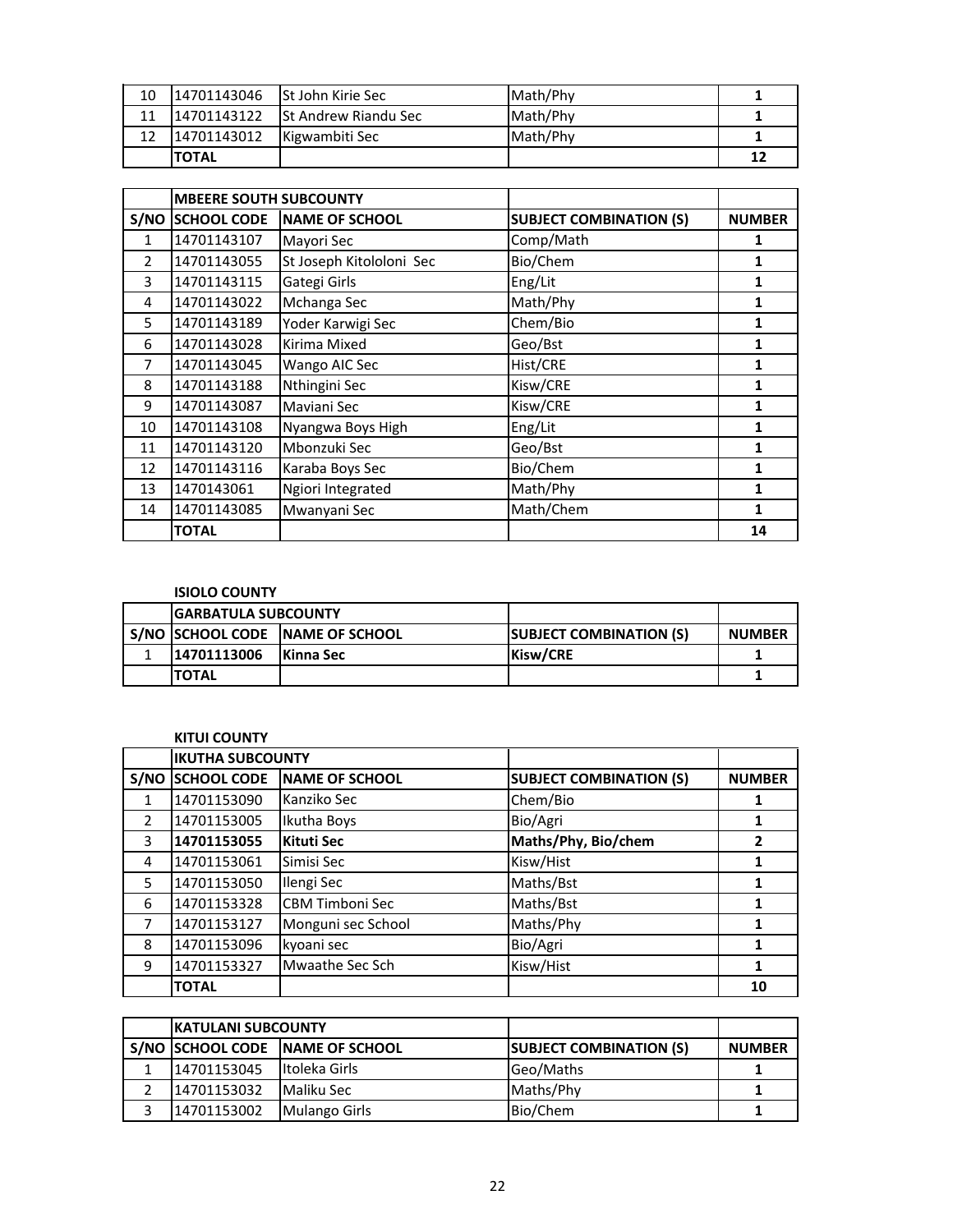| | | | | |
|---|---|---|---|---|
| 10 | 14701143046 | St John Kirie Sec | Math/Phy | 1 |
| 11 | 14701143122 | St Andrew Riandu Sec | Math/Phy | 1 |
| 12 | 14701143012 | Kigwambiti Sec | Math/Phy | 1 |
| | **TOTAL** | | | **12** |

| | **MBEERE SOUTH SUBCOUNTY** | | | |
|---|---|---|---|---|
| **S/NO** | **SCHOOL CODE** | **NAME OF SCHOOL** | **SUBJECT COMBINATION (S)** | **NUMBER** |
| 1 | 14701143107 | Mayori Sec | Comp/Math | 1 |
| 2 | 14701143055 | St Joseph Kitololoni Sec | Bio/Chem | 1 |
| 3 | 14701143115 | Gategi Girls | Eng/Lit | 1 |
| 4 | 14701143022 | Mchanga Sec | Math/Phy | 1 |
| 5 | 14701143189 | Yoder Karwigi Sec | Chem/Bio | 1 |
| 6 | 14701143028 | Kirima Mixed | Geo/Bst | 1 |
| 7 | 14701143045 | Wango AIC Sec | Hist/CRE | 1 |
| 8 | 14701143188 | Nthingini Sec | Kisw/CRE | 1 |
| 9 | 14701143087 | Maviani Sec | Kisw/CRE | 1 |
| 10 | 14701143108 | Nyangwa Boys High | Eng/Lit | 1 |
| 11 | 14701143120 | Mbonzuki Sec | Geo/Bst | 1 |
| 12 | 14701143116 | Karaba Boys Sec | Bio/Chem | 1 |
| 13 | 1470143061 | Ngiori Integrated | Math/Phy | 1 |
| 14 | 14701143085 | Mwanyani Sec | Math/Chem | 1 |
| | **TOTAL** | | | **14** |

**ISIOLO COUNTY**

| | **GARBATULA SUBCOUNTY** | | | |
|---|---|---|---|---|
| **S/NO** | **SCHOOL CODE** | **NAME OF SCHOOL** | **SUBJECT COMBINATION (S)** | **NUMBER** |
| 1 | **14701113006** | **Kinna Sec** | **Kisw/CRE** | 1 |
| | **TOTAL** | | | **1** |

**KITUI COUNTY**

| | **IKUTHA SUBCOUNTY** | | | |
|---|---|---|---|---|
| **S/NO** | **SCHOOL CODE** | **NAME OF SCHOOL** | **SUBJECT COMBINATION (S)** | **NUMBER** |
| 1 | 14701153090 | Kanziko Sec | Chem/Bio | 1 |
| 2 | 14701153005 | Ikutha Boys | Bio/Agri | 1 |
| 3 | **14701153055** | **Kituti Sec** | **Maths/Phy, Bio/chem** | **2** |
| 4 | 14701153061 | Simisi Sec | Kisw/Hist | 1 |
| 5 | 14701153050 | Ilengi Sec | Maths/Bst | 1 |
| 6 | 14701153328 | CBM Timboni Sec | Maths/Bst | 1 |
| 7 | 14701153127 | Monguni sec School | Maths/Phy | 1 |
| 8 | 14701153096 | kyoani sec | Bio/Agri | 1 |
| 9 | 14701153327 | Mwaathe Sec Sch | Kisw/Hist | 1 |
| | **TOTAL** | | | **10** |

| | **KATULANI SUBCOUNTY** | | | |
|---|---|---|---|---|
| **S/NO** | **SCHOOL CODE** | **NAME OF SCHOOL** | **SUBJECT COMBINATION (S)** | **NUMBER** |
| 1 | 14701153045 | Itoleka Girls | Geo/Maths | 1 |
| 2 | 14701153032 | Maliku Sec | Maths/Phy | 1 |
| 3 | 14701153002 | Mulango Girls | Bio/Chem | 1 |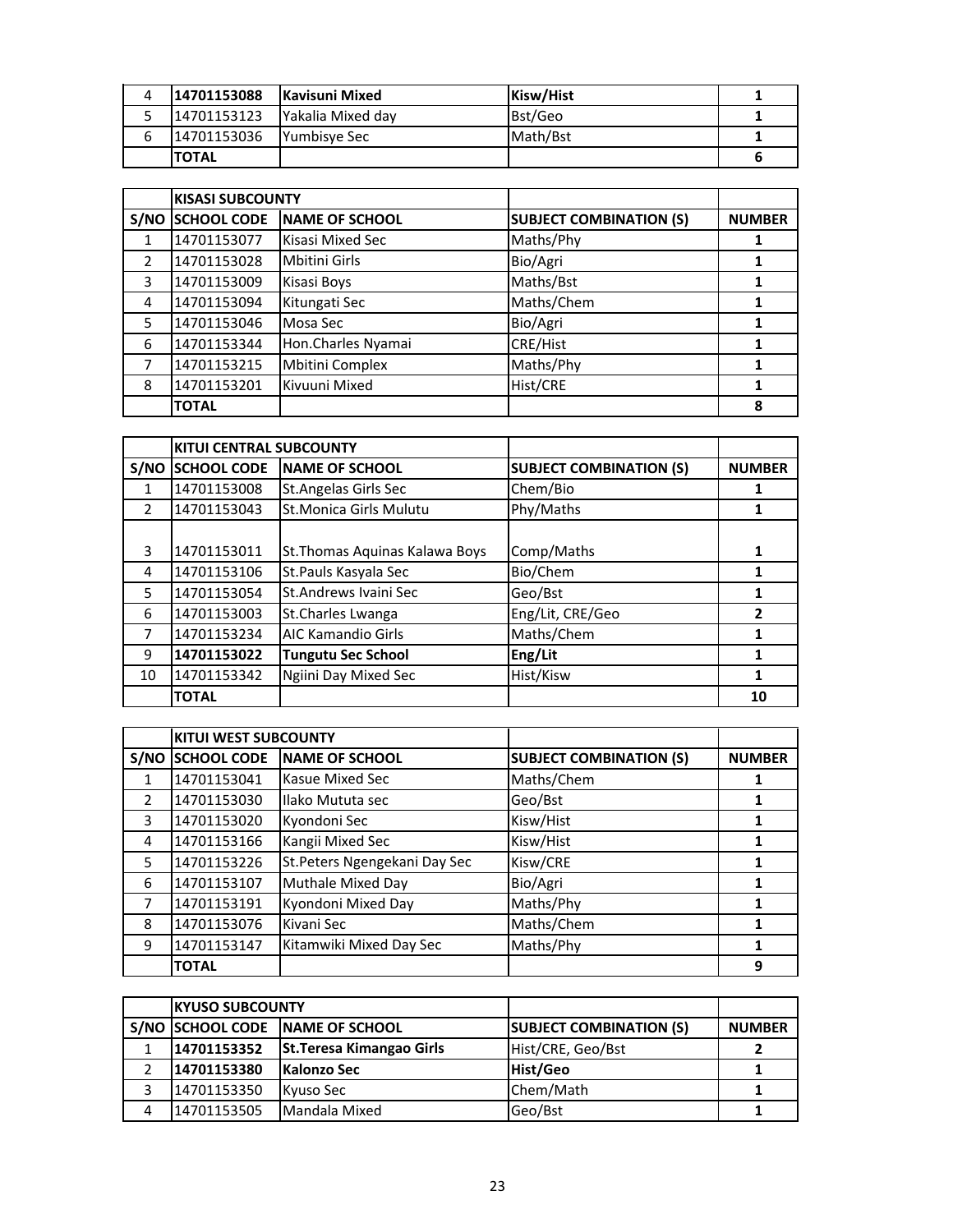| 4 | **14701153088** | **Kavisuni Mixed** | **Kisw/Hist** | 1 |
|---|---|---|---|---|
| 5 | 14701153123 | Yakalia Mixed day | Bst/Geo | 1 |
| 6 | 14701153036 | Yumbisye Sec | Math/Bst | 1 |
| | **TOTAL** | | | **6** |

| | **KISASI SUBCOUNTY** | | | |
|---|---|---|---|---|
| **S/NO** | **SCHOOL CODE** | **NAME OF SCHOOL** | **SUBJECT COMBINATION (S)** | **NUMBER** |
| 1 | 14701153077 | Kisasi Mixed Sec | Maths/Phy | 1 |
| 2 | 14701153028 | Mbitini Girls | Bio/Agri | 1 |
| 3 | 14701153009 | Kisasi Boys | Maths/Bst | 1 |
| 4 | 14701153094 | Kitungati Sec | Maths/Chem | 1 |
| 5 | 14701153046 | Mosa Sec | Bio/Agri | 1 |
| 6 | 14701153344 | Hon.Charles Nyamai | CRE/Hist | 1 |
| 7 | 14701153215 | Mbitini Complex | Maths/Phy | 1 |
| 8 | 14701153201 | Kivuuni Mixed | Hist/CRE | 1 |
| | **TOTAL** | | | **8** |

| | **KITUI CENTRAL SUBCOUNTY** | | | |
|---|---|---|---|---|
| **S/NO** | **SCHOOL CODE** | **NAME OF SCHOOL** | **SUBJECT COMBINATION (S)** | **NUMBER** |
| 1 | 14701153008 | St.Angelas Girls Sec | Chem/Bio | 1 |
| 2 | 14701153043 | St.Monica Girls Mulutu | Phy/Maths | 1 |
| 3 | 14701153011 | St.Thomas Aquinas Kalawa Boys | Comp/Maths | 1 |
| 4 | 14701153106 | St.Pauls Kasyala Sec | Bio/Chem | 1 |
| 5 | 14701153054 | St.Andrews Ivaini Sec | Geo/Bst | 1 |
| 6 | 14701153003 | St.Charles Lwanga | Eng/Lit, CRE/Geo | 2 |
| 7 | 14701153234 | AIC Kamandio Girls | Maths/Chem | 1 |
| 9 | **14701153022** | **Tungutu Sec School** | **Eng/Lit** | 1 |
| 10 | 14701153342 | Ngiini Day Mixed Sec | Hist/Kisw | 1 |
| | **TOTAL** | | | **10** |

| | **KITUI WEST SUBCOUNTY** | | | |
|---|---|---|---|---|
| **S/NO** | **SCHOOL CODE** | **NAME OF SCHOOL** | **SUBJECT COMBINATION (S)** | **NUMBER** |
| 1 | 14701153041 | Kasue Mixed Sec | Maths/Chem | 1 |
| 2 | 14701153030 | Ilako Mututa sec | Geo/Bst | 1 |
| 3 | 14701153020 | Kyondoni Sec | Kisw/Hist | 1 |
| 4 | 14701153166 | Kangii Mixed Sec | Kisw/Hist | 1 |
| 5 | 14701153226 | St.Peters Ngengekani Day Sec | Kisw/CRE | 1 |
| 6 | 14701153107 | Muthale Mixed Day | Bio/Agri | 1 |
| 7 | 14701153191 | Kyondoni Mixed Day | Maths/Phy | 1 |
| 8 | 14701153076 | Kivani Sec | Maths/Chem | 1 |
| 9 | 14701153147 | Kitamwiki Mixed Day Sec | Maths/Phy | 1 |
| | **TOTAL** | | | **9** |

| | **KYUSO SUBCOUNTY** | | | |
|---|---|---|---|---|
| **S/NO** | **SCHOOL CODE** | **NAME OF SCHOOL** | **SUBJECT COMBINATION (S)** | **NUMBER** |
| 1 | **14701153352** | **St.Teresa Kimangao Girls** | Hist/CRE, Geo/Bst | 2 |
| 2 | **14701153380** | **Kalonzo Sec** | **Hist/Geo** | 1 |
| 3 | 14701153350 | Kyuso Sec | Chem/Math | 1 |
| 4 | 14701153505 | Mandala Mixed | Geo/Bst | 1 |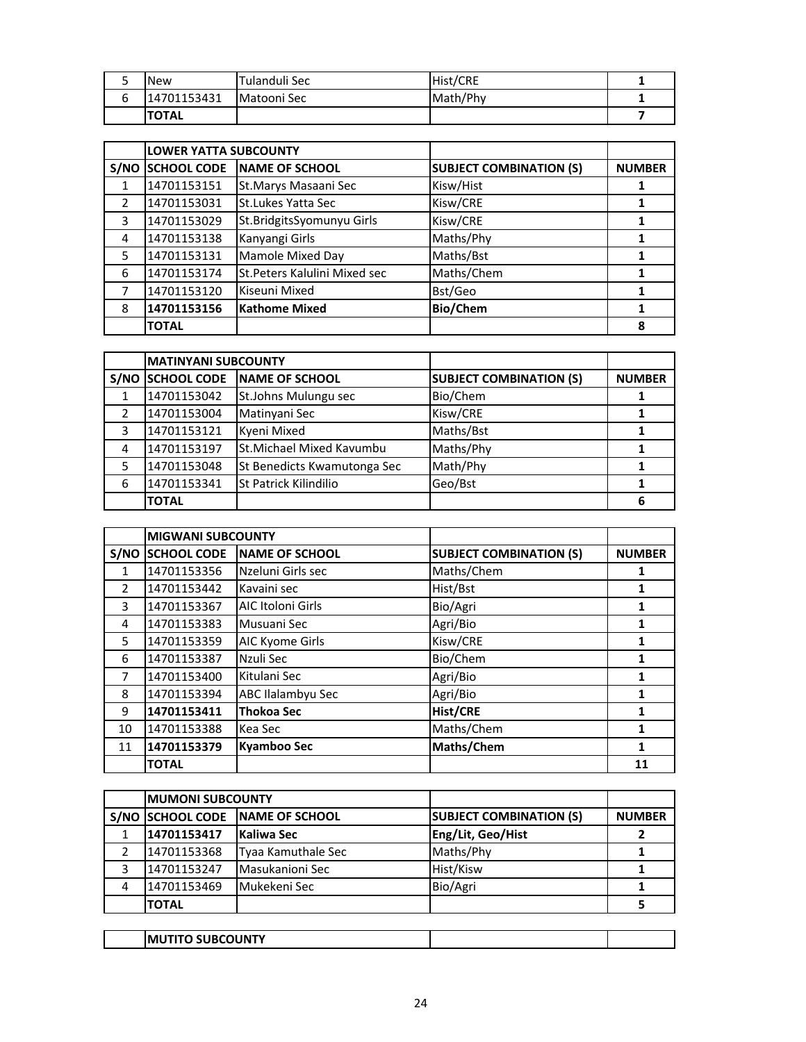| | | | | |
|---|---|---|---|---|
| 5 | New | Tulanduli Sec | Hist/CRE | 1 |
| 6 | 14701153431 | Matooni Sec | Math/Phy | 1 |
| | **TOTAL** | | | **7** |

| | **LOWER YATTA SUBCOUNTY** | | | |
|---|---|---|---|---|
| **S/NO** | **SCHOOL CODE** | **NAME OF SCHOOL** | **SUBJECT COMBINATION (S)** | **NUMBER** |
| 1 | 14701153151 | St.Marys Masaani Sec | Kisw/Hist | 1 |
| 2 | 14701153031 | St.Lukes Yatta Sec | Kisw/CRE | 1 |
| 3 | 14701153029 | St.BridgitsSyomunyu Girls | Kisw/CRE | 1 |
| 4 | 14701153138 | Kanyangi Girls | Maths/Phy | 1 |
| 5 | 14701153131 | Mamole Mixed Day | Maths/Bst | 1 |
| 6 | 14701153174 | St.Peters Kalulini Mixed sec | Maths/Chem | 1 |
| 7 | 14701153120 | Kiseuni Mixed | Bst/Geo | 1 |
| 8 | **14701153156** | **Kathome Mixed** | **Bio/Chem** | 1 |
| | **TOTAL** | | | **8** |

| | **MATINYANI SUBCOUNTY** | | | |
|---|---|---|---|---|
| **S/NO** | **SCHOOL CODE** | **NAME OF SCHOOL** | **SUBJECT COMBINATION (S)** | **NUMBER** |
| 1 | 14701153042 | St.Johns Mulungu sec | Bio/Chem | 1 |
| 2 | 14701153004 | Matinyani Sec | Kisw/CRE | 1 |
| 3 | 14701153121 | Kyeni Mixed | Maths/Bst | 1 |
| 4 | 14701153197 | St.Michael Mixed Kavumbu | Maths/Phy | 1 |
| 5 | 14701153048 | St Benedicts Kwamutonga Sec | Math/Phy | 1 |
| 6 | 14701153341 | St Patrick Kilindilio | Geo/Bst | 1 |
| | **TOTAL** | | | **6** |

| | **MIGWANI SUBCOUNTY** | | | |
|---|---|---|---|---|
| **S/NO** | **SCHOOL CODE** | **NAME OF SCHOOL** | **SUBJECT COMBINATION (S)** | **NUMBER** |
| 1 | 14701153356 | Nzeluni Girls sec | Maths/Chem | 1 |
| 2 | 14701153442 | Kavaini sec | Hist/Bst | 1 |
| 3 | 14701153367 | AIC Itoloni Girls | Bio/Agri | 1 |
| 4 | 14701153383 | Musuani Sec | Agri/Bio | 1 |
| 5 | 14701153359 | AIC Kyome Girls | Kisw/CRE | 1 |
| 6 | 14701153387 | Nzuli Sec | Bio/Chem | 1 |
| 7 | 14701153400 | Kitulani Sec | Agri/Bio | 1 |
| 8 | 14701153394 | ABC Ilalambyu Sec | Agri/Bio | 1 |
| 9 | **14701153411** | **Thokoa Sec** | **Hist/CRE** | 1 |
| 10 | 14701153388 | Kea Sec | Maths/Chem | 1 |
| 11 | **14701153379** | **Kyamboo Sec** | **Maths/Chem** | 1 |
| | **TOTAL** | | | **11** |

| | **MUMONI SUBCOUNTY** | | | |
|---|---|---|---|---|
| **S/NO** | **SCHOOL CODE** | **NAME OF SCHOOL** | **SUBJECT COMBINATION (S)** | **NUMBER** |
| 1 | **14701153417** | **Kaliwa Sec** | **Eng/Lit, Geo/Hist** | **2** |
| 2 | 14701153368 | Tyaa Kamuthale Sec | Maths/Phy | 1 |
| 3 | 14701153247 | Masukanioni Sec | Hist/Kisw | 1 |
| 4 | 14701153469 | Mukekeni Sec | Bio/Agri | 1 |
| | **TOTAL** | | | **5** |

| | **MUTITO SUBCOUNTY** | | | |
|---|---|---|---|---|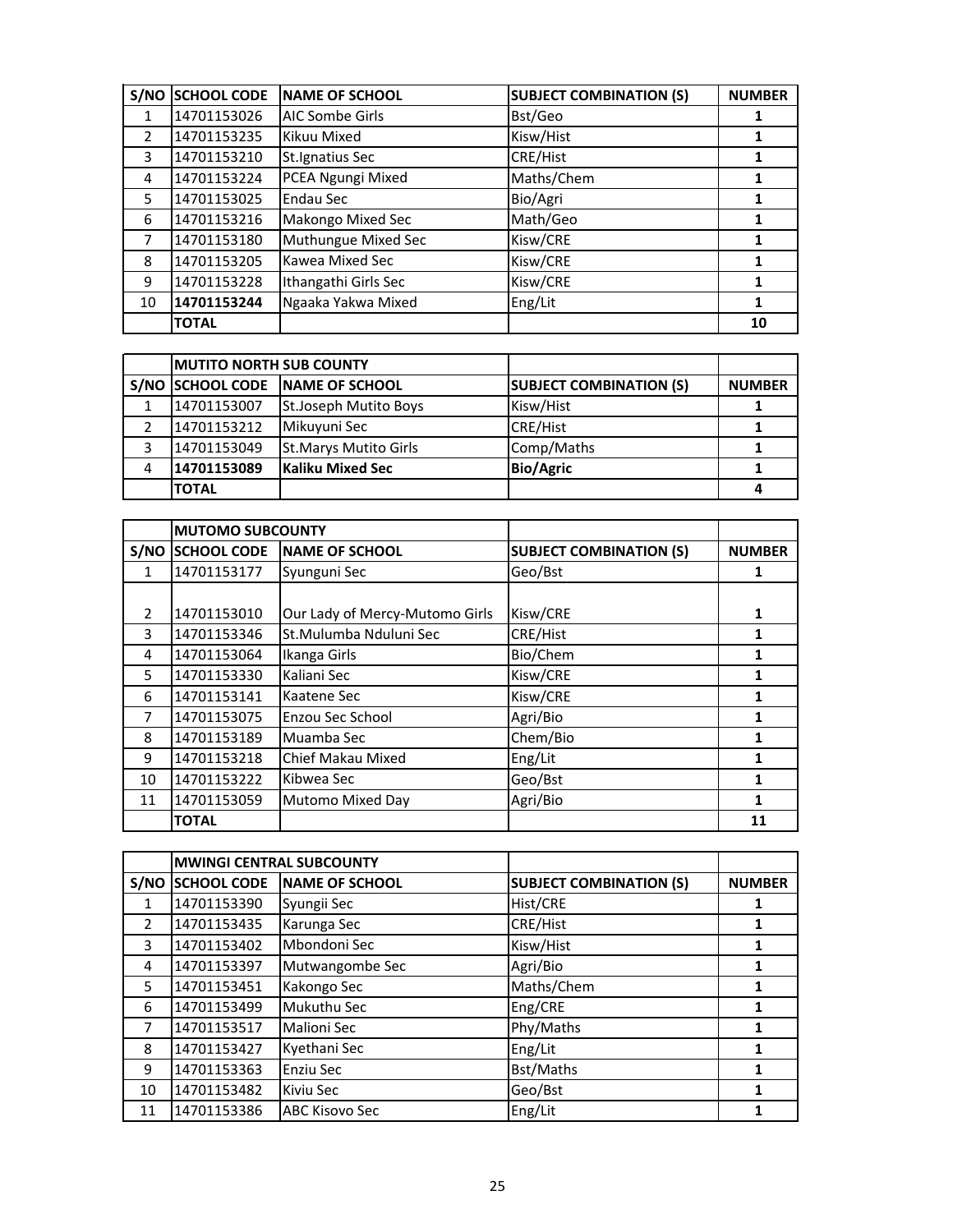| S/NO | SCHOOL CODE | NAME OF SCHOOL | SUBJECT COMBINATION (S) | NUMBER |
|---|---|---|---|---|
| 1 | 14701153026 | AIC Sombe Girls | Bst/Geo | 1 |
| 2 | 14701153235 | Kikuu Mixed | Kisw/Hist | 1 |
| 3 | 14701153210 | St.Ignatius Sec | CRE/Hist | 1 |
| 4 | 14701153224 | PCEA Ngungi Mixed | Maths/Chem | 1 |
| 5 | 14701153025 | Endau Sec | Bio/Agri | 1 |
| 6 | 14701153216 | Makongo Mixed Sec | Math/Geo | 1 |
| 7 | 14701153180 | Muthungue Mixed Sec | Kisw/CRE | 1 |
| 8 | 14701153205 | Kawea Mixed Sec | Kisw/CRE | 1 |
| 9 | 14701153228 | Ithangathi Girls Sec | Kisw/CRE | 1 |
| 10 | **14701153244** | Ngaaka Yakwa Mixed | Eng/Lit | 1 |
| | **TOTAL** | | | **10** |

| | MUTITO NORTH SUB COUNTY | | | |
|---|---|---|---|---|
| **S/NO** | **SCHOOL CODE** | **NAME OF SCHOOL** | **SUBJECT COMBINATION (S)** | **NUMBER** |
| 1 | 14701153007 | St.Joseph Mutito Boys | Kisw/Hist | 1 |
| 2 | 14701153212 | Mikuyuni Sec | CRE/Hist | 1 |
| 3 | 14701153049 | St.Marys Mutito Girls | Comp/Maths | 1 |
| 4 | **14701153089** | **Kaliku Mixed Sec** | **Bio/Agric** | 1 |
| | **TOTAL** | | | **4** |

| | MUTOMO SUBCOUNTY | | | |
|---|---|---|---|---|
| **S/NO** | **SCHOOL CODE** | **NAME OF SCHOOL** | **SUBJECT COMBINATION (S)** | **NUMBER** |
| 1 | 14701153177 | Syunguni Sec | Geo/Bst | 1 |
| 2 | 14701153010 | Our Lady of Mercy-Mutomo Girls | Kisw/CRE | 1 |
| 3 | 14701153346 | St.Mulumba Nduluni Sec | CRE/Hist | 1 |
| 4 | 14701153064 | Ikanga Girls | Bio/Chem | 1 |
| 5 | 14701153330 | Kaliani Sec | Kisw/CRE | 1 |
| 6 | 14701153141 | Kaatene Sec | Kisw/CRE | 1 |
| 7 | 14701153075 | Enzou Sec School | Agri/Bio | 1 |
| 8 | 14701153189 | Muamba Sec | Chem/Bio | 1 |
| 9 | 14701153218 | Chief Makau Mixed | Eng/Lit | 1 |
| 10 | 14701153222 | Kibwea Sec | Geo/Bst | 1 |
| 11 | 14701153059 | Mutomo Mixed Day | Agri/Bio | 1 |
| | **TOTAL** | | | **11** |

| | MWINGI CENTRAL SUBCOUNTY | | | |
|---|---|---|---|---|
| **S/NO** | **SCHOOL CODE** | **NAME OF SCHOOL** | **SUBJECT COMBINATION (S)** | **NUMBER** |
| 1 | 14701153390 | Syungii Sec | Hist/CRE | 1 |
| 2 | 14701153435 | Karunga Sec | CRE/Hist | 1 |
| 3 | 14701153402 | Mbondoni Sec | Kisw/Hist | 1 |
| 4 | 14701153397 | Mutwangombe Sec | Agri/Bio | 1 |
| 5 | 14701153451 | Kakongo Sec | Maths/Chem | 1 |
| 6 | 14701153499 | Mukuthu Sec | Eng/CRE | 1 |
| 7 | 14701153517 | Malioni Sec | Phy/Maths | 1 |
| 8 | 14701153427 | Kyethani Sec | Eng/Lit | 1 |
| 9 | 14701153363 | Enziu Sec | Bst/Maths | 1 |
| 10 | 14701153482 | Kiviu Sec | Geo/Bst | 1 |
| 11 | 14701153386 | ABC Kisovo Sec | Eng/Lit | 1 |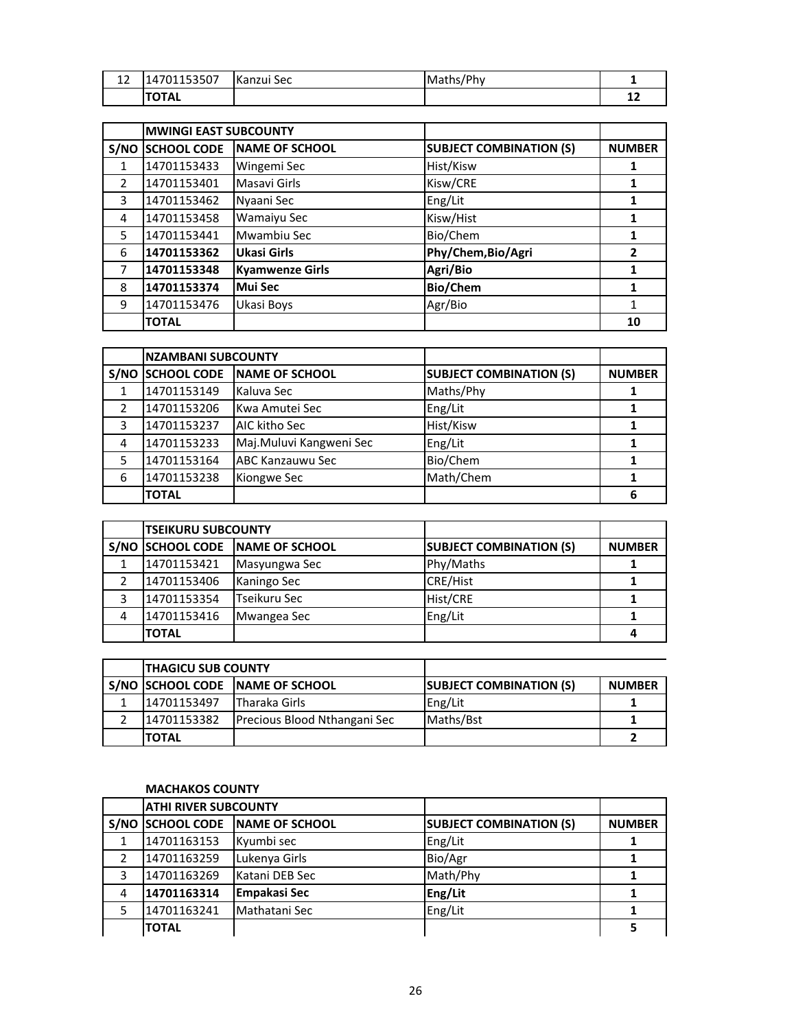| 12 | 14701153507 | Kanzui Sec | Maths/Phy | **1** |
|---|---|---|---|---|
| | **TOTAL** | | | **12** |

| | **MWINGI EAST SUBCOUNTY** | | | |
|---|---|---|---|---|
| **S/NO** | **SCHOOL CODE** | **NAME OF SCHOOL** | **SUBJECT COMBINATION (S)** | **NUMBER** |
| 1 | 14701153433 | Wingemi Sec | Hist/Kisw | **1** |
| 2 | 14701153401 | Masavi Girls | Kisw/CRE | **1** |
| 3 | 14701153462 | Nyaani Sec | Eng/Lit | **1** |
| 4 | 14701153458 | Wamaiyu Sec | Kisw/Hist | **1** |
| 5 | 14701153441 | Mwambiu Sec | Bio/Chem | **1** |
| 6 | **14701153362** | **Ukasi Girls** | **Phy/Chem,Bio/Agri** | **2** |
| 7 | **14701153348** | **Kyamwenze Girls** | **Agri/Bio** | **1** |
| 8 | **14701153374** | **Mui Sec** | **Bio/Chem** | **1** |
| 9 | 14701153476 | Ukasi Boys | Agr/Bio | 1 |
| | **TOTAL** | | | **10** |

| | **NZAMBANI SUBCOUNTY** | | | |
|---|---|---|---|---|
| **S/NO** | **SCHOOL CODE** | **NAME OF SCHOOL** | **SUBJECT COMBINATION (S)** | **NUMBER** |
| 1 | 14701153149 | Kaluva Sec | Maths/Phy | **1** |
| 2 | 14701153206 | Kwa Amutei Sec | Eng/Lit | **1** |
| 3 | 14701153237 | AIC kitho Sec | Hist/Kisw | **1** |
| 4 | 14701153233 | Maj.Muluvi Kangweni Sec | Eng/Lit | **1** |
| 5 | 14701153164 | ABC Kanzauwu Sec | Bio/Chem | **1** |
| 6 | 14701153238 | Kiongwe Sec | Math/Chem | **1** |
| | **TOTAL** | | | **6** |

| | **TSEIKURU SUBCOUNTY** | | | |
|---|---|---|---|---|
| **S/NO** | **SCHOOL CODE** | **NAME OF SCHOOL** | **SUBJECT COMBINATION (S)** | **NUMBER** |
| 1 | 14701153421 | Masyungwa Sec | Phy/Maths | **1** |
| 2 | 14701153406 | Kaningo Sec | CRE/Hist | **1** |
| 3 | 14701153354 | Tseikuru Sec | Hist/CRE | **1** |
| 4 | 14701153416 | Mwangea Sec | Eng/Lit | **1** |
| | **TOTAL** | | | **4** |

| | **THAGICU SUB COUNTY** | | | |
|---|---|---|---|---|
| **S/NO** | **SCHOOL CODE** | **NAME OF SCHOOL** | **SUBJECT COMBINATION (S)** | **NUMBER** |
| 1 | 14701153497 | Tharaka Girls | Eng/Lit | **1** |
| 2 | 14701153382 | Precious Blood Nthangani Sec | Maths/Bst | **1** |
| | **TOTAL** | | | **2** |

**MACHAKOS COUNTY**

| | **ATHI RIVER SUBCOUNTY** | | | |
|---|---|---|---|---|
| **S/NO** | **SCHOOL CODE** | **NAME OF SCHOOL** | **SUBJECT COMBINATION (S)** | **NUMBER** |
| 1 | 14701163153 | Kyumbi sec | Eng/Lit | **1** |
| 2 | 14701163259 | Lukenya Girls | Bio/Agr | **1** |
| 3 | 14701163269 | Katani DEB Sec | Math/Phy | **1** |
| 4 | **14701163314** | **Empakasi Sec** | **Eng/Lit** | **1** |
| 5 | 14701163241 | Mathatani Sec | Eng/Lit | **1** |
| | **TOTAL** | | | **5** |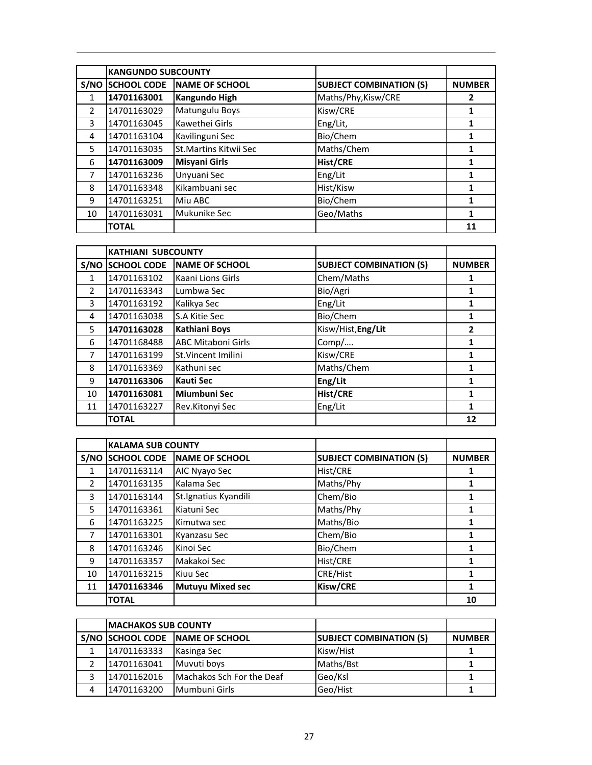| S/NO | KANGUNDO SUBCOUNTY | | | |
|---|---|---|---|---|
| S/NO | SCHOOL CODE | NAME OF SCHOOL | SUBJECT COMBINATION (S) | NUMBER |
| 1 | **14701163001** | **Kangundo High** | Maths/Phy,Kisw/CRE | **2** |
| 2 | 14701163029 | Matungulu Boys | Kisw/CRE | **1** |
| 3 | 14701163045 | Kawethei Girls | Eng/Lit, | **1** |
| 4 | 14701163104 | Kavilinguni Sec | Bio/Chem | **1** |
| 5 | 14701163035 | St.Martins Kitwii Sec | Maths/Chem | **1** |
| 6 | **14701163009** | **Misyani Girls** | **Hist/CRE** | **1** |
| 7 | 14701163236 | Unyuani Sec | Eng/Lit | **1** |
| 8 | 14701163348 | Kikambuani sec | Hist/Kisw | **1** |
| 9 | 14701163251 | Miu ABC | Bio/Chem | **1** |
| 10 | 14701163031 | Mukunike Sec | Geo/Maths | **1** |
| | **TOTAL** | | | **11** |

| S/NO | KATHIANI SUBCOUNTY | | | |
|---|---|---|---|---|
| S/NO | SCHOOL CODE | NAME OF SCHOOL | SUBJECT COMBINATION (S) | NUMBER |
| 1 | 14701163102 | Kaani Lions Girls | Chem/Maths | **1** |
| 2 | 14701163343 | Lumbwa Sec | Bio/Agri | **1** |
| 3 | 14701163192 | Kalikya Sec | Eng/Lit | **1** |
| 4 | 14701163038 | S.A Kitie Sec | Bio/Chem | **1** |
| 5 | **14701163028** | **Kathiani Boys** | Kisw/Hist,**Eng/Lit** | **2** |
| 6 | 14701168488 | ABC Mitaboni Girls | Comp/…. | **1** |
| 7 | 14701163199 | St.Vincent Imilini | Kisw/CRE | **1** |
| 8 | 14701163369 | Kathuni sec | Maths/Chem | **1** |
| 9 | **14701163306** | **Kauti Sec** | **Eng/Lit** | **1** |
| 10 | **14701163081** | **Miumbuni Sec** | **Hist/CRE** | **1** |
| 11 | 14701163227 | Rev.Kitonyi Sec | Eng/Lit | **1** |
| | **TOTAL** | | | **12** |

| S/NO | KALAMA SUB COUNTY | | | |
|---|---|---|---|---|
| S/NO | SCHOOL CODE | NAME OF SCHOOL | SUBJECT COMBINATION (S) | NUMBER |
| 1 | 14701163114 | AIC Nyayo Sec | Hist/CRE | **1** |
| 2 | 14701163135 | Kalama Sec | Maths/Phy | **1** |
| 3 | 14701163144 | St.Ignatius Kyandili | Chem/Bio | **1** |
| 5 | 14701163361 | Kiatuni Sec | Maths/Phy | **1** |
| 6 | 14701163225 | Kimutwa sec | Maths/Bio | **1** |
| 7 | 14701163301 | Kyanzasu Sec | Chem/Bio | **1** |
| 8 | 14701163246 | Kinoi Sec | Bio/Chem | **1** |
| 9 | 14701163357 | Makakoi Sec | Hist/CRE | **1** |
| 10 | 14701163215 | Kiuu Sec | CRE/Hist | **1** |
| 11 | **14701163346** | **Mutuyu Mixed sec** | **Kisw/CRE** | **1** |
| | **TOTAL** | | | **10** |

| S/NO | MACHAKOS SUB COUNTY | | | |
|---|---|---|---|---|
| S/NO | SCHOOL CODE | NAME OF SCHOOL | SUBJECT COMBINATION (S) | NUMBER |
| 1 | 14701163333 | Kasinga Sec | Kisw/Hist | **1** |
| 2 | 14701163041 | Muvuti boys | Maths/Bst | **1** |
| 3 | 14701162016 | Machakos Sch For the Deaf | Geo/Ksl | **1** |
| 4 | 14701163200 | Mumbuni Girls | Geo/Hist | **1** |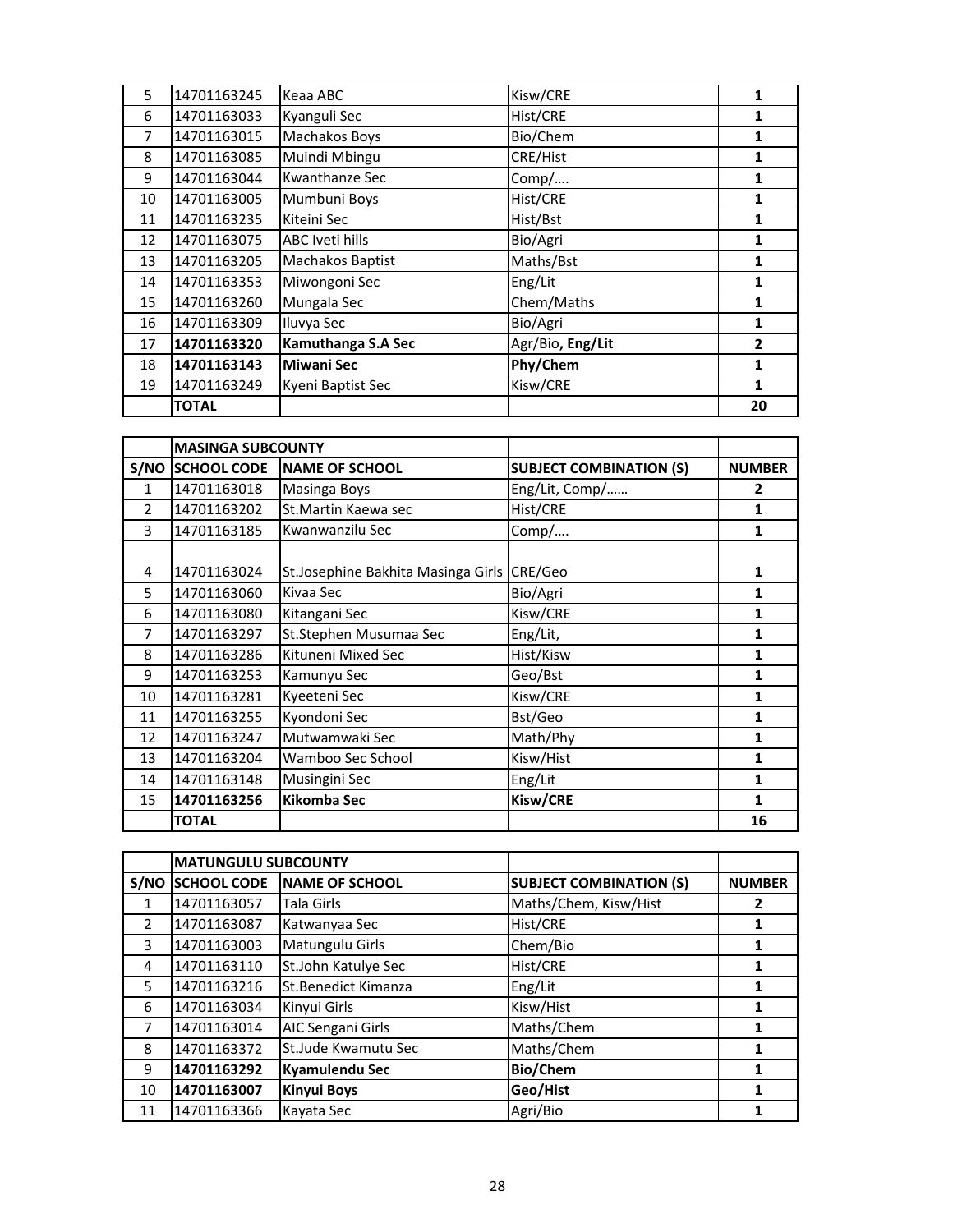| | | | | |
|---|---|---|---|---|
| 5 | 14701163245 | Keaa ABC | Kisw/CRE | 1 |
| 6 | 14701163033 | Kyanguli Sec | Hist/CRE | 1 |
| 7 | 14701163015 | Machakos Boys | Bio/Chem | 1 |
| 8 | 14701163085 | Muindi Mbingu | CRE/Hist | 1 |
| 9 | 14701163044 | Kwanthanze Sec | Comp/…. | 1 |
| 10 | 14701163005 | Mumbuni Boys | Hist/CRE | 1 |
| 11 | 14701163235 | Kiteini Sec | Hist/Bst | 1 |
| 12 | 14701163075 | ABC Iveti hills | Bio/Agri | 1 |
| 13 | 14701163205 | Machakos Baptist | Maths/Bst | 1 |
| 14 | 14701163353 | Miwongoni Sec | Eng/Lit | 1 |
| 15 | 14701163260 | Mungala Sec | Chem/Maths | 1 |
| 16 | 14701163309 | Iluvya Sec | Bio/Agri | 1 |
| 17 | **14701163320** | **Kamuthanga S.A Sec** | Agr/Bio**, Eng/Lit** | **2** |
| 18 | **14701163143** | **Miwani Sec** | **Phy/Chem** | **1** |
| 19 | 14701163249 | Kyeni Baptist Sec | Kisw/CRE | 1 |
| | **TOTAL** | | | **20** |

| | **MASINGA SUBCOUNTY** | | | |
|---|---|---|---|---|
| **S/NO** | **SCHOOL CODE** | **NAME OF SCHOOL** | **SUBJECT COMBINATION (S)** | **NUMBER** |
| 1 | 14701163018 | Masinga Boys | Eng/Lit, Comp/…… | **2** |
| 2 | 14701163202 | St.Martin Kaewa sec | Hist/CRE | **1** |
| 3 | 14701163185 | Kwanwanzilu Sec | Comp/…. | **1** |
| 4 | 14701163024 | St.Josephine Bakhita Masinga Girls | CRE/Geo | **1** |
| 5 | 14701163060 | Kivaa Sec | Bio/Agri | **1** |
| 6 | 14701163080 | Kitangani Sec | Kisw/CRE | **1** |
| 7 | 14701163297 | St.Stephen Musumaa Sec | Eng/Lit, | **1** |
| 8 | 14701163286 | Kituneni Mixed Sec | Hist/Kisw | **1** |
| 9 | 14701163253 | Kamunyu Sec | Geo/Bst | **1** |
| 10 | 14701163281 | Kyeeteni Sec | Kisw/CRE | **1** |
| 11 | 14701163255 | Kyondoni Sec | Bst/Geo | **1** |
| 12 | 14701163247 | Mutwamwaki Sec | Math/Phy | **1** |
| 13 | 14701163204 | Wamboo Sec School | Kisw/Hist | **1** |
| 14 | 14701163148 | Musingini Sec | Eng/Lit | **1** |
| 15 | **14701163256** | **Kikomba Sec** | **Kisw/CRE** | **1** |
| | **TOTAL** | | | **16** |

| | **MATUNGULU SUBCOUNTY** | | | |
|---|---|---|---|---|
| **S/NO** | **SCHOOL CODE** | **NAME OF SCHOOL** | **SUBJECT COMBINATION (S)** | **NUMBER** |
| 1 | 14701163057 | Tala Girls | Maths/Chem, Kisw/Hist | **2** |
| 2 | 14701163087 | Katwanyaa Sec | Hist/CRE | **1** |
| 3 | 14701163003 | Matungulu Girls | Chem/Bio | **1** |
| 4 | 14701163110 | St.John Katulye Sec | Hist/CRE | **1** |
| 5 | 14701163216 | St.Benedict Kimanza | Eng/Lit | **1** |
| 6 | 14701163034 | Kinyui Girls | Kisw/Hist | **1** |
| 7 | 14701163014 | AIC Sengani Girls | Maths/Chem | **1** |
| 8 | 14701163372 | St.Jude Kwamutu Sec | Maths/Chem | **1** |
| 9 | **14701163292** | **Kyamulendu Sec** | **Bio/Chem** | **1** |
| 10 | **14701163007** | **Kinyui Boys** | **Geo/Hist** | **1** |
| 11 | 14701163366 | Kayata Sec | Agri/Bio | **1** |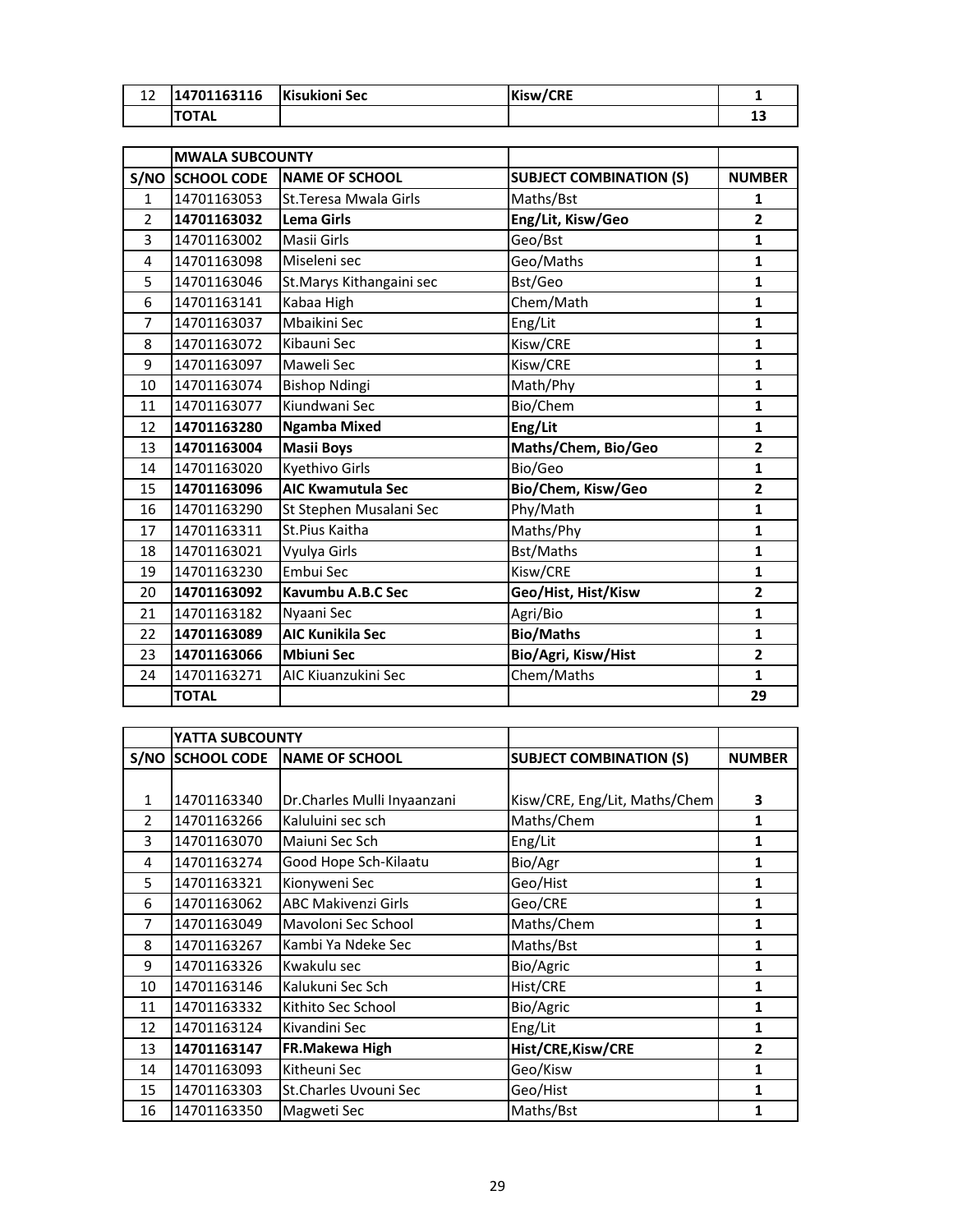| 12 | **14701163116** | **Kisukioni Sec** | **Kisw/CRE** | **1** |
|---|---|---|---|---|
| | **TOTAL** | | | **13** |

| | **MWALA SUBCOUNTY** | | | |
|---|---|---|---|---|
| **S/NO** | **SCHOOL CODE** | **NAME OF SCHOOL** | **SUBJECT COMBINATION (S)** | **NUMBER** |
| 1 | 14701163053 | St.Teresa Mwala Girls | Maths/Bst | **1** |
| 2 | **14701163032** | **Lema Girls** | **Eng/Lit, Kisw/Geo** | **2** |
| 3 | 14701163002 | Masii Girls | Geo/Bst | **1** |
| 4 | 14701163098 | Miseleni sec | Geo/Maths | **1** |
| 5 | 14701163046 | St.Marys Kithangaini sec | Bst/Geo | **1** |
| 6 | 14701163141 | Kabaa High | Chem/Math | **1** |
| 7 | 14701163037 | Mbaikini Sec | Eng/Lit | **1** |
| 8 | 14701163072 | Kibauni Sec | Kisw/CRE | **1** |
| 9 | 14701163097 | Maweli Sec | Kisw/CRE | **1** |
| 10 | 14701163074 | Bishop Ndingi | Math/Phy | **1** |
| 11 | 14701163077 | Kiundwani Sec | Bio/Chem | **1** |
| 12 | **14701163280** | **Ngamba Mixed** | **Eng/Lit** | **1** |
| 13 | **14701163004** | **Masii Boys** | **Maths/Chem, Bio/Geo** | **2** |
| 14 | 14701163020 | Kyethivo Girls | Bio/Geo | **1** |
| 15 | **14701163096** | **AIC Kwamutula Sec** | **Bio/Chem, Kisw/Geo** | **2** |
| 16 | 14701163290 | St Stephen Musalani Sec | Phy/Math | **1** |
| 17 | 14701163311 | St.Pius Kaitha | Maths/Phy | **1** |
| 18 | 14701163021 | Vyulya Girls | Bst/Maths | **1** |
| 19 | 14701163230 | Embui Sec | Kisw/CRE | **1** |
| 20 | **14701163092** | **Kavumbu A.B.C Sec** | **Geo/Hist, Hist/Kisw** | **2** |
| 21 | 14701163182 | Nyaani Sec | Agri/Bio | **1** |
| 22 | **14701163089** | **AIC Kunikila Sec** | **Bio/Maths** | **1** |
| 23 | **14701163066** | **Mbiuni Sec** | **Bio/Agri, Kisw/Hist** | **2** |
| 24 | 14701163271 | AIC Kiuanzukini Sec | Chem/Maths | **1** |
| | **TOTAL** | | | **29** |

| | **YATTA SUBCOUNTY** | | | |
|---|---|---|---|---|
| **S/NO** | **SCHOOL CODE** | **NAME OF SCHOOL** | **SUBJECT COMBINATION (S)** | **NUMBER** |
| 1 | 14701163340 | Dr.Charles Mulli Inyaanzani | Kisw/CRE, Eng/Lit, Maths/Chem | **3** |
| 2 | 14701163266 | Kaluluini sec sch | Maths/Chem | **1** |
| 3 | 14701163070 | Maiuni Sec Sch | Eng/Lit | **1** |
| 4 | 14701163274 | Good Hope Sch-Kilaatu | Bio/Agr | **1** |
| 5 | 14701163321 | Kionyweni Sec | Geo/Hist | **1** |
| 6 | 14701163062 | ABC Makivenzi Girls | Geo/CRE | **1** |
| 7 | 14701163049 | Mavoloni Sec School | Maths/Chem | **1** |
| 8 | 14701163267 | Kambi Ya Ndeke Sec | Maths/Bst | **1** |
| 9 | 14701163326 | Kwakulu sec | Bio/Agric | **1** |
| 10 | 14701163146 | Kalukuni Sec Sch | Hist/CRE | **1** |
| 11 | 14701163332 | Kithito Sec School | Bio/Agric | **1** |
| 12 | 14701163124 | Kivandini Sec | Eng/Lit | **1** |
| 13 | **14701163147** | **FR.Makewa High** | **Hist/CRE,Kisw/CRE** | **2** |
| 14 | 14701163093 | Kitheuni Sec | Geo/Kisw | **1** |
| 15 | 14701163303 | St.Charles Uvouni Sec | Geo/Hist | **1** |
| 16 | 14701163350 | Magweti Sec | Maths/Bst | **1** |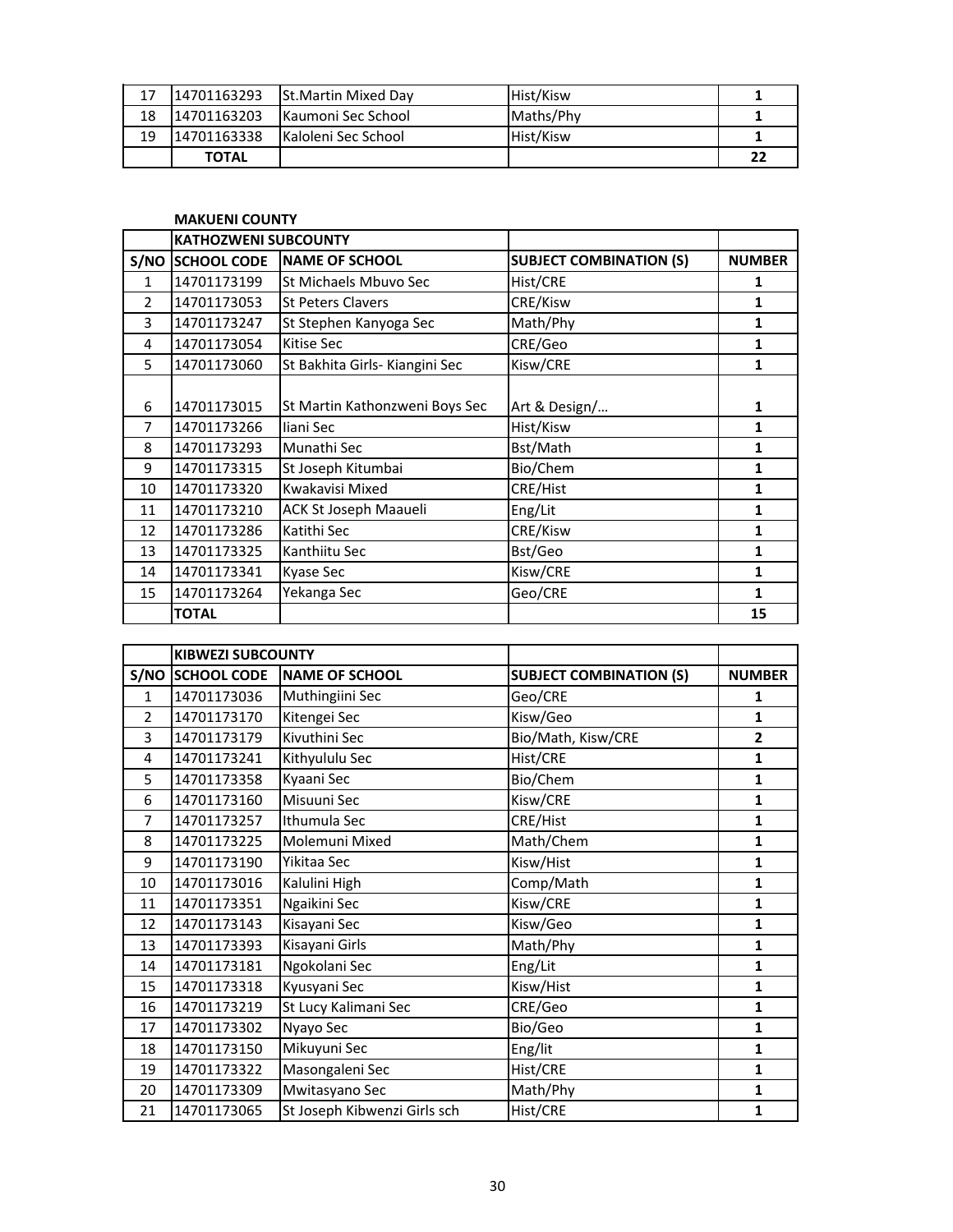| | | | | |
|---|---|---|---|---|
| 17 | 14701163293 | St.Martin Mixed Day | Hist/Kisw | 1 |
| 18 | 14701163203 | Kaumoni Sec School | Maths/Phy | 1 |
| 19 | 14701163338 | Kaloleni Sec School | Hist/Kisw | 1 |
| | **TOTAL** | | | **22** |

**MAKUENI COUNTY**

| | **KATHOZWENI SUBCOUNTY** | | | |
|---|---|---|---|---|
| **S/NO** | **SCHOOL CODE** | **NAME OF SCHOOL** | **SUBJECT COMBINATION (S)** | **NUMBER** |
| 1 | 14701173199 | St Michaels Mbuvo Sec | Hist/CRE | 1 |
| 2 | 14701173053 | St Peters Clavers | CRE/Kisw | 1 |
| 3 | 14701173247 | St Stephen Kanyoga Sec | Math/Phy | 1 |
| 4 | 14701173054 | Kitise Sec | CRE/Geo | 1 |
| 5 | 14701173060 | St Bakhita Girls- Kiangini Sec | Kisw/CRE | 1 |
| 6 | 14701173015 | St Martin Kathonzweni Boys Sec | Art & Design/… | 1 |
| 7 | 14701173266 | Iiani Sec | Hist/Kisw | 1 |
| 8 | 14701173293 | Munathi Sec | Bst/Math | 1 |
| 9 | 14701173315 | St Joseph Kitumbai | Bio/Chem | 1 |
| 10 | 14701173320 | Kwakavisi Mixed | CRE/Hist | 1 |
| 11 | 14701173210 | ACK St Joseph Maaueli | Eng/Lit | 1 |
| 12 | 14701173286 | Katithi Sec | CRE/Kisw | 1 |
| 13 | 14701173325 | Kanthiitu Sec | Bst/Geo | 1 |
| 14 | 14701173341 | Kyase Sec | Kisw/CRE | 1 |
| 15 | 14701173264 | Yekanga Sec | Geo/CRE | 1 |
| | **TOTAL** | | | **15** |

| | **KIBWEZI SUBCOUNTY** | | | |
|---|---|---|---|---|
| **S/NO** | **SCHOOL CODE** | **NAME OF SCHOOL** | **SUBJECT COMBINATION (S)** | **NUMBER** |
| 1 | 14701173036 | Muthingiini Sec | Geo/CRE | 1 |
| 2 | 14701173170 | Kitengei Sec | Kisw/Geo | 1 |
| 3 | 14701173179 | Kivuthini Sec | Bio/Math, Kisw/CRE | 2 |
| 4 | 14701173241 | Kithyululu Sec | Hist/CRE | 1 |
| 5 | 14701173358 | Kyaani Sec | Bio/Chem | 1 |
| 6 | 14701173160 | Misuuni Sec | Kisw/CRE | 1 |
| 7 | 14701173257 | Ithumula Sec | CRE/Hist | 1 |
| 8 | 14701173225 | Molemuni Mixed | Math/Chem | 1 |
| 9 | 14701173190 | Yikitaa Sec | Kisw/Hist | 1 |
| 10 | 14701173016 | Kalulini High | Comp/Math | 1 |
| 11 | 14701173351 | Ngaikini Sec | Kisw/CRE | 1 |
| 12 | 14701173143 | Kisayani Sec | Kisw/Geo | 1 |
| 13 | 14701173393 | Kisayani Girls | Math/Phy | 1 |
| 14 | 14701173181 | Ngokolani Sec | Eng/Lit | 1 |
| 15 | 14701173318 | Kyusyani Sec | Kisw/Hist | 1 |
| 16 | 14701173219 | St Lucy Kalimani Sec | CRE/Geo | 1 |
| 17 | 14701173302 | Nyayo Sec | Bio/Geo | 1 |
| 18 | 14701173150 | Mikuyuni Sec | Eng/lit | 1 |
| 19 | 14701173322 | Masongaleni Sec | Hist/CRE | 1 |
| 20 | 14701173309 | Mwitasyano Sec | Math/Phy | 1 |
| 21 | 14701173065 | St Joseph Kibwenzi Girls sch | Hist/CRE | 1 |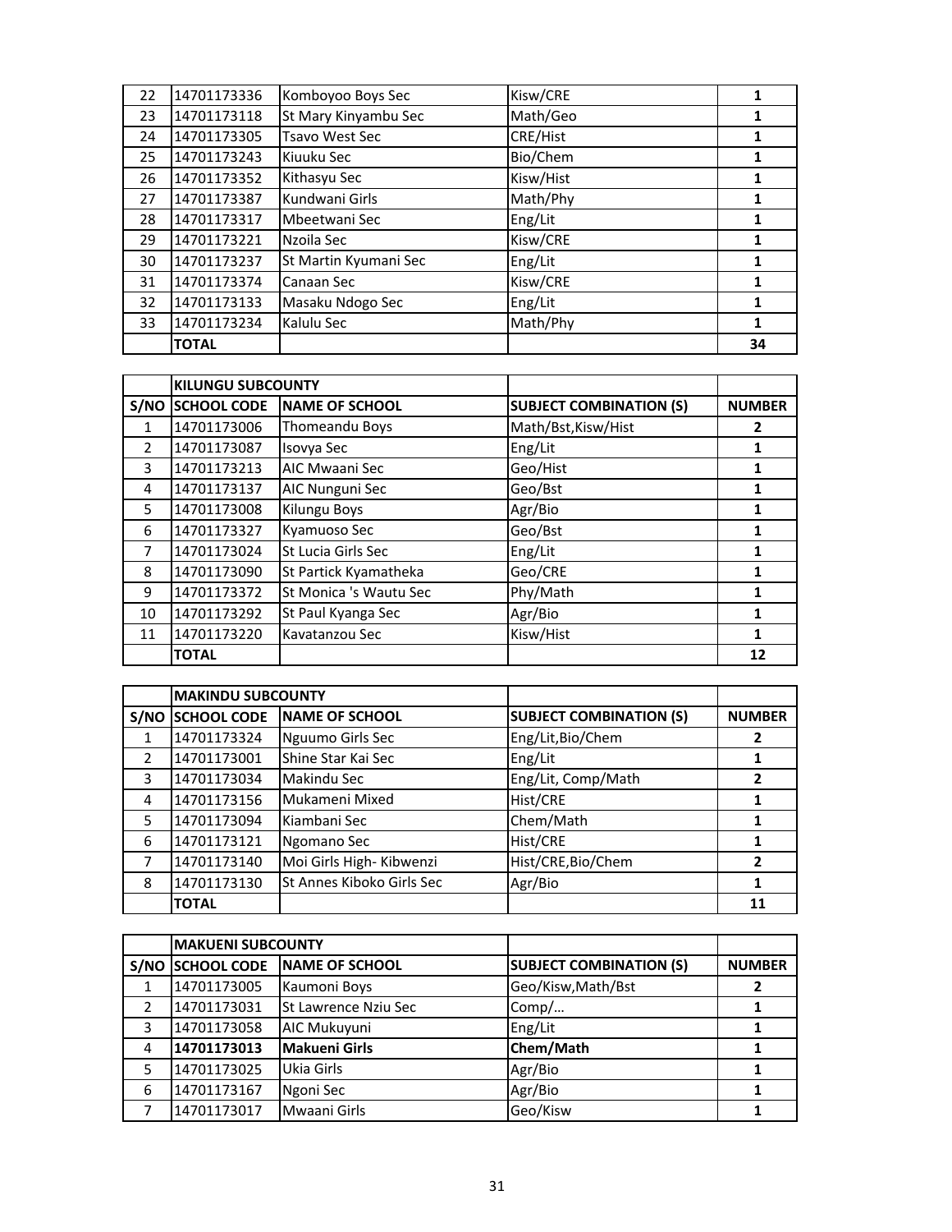| | | | | |
|---|---|---|---|---|
| 22 | 14701173336 | Komboyoo Boys Sec | Kisw/CRE | 1 |
| 23 | 14701173118 | St Mary Kinyambu Sec | Math/Geo | 1 |
| 24 | 14701173305 | Tsavo West Sec | CRE/Hist | 1 |
| 25 | 14701173243 | Kiuuku Sec | Bio/Chem | 1 |
| 26 | 14701173352 | Kithasyu Sec | Kisw/Hist | 1 |
| 27 | 14701173387 | Kundwani Girls | Math/Phy | 1 |
| 28 | 14701173317 | Mbeetwani Sec | Eng/Lit | 1 |
| 29 | 14701173221 | Nzoila Sec | Kisw/CRE | 1 |
| 30 | 14701173237 | St Martin Kyumani Sec | Eng/Lit | 1 |
| 31 | 14701173374 | Canaan Sec | Kisw/CRE | 1 |
| 32 | 14701173133 | Masaku Ndogo Sec | Eng/Lit | 1 |
| 33 | 14701173234 | Kalulu Sec | Math/Phy | 1 |
| | **TOTAL** | | | **34** |

| | **KILUNGU SUBCOUNTY** | | | |
|---|---|---|---|---|
| **S/NO** | **SCHOOL CODE** | **NAME OF SCHOOL** | **SUBJECT COMBINATION (S)** | **NUMBER** |
| 1 | 14701173006 | Thomeandu Boys | Math/Bst,Kisw/Hist | 2 |
| 2 | 14701173087 | Isovya Sec | Eng/Lit | 1 |
| 3 | 14701173213 | AIC Mwaani Sec | Geo/Hist | 1 |
| 4 | 14701173137 | AIC Nunguni Sec | Geo/Bst | 1 |
| 5 | 14701173008 | Kilungu Boys | Agr/Bio | 1 |
| 6 | 14701173327 | Kyamuoso Sec | Geo/Bst | 1 |
| 7 | 14701173024 | St Lucia Girls Sec | Eng/Lit | 1 |
| 8 | 14701173090 | St Partick Kyamatheka | Geo/CRE | 1 |
| 9 | 14701173372 | St Monica 's Wautu Sec | Phy/Math | 1 |
| 10 | 14701173292 | St Paul Kyanga Sec | Agr/Bio | 1 |
| 11 | 14701173220 | Kavatanzou Sec | Kisw/Hist | 1 |
| | **TOTAL** | | | **12** |

| | **MAKINDU SUBCOUNTY** | | | |
|---|---|---|---|---|
| **S/NO** | **SCHOOL CODE** | **NAME OF SCHOOL** | **SUBJECT COMBINATION (S)** | **NUMBER** |
| 1 | 14701173324 | Nguumo Girls Sec | Eng/Lit,Bio/Chem | 2 |
| 2 | 14701173001 | Shine Star Kai Sec | Eng/Lit | 1 |
| 3 | 14701173034 | Makindu Sec | Eng/Lit, Comp/Math | 2 |
| 4 | 14701173156 | Mukameni Mixed | Hist/CRE | 1 |
| 5 | 14701173094 | Kiambani Sec | Chem/Math | 1 |
| 6 | 14701173121 | Ngomano Sec | Hist/CRE | 1 |
| 7 | 14701173140 | Moi Girls High- Kibwenzi | Hist/CRE,Bio/Chem | 2 |
| 8 | 14701173130 | St Annes Kiboko Girls Sec | Agr/Bio | 1 |
| | **TOTAL** | | | **11** |

| | **MAKUENI SUBCOUNTY** | | | |
|---|---|---|---|---|
| **S/NO** | **SCHOOL CODE** | **NAME OF SCHOOL** | **SUBJECT COMBINATION (S)** | **NUMBER** |
| 1 | 14701173005 | Kaumoni Boys | Geo/Kisw,Math/Bst | 2 |
| 2 | 14701173031 | St Lawrence Nziu Sec | Comp/… | 1 |
| 3 | 14701173058 | AIC Mukuyuni | Eng/Lit | 1 |
| 4 | **14701173013** | **Makueni Girls** | **Chem/Math** | **1** |
| 5 | 14701173025 | Ukia Girls | Agr/Bio | 1 |
| 6 | 14701173167 | Ngoni Sec | Agr/Bio | 1 |
| 7 | 14701173017 | Mwaani Girls | Geo/Kisw | 1 |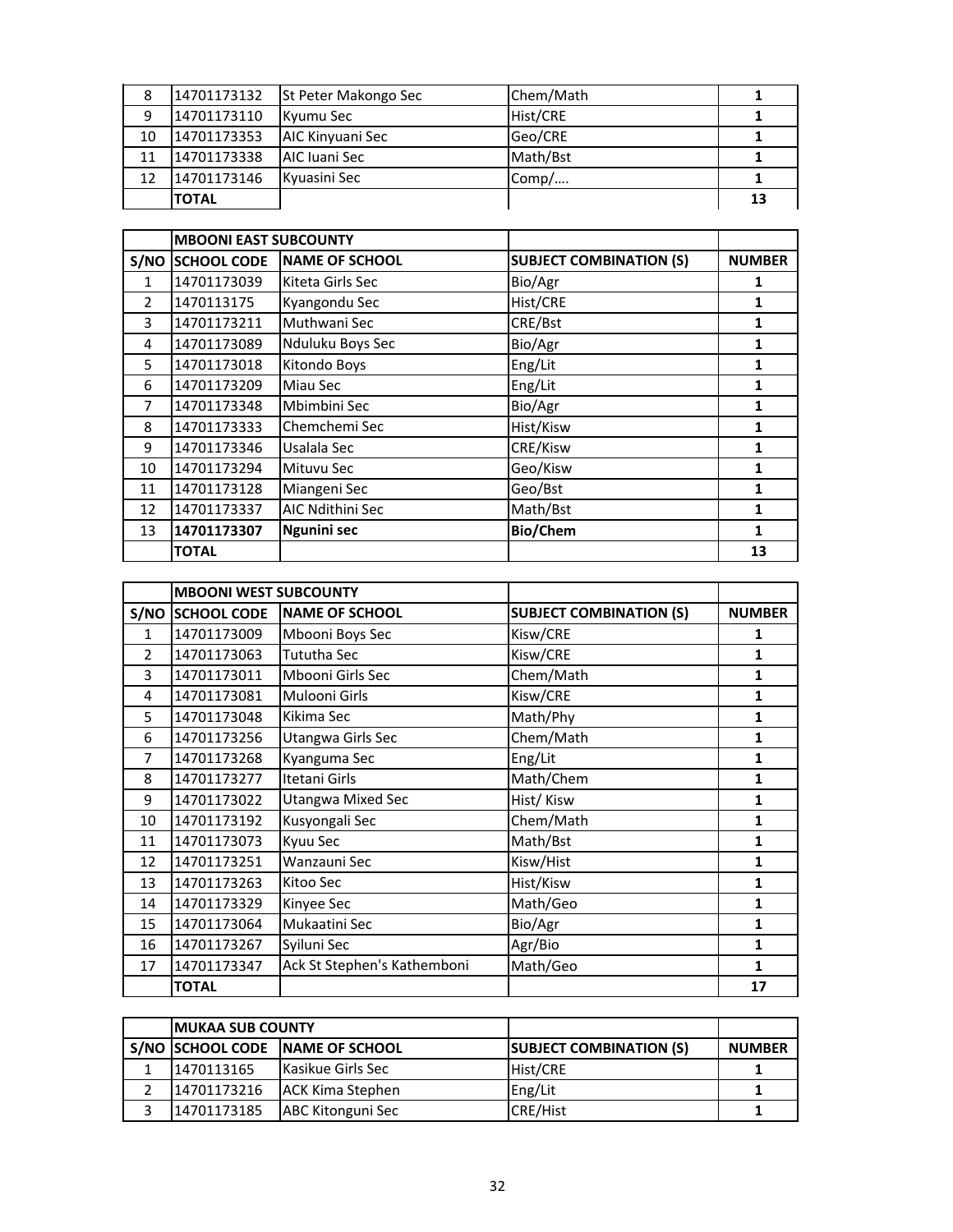| | | | | |
|---|---|---|---|---|
| 8 | 14701173132 | St Peter Makongo Sec | Chem/Math | 1 |
| 9 | 14701173110 | Kyumu Sec | Hist/CRE | 1 |
| 10 | 14701173353 | AIC Kinyuani Sec | Geo/CRE | 1 |
| 11 | 14701173338 | AIC Iuani Sec | Math/Bst | 1 |
| 12 | 14701173146 | Kyuasini Sec | Comp/…. | 1 |
| | **TOTAL** | | | **13** |

| | **MBOONI EAST SUBCOUNTY** | | | |
|---|---|---|---|---|
| **S/NO** | **SCHOOL CODE** | **NAME OF SCHOOL** | **SUBJECT COMBINATION (S)** | **NUMBER** |
| 1 | 14701173039 | Kiteta Girls Sec | Bio/Agr | 1 |
| 2 | 1470113175 | Kyangondu Sec | Hist/CRE | 1 |
| 3 | 14701173211 | Muthwani Sec | CRE/Bst | 1 |
| 4 | 14701173089 | Nduluku Boys Sec | Bio/Agr | 1 |
| 5 | 14701173018 | Kitondo Boys | Eng/Lit | 1 |
| 6 | 14701173209 | Miau Sec | Eng/Lit | 1 |
| 7 | 14701173348 | Mbimbini Sec | Bio/Agr | 1 |
| 8 | 14701173333 | Chemchemi Sec | Hist/Kisw | 1 |
| 9 | 14701173346 | Usalala Sec | CRE/Kisw | 1 |
| 10 | 14701173294 | Mituvu Sec | Geo/Kisw | 1 |
| 11 | 14701173128 | Miangeni Sec | Geo/Bst | 1 |
| 12 | 14701173337 | AIC Ndithini Sec | Math/Bst | 1 |
| 13 | **14701173307** | **Ngunini sec** | **Bio/Chem** | 1 |
| | **TOTAL** | | | **13** |

| | **MBOONI WEST SUBCOUNTY** | | | |
|---|---|---|---|---|
| **S/NO** | **SCHOOL CODE** | **NAME OF SCHOOL** | **SUBJECT COMBINATION (S)** | **NUMBER** |
| 1 | 14701173009 | Mbooni Boys Sec | Kisw/CRE | 1 |
| 2 | 14701173063 | Tututha Sec | Kisw/CRE | 1 |
| 3 | 14701173011 | Mbooni Girls Sec | Chem/Math | 1 |
| 4 | 14701173081 | Mulooni Girls | Kisw/CRE | 1 |
| 5 | 14701173048 | Kikima Sec | Math/Phy | 1 |
| 6 | 14701173256 | Utangwa Girls Sec | Chem/Math | 1 |
| 7 | 14701173268 | Kyanguma Sec | Eng/Lit | 1 |
| 8 | 14701173277 | Itetani Girls | Math/Chem | 1 |
| 9 | 14701173022 | Utangwa Mixed Sec | Hist/ Kisw | 1 |
| 10 | 14701173192 | Kusyongali Sec | Chem/Math | 1 |
| 11 | 14701173073 | Kyuu Sec | Math/Bst | 1 |
| 12 | 14701173251 | Wanzauni Sec | Kisw/Hist | 1 |
| 13 | 14701173263 | Kitoo Sec | Hist/Kisw | 1 |
| 14 | 14701173329 | Kinyee Sec | Math/Geo | 1 |
| 15 | 14701173064 | Mukaatini Sec | Bio/Agr | 1 |
| 16 | 14701173267 | Syiluni Sec | Agr/Bio | 1 |
| 17 | 14701173347 | Ack St Stephen's Kathemboni | Math/Geo | 1 |
| | **TOTAL** | | | **17** |

| | **MUKAA SUB COUNTY** | | | |
|---|---|---|---|---|
| **S/NO** | **SCHOOL CODE** | **NAME OF SCHOOL** | **SUBJECT COMBINATION (S)** | **NUMBER** |
| 1 | 1470113165 | Kasikue Girls Sec | Hist/CRE | 1 |
| 2 | 14701173216 | ACK Kima Stephen | Eng/Lit | 1 |
| 3 | 14701173185 | ABC Kitonguni Sec | CRE/Hist | 1 |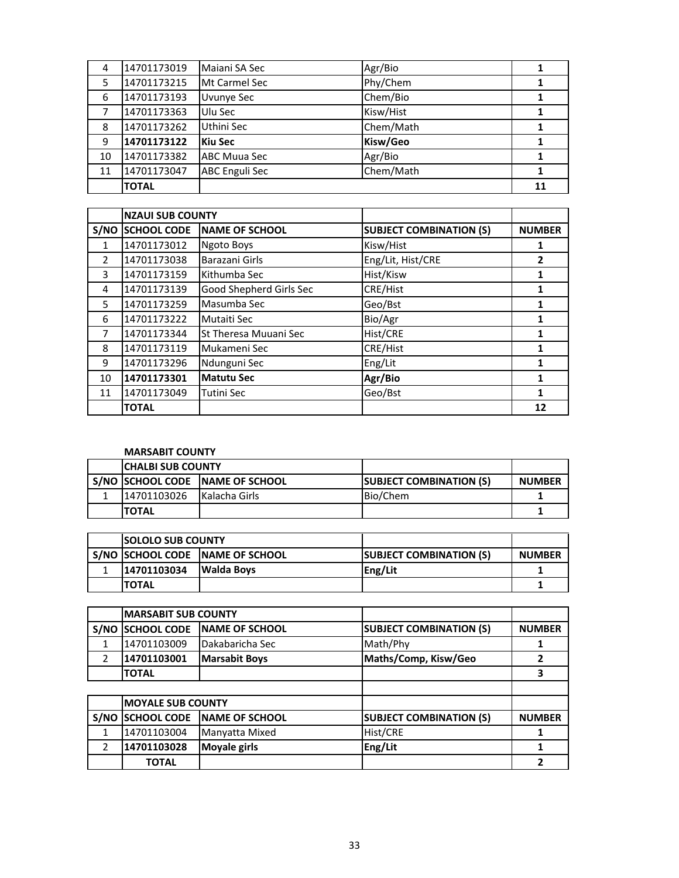| | | | | |
|---|---|---|---|---|
| 4 | 14701173019 | Maiani SA Sec | Agr/Bio | 1 |
| 5 | 14701173215 | Mt Carmel Sec | Phy/Chem | 1 |
| 6 | 14701173193 | Uvunye Sec | Chem/Bio | 1 |
| 7 | 14701173363 | Ulu Sec | Kisw/Hist | 1 |
| 8 | 14701173262 | Uthini Sec | Chem/Math | 1 |
| 9 | **14701173122** | **Kiu Sec** | **Kisw/Geo** | 1 |
| 10 | 14701173382 | ABC Muua Sec | Agr/Bio | 1 |
| 11 | 14701173047 | ABC Enguli Sec | Chem/Math | 1 |
| | **TOTAL** | | | **11** |

| | **NZAUI SUB COUNTY** | | | |
|---|---|---|---|---|
| **S/NO** | **SCHOOL CODE** | **NAME OF SCHOOL** | **SUBJECT COMBINATION (S)** | **NUMBER** |
| 1 | 14701173012 | Ngoto Boys | Kisw/Hist | 1 |
| 2 | 14701173038 | Barazani Girls | Eng/Lit, Hist/CRE | 2 |
| 3 | 14701173159 | Kithumba Sec | Hist/Kisw | 1 |
| 4 | 14701173139 | Good Shepherd Girls Sec | CRE/Hist | 1 |
| 5 | 14701173259 | Masumba Sec | Geo/Bst | 1 |
| 6 | 14701173222 | Mutaiti Sec | Bio/Agr | 1 |
| 7 | 14701173344 | St Theresa Muuani Sec | Hist/CRE | 1 |
| 8 | 14701173119 | Mukameni Sec | CRE/Hist | 1 |
| 9 | 14701173296 | Ndunguni Sec | Eng/Lit | 1 |
| 10 | **14701173301** | **Matutu Sec** | **Agr/Bio** | 1 |
| 11 | 14701173049 | Tutini Sec | Geo/Bst | 1 |
| | **TOTAL** | | | **12** |

**MARSABIT COUNTY**

| | **CHALBI SUB COUNTY** | | | |
|---|---|---|---|---|
| **S/NO** | **SCHOOL CODE** | **NAME OF SCHOOL** | **SUBJECT COMBINATION (S)** | **NUMBER** |
| 1 | 14701103026 | Kalacha Girls | Bio/Chem | 1 |
| | **TOTAL** | | | **1** |

| | **SOLOLO SUB COUNTY** | | | |
|---|---|---|---|---|
| **S/NO** | **SCHOOL CODE** | **NAME OF SCHOOL** | **SUBJECT COMBINATION (S)** | **NUMBER** |
| 1 | **14701103034** | **Walda Boys** | **Eng/Lit** | 1 |
| | **TOTAL** | | | **1** |

| | **MARSABIT SUB COUNTY** | | | |
|---|---|---|---|---|
| **S/NO** | **SCHOOL CODE** | **NAME OF SCHOOL** | **SUBJECT COMBINATION (S)** | **NUMBER** |
| 1 | 14701103009 | Dakabaricha Sec | Math/Phy | 1 |
| 2 | **14701103001** | **Marsabit Boys** | **Maths/Comp, Kisw/Geo** | **2** |
| | **TOTAL** | | | **3** |

| | **MOYALE SUB COUNTY** | | | |
|---|---|---|---|---|
| **S/NO** | **SCHOOL CODE** | **NAME OF SCHOOL** | **SUBJECT COMBINATION (S)** | **NUMBER** |
| 1 | 14701103004 | Manyatta Mixed | Hist/CRE | 1 |
| 2 | **14701103028** | **Moyale girls** | **Eng/Lit** | 1 |
| | **TOTAL** | | | **2** |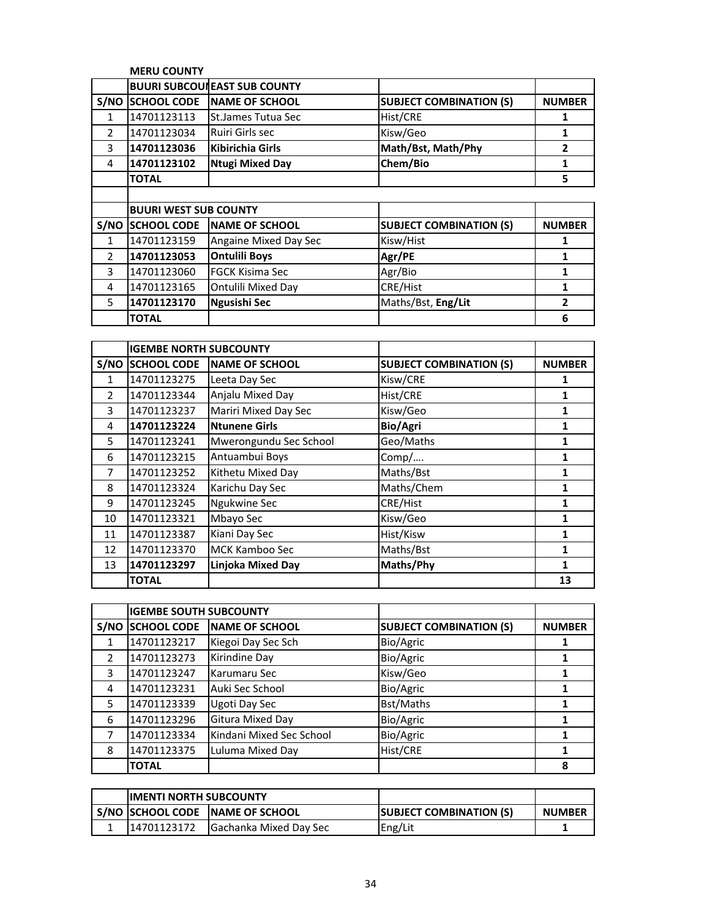**MERU COUNTY**

| | BUURI SUBCOUNEAST SUB COUNTY | | | |
|---|---|---|---|---|
| S/NO | SCHOOL CODE | NAME OF SCHOOL | SUBJECT COMBINATION (S) | NUMBER |
| 1 | 14701123113 | St.James Tutua Sec | Hist/CRE | 1 |
| 2 | 14701123034 | Ruiri Girls sec | Kisw/Geo | 1 |
| 3 | **14701123036** | **Kibirichia Girls** | **Math/Bst, Math/Phy** | **2** |
| 4 | **14701123102** | **Ntugi Mixed Day** | **Chem/Bio** | **1** |
| | **TOTAL** | | | **5** |

| | BUURI WEST SUB COUNTY | | | |
|---|---|---|---|---|
| S/NO | SCHOOL CODE | NAME OF SCHOOL | SUBJECT COMBINATION (S) | NUMBER |
| 1 | 14701123159 | Angaine Mixed Day Sec | Kisw/Hist | 1 |
| 2 | **14701123053** | **Ontulili Boys** | **Agr/PE** | **1** |
| 3 | 14701123060 | FGCK Kisima Sec | Agr/Bio | 1 |
| 4 | 14701123165 | Ontulili Mixed Day | CRE/Hist | 1 |
| 5 | **14701123170** | **Ngusishi Sec** | Maths/Bst, **Eng/Lit** | **2** |
| | **TOTAL** | | | **6** |

| | IGEMBE NORTH SUBCOUNTY | | | |
|---|---|---|---|---|
| S/NO | SCHOOL CODE | NAME OF SCHOOL | SUBJECT COMBINATION (S) | NUMBER |
| 1 | 14701123275 | Leeta Day Sec | Kisw/CRE | 1 |
| 2 | 14701123344 | Anjalu Mixed Day | Hist/CRE | 1 |
| 3 | 14701123237 | Mariri Mixed Day Sec | Kisw/Geo | 1 |
| 4 | **14701123224** | **Ntunene Girls** | **Bio/Agri** | **1** |
| 5 | 14701123241 | Mwerongundu Sec School | Geo/Maths | 1 |
| 6 | 14701123215 | Antuambui Boys | Comp/…. | 1 |
| 7 | 14701123252 | Kithetu Mixed Day | Maths/Bst | 1 |
| 8 | 14701123324 | Karichu Day Sec | Maths/Chem | 1 |
| 9 | 14701123245 | Ngukwine Sec | CRE/Hist | 1 |
| 10 | 14701123321 | Mbayo Sec | Kisw/Geo | 1 |
| 11 | 14701123387 | Kiani Day Sec | Hist/Kisw | 1 |
| 12 | 14701123370 | MCK Kamboo Sec | Maths/Bst | 1 |
| 13 | **14701123297** | **Linjoka Mixed Day** | **Maths/Phy** | **1** |
| | **TOTAL** | | | **13** |

| | IGEMBE SOUTH SUBCOUNTY | | | |
|---|---|---|---|---|
| S/NO | SCHOOL CODE | NAME OF SCHOOL | SUBJECT COMBINATION (S) | NUMBER |
| 1 | 14701123217 | Kiegoi Day Sec Sch | Bio/Agric | 1 |
| 2 | 14701123273 | Kirindine Day | Bio/Agric | 1 |
| 3 | 14701123247 | Karumaru Sec | Kisw/Geo | 1 |
| 4 | 14701123231 | Auki Sec School | Bio/Agric | 1 |
| 5 | 14701123339 | Ugoti Day Sec | Bst/Maths | 1 |
| 6 | 14701123296 | Gitura Mixed Day | Bio/Agric | 1 |
| 7 | 14701123334 | Kindani Mixed Sec School | Bio/Agric | 1 |
| 8 | 14701123375 | Luluma Mixed Day | Hist/CRE | 1 |
| | **TOTAL** | | | **8** |

| | IMENTI NORTH SUBCOUNTY | | | |
|---|---|---|---|---|
| S/NO | SCHOOL CODE | NAME OF SCHOOL | SUBJECT COMBINATION (S) | NUMBER |
| 1 | 14701123172 | Gachanka Mixed Day Sec | Eng/Lit | 1 |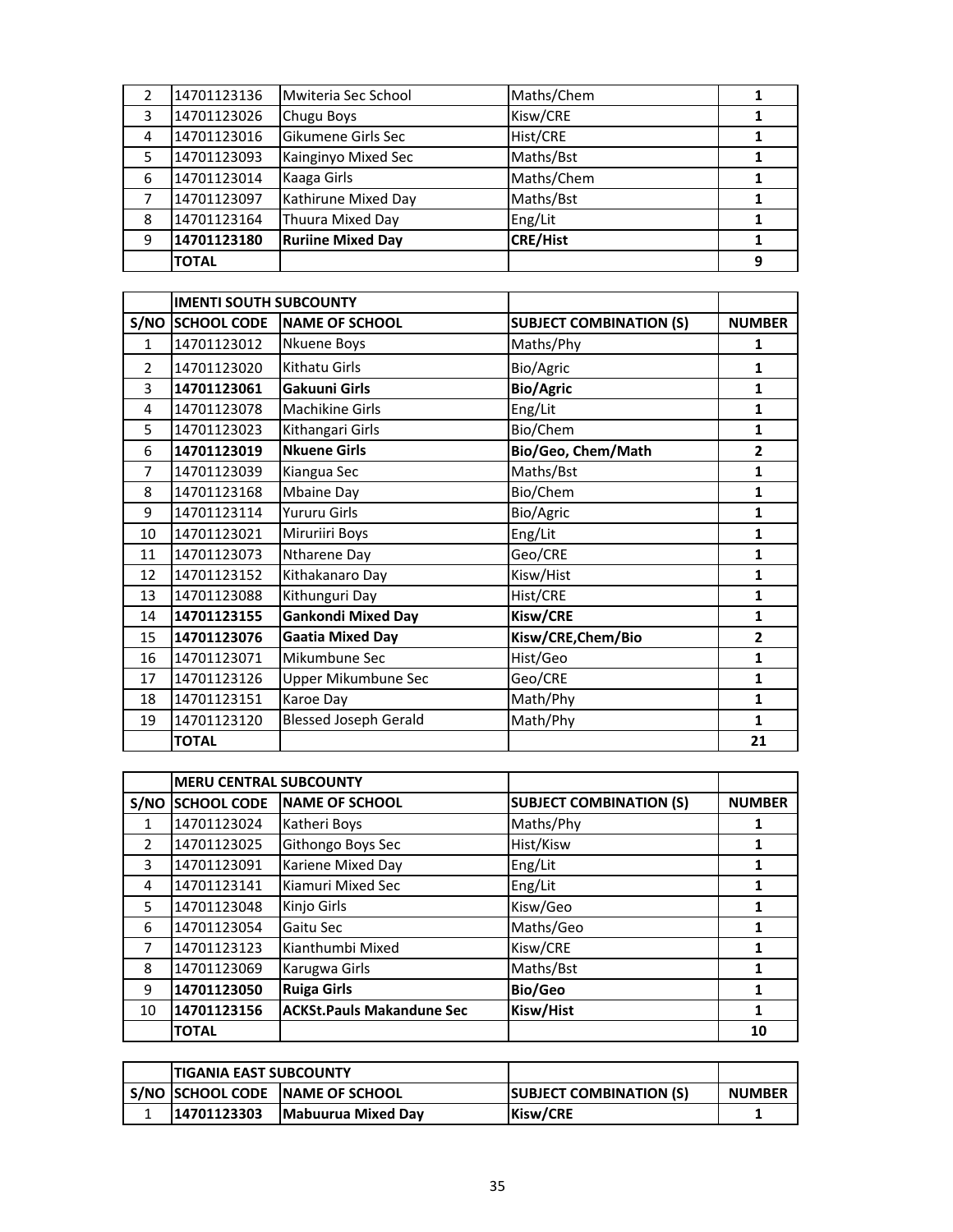| | | | | |
|---|---|---|---|---|
| 2 | 14701123136 | Mwiteria Sec School | Maths/Chem | 1 |
| 3 | 14701123026 | Chugu Boys | Kisw/CRE | 1 |
| 4 | 14701123016 | Gikumene Girls Sec | Hist/CRE | 1 |
| 5 | 14701123093 | Kainginyo Mixed Sec | Maths/Bst | 1 |
| 6 | 14701123014 | Kaaga Girls | Maths/Chem | 1 |
| 7 | 14701123097 | Kathirune Mixed Day | Maths/Bst | 1 |
| 8 | 14701123164 | Thuura Mixed Day | Eng/Lit | 1 |
| 9 | **14701123180** | **Ruriine Mixed Day** | **CRE/Hist** | 1 |
| | **TOTAL** | | | **9** |

| | **IMENTI SOUTH SUBCOUNTY** | | | |
|---|---|---|---|---|
| **S/NO** | **SCHOOL CODE** | **NAME OF SCHOOL** | **SUBJECT COMBINATION (S)** | **NUMBER** |
| 1 | 14701123012 | Nkuene Boys | Maths/Phy | 1 |
| 2 | 14701123020 | Kithatu Girls | Bio/Agric | 1 |
| 3 | **14701123061** | **Gakuuni Girls** | **Bio/Agric** | 1 |
| 4 | 14701123078 | Machikine Girls | Eng/Lit | 1 |
| 5 | 14701123023 | Kithangari Girls | Bio/Chem | 1 |
| 6 | **14701123019** | **Nkuene Girls** | **Bio/Geo, Chem/Math** | 2 |
| 7 | 14701123039 | Kiangua Sec | Maths/Bst | 1 |
| 8 | 14701123168 | Mbaine Day | Bio/Chem | 1 |
| 9 | 14701123114 | Yururu Girls | Bio/Agric | 1 |
| 10 | 14701123021 | Miruriiri Boys | Eng/Lit | 1 |
| 11 | 14701123073 | Ntharene Day | Geo/CRE | 1 |
| 12 | 14701123152 | Kithakanaro Day | Kisw/Hist | 1 |
| 13 | 14701123088 | Kithunguri Day | Hist/CRE | 1 |
| 14 | **14701123155** | **Gankondi Mixed Day** | **Kisw/CRE** | 1 |
| 15 | **14701123076** | **Gaatia Mixed Day** | **Kisw/CRE,Chem/Bio** | 2 |
| 16 | 14701123071 | Mikumbune Sec | Hist/Geo | 1 |
| 17 | 14701123126 | Upper Mikumbune Sec | Geo/CRE | 1 |
| 18 | 14701123151 | Karoe Day | Math/Phy | 1 |
| 19 | 14701123120 | Blessed Joseph Gerald | Math/Phy | 1 |
| | **TOTAL** | | | **21** |

| | **MERU CENTRAL SUBCOUNTY** | | | |
|---|---|---|---|---|
| **S/NO** | **SCHOOL CODE** | **NAME OF SCHOOL** | **SUBJECT COMBINATION (S)** | **NUMBER** |
| 1 | 14701123024 | Katheri Boys | Maths/Phy | 1 |
| 2 | 14701123025 | Githongo Boys Sec | Hist/Kisw | 1 |
| 3 | 14701123091 | Kariene Mixed Day | Eng/Lit | 1 |
| 4 | 14701123141 | Kiamuri Mixed Sec | Eng/Lit | 1 |
| 5 | 14701123048 | Kinjo Girls | Kisw/Geo | 1 |
| 6 | 14701123054 | Gaitu Sec | Maths/Geo | 1 |
| 7 | 14701123123 | Kianthumbi Mixed | Kisw/CRE | 1 |
| 8 | 14701123069 | Karugwa Girls | Maths/Bst | 1 |
| 9 | **14701123050** | **Ruiga Girls** | **Bio/Geo** | 1 |
| 10 | **14701123156** | **ACKSt.Pauls Makandune Sec** | **Kisw/Hist** | 1 |
| | **TOTAL** | | | **10** |

| | **TIGANIA EAST SUBCOUNTY** | | | |
|---|---|---|---|---|
| **S/NO** | **SCHOOL CODE** | **NAME OF SCHOOL** | **SUBJECT COMBINATION (S)** | **NUMBER** |
| 1 | **14701123303** | **Mabuurua Mixed Day** | **Kisw/CRE** | 1 |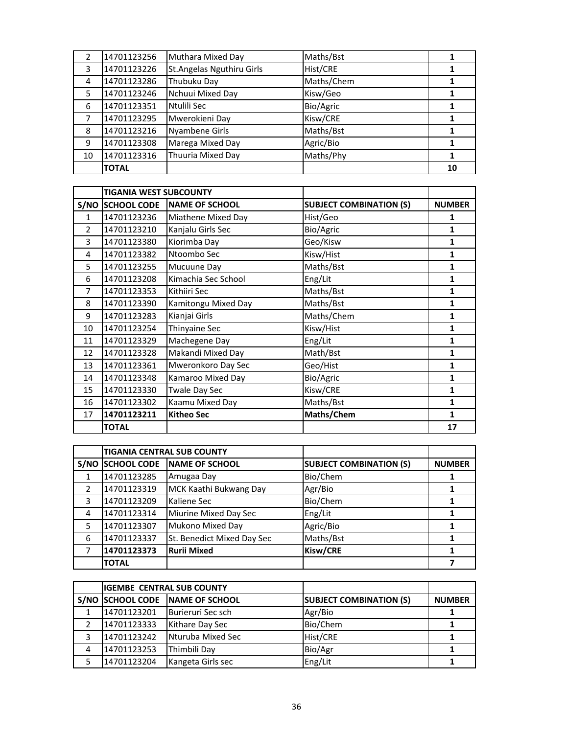| | | | | |
|---|---|---|---|---|
| 2 | 14701123256 | Muthara Mixed Day | Maths/Bst | 1 |
| 3 | 14701123226 | St.Angelas Nguthiru Girls | Hist/CRE | 1 |
| 4 | 14701123286 | Thubuku Day | Maths/Chem | 1 |
| 5 | 14701123246 | Nchuui Mixed Day | Kisw/Geo | 1 |
| 6 | 14701123351 | Ntulili Sec | Bio/Agric | 1 |
| 7 | 14701123295 | Mwerokieni Day | Kisw/CRE | 1 |
| 8 | 14701123216 | Nyambene Girls | Maths/Bst | 1 |
| 9 | 14701123308 | Marega Mixed Day | Agric/Bio | 1 |
| 10 | 14701123316 | Thuuria Mixed Day | Maths/Phy | 1 |
| | **TOTAL** | | | **10** |

| | **TIGANIA WEST SUBCOUNTY** | | | |
|---|---|---|---|---|
| **S/NO** | **SCHOOL CODE** | **NAME OF SCHOOL** | **SUBJECT COMBINATION (S)** | **NUMBER** |
| 1 | 14701123236 | Miathene Mixed Day | Hist/Geo | 1 |
| 2 | 14701123210 | Kanjalu Girls Sec | Bio/Agric | 1 |
| 3 | 14701123380 | Kiorimba Day | Geo/Kisw | 1 |
| 4 | 14701123382 | Ntoombo Sec | Kisw/Hist | 1 |
| 5 | 14701123255 | Mucuune Day | Maths/Bst | 1 |
| 6 | 14701123208 | Kimachia Sec School | Eng/Lit | 1 |
| 7 | 14701123353 | Kithiiri Sec | Maths/Bst | 1 |
| 8 | 14701123390 | Kamitongu Mixed Day | Maths/Bst | 1 |
| 9 | 14701123283 | Kianjai Girls | Maths/Chem | 1 |
| 10 | 14701123254 | Thinyaine Sec | Kisw/Hist | 1 |
| 11 | 14701123329 | Machegene Day | Eng/Lit | 1 |
| 12 | 14701123328 | Makandi Mixed Day | Math/Bst | 1 |
| 13 | 14701123361 | Mweronkoro Day Sec | Geo/Hist | 1 |
| 14 | 14701123348 | Kamaroo Mixed Day | Bio/Agric | 1 |
| 15 | 14701123330 | Twale Day Sec | Kisw/CRE | 1 |
| 16 | 14701123302 | Kaamu Mixed Day | Maths/Bst | 1 |
| 17 | **14701123211** | **Kitheo Sec** | **Maths/Chem** | 1 |
| | **TOTAL** | | | **17** |

| | **TIGANIA CENTRAL SUB COUNTY** | | | |
|---|---|---|---|---|
| **S/NO** | **SCHOOL CODE** | **NAME OF SCHOOL** | **SUBJECT COMBINATION (S)** | **NUMBER** |
| 1 | 14701123285 | Amugaa Day | Bio/Chem | 1 |
| 2 | 14701123319 | MCK Kaathi Bukwang Day | Agr/Bio | 1 |
| 3 | 14701123209 | Kaliene Sec | Bio/Chem | 1 |
| 4 | 14701123314 | Miurine Mixed Day Sec | Eng/Lit | 1 |
| 5 | 14701123307 | Mukono Mixed Day | Agric/Bio | 1 |
| 6 | 14701123337 | St. Benedict Mixed Day Sec | Maths/Bst | 1 |
| 7 | **14701123373** | **Rurii Mixed** | **Kisw/CRE** | 1 |
| | **TOTAL** | | | **7** |

| | **IGEMBE CENTRAL SUB COUNTY** | | | |
|---|---|---|---|---|
| **S/NO** | **SCHOOL CODE** | **NAME OF SCHOOL** | **SUBJECT COMBINATION (S)** | **NUMBER** |
| 1 | 14701123201 | Burieruri Sec sch | Agr/Bio | 1 |
| 2 | 14701123333 | Kithare Day Sec | Bio/Chem | 1 |
| 3 | 14701123242 | Nturuba Mixed Sec | Hist/CRE | 1 |
| 4 | 14701123253 | Thimbili Day | Bio/Agr | 1 |
| 5 | 14701123204 | Kangeta Girls sec | Eng/Lit | 1 |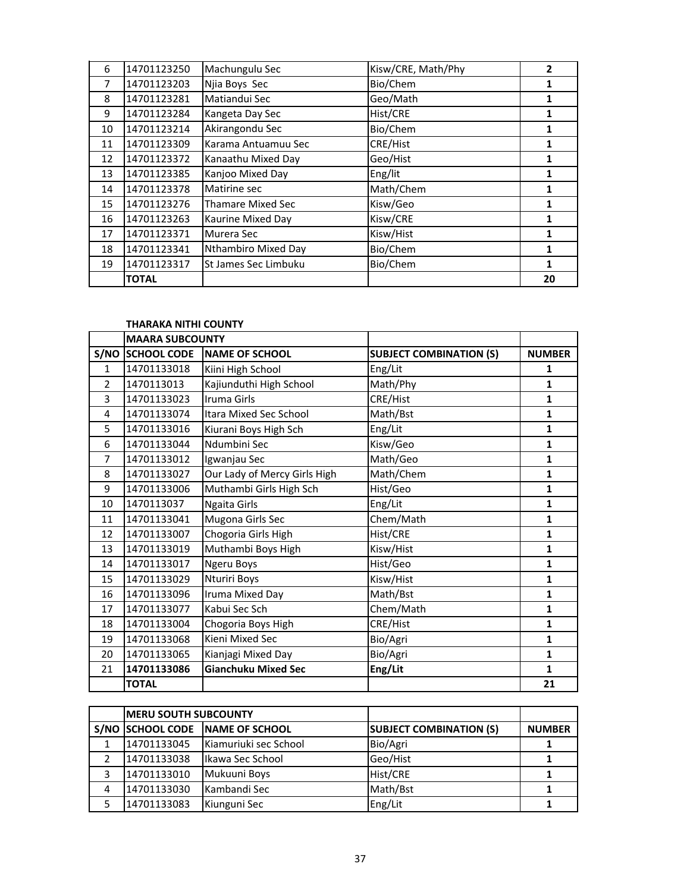| | | | | |
|---|---|---|---|---|
| 6 | 14701123250 | Machungulu Sec | Kisw/CRE, Math/Phy | **2** |
| 7 | 14701123203 | Njia Boys Sec | Bio/Chem | **1** |
| 8 | 14701123281 | Matiandui Sec | Geo/Math | **1** |
| 9 | 14701123284 | Kangeta Day Sec | Hist/CRE | **1** |
| 10 | 14701123214 | Akirangondu Sec | Bio/Chem | **1** |
| 11 | 14701123309 | Karama Antuamuu Sec | CRE/Hist | **1** |
| 12 | 14701123372 | Kanaathu Mixed Day | Geo/Hist | **1** |
| 13 | 14701123385 | Kanjoo Mixed Day | Eng/lit | **1** |
| 14 | 14701123378 | Matirine sec | Math/Chem | **1** |
| 15 | 14701123276 | Thamare Mixed Sec | Kisw/Geo | **1** |
| 16 | 14701123263 | Kaurine Mixed Day | Kisw/CRE | **1** |
| 17 | 14701123371 | Murera Sec | Kisw/Hist | **1** |
| 18 | 14701123341 | Nthambiro Mixed Day | Bio/Chem | **1** |
| 19 | 14701123317 | St James Sec Limbuku | Bio/Chem | **1** |
| | **TOTAL** | | | **20** |

**THARAKA NITHI COUNTY**

| | **MAARA SUBCOUNTY** | | | |
|---|---|---|---|---|
| **S/NO** | **SCHOOL CODE** | **NAME OF SCHOOL** | **SUBJECT COMBINATION (S)** | **NUMBER** |
| 1 | 14701133018 | Kiini High School | Eng/Lit | **1** |
| 2 | 1470113013 | Kajiunduthi High School | Math/Phy | **1** |
| 3 | 14701133023 | Iruma Girls | CRE/Hist | **1** |
| 4 | 14701133074 | Itara Mixed Sec School | Math/Bst | **1** |
| 5 | 14701133016 | Kiurani Boys High Sch | Eng/Lit | **1** |
| 6 | 14701133044 | Ndumbini Sec | Kisw/Geo | **1** |
| 7 | 14701133012 | Igwanjau Sec | Math/Geo | **1** |
| 8 | 14701133027 | Our Lady of Mercy Girls High | Math/Chem | **1** |
| 9 | 14701133006 | Muthambi Girls High Sch | Hist/Geo | **1** |
| 10 | 1470113037 | Ngaita Girls | Eng/Lit | **1** |
| 11 | 14701133041 | Mugona Girls Sec | Chem/Math | **1** |
| 12 | 14701133007 | Chogoria Girls High | Hist/CRE | **1** |
| 13 | 14701133019 | Muthambi Boys High | Kisw/Hist | **1** |
| 14 | 14701133017 | Ngeru Boys | Hist/Geo | **1** |
| 15 | 14701133029 | Nturiri Boys | Kisw/Hist | **1** |
| 16 | 14701133096 | Iruma Mixed Day | Math/Bst | **1** |
| 17 | 14701133077 | Kabui Sec Sch | Chem/Math | **1** |
| 18 | 14701133004 | Chogoria Boys High | CRE/Hist | **1** |
| 19 | 14701133068 | Kieni Mixed Sec | Bio/Agri | **1** |
| 20 | 14701133065 | Kianjagi Mixed Day | Bio/Agri | **1** |
| 21 | **14701133086** | **Gianchuku Mixed Sec** | **Eng/Lit** | **1** |
| | **TOTAL** | | | **21** |

| | **MERU SOUTH SUBCOUNTY** | | | |
|---|---|---|---|---|
| **S/NO** | **SCHOOL CODE** | **NAME OF SCHOOL** | **SUBJECT COMBINATION (S)** | **NUMBER** |
| 1 | 14701133045 | Kiamuriuki sec School | Bio/Agri | **1** |
| 2 | 14701133038 | Ikawa Sec School | Geo/Hist | **1** |
| 3 | 14701133010 | Mukuuni Boys | Hist/CRE | **1** |
| 4 | 14701133030 | Kambandi Sec | Math/Bst | **1** |
| 5 | 14701133083 | Kiunguni Sec | Eng/Lit | **1** |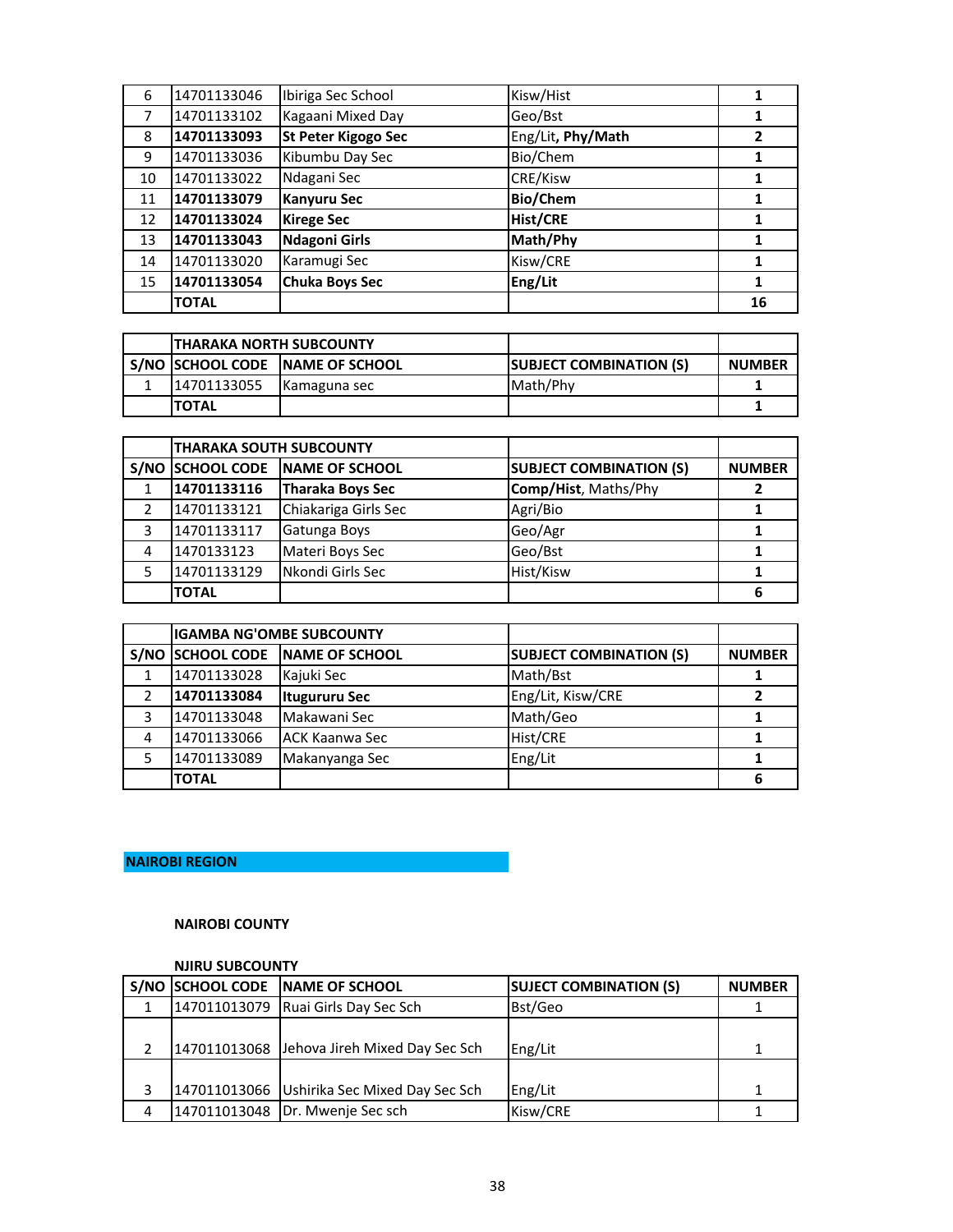| 6 | 14701133046 | Ibiriga Sec School | Kisw/Hist | 1 |
|---|---|---|---|---|
| 7 | 14701133102 | Kagaani Mixed Day | Geo/Bst | 1 |
| 8 | **14701133093** | **St Peter Kigogo Sec** | Eng/Lit, **Phy/Math** | **2** |
| 9 | 14701133036 | Kibumbu Day Sec | Bio/Chem | 1 |
| 10 | 14701133022 | Ndagani Sec | CRE/Kisw | 1 |
| 11 | **14701133079** | **Kanyuru Sec** | **Bio/Chem** | 1 |
| 12 | **14701133024** | **Kirege Sec** | **Hist/CRE** | 1 |
| 13 | **14701133043** | **Ndagoni Girls** | **Math/Phy** | 1 |
| 14 | 14701133020 | Karamugi Sec | Kisw/CRE | 1 |
| 15 | **14701133054** | **Chuka Boys Sec** | **Eng/Lit** | 1 |
| | **TOTAL** | | | **16** |

| | **THARAKA NORTH SUBCOUNTY** | | | |
|---|---|---|---|---|
| **S/NO** | **SCHOOL CODE** | **NAME OF SCHOOL** | **SUBJECT COMBINATION (S)** | **NUMBER** |
| 1 | 14701133055 | Kamaguna sec | Math/Phy | 1 |
| | **TOTAL** | | | **1** |

| | **THARAKA SOUTH SUBCOUNTY** | | | |
|---|---|---|---|---|
| **S/NO** | **SCHOOL CODE** | **NAME OF SCHOOL** | **SUBJECT COMBINATION (S)** | **NUMBER** |
| 1 | **14701133116** | **Tharaka Boys Sec** | **Comp/Hist**, Maths/Phy | **2** |
| 2 | 14701133121 | Chiakariga Girls Sec | Agri/Bio | 1 |
| 3 | 14701133117 | Gatunga Boys | Geo/Agr | 1 |
| 4 | 1470133123 | Materi Boys Sec | Geo/Bst | 1 |
| 5 | 14701133129 | Nkondi Girls Sec | Hist/Kisw | 1 |
| | **TOTAL** | | | **6** |

| | **IGAMBA NG'OMBE SUBCOUNTY** | | | |
|---|---|---|---|---|
| **S/NO** | **SCHOOL CODE** | **NAME OF SCHOOL** | **SUBJECT COMBINATION (S)** | **NUMBER** |
| 1 | 14701133028 | Kajuki Sec | Math/Bst | 1 |
| 2 | **14701133084** | **Itugururu Sec** | Eng/Lit, Kisw/CRE | **2** |
| 3 | 14701133048 | Makawani Sec | Math/Geo | 1 |
| 4 | 14701133066 | ACK Kaanwa Sec | Hist/CRE | 1 |
| 5 | 14701133089 | Makanyanga Sec | Eng/Lit | 1 |
| | **TOTAL** | | | **6** |

## NAIROBI REGION

### NAIROBI COUNTY

**NJIRU SUBCOUNTY**

| **S/NO** | **SCHOOL CODE** | **NAME OF SCHOOL** | **SUJECT COMBINATION (S)** | **NUMBER** |
|---|---|---|---|---|
| 1 | 147011013079 | Ruai Girls Day Sec Sch | Bst/Geo | 1 |
| 2 | 147011013068 | Jehova Jireh Mixed Day Sec Sch | Eng/Lit | 1 |
| 3 | 147011013066 | Ushirika Sec Mixed Day Sec Sch | Eng/Lit | 1 |
| 4 | 147011013048 | Dr. Mwenje Sec sch | Kisw/CRE | 1 |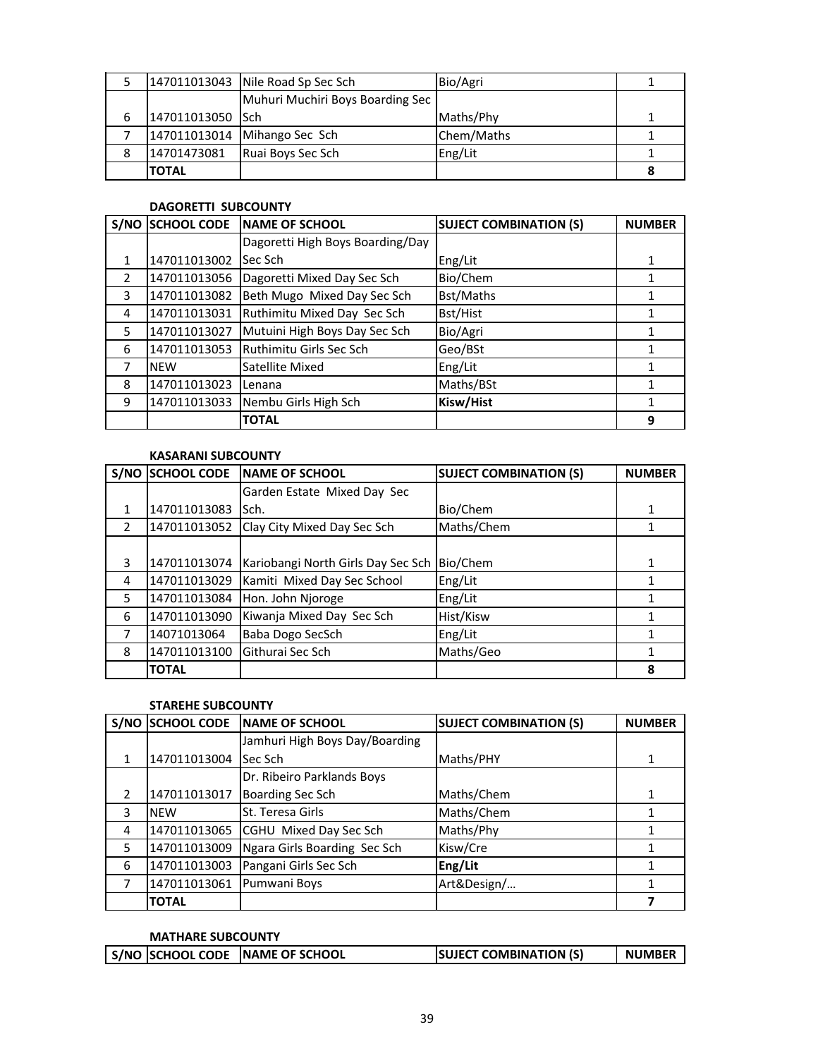| 5 | 147011013043 | Nile Road Sp Sec Sch | Bio/Agri | 1 |
|---|---|---|---|---|
| 6 | 147011013050 | Muhuri Muchiri Boys Boarding Sec Sch | Maths/Phy | 1 |
| 7 | 147011013014 | Mihango Sec Sch | Chem/Maths | 1 |
| 8 | 14701473081 | Ruai Boys Sec Sch | Eng/Lit | 1 |
| | **TOTAL** | | | **8** |

**DAGORETTI SUBCOUNTY**

| S/NO | SCHOOL CODE | NAME OF SCHOOL | SUJECT COMBINATION (S) | NUMBER |
|---|---|---|---|---|
| 1 | 147011013002 | Dagoretti High Boys Boarding/Day Sec Sch | Eng/Lit | 1 |
| 2 | 147011013056 | Dagoretti Mixed Day Sec Sch | Bio/Chem | 1 |
| 3 | 147011013082 | Beth Mugo Mixed Day Sec Sch | Bst/Maths | 1 |
| 4 | 147011013031 | Ruthimitu Mixed Day Sec Sch | Bst/Hist | 1 |
| 5 | 147011013027 | Mutuini High Boys Day Sec Sch | Bio/Agri | 1 |
| 6 | 147011013053 | Ruthimitu Girls Sec Sch | Geo/BSt | 1 |
| 7 | NEW | Satellite Mixed | Eng/Lit | 1 |
| 8 | 147011013023 | Lenana | Maths/BSt | 1 |
| 9 | 147011013033 | Nembu Girls High Sch | **Kisw/Hist** | 1 |
| | | **TOTAL** | | **9** |

**KASARANI SUBCOUNTY**

| S/NO | SCHOOL CODE | NAME OF SCHOOL | SUJECT COMBINATION (S) | NUMBER |
|---|---|---|---|---|
| 1 | 147011013083 | Garden Estate Mixed Day Sec Sch. | Bio/Chem | 1 |
| 2 | 147011013052 | Clay City Mixed Day Sec Sch | Maths/Chem | 1 |
| 3 | 147011013074 | Kariobangi North Girls Day Sec Sch | Bio/Chem | 1 |
| 4 | 147011013029 | Kamiti Mixed Day Sec School | Eng/Lit | 1 |
| 5 | 147011013084 | Hon. John Njoroge | Eng/Lit | 1 |
| 6 | 147011013090 | Kiwanja Mixed Day Sec Sch | Hist/Kisw | 1 |
| 7 | 14071013064 | Baba Dogo SecSch | Eng/Lit | 1 |
| 8 | 147011013100 | Githurai Sec Sch | Maths/Geo | 1 |
| | **TOTAL** | | | **8** |

**STAREHE SUBCOUNTY**

| S/NO | SCHOOL CODE | NAME OF SCHOOL | SUJECT COMBINATION (S) | NUMBER |
|---|---|---|---|---|
| 1 | 147011013004 | Jamhuri High Boys Day/Boarding Sec Sch | Maths/PHY | 1 |
| 2 | 147011013017 | Dr. Ribeiro Parklands Boys Boarding Sec Sch | Maths/Chem | 1 |
| 3 | NEW | St. Teresa Girls | Maths/Chem | 1 |
| 4 | 147011013065 | CGHU Mixed Day Sec Sch | Maths/Phy | 1 |
| 5 | 147011013009 | Ngara Girls Boarding Sec Sch | Kisw/Cre | 1 |
| 6 | 147011013003 | Pangani Girls Sec Sch | **Eng/Lit** | 1 |
| 7 | 147011013061 | Pumwani Boys | Art&Design/… | 1 |
| | **TOTAL** | | | **7** |

**MATHARE SUBCOUNTY**

| S/NO | SCHOOL CODE | NAME OF SCHOOL | SUJECT COMBINATION (S) | NUMBER |
|---|---|---|---|---|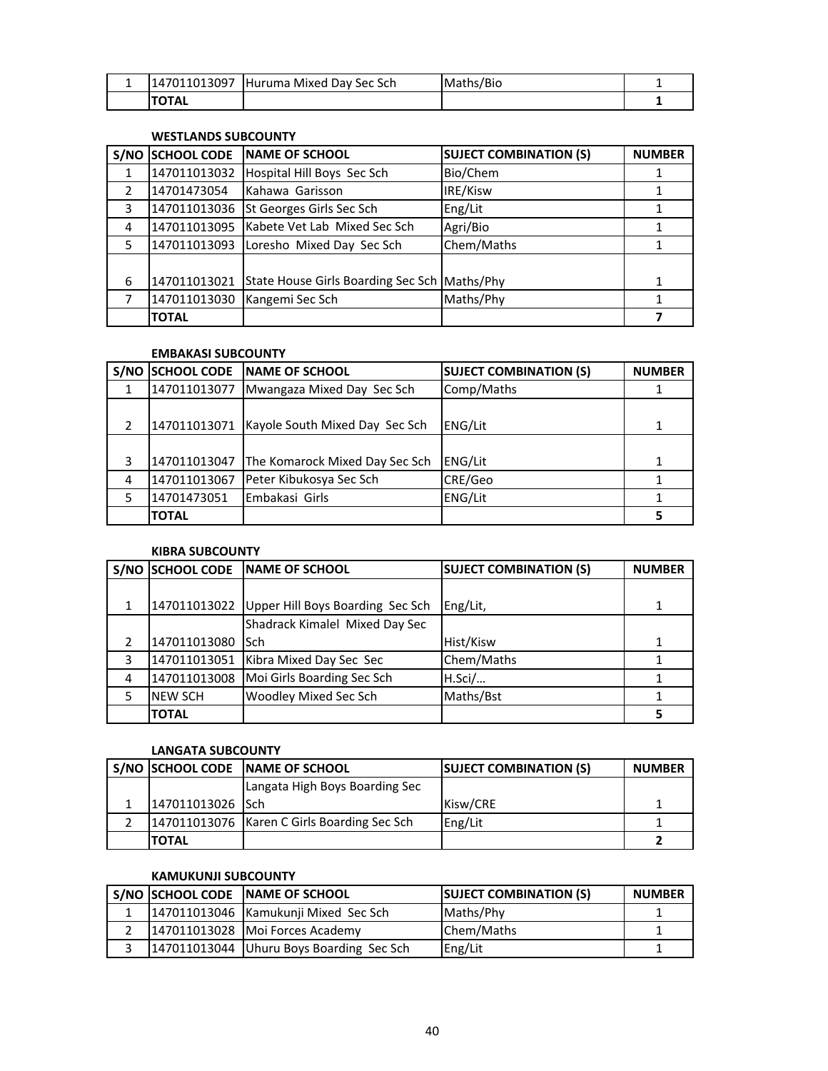| | | | | |
|---|---|---|---|---|
| 1 | 147011013097 | Huruma Mixed Day Sec Sch | Maths/Bio | 1 |
| | **TOTAL** | | | **1** |

**WESTLANDS SUBCOUNTY**

| S/NO | SCHOOL CODE | NAME OF SCHOOL | SUJECT COMBINATION (S) | NUMBER |
|---|---|---|---|---|
| 1 | 147011013032 | Hospital Hill Boys Sec Sch | Bio/Chem | 1 |
| 2 | 14701473054 | Kahawa Garisson | IRE/Kisw | 1 |
| 3 | 147011013036 | St Georges Girls Sec Sch | Eng/Lit | 1 |
| 4 | 147011013095 | Kabete Vet Lab Mixed Sec Sch | Agri/Bio | 1 |
| 5 | 147011013093 | Loresho Mixed Day Sec Sch | Chem/Maths | 1 |
| 6 | 147011013021 | State House Girls Boarding Sec Sch | Maths/Phy | 1 |
| 7 | 147011013030 | Kangemi Sec Sch | Maths/Phy | 1 |
| | **TOTAL** | | | **7** |

**EMBAKASI SUBCOUNTY**

| S/NO | SCHOOL CODE | NAME OF SCHOOL | SUJECT COMBINATION (S) | NUMBER |
|---|---|---|---|---|
| 1 | 147011013077 | Mwangaza Mixed Day Sec Sch | Comp/Maths | 1 |
| 2 | 147011013071 | Kayole South Mixed Day Sec Sch | ENG/Lit | 1 |
| 3 | 147011013047 | The Komarock Mixed Day Sec Sch | ENG/Lit | 1 |
| 4 | 147011013067 | Peter Kibukosya Sec Sch | CRE/Geo | 1 |
| 5 | 14701473051 | Embakasi Girls | ENG/Lit | 1 |
| | **TOTAL** | | | **5** |

**KIBRA SUBCOUNTY**

| S/NO | SCHOOL CODE | NAME OF SCHOOL | SUJECT COMBINATION (S) | NUMBER |
|---|---|---|---|---|
| 1 | 147011013022 | Upper Hill Boys Boarding Sec Sch | Eng/Lit, | 1 |
| 2 | 147011013080 | Shadrack Kimalel Mixed Day Sec Sch | Hist/Kisw | 1 |
| 3 | 147011013051 | Kibra Mixed Day Sec Sec | Chem/Maths | 1 |
| 4 | 147011013008 | Moi Girls Boarding Sec Sch | H.Sci/… | 1 |
| 5 | NEW SCH | Woodley Mixed Sec Sch | Maths/Bst | 1 |
| | **TOTAL** | | | **5** |

**LANGATA SUBCOUNTY**

| S/NO | SCHOOL CODE | NAME OF SCHOOL | SUJECT COMBINATION (S) | NUMBER |
|---|---|---|---|---|
| 1 | 147011013026 | Langata High Boys Boarding Sec Sch | Kisw/CRE | 1 |
| 2 | 147011013076 | Karen C Girls Boarding Sec Sch | Eng/Lit | 1 |
| | **TOTAL** | | | **2** |

**KAMUKUNJI SUBCOUNTY**

| S/NO | SCHOOL CODE | NAME OF SCHOOL | SUJECT COMBINATION (S) | NUMBER |
|---|---|---|---|---|
| 1 | 147011013046 | Kamukunji Mixed Sec Sch | Maths/Phy | 1 |
| 2 | 147011013028 | Moi Forces Academy | Chem/Maths | 1 |
| 3 | 147011013044 | Uhuru Boys Boarding Sec Sch | Eng/Lit | 1 |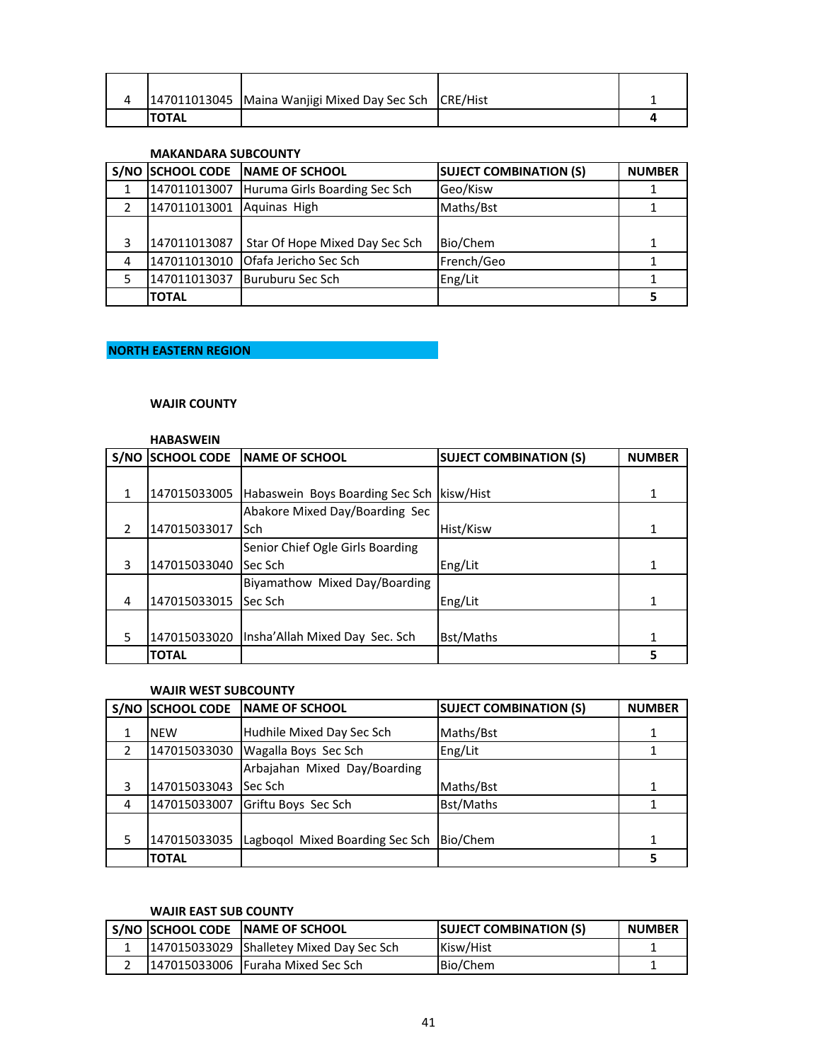| 4 | 147011013045 | Maina Wanjigi Mixed Day Sec Sch | CRE/Hist | 1 |
|---|---|---|---|---|
| | **TOTAL** | | | **4** |

**MAKANDARA SUBCOUNTY**

| S/NO | SCHOOL CODE | NAME OF SCHOOL | SUJECT COMBINATION (S) | NUMBER |
|---|---|---|---|---|
| 1 | 147011013007 | Huruma Girls Boarding Sec Sch | Geo/Kisw | 1 |
| 2 | 147011013001 | Aquinas High | Maths/Bst | 1 |
| 3 | 147011013087 | Star Of Hope Mixed Day Sec Sch | Bio/Chem | 1 |
| 4 | 147011013010 | Ofafa Jericho Sec Sch | French/Geo | 1 |
| 5 | 147011013037 | Buruburu Sec Sch | Eng/Lit | 1 |
| | **TOTAL** | | | **5** |

## NORTH EASTERN REGION

### WAJIR COUNTY

**HABASWEIN**

| S/NO | SCHOOL CODE | NAME OF SCHOOL | SUJECT COMBINATION (S) | NUMBER |
|---|---|---|---|---|
| 1 | 147015033005 | Habaswein Boys Boarding Sec Sch | kisw/Hist | 1 |
| 2 | 147015033017 | Abakore Mixed Day/Boarding Sec Sch | Hist/Kisw | 1 |
| 3 | 147015033040 | Senior Chief Ogle Girls Boarding Sec Sch | Eng/Lit | 1 |
| 4 | 147015033015 | Biyamathow Mixed Day/Boarding Sec Sch | Eng/Lit | 1 |
| 5 | 147015033020 | Insha'Allah Mixed Day Sec. Sch | Bst/Maths | 1 |
| | **TOTAL** | | | **5** |

**WAJIR WEST SUBCOUNTY**

| S/NO | SCHOOL CODE | NAME OF SCHOOL | SUJECT COMBINATION (S) | NUMBER |
|---|---|---|---|---|
| 1 | NEW | Hudhile Mixed Day Sec Sch | Maths/Bst | 1 |
| 2 | 147015033030 | Wagalla Boys Sec Sch | Eng/Lit | 1 |
| 3 | 147015033043 | Arbajahan Mixed Day/Boarding Sec Sch | Maths/Bst | 1 |
| 4 | 147015033007 | Griftu Boys Sec Sch | Bst/Maths | 1 |
| 5 | 147015033035 | Lagboqol Mixed Boarding Sec Sch | Bio/Chem | 1 |
| | **TOTAL** | | | **5** |

**WAJIR EAST SUB COUNTY**

| S/NO | SCHOOL CODE | NAME OF SCHOOL | SUJECT COMBINATION (S) | NUMBER |
|---|---|---|---|---|
| 1 | 147015033029 | Shalletey Mixed Day Sec Sch | Kisw/Hist | 1 |
| 2 | 147015033006 | Furaha Mixed Sec Sch | Bio/Chem | 1 |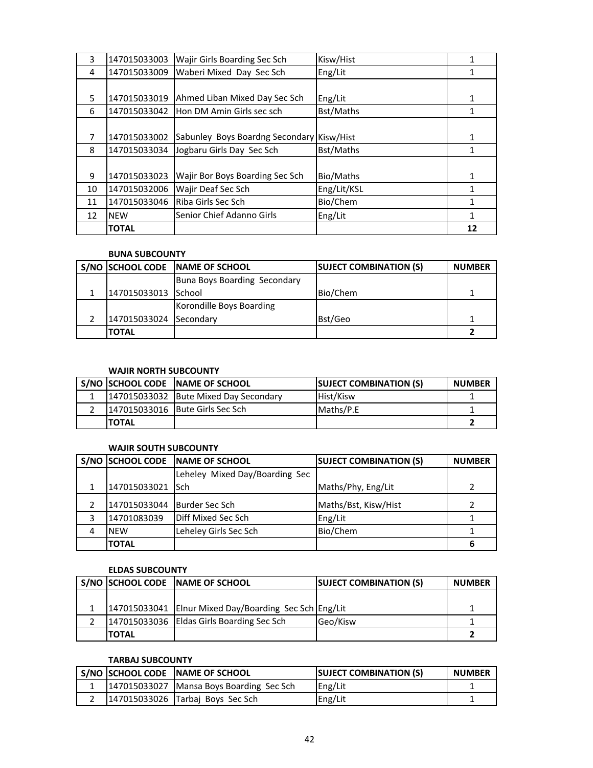| | | | | |
|---|---|---|---|---|
| 3 | 147015033003 | Wajir Girls Boarding Sec Sch | Kisw/Hist | 1 |
| 4 | 147015033009 | Waberi Mixed Day Sec Sch | Eng/Lit | 1 |
| 5 | 147015033019 | Ahmed Liban Mixed Day Sec Sch | Eng/Lit | 1 |
| 6 | 147015033042 | Hon DM Amin Girls sec sch | Bst/Maths | 1 |
| 7 | 147015033002 | Sabunley Boys Boardng Secondary | Kisw/Hist | 1 |
| 8 | 147015033034 | Jogbaru Girls Day Sec Sch | Bst/Maths | 1 |
| 9 | 147015033023 | Wajir Bor Boys Boarding Sec Sch | Bio/Maths | 1 |
| 10 | 147015032006 | Wajir Deaf Sec Sch | Eng/Lit/KSL | 1 |
| 11 | 147015033046 | Riba Girls Sec Sch | Bio/Chem | 1 |
| 12 | NEW | Senior Chief Adanno Girls | Eng/Lit | 1 |
| | **TOTAL** | | | **12** |

**BUNA SUBCOUNTY**

| S/NO | SCHOOL CODE | NAME OF SCHOOL | SUJECT COMBINATION (S) | NUMBER |
|---|---|---|---|---|
| 1 | 147015033013 | Buna Boys Boarding Secondary School | Bio/Chem | 1 |
| 2 | 147015033024 | Korondille Boys Boarding Secondary | Bst/Geo | 1 |
| | **TOTAL** | | | **2** |

**WAJIR NORTH SUBCOUNTY**

| S/NO | SCHOOL CODE | NAME OF SCHOOL | SUJECT COMBINATION (S) | NUMBER |
|---|---|---|---|---|
| 1 | 147015033032 | Bute Mixed Day Secondary | Hist/Kisw | 1 |
| 2 | 147015033016 | Bute Girls Sec Sch | Maths/P.E | 1 |
| | **TOTAL** | | | **2** |

**WAJIR SOUTH SUBCOUNTY**

| S/NO | SCHOOL CODE | NAME OF SCHOOL | SUJECT COMBINATION (S) | NUMBER |
|---|---|---|---|---|
| 1 | 147015033021 | Leheley Mixed Day/Boarding Sec Sch | Maths/Phy, Eng/Lit | 2 |
| 2 | 147015033044 | Burder Sec Sch | Maths/Bst, Kisw/Hist | 2 |
| 3 | 14701083039 | Diff Mixed Sec Sch | Eng/Lit | 1 |
| 4 | NEW | Leheley Girls Sec Sch | Bio/Chem | 1 |
| | **TOTAL** | | | **6** |

**ELDAS SUBCOUNTY**

| S/NO | SCHOOL CODE | NAME OF SCHOOL | SUJECT COMBINATION (S) | NUMBER |
|---|---|---|---|---|
| 1 | 147015033041 | Elnur Mixed Day/Boarding Sec Sch | Eng/Lit | 1 |
| 2 | 147015033036 | Eldas Girls Boarding Sec Sch | Geo/Kisw | 1 |
| | **TOTAL** | | | **2** |

**TARBAJ SUBCOUNTY**

| S/NO | SCHOOL CODE | NAME OF SCHOOL | SUJECT COMBINATION (S) | NUMBER |
|---|---|---|---|---|
| 1 | 147015033027 | Mansa Boys Boarding Sec Sch | Eng/Lit | 1 |
| 2 | 147015033026 | Tarbaj Boys Sec Sch | Eng/Lit | 1 |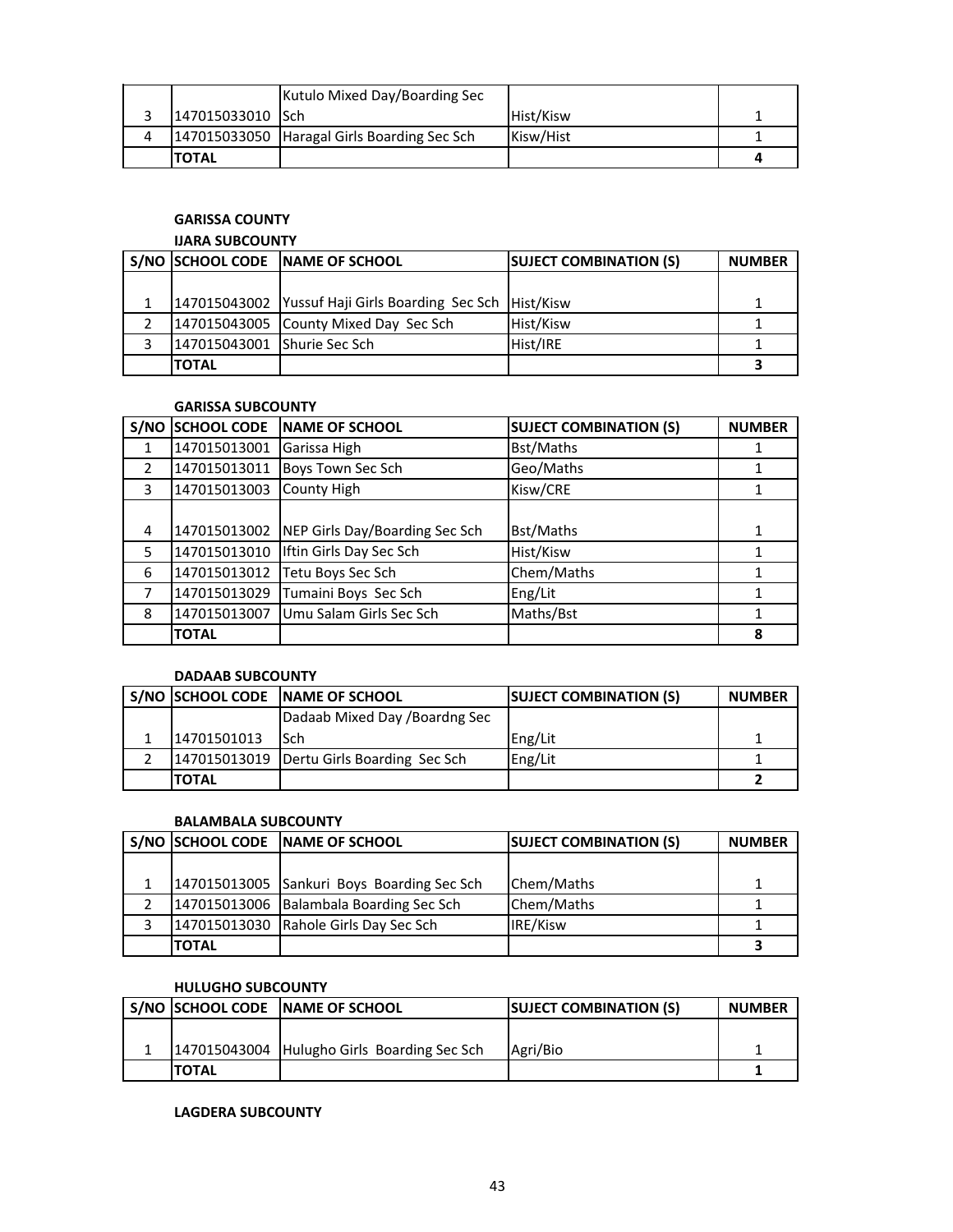| | | | | |
|---|---|---|---|---|
| 3 | 147015033010 | Kutulo Mixed Day/Boarding Sec Sch | Hist/Kisw | 1 |
| 4 | 147015033050 | Haragal Girls Boarding Sec Sch | Kisw/Hist | 1 |
| | **TOTAL** | | | **4** |

**GARISSA COUNTY**

**IJARA SUBCOUNTY**

| S/NO | SCHOOL CODE | NAME OF SCHOOL | SUJECT COMBINATION (S) | NUMBER |
|---|---|---|---|---|
| 1 | 147015043002 | Yussuf Haji Girls Boarding Sec Sch | Hist/Kisw | 1 |
| 2 | 147015043005 | County Mixed Day Sec Sch | Hist/Kisw | 1 |
| 3 | 147015043001 | Shurie Sec Sch | Hist/IRE | 1 |
| | **TOTAL** | | | **3** |

**GARISSA SUBCOUNTY**

| S/NO | SCHOOL CODE | NAME OF SCHOOL | SUJECT COMBINATION (S) | NUMBER |
|---|---|---|---|---|
| 1 | 147015013001 | Garissa High | Bst/Maths | 1 |
| 2 | 147015013011 | Boys Town Sec Sch | Geo/Maths | 1 |
| 3 | 147015013003 | County High | Kisw/CRE | 1 |
| 4 | 147015013002 | NEP Girls Day/Boarding Sec Sch | Bst/Maths | 1 |
| 5 | 147015013010 | Iftin Girls Day Sec Sch | Hist/Kisw | 1 |
| 6 | 147015013012 | Tetu Boys Sec Sch | Chem/Maths | 1 |
| 7 | 147015013029 | Tumaini Boys Sec Sch | Eng/Lit | 1 |
| 8 | 147015013007 | Umu Salam Girls Sec Sch | Maths/Bst | 1 |
| | **TOTAL** | | | **8** |

**DADAAB SUBCOUNTY**

| S/NO | SCHOOL CODE | NAME OF SCHOOL | SUJECT COMBINATION (S) | NUMBER |
|---|---|---|---|---|
| 1 | 14701501013 | Dadaab Mixed Day /Boardng Sec Sch | Eng/Lit | 1 |
| 2 | 147015013019 | Dertu Girls Boarding Sec Sch | Eng/Lit | 1 |
| | **TOTAL** | | | **2** |

**BALAMBALA SUBCOUNTY**

| S/NO | SCHOOL CODE | NAME OF SCHOOL | SUJECT COMBINATION (S) | NUMBER |
|---|---|---|---|---|
| 1 | 147015013005 | Sankuri Boys Boarding Sec Sch | Chem/Maths | 1 |
| 2 | 147015013006 | Balambala Boarding Sec Sch | Chem/Maths | 1 |
| 3 | 147015013030 | Rahole Girls Day Sec Sch | IRE/Kisw | 1 |
| | **TOTAL** | | | **3** |

**HULUGHO SUBCOUNTY**

| S/NO | SCHOOL CODE | NAME OF SCHOOL | SUJECT COMBINATION (S) | NUMBER |
|---|---|---|---|---|
| 1 | 147015043004 | Hulugho Girls Boarding Sec Sch | Agri/Bio | 1 |
| | **TOTAL** | | | **1** |

**LAGDERA SUBCOUNTY**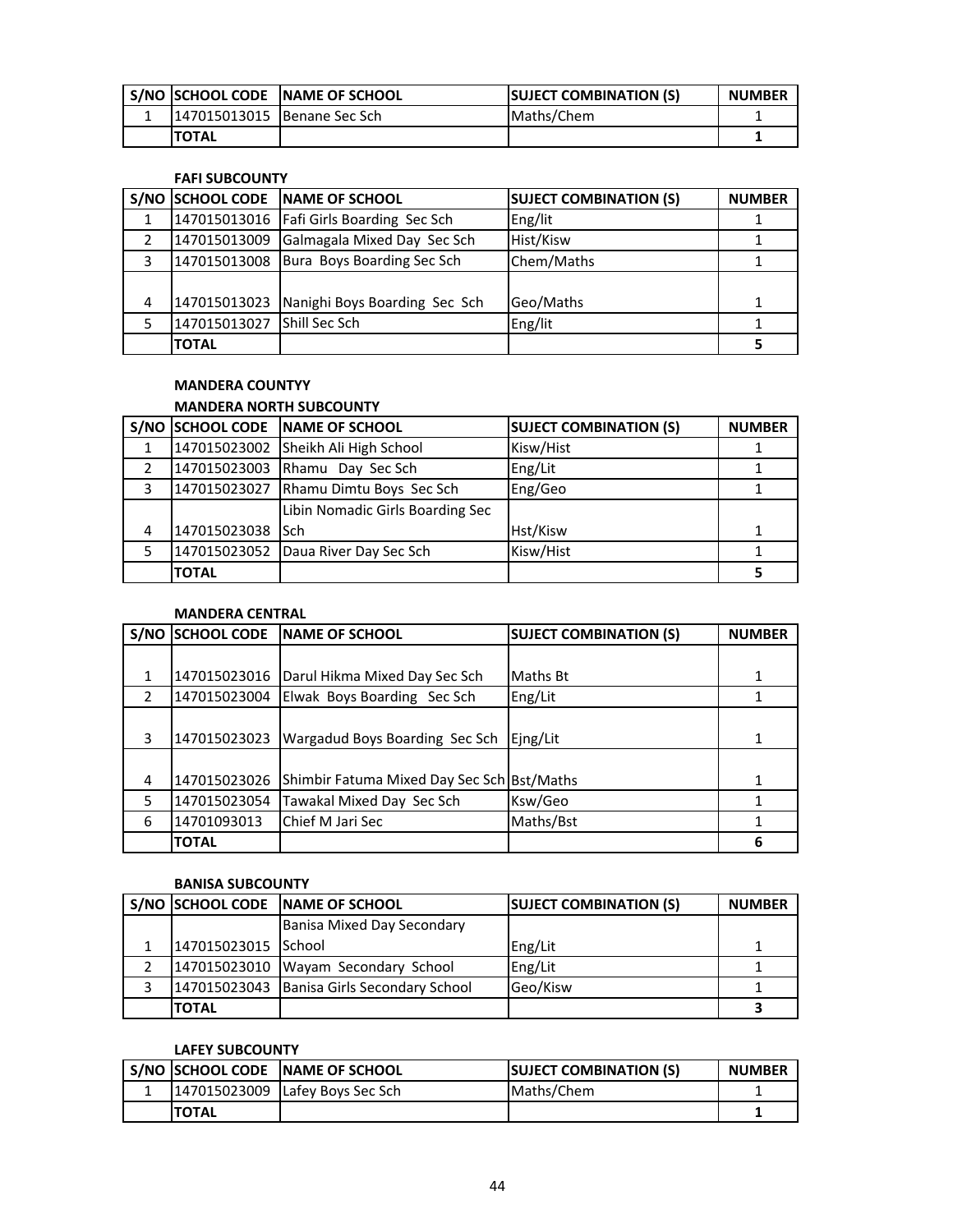| S/NO | SCHOOL CODE | NAME OF SCHOOL | SUJECT COMBINATION (S) | NUMBER |
|---|---|---|---|---|
| 1 | 147015013015 | Benane Sec Sch | Maths/Chem | 1 |
| | TOTAL | | | 1 |

**FAFI SUBCOUNTY**

| S/NO | SCHOOL CODE | NAME OF SCHOOL | SUJECT COMBINATION (S) | NUMBER |
|---|---|---|---|---|
| 1 | 147015013016 | Fafi Girls Boarding Sec Sch | Eng/lit | 1 |
| 2 | 147015013009 | Galmagala Mixed Day Sec Sch | Hist/Kisw | 1 |
| 3 | 147015013008 | Bura Boys Boarding Sec Sch | Chem/Maths | 1 |
| 4 | 147015013023 | Nanighi Boys Boarding Sec Sch | Geo/Maths | 1 |
| 5 | 147015013027 | Shill Sec Sch | Eng/lit | 1 |
| | TOTAL | | | 5 |

**MANDERA COUNTYY**

**MANDERA NORTH SUBCOUNTY**

| S/NO | SCHOOL CODE | NAME OF SCHOOL | SUJECT COMBINATION (S) | NUMBER |
|---|---|---|---|---|
| 1 | 147015023002 | Sheikh Ali High School | Kisw/Hist | 1 |
| 2 | 147015023003 | Rhamu Day Sec Sch | Eng/Lit | 1 |
| 3 | 147015023027 | Rhamu Dimtu Boys Sec Sch | Eng/Geo | 1 |
| 4 | 147015023038 | Libin Nomadic Girls Boarding Sec Sch | Hst/Kisw | 1 |
| 5 | 147015023052 | Daua River Day Sec Sch | Kisw/Hist | 1 |
| | TOTAL | | | 5 |

**MANDERA CENTRAL**

| S/NO | SCHOOL CODE | NAME OF SCHOOL | SUJECT COMBINATION (S) | NUMBER |
|---|---|---|---|---|
| 1 | 147015023016 | Darul Hikma Mixed Day Sec Sch | Maths Bt | 1 |
| 2 | 147015023004 | Elwak Boys Boarding Sec Sch | Eng/Lit | 1 |
| 3 | 147015023023 | Wargadud Boys Boarding Sec Sch | Ejng/Lit | 1 |
| 4 | 147015023026 | Shimbir Fatuma Mixed Day Sec Sch | Bst/Maths | 1 |
| 5 | 147015023054 | Tawakal Mixed Day Sec Sch | Ksw/Geo | 1 |
| 6 | 14701093013 | Chief M Jari Sec | Maths/Bst | 1 |
| | TOTAL | | | 6 |

**BANISA SUBCOUNTY**

| S/NO | SCHOOL CODE | NAME OF SCHOOL | SUJECT COMBINATION (S) | NUMBER |
|---|---|---|---|---|
| 1 | 147015023015 | Banisa Mixed Day Secondary School | Eng/Lit | 1 |
| 2 | 147015023010 | Wayam Secondary School | Eng/Lit | 1 |
| 3 | 147015023043 | Banisa Girls Secondary School | Geo/Kisw | 1 |
| | TOTAL | | | 3 |

**LAFEY SUBCOUNTY**

| S/NO | SCHOOL CODE | NAME OF SCHOOL | SUJECT COMBINATION (S) | NUMBER |
|---|---|---|---|---|
| 1 | 147015023009 | Lafey Boys Sec Sch | Maths/Chem | 1 |
| | TOTAL | | | 1 |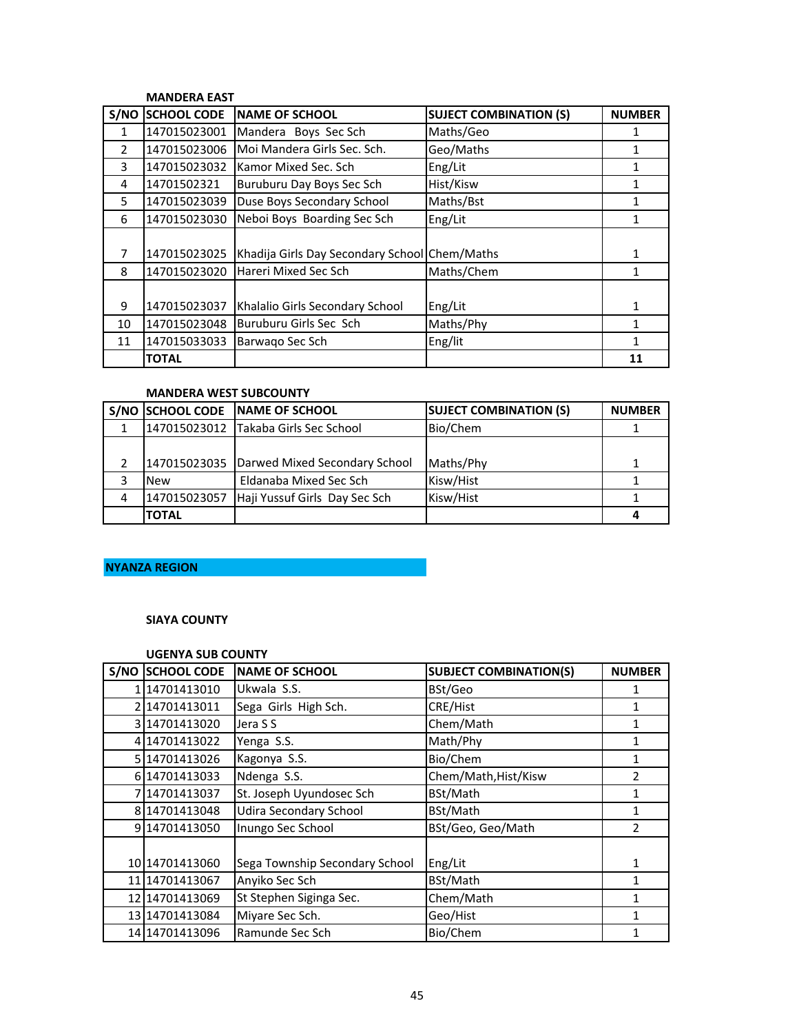**MANDERA EAST**

| S/NO | SCHOOL CODE | NAME OF SCHOOL | SUJECT COMBINATION (S) | NUMBER |
|---|---|---|---|---|
| 1 | 147015023001 | Mandera Boys Sec Sch | Maths/Geo | 1 |
| 2 | 147015023006 | Moi Mandera Girls Sec. Sch. | Geo/Maths | 1 |
| 3 | 147015023032 | Kamor Mixed Sec. Sch | Eng/Lit | 1 |
| 4 | 14701502321 | Buruburu Day Boys Sec Sch | Hist/Kisw | 1 |
| 5 | 147015023039 | Duse Boys Secondary School | Maths/Bst | 1 |
| 6 | 147015023030 | Neboi Boys Boarding Sec Sch | Eng/Lit | 1 |
| 7 | 147015023025 | Khadija Girls Day Secondary School | Chem/Maths | 1 |
| 8 | 147015023020 | Hareri Mixed Sec Sch | Maths/Chem | 1 |
| 9 | 147015023037 | Khalalio Girls Secondary School | Eng/Lit | 1 |
| 10 | 147015023048 | Buruburu Girls Sec Sch | Maths/Phy | 1 |
| 11 | 147015033033 | Barwaqo Sec Sch | Eng/lit | 1 |
| | **TOTAL** | | | **11** |

**MANDERA WEST SUBCOUNTY**

| S/NO | SCHOOL CODE | NAME OF SCHOOL | SUJECT COMBINATION (S) | NUMBER |
|---|---|---|---|---|
| 1 | 147015023012 | Takaba Girls Sec School | Bio/Chem | 1 |
| 2 | 147015023035 | Darwed Mixed Secondary School | Maths/Phy | 1 |
| 3 | New | Eldanaba Mixed Sec Sch | Kisw/Hist | 1 |
| 4 | 147015023057 | Haji Yussuf Girls Day Sec Sch | Kisw/Hist | 1 |
| | **TOTAL** | | | **4** |

## NYANZA REGION

### SIAYA COUNTY

**UGENYA SUB COUNTY**

| S/NO | SCHOOL CODE | NAME OF SCHOOL | SUBJECT COMBINATION(S) | NUMBER |
|---|---|---|---|---|
| 1 | 14701413010 | Ukwala S.S. | BSt/Geo | 1 |
| 2 | 14701413011 | Sega Girls High Sch. | CRE/Hist | 1 |
| 3 | 14701413020 | Jera S S | Chem/Math | 1 |
| 4 | 14701413022 | Yenga S.S. | Math/Phy | 1 |
| 5 | 14701413026 | Kagonya S.S. | Bio/Chem | 1 |
| 6 | 14701413033 | Ndenga S.S. | Chem/Math,Hist/Kisw | 2 |
| 7 | 14701413037 | St. Joseph Uyundosec Sch | BSt/Math | 1 |
| 8 | 14701413048 | Udira Secondary School | BSt/Math | 1 |
| 9 | 14701413050 | Inungo Sec School | BSt/Geo, Geo/Math | 2 |
| 10 | 14701413060 | Sega Township Secondary School | Eng/Lit | 1 |
| 11 | 14701413067 | Anyiko Sec Sch | BSt/Math | 1 |
| 12 | 14701413069 | St Stephen Siginga Sec. | Chem/Math | 1 |
| 13 | 14701413084 | Miyare Sec Sch. | Geo/Hist | 1 |
| 14 | 14701413096 | Ramunde Sec Sch | Bio/Chem | 1 |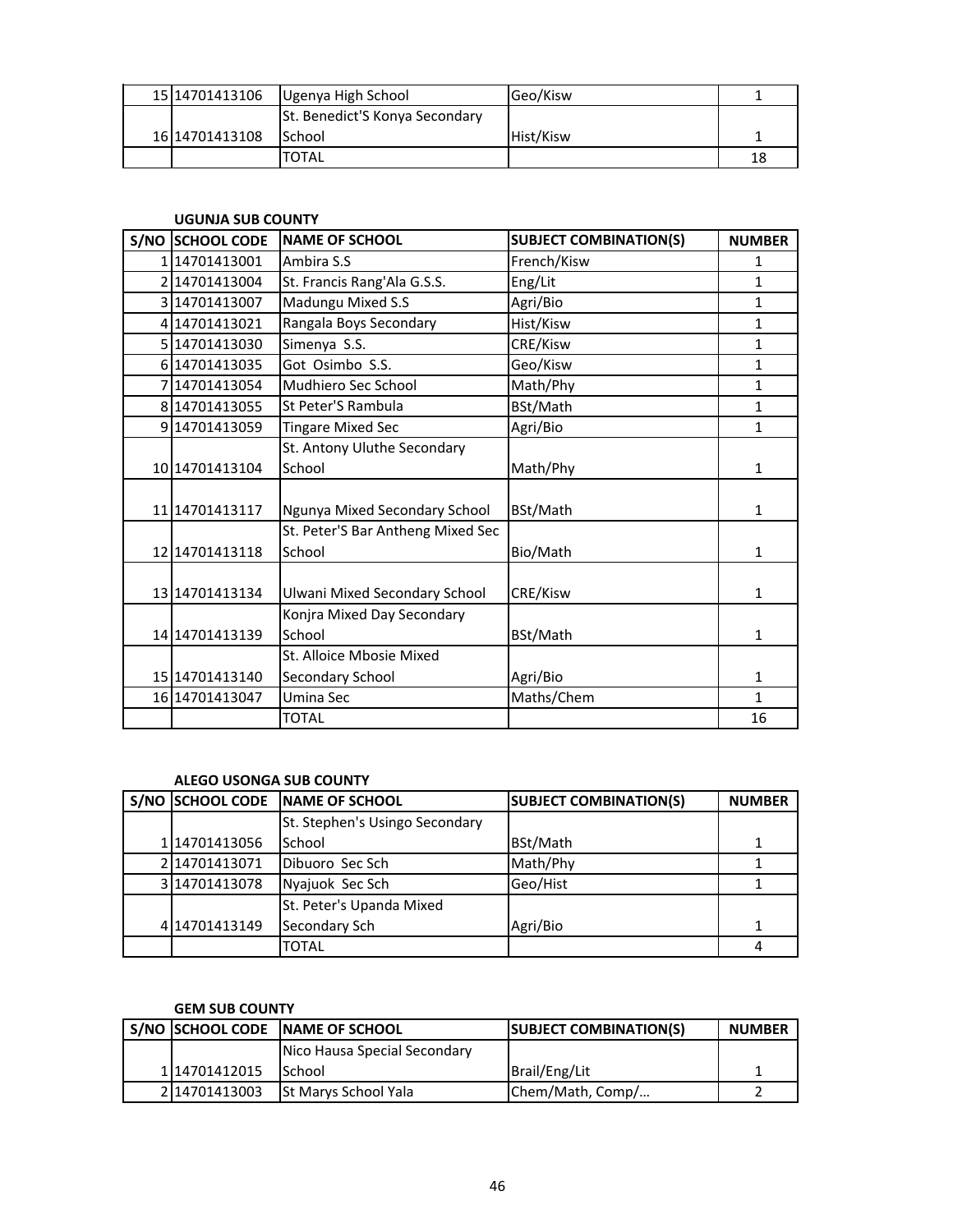| 15 | 14701413106 | Ugenya High School | Geo/Kisw | 1 |
|---|---|---|---|---|
| 16 | 14701413108 | St. Benedict'S Konya Secondary School | Hist/Kisw | 1 |
| | | TOTAL | | 18 |

**UGUNJA SUB COUNTY**

| S/NO | SCHOOL CODE | NAME OF SCHOOL | SUBJECT COMBINATION(S) | NUMBER |
|---|---|---|---|---|
| 1 | 14701413001 | Ambira S.S | French/Kisw | 1 |
| 2 | 14701413004 | St. Francis Rang'Ala G.S.S. | Eng/Lit | 1 |
| 3 | 14701413007 | Madungu Mixed S.S | Agri/Bio | 1 |
| 4 | 14701413021 | Rangala Boys Secondary | Hist/Kisw | 1 |
| 5 | 14701413030 | Simenya S.S. | CRE/Kisw | 1 |
| 6 | 14701413035 | Got Osimbo S.S. | Geo/Kisw | 1 |
| 7 | 14701413054 | Mudhiero Sec School | Math/Phy | 1 |
| 8 | 14701413055 | St Peter'S Rambula | BSt/Math | 1 |
| 9 | 14701413059 | Tingare Mixed Sec | Agri/Bio | 1 |
| 10 | 14701413104 | St. Antony Uluthe Secondary School | Math/Phy | 1 |
| 11 | 14701413117 | Ngunya Mixed Secondary School | BSt/Math | 1 |
| 12 | 14701413118 | St. Peter'S Bar Antheng Mixed Sec School | Bio/Math | 1 |
| 13 | 14701413134 | Ulwani Mixed Secondary School | CRE/Kisw | 1 |
| 14 | 14701413139 | Konjra Mixed Day Secondary School | BSt/Math | 1 |
| 15 | 14701413140 | St. Alloice Mbosie Mixed Secondary School | Agri/Bio | 1 |
| 16 | 14701413047 | Umina Sec | Maths/Chem | 1 |
| | | TOTAL | | 16 |

**ALEGO USONGA SUB COUNTY**

| S/NO | SCHOOL CODE | NAME OF SCHOOL | SUBJECT COMBINATION(S) | NUMBER |
|---|---|---|---|---|
| 1 | 14701413056 | St. Stephen's Usingo Secondary School | BSt/Math | 1 |
| 2 | 14701413071 | Dibuoro Sec Sch | Math/Phy | 1 |
| 3 | 14701413078 | Nyajuok Sec Sch | Geo/Hist | 1 |
| 4 | 14701413149 | St. Peter's Upanda Mixed Secondary Sch | Agri/Bio | 1 |
| | | TOTAL | | 4 |

**GEM SUB COUNTY**

| S/NO | SCHOOL CODE | NAME OF SCHOOL | SUBJECT COMBINATION(S) | NUMBER |
|---|---|---|---|---|
| 1 | 14701412015 | Nico Hausa Special Secondary School | Brail/Eng/Lit | 1 |
| 2 | 14701413003 | St Marys School Yala | Chem/Math, Comp/… | 2 |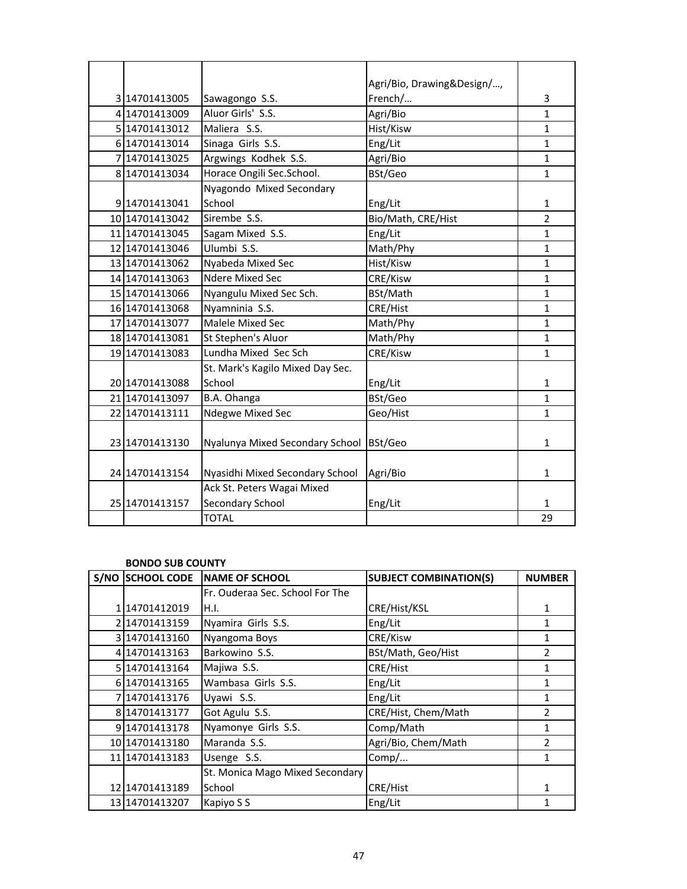| | | | | |
|---|---|---|---|---|
| 3 | 14701413005 | Sawagongo S.S. | Agri/Bio, Drawing&Design/..., French/... | 3 |
| 4 | 14701413009 | Aluor Girls' S.S. | Agri/Bio | 1 |
| 5 | 14701413012 | Maliera S.S. | Hist/Kisw | 1 |
| 6 | 14701413014 | Sinaga Girls S.S. | Eng/Lit | 1 |
| 7 | 14701413025 | Argwings Kodhek S.S. | Agri/Bio | 1 |
| 8 | 14701413034 | Horace Ongili Sec.School. | BSt/Geo | 1 |
| 9 | 14701413041 | Nyagondo Mixed Secondary School | Eng/Lit | 1 |
| 10 | 14701413042 | Sirembe S.S. | Bio/Math, CRE/Hist | 2 |
| 11 | 14701413045 | Sagam Mixed S.S. | Eng/Lit | 1 |
| 12 | 14701413046 | Ulumbi S.S. | Math/Phy | 1 |
| 13 | 14701413062 | Nyabeda Mixed Sec | Hist/Kisw | 1 |
| 14 | 14701413063 | Ndere Mixed Sec | CRE/Kisw | 1 |
| 15 | 14701413066 | Nyangulu Mixed Sec Sch. | BSt/Math | 1 |
| 16 | 14701413068 | Nyamninia S.S. | CRE/Hist | 1 |
| 17 | 14701413077 | Malele Mixed Sec | Math/Phy | 1 |
| 18 | 14701413081 | St Stephen's Aluor | Math/Phy | 1 |
| 19 | 14701413083 | Lundha Mixed Sec Sch | CRE/Kisw | 1 |
| 20 | 14701413088 | St. Mark's Kagilo Mixed Day Sec. School | Eng/Lit | 1 |
| 21 | 14701413097 | B.A. Ohanga | BSt/Geo | 1 |
| 22 | 14701413111 | Ndegwe Mixed Sec | Geo/Hist | 1 |
| 23 | 14701413130 | Nyalunya Mixed Secondary School | BSt/Geo | 1 |
| 24 | 14701413154 | Nyasidhi Mixed Secondary School | Agri/Bio | 1 |
| 25 | 14701413157 | Ack St. Peters Wagai Mixed Secondary School | Eng/Lit | 1 |
| | | TOTAL | | 29 |

**BONDO SUB COUNTY**

| S/NO | SCHOOL CODE | NAME OF SCHOOL | SUBJECT COMBINATION(S) | NUMBER |
|---|---|---|---|---|
| 1 | 14701412019 | Fr. Ouderaa Sec. School For The H.I. | CRE/Hist/KSL | 1 |
| 2 | 14701413159 | Nyamira Girls S.S. | Eng/Lit | 1 |
| 3 | 14701413160 | Nyangoma Boys | CRE/Kisw | 1 |
| 4 | 14701413163 | Barkowino S.S. | BSt/Math, Geo/Hist | 2 |
| 5 | 14701413164 | Majiwa S.S. | CRE/Hist | 1 |
| 6 | 14701413165 | Wambasa Girls S.S. | Eng/Lit | 1 |
| 7 | 14701413176 | Uyawi S.S. | Eng/Lit | 1 |
| 8 | 14701413177 | Got Agulu S.S. | CRE/Hist, Chem/Math | 2 |
| 9 | 14701413178 | Nyamonye Girls S.S. | Comp/Math | 1 |
| 10 | 14701413180 | Maranda S.S. | Agri/Bio, Chem/Math | 2 |
| 11 | 14701413183 | Usenge S.S. | Comp/... | 1 |
| 12 | 14701413189 | St. Monica Mago Mixed Secondary School | CRE/Hist | 1 |
| 13 | 14701413207 | Kapiyo S S | Eng/Lit | 1 |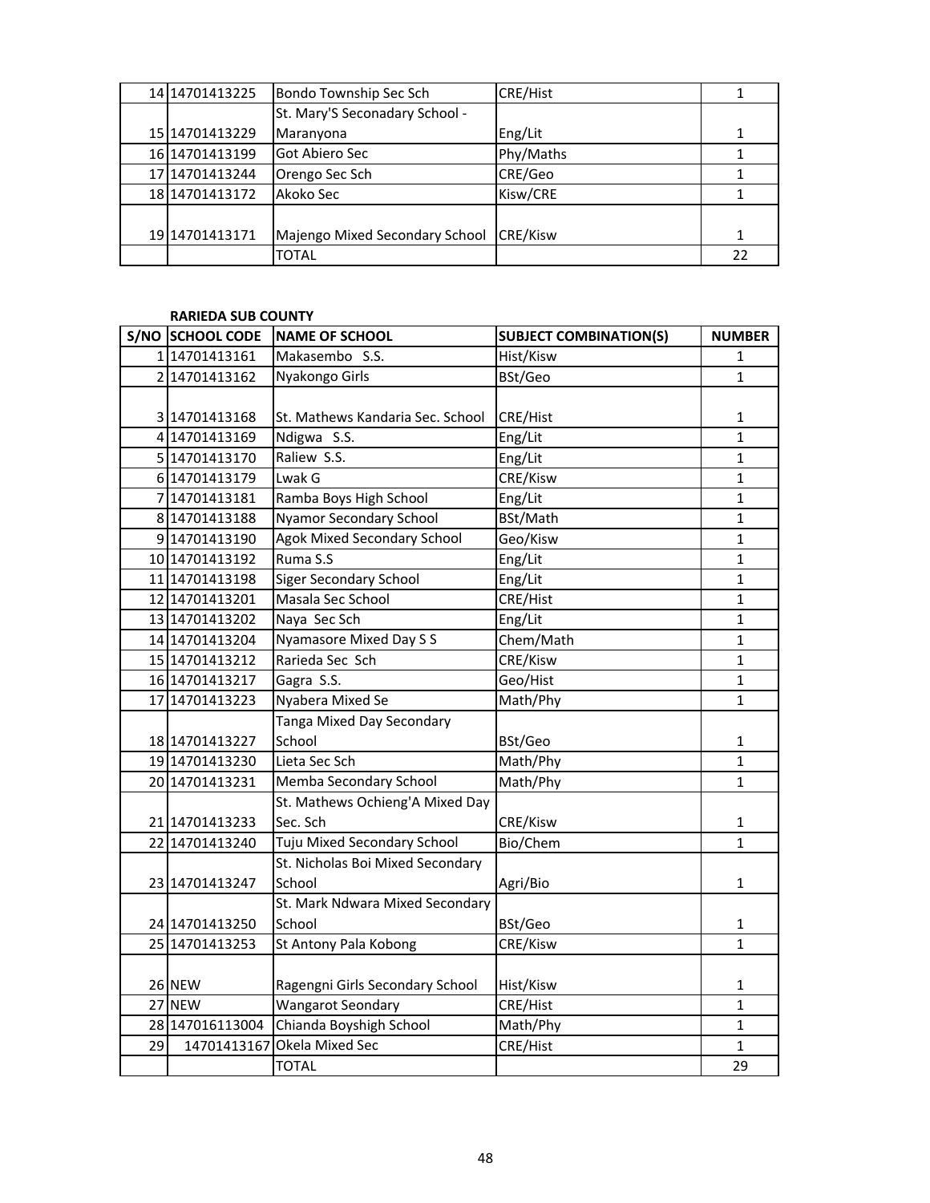| | | | | |
|---|---|---|---|---|
| 14 | 14701413225 | Bondo Township Sec Sch | CRE/Hist | 1 |
| 15 | 14701413229 | St. Mary'S Seconadary School - Maranyona | Eng/Lit | 1 |
| 16 | 14701413199 | Got Abiero Sec | Phy/Maths | 1 |
| 17 | 14701413244 | Orengo Sec Sch | CRE/Geo | 1 |
| 18 | 14701413172 | Akoko Sec | Kisw/CRE | 1 |
| 19 | 14701413171 | Majengo Mixed Secondary School | CRE/Kisw | 1 |
| | | TOTAL | | 22 |

**RARIEDA SUB COUNTY**

| S/NO | SCHOOL CODE | NAME OF SCHOOL | SUBJECT COMBINATION(S) | NUMBER |
|---|---|---|---|---|
| 1 | 14701413161 | Makasembo S.S. | Hist/Kisw | 1 |
| 2 | 14701413162 | Nyakongo Girls | BSt/Geo | 1 |
| 3 | 14701413168 | St. Mathews Kandaria Sec. School | CRE/Hist | 1 |
| 4 | 14701413169 | Ndigwa S.S. | Eng/Lit | 1 |
| 5 | 14701413170 | Raliew S.S. | Eng/Lit | 1 |
| 6 | 14701413179 | Lwak G | CRE/Kisw | 1 |
| 7 | 14701413181 | Ramba Boys High School | Eng/Lit | 1 |
| 8 | 14701413188 | Nyamor Secondary School | BSt/Math | 1 |
| 9 | 14701413190 | Agok Mixed Secondary School | Geo/Kisw | 1 |
| 10 | 14701413192 | Ruma S.S | Eng/Lit | 1 |
| 11 | 14701413198 | Siger Secondary School | Eng/Lit | 1 |
| 12 | 14701413201 | Masala Sec School | CRE/Hist | 1 |
| 13 | 14701413202 | Naya Sec Sch | Eng/Lit | 1 |
| 14 | 14701413204 | Nyamasore Mixed Day S S | Chem/Math | 1 |
| 15 | 14701413212 | Rarieda Sec Sch | CRE/Kisw | 1 |
| 16 | 14701413217 | Gagra S.S. | Geo/Hist | 1 |
| 17 | 14701413223 | Nyabera Mixed Se | Math/Phy | 1 |
| 18 | 14701413227 | Tanga Mixed Day Secondary School | BSt/Geo | 1 |
| 19 | 14701413230 | Lieta Sec Sch | Math/Phy | 1 |
| 20 | 14701413231 | Memba Secondary School | Math/Phy | 1 |
| 21 | 14701413233 | St. Mathews Ochieng'A Mixed Day Sec. Sch | CRE/Kisw | 1 |
| 22 | 14701413240 | Tuju Mixed Secondary School | Bio/Chem | 1 |
| 23 | 14701413247 | St. Nicholas Boi Mixed Secondary School | Agri/Bio | 1 |
| 24 | 14701413250 | St. Mark Ndwara Mixed Secondary School | BSt/Geo | 1 |
| 25 | 14701413253 | St Antony Pala Kobong | CRE/Kisw | 1 |
| 26 | NEW | Ragengni Girls Secondary School | Hist/Kisw | 1 |
| 27 | NEW | Wangarot Seondary | CRE/Hist | 1 |
| 28 | 147016113004 | Chianda Boyshigh School | Math/Phy | 1 |
| 29 | 14701413167 | Okela Mixed Sec | CRE/Hist | 1 |
| | | TOTAL | | 29 |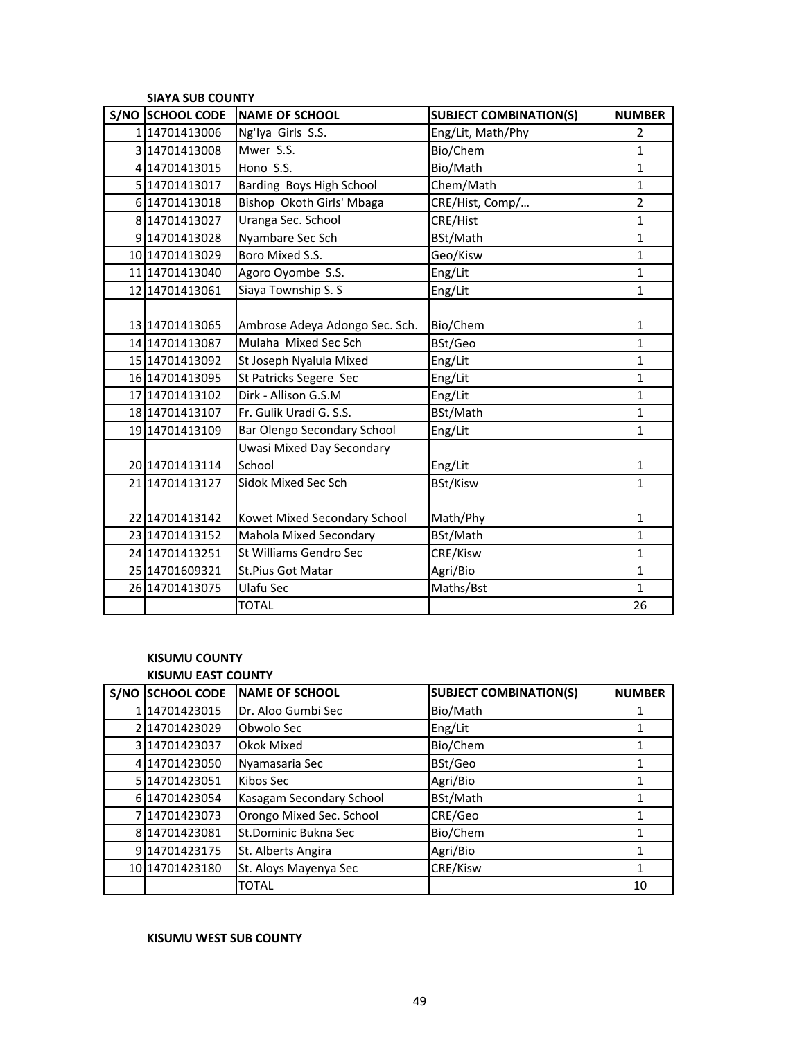**SIAYA SUB COUNTY**

| S/NO | SCHOOL CODE | NAME OF SCHOOL | SUBJECT COMBINATION(S) | NUMBER |
|---|---|---|---|---|
| 1 | 14701413006 | Ng'Iya Girls S.S. | Eng/Lit, Math/Phy | 2 |
| 3 | 14701413008 | Mwer S.S. | Bio/Chem | 1 |
| 4 | 14701413015 | Hono S.S. | Bio/Math | 1 |
| 5 | 14701413017 | Barding Boys High School | Chem/Math | 1 |
| 6 | 14701413018 | Bishop Okoth Girls' Mbaga | CRE/Hist, Comp/… | 2 |
| 8 | 14701413027 | Uranga Sec. School | CRE/Hist | 1 |
| 9 | 14701413028 | Nyambare Sec Sch | BSt/Math | 1 |
| 10 | 14701413029 | Boro Mixed S.S. | Geo/Kisw | 1 |
| 11 | 14701413040 | Agoro Oyombe S.S. | Eng/Lit | 1 |
| 12 | 14701413061 | Siaya Township S. S | Eng/Lit | 1 |
| 13 | 14701413065 | Ambrose Adeya Adongo Sec. Sch. | Bio/Chem | 1 |
| 14 | 14701413087 | Mulaha Mixed Sec Sch | BSt/Geo | 1 |
| 15 | 14701413092 | St Joseph Nyalula Mixed | Eng/Lit | 1 |
| 16 | 14701413095 | St Patricks Segere Sec | Eng/Lit | 1 |
| 17 | 14701413102 | Dirk - Allison G.S.M | Eng/Lit | 1 |
| 18 | 14701413107 | Fr. Gulik Uradi G. S.S. | BSt/Math | 1 |
| 19 | 14701413109 | Bar Olengo Secondary School | Eng/Lit | 1 |
| 20 | 14701413114 | Uwasi Mixed Day Secondary School | Eng/Lit | 1 |
| 21 | 14701413127 | Sidok Mixed Sec Sch | BSt/Kisw | 1 |
| 22 | 14701413142 | Kowet Mixed Secondary School | Math/Phy | 1 |
| 23 | 14701413152 | Mahola Mixed Secondary | BSt/Math | 1 |
| 24 | 14701413251 | St Williams Gendro Sec | CRE/Kisw | 1 |
| 25 | 14701609321 | St.Pius Got Matar | Agri/Bio | 1 |
| 26 | 14701413075 | Ulafu Sec | Maths/Bst | 1 |
| | | TOTAL | | 26 |

**KISUMU COUNTY**

**KISUMU EAST COUNTY**

| S/NO | SCHOOL CODE | NAME OF SCHOOL | SUBJECT COMBINATION(S) | NUMBER |
|---|---|---|---|---|
| 1 | 14701423015 | Dr. Aloo Gumbi Sec | Bio/Math | 1 |
| 2 | 14701423029 | Obwolo Sec | Eng/Lit | 1 |
| 3 | 14701423037 | Okok Mixed | Bio/Chem | 1 |
| 4 | 14701423050 | Nyamasaria Sec | BSt/Geo | 1 |
| 5 | 14701423051 | Kibos Sec | Agri/Bio | 1 |
| 6 | 14701423054 | Kasagam Secondary School | BSt/Math | 1 |
| 7 | 14701423073 | Orongo Mixed Sec. School | CRE/Geo | 1 |
| 8 | 14701423081 | St.Dominic Bukna Sec | Bio/Chem | 1 |
| 9 | 14701423175 | St. Alberts Angira | Agri/Bio | 1 |
| 10 | 14701423180 | St. Aloys Mayenya Sec | CRE/Kisw | 1 |
| | | TOTAL | | 10 |

**KISUMU WEST SUB COUNTY**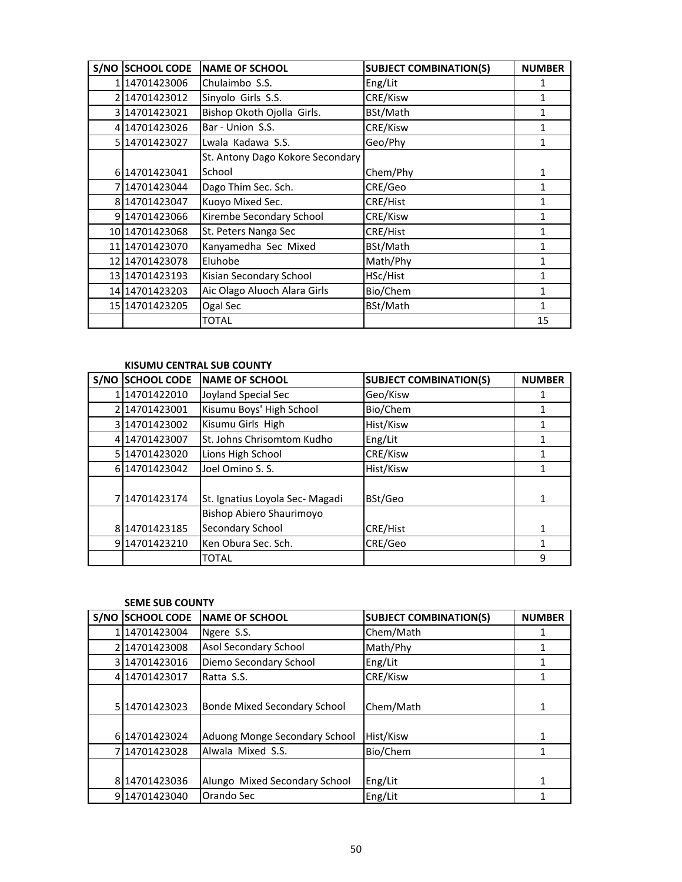| S/NO | SCHOOL CODE | NAME OF SCHOOL | SUBJECT COMBINATION(S) | NUMBER |
|---|---|---|---|---|
| 1 | 14701423006 | Chulaimbo S.S. | Eng/Lit | 1 |
| 2 | 14701423012 | Sinyolo Girls S.S. | CRE/Kisw | 1 |
| 3 | 14701423021 | Bishop Okoth Ojolla Girls. | BSt/Math | 1 |
| 4 | 14701423026 | Bar - Union S.S. | CRE/Kisw | 1 |
| 5 | 14701423027 | Lwala Kadawa S.S. | Geo/Phy | 1 |
| 6 | 14701423041 | St. Antony Dago Kokore Secondary School | Chem/Phy | 1 |
| 7 | 14701423044 | Dago Thim Sec. Sch. | CRE/Geo | 1 |
| 8 | 14701423047 | Kuoyo Mixed Sec. | CRE/Hist | 1 |
| 9 | 14701423066 | Kirembe Secondary School | CRE/Kisw | 1 |
| 10 | 14701423068 | St. Peters Nanga Sec | CRE/Hist | 1 |
| 11 | 14701423070 | Kanyamedha Sec Mixed | BSt/Math | 1 |
| 12 | 14701423078 | Eluhobe | Math/Phy | 1 |
| 13 | 14701423193 | Kisian Secondary School | HSc/Hist | 1 |
| 14 | 14701423203 | Aic Olago Aluoch Alara Girls | Bio/Chem | 1 |
| 15 | 14701423205 | Ogal Sec | BSt/Math | 1 |
| | | TOTAL | | 15 |

**KISUMU CENTRAL SUB COUNTY**

| S/NO | SCHOOL CODE | NAME OF SCHOOL | SUBJECT COMBINATION(S) | NUMBER |
|---|---|---|---|---|
| 1 | 14701422010 | Joyland Special Sec | Geo/Kisw | 1 |
| 2 | 14701423001 | Kisumu Boys' High School | Bio/Chem | 1 |
| 3 | 14701423002 | Kisumu Girls High | Hist/Kisw | 1 |
| 4 | 14701423007 | St. Johns Chrisomtom Kudho | Eng/Lit | 1 |
| 5 | 14701423020 | Lions High School | CRE/Kisw | 1 |
| 6 | 14701423042 | Joel Omino S. S. | Hist/Kisw | 1 |
| 7 | 14701423174 | St. Ignatius Loyola Sec- Magadi | BSt/Geo | 1 |
| 8 | 14701423185 | Bishop Abiero Shaurimoyo Secondary School | CRE/Hist | 1 |
| 9 | 14701423210 | Ken Obura Sec. Sch. | CRE/Geo | 1 |
| | | TOTAL | | 9 |

**SEME SUB COUNTY**

| S/NO | SCHOOL CODE | NAME OF SCHOOL | SUBJECT COMBINATION(S) | NUMBER |
|---|---|---|---|---|
| 1 | 14701423004 | Ngere S.S. | Chem/Math | 1 |
| 2 | 14701423008 | Asol Secondary School | Math/Phy | 1 |
| 3 | 14701423016 | Diemo Secondary School | Eng/Lit | 1 |
| 4 | 14701423017 | Ratta S.S. | CRE/Kisw | 1 |
| 5 | 14701423023 | Bonde Mixed Secondary School | Chem/Math | 1 |
| 6 | 14701423024 | Aduong Monge Secondary School | Hist/Kisw | 1 |
| 7 | 14701423028 | Alwala Mixed S.S. | Bio/Chem | 1 |
| 8 | 14701423036 | Alungo Mixed Secondary School | Eng/Lit | 1 |
| 9 | 14701423040 | Orando Sec | Eng/Lit | 1 |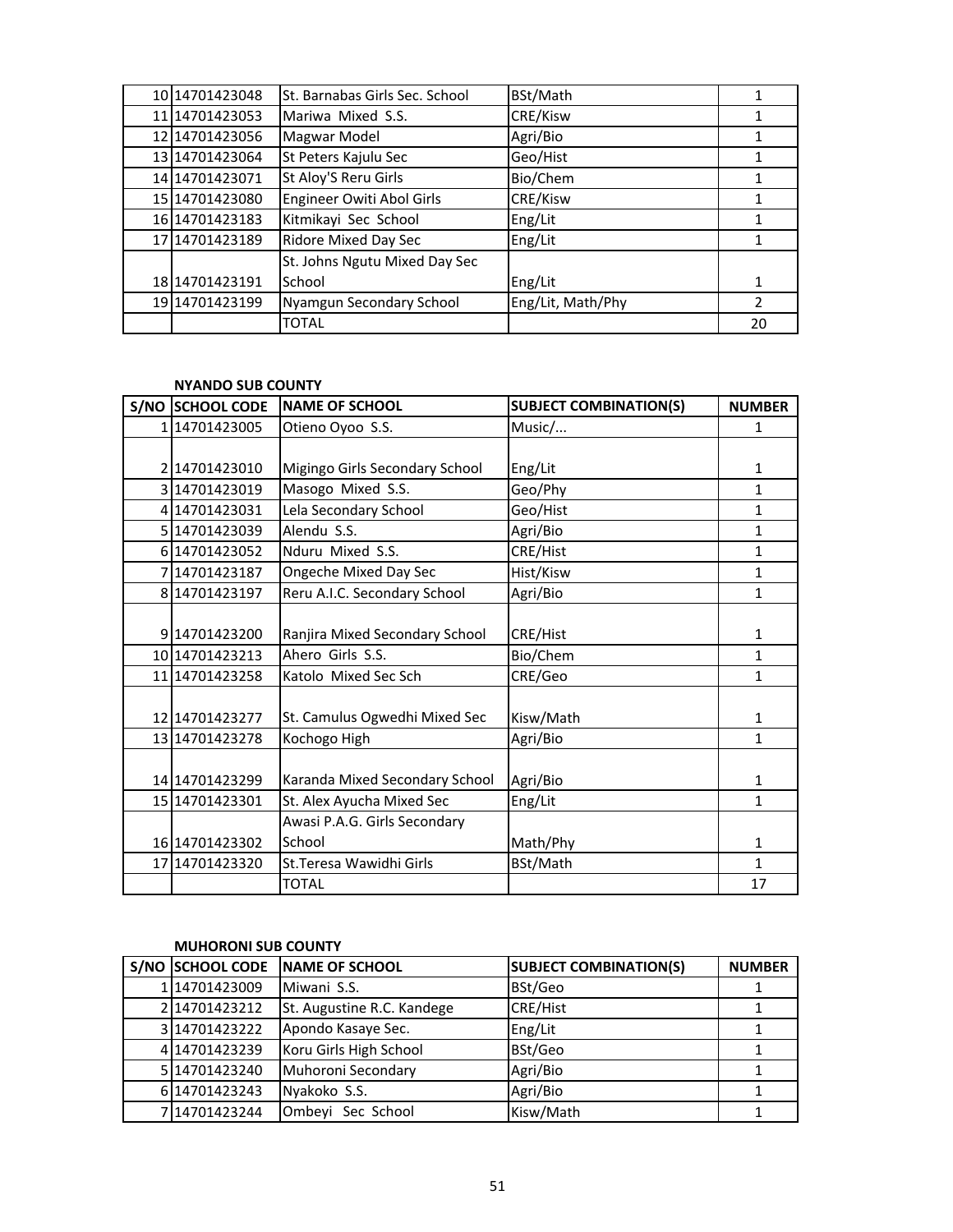| S/NO | SCHOOL CODE | NAME OF SCHOOL | SUBJECT COMBINATION(S) | NUMBER |
|---|---|---|---|---|
| 10 | 14701423048 | St. Barnabas Girls Sec. School | BSt/Math | 1 |
| 11 | 14701423053 | Mariwa Mixed S.S. | CRE/Kisw | 1 |
| 12 | 14701423056 | Magwar Model | Agri/Bio | 1 |
| 13 | 14701423064 | St Peters Kajulu Sec | Geo/Hist | 1 |
| 14 | 14701423071 | St Aloy'S Reru Girls | Bio/Chem | 1 |
| 15 | 14701423080 | Engineer Owiti Abol Girls | CRE/Kisw | 1 |
| 16 | 14701423183 | Kitmikayi Sec School | Eng/Lit | 1 |
| 17 | 14701423189 | Ridore Mixed Day Sec | Eng/Lit | 1 |
| 18 | 14701423191 | St. Johns Ngutu Mixed Day Sec School | Eng/Lit | 1 |
| 19 | 14701423199 | Nyamgun Secondary School | Eng/Lit, Math/Phy | 2 |
| | | TOTAL | | 20 |

**NYANDO SUB COUNTY**

| S/NO | SCHOOL CODE | NAME OF SCHOOL | SUBJECT COMBINATION(S) | NUMBER |
|---|---|---|---|---|
| 1 | 14701423005 | Otieno Oyoo S.S. | Music/... | 1 |
| 2 | 14701423010 | Migingo Girls Secondary School | Eng/Lit | 1 |
| 3 | 14701423019 | Masogo Mixed S.S. | Geo/Phy | 1 |
| 4 | 14701423031 | Lela Secondary School | Geo/Hist | 1 |
| 5 | 14701423039 | Alendu S.S. | Agri/Bio | 1 |
| 6 | 14701423052 | Nduru Mixed S.S. | CRE/Hist | 1 |
| 7 | 14701423187 | Ongeche Mixed Day Sec | Hist/Kisw | 1 |
| 8 | 14701423197 | Reru A.I.C. Secondary School | Agri/Bio | 1 |
| 9 | 14701423200 | Ranjira Mixed Secondary School | CRE/Hist | 1 |
| 10 | 14701423213 | Ahero Girls S.S. | Bio/Chem | 1 |
| 11 | 14701423258 | Katolo Mixed Sec Sch | CRE/Geo | 1 |
| 12 | 14701423277 | St. Camulus Ogwedhi Mixed Sec | Kisw/Math | 1 |
| 13 | 14701423278 | Kochogo High | Agri/Bio | 1 |
| 14 | 14701423299 | Karanda Mixed Secondary School | Agri/Bio | 1 |
| 15 | 14701423301 | St. Alex Ayucha Mixed Sec | Eng/Lit | 1 |
| 16 | 14701423302 | Awasi P.A.G. Girls Secondary School | Math/Phy | 1 |
| 17 | 14701423320 | St.Teresa Wawidhi Girls | BSt/Math | 1 |
| | | TOTAL | | 17 |

**MUHORONI SUB COUNTY**

| S/NO | SCHOOL CODE | NAME OF SCHOOL | SUBJECT COMBINATION(S) | NUMBER |
|---|---|---|---|---|
| 1 | 14701423009 | Miwani S.S. | BSt/Geo | 1 |
| 2 | 14701423212 | St. Augustine R.C. Kandege | CRE/Hist | 1 |
| 3 | 14701423222 | Apondo Kasaye Sec. | Eng/Lit | 1 |
| 4 | 14701423239 | Koru Girls High School | BSt/Geo | 1 |
| 5 | 14701423240 | Muhoroni Secondary | Agri/Bio | 1 |
| 6 | 14701423243 | Nyakoko S.S. | Agri/Bio | 1 |
| 7 | 14701423244 | Ombeyi Sec School | Kisw/Math | 1 |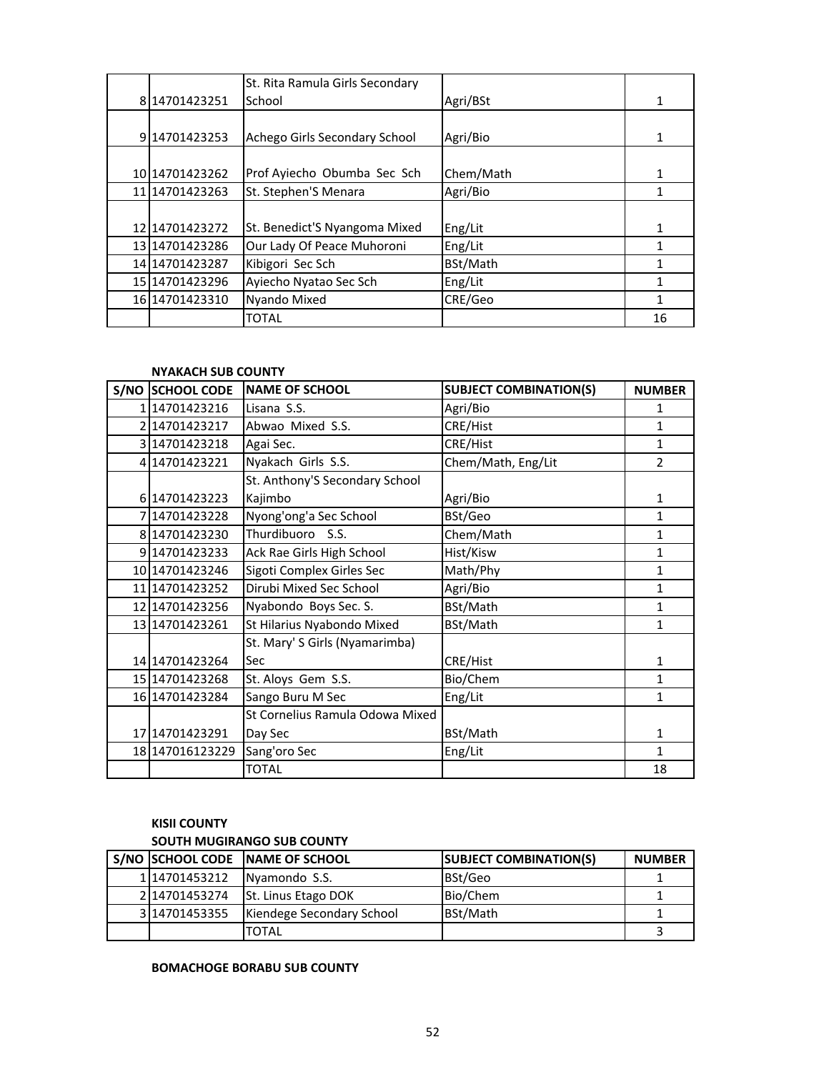| | | | | |
|---|---|---|---|---|
| 8 | 14701423251 | St. Rita Ramula Girls Secondary School | Agri/BSt | 1 |
| 9 | 14701423253 | Achego Girls Secondary School | Agri/Bio | 1 |
| 10 | 14701423262 | Prof Ayiecho Obumba Sec Sch | Chem/Math | 1 |
| 11 | 14701423263 | St. Stephen'S Menara | Agri/Bio | 1 |
| 12 | 14701423272 | St. Benedict'S Nyangoma Mixed | Eng/Lit | 1 |
| 13 | 14701423286 | Our Lady Of Peace Muhoroni | Eng/Lit | 1 |
| 14 | 14701423287 | Kibigori Sec Sch | BSt/Math | 1 |
| 15 | 14701423296 | Ayiecho Nyatao Sec Sch | Eng/Lit | 1 |
| 16 | 14701423310 | Nyando Mixed | CRE/Geo | 1 |
| | | TOTAL | | 16 |

**NYAKACH SUB COUNTY**

| S/NO | SCHOOL CODE | NAME OF SCHOOL | SUBJECT COMBINATION(S) | NUMBER |
|---|---|---|---|---|
| 1 | 14701423216 | Lisana S.S. | Agri/Bio | 1 |
| 2 | 14701423217 | Abwao Mixed S.S. | CRE/Hist | 1 |
| 3 | 14701423218 | Agai Sec. | CRE/Hist | 1 |
| 4 | 14701423221 | Nyakach Girls S.S. | Chem/Math, Eng/Lit | 2 |
| 6 | 14701423223 | St. Anthony'S Secondary School Kajimbo | Agri/Bio | 1 |
| 7 | 14701423228 | Nyong'ong'a Sec School | BSt/Geo | 1 |
| 8 | 14701423230 | Thurdibuoro S.S. | Chem/Math | 1 |
| 9 | 14701423233 | Ack Rae Girls High School | Hist/Kisw | 1 |
| 10 | 14701423246 | Sigoti Complex Girles Sec | Math/Phy | 1 |
| 11 | 14701423252 | Dirubi Mixed Sec School | Agri/Bio | 1 |
| 12 | 14701423256 | Nyabondo Boys Sec. S. | BSt/Math | 1 |
| 13 | 14701423261 | St Hilarius Nyabondo Mixed | BSt/Math | 1 |
| 14 | 14701423264 | St. Mary' S Girls (Nyamarimba) Sec | CRE/Hist | 1 |
| 15 | 14701423268 | St. Aloys Gem S.S. | Bio/Chem | 1 |
| 16 | 14701423284 | Sango Buru M Sec | Eng/Lit | 1 |
| 17 | 14701423291 | St Cornelius Ramula Odowa Mixed Day Sec | BSt/Math | 1 |
| 18 | 147016123229 | Sang'oro Sec | Eng/Lit | 1 |
| | | TOTAL | | 18 |

**KISII COUNTY**

**SOUTH MUGIRANGO SUB COUNTY**

| S/NO | SCHOOL CODE | NAME OF SCHOOL | SUBJECT COMBINATION(S) | NUMBER |
|---|---|---|---|---|
| 1 | 14701453212 | Nyamondo S.S. | BSt/Geo | 1 |
| 2 | 14701453274 | St. Linus Etago DOK | Bio/Chem | 1 |
| 3 | 14701453355 | Kiendege Secondary School | BSt/Math | 1 |
| | | TOTAL | | 3 |

**BOMACHOGE BORABU SUB COUNTY**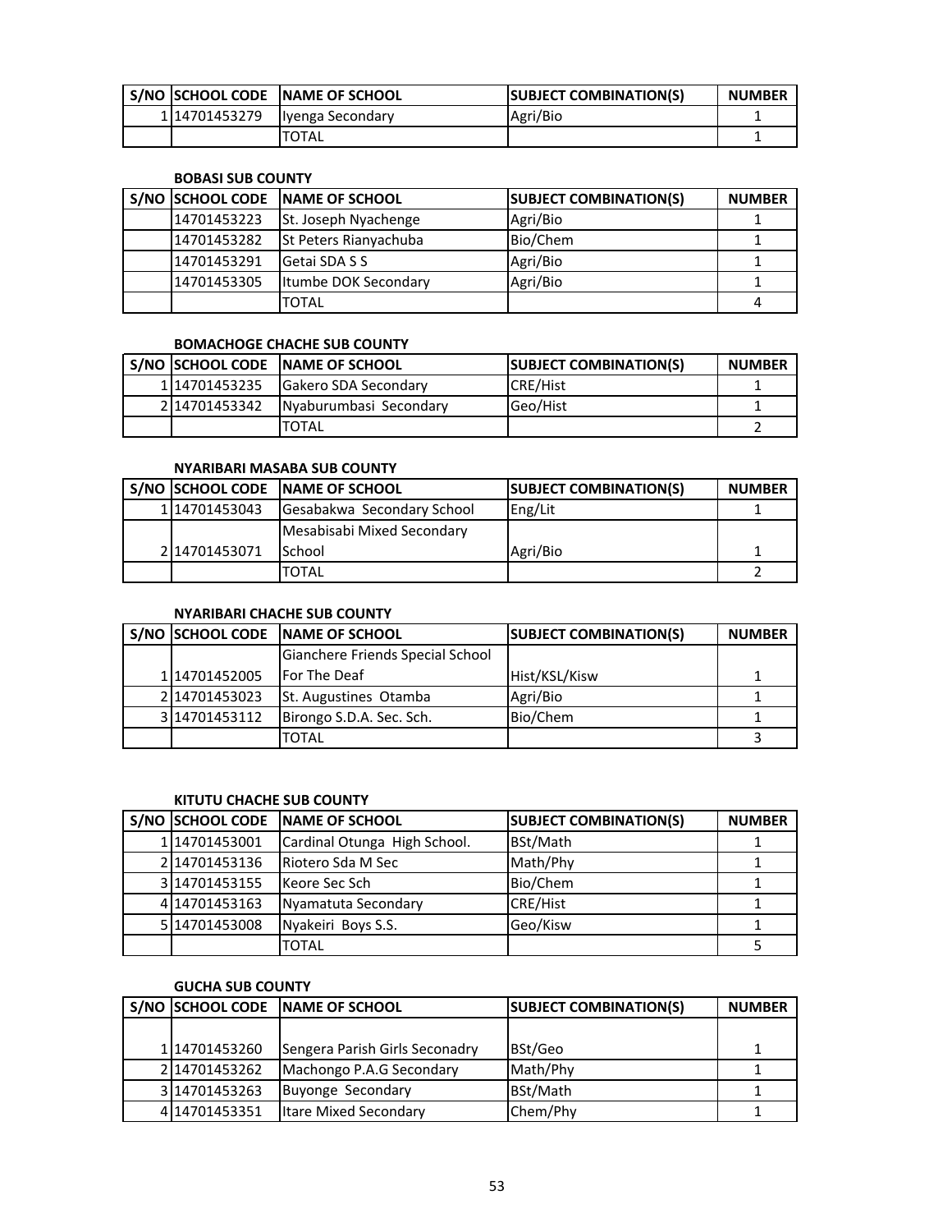| S/NO | SCHOOL CODE | NAME OF SCHOOL | SUBJECT COMBINATION(S) | NUMBER |
|---|---|---|---|---|
| 1 | 14701453279 | Iyenga Secondary | Agri/Bio | 1 |
| | | TOTAL | | 1 |

**BOBASI SUB COUNTY**

| S/NO | SCHOOL CODE | NAME OF SCHOOL | SUBJECT COMBINATION(S) | NUMBER |
|---|---|---|---|---|
| | 14701453223 | St. Joseph Nyachenge | Agri/Bio | 1 |
| | 14701453282 | St Peters Rianyachuba | Bio/Chem | 1 |
| | 14701453291 | Getai SDA S S | Agri/Bio | 1 |
| | 14701453305 | Itumbe DOK Secondary | Agri/Bio | 1 |
| | | TOTAL | | 4 |

**BOMACHOGE CHACHE SUB COUNTY**

| S/NO | SCHOOL CODE | NAME OF SCHOOL | SUBJECT COMBINATION(S) | NUMBER |
|---|---|---|---|---|
| 1 | 14701453235 | Gakero SDA Secondary | CRE/Hist | 1 |
| 2 | 14701453342 | Nyaburumbasi Secondary | Geo/Hist | 1 |
| | | TOTAL | | 2 |

**NYARIBARI MASABA SUB COUNTY**

| S/NO | SCHOOL CODE | NAME OF SCHOOL | SUBJECT COMBINATION(S) | NUMBER |
|---|---|---|---|---|
| 1 | 14701453043 | Gesabakwa Secondary School | Eng/Lit | 1 |
| 2 | 14701453071 | Mesabisabi Mixed Secondary School | Agri/Bio | 1 |
| | | TOTAL | | 2 |

**NYARIBARI CHACHE SUB COUNTY**

| S/NO | SCHOOL CODE | NAME OF SCHOOL | SUBJECT COMBINATION(S) | NUMBER |
|---|---|---|---|---|
| 1 | 14701452005 | Gianchere Friends Special School For The Deaf | Hist/KSL/Kisw | 1 |
| 2 | 14701453023 | St. Augustines Otamba | Agri/Bio | 1 |
| 3 | 14701453112 | Birongo S.D.A. Sec. Sch. | Bio/Chem | 1 |
| | | TOTAL | | 3 |

**KITUTU CHACHE SUB COUNTY**

| S/NO | SCHOOL CODE | NAME OF SCHOOL | SUBJECT COMBINATION(S) | NUMBER |
|---|---|---|---|---|
| 1 | 14701453001 | Cardinal Otunga High School. | BSt/Math | 1 |
| 2 | 14701453136 | Riotero Sda M Sec | Math/Phy | 1 |
| 3 | 14701453155 | Keore Sec Sch | Bio/Chem | 1 |
| 4 | 14701453163 | Nyamatuta Secondary | CRE/Hist | 1 |
| 5 | 14701453008 | Nyakeiri Boys S.S. | Geo/Kisw | 1 |
| | | TOTAL | | 5 |

**GUCHA SUB COUNTY**

| S/NO | SCHOOL CODE | NAME OF SCHOOL | SUBJECT COMBINATION(S) | NUMBER |
|---|---|---|---|---|
| 1 | 14701453260 | Sengera Parish Girls Seconadry | BSt/Geo | 1 |
| 2 | 14701453262 | Machongo P.A.G Secondary | Math/Phy | 1 |
| 3 | 14701453263 | Buyonge Secondary | BSt/Math | 1 |
| 4 | 14701453351 | Itare Mixed Secondary | Chem/Phy | 1 |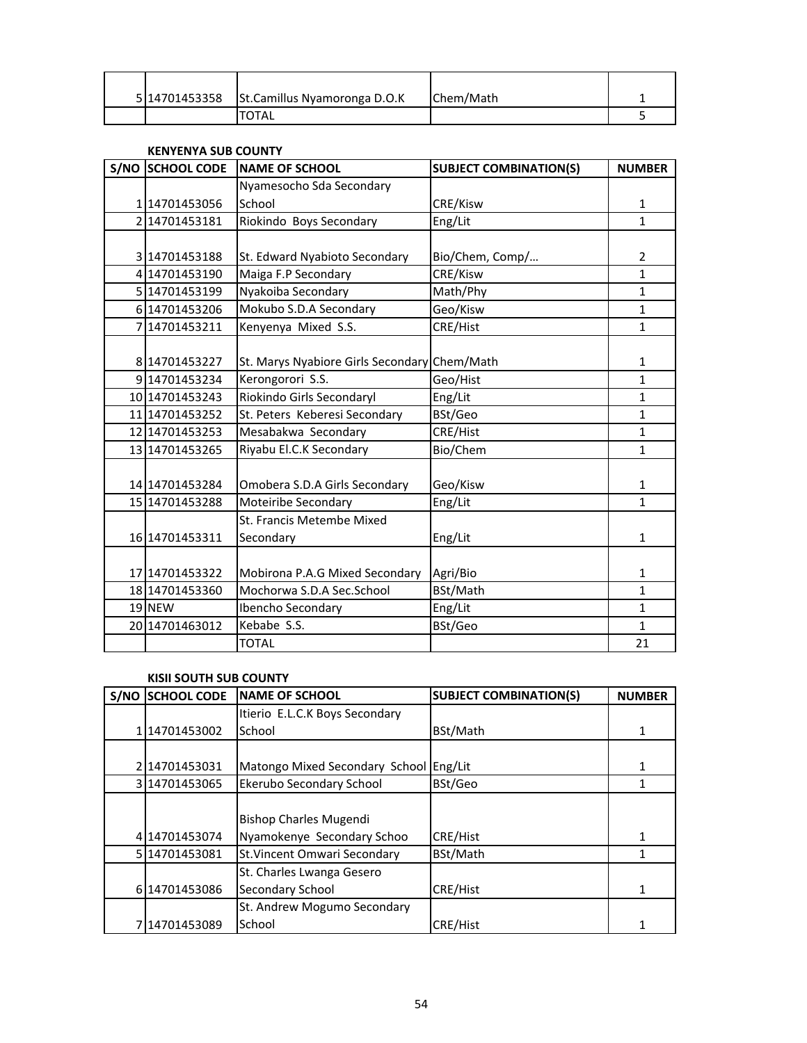| S/NO | SCHOOL CODE | NAME OF SCHOOL | SUBJECT COMBINATION(S) | NUMBER |
|---|---|---|---|---|
| 5 | 14701453358 | St.Camillus Nyamoronga D.O.K | Chem/Math | 1 |
| | | TOTAL | | 5 |

**KENYENYA SUB COUNTY**

| S/NO | SCHOOL CODE | NAME OF SCHOOL | SUBJECT COMBINATION(S) | NUMBER |
|---|---|---|---|---|
| 1 | 14701453056 | Nyamesocho Sda Secondary School | CRE/Kisw | 1 |
| 2 | 14701453181 | Riokindo Boys Secondary | Eng/Lit | 1 |
| 3 | 14701453188 | St. Edward Nyabioto Secondary | Bio/Chem, Comp/… | 2 |
| 4 | 14701453190 | Maiga F.P Secondary | CRE/Kisw | 1 |
| 5 | 14701453199 | Nyakoiba Secondary | Math/Phy | 1 |
| 6 | 14701453206 | Mokubo S.D.A Secondary | Geo/Kisw | 1 |
| 7 | 14701453211 | Kenyenya Mixed S.S. | CRE/Hist | 1 |
| 8 | 14701453227 | St. Marys Nyabiore Girls Secondary | Chem/Math | 1 |
| 9 | 14701453234 | Kerongorori S.S. | Geo/Hist | 1 |
| 10 | 14701453243 | Riokindo Girls Secondaryl | Eng/Lit | 1 |
| 11 | 14701453252 | St. Peters Keberesi Secondary | BSt/Geo | 1 |
| 12 | 14701453253 | Mesabakwa Secondary | CRE/Hist | 1 |
| 13 | 14701453265 | Riyabu El.C.K Secondary | Bio/Chem | 1 |
| 14 | 14701453284 | Omobera S.D.A Girls Secondary | Geo/Kisw | 1 |
| 15 | 14701453288 | Moteiribe Secondary | Eng/Lit | 1 |
| 16 | 14701453311 | St. Francis Metembe Mixed Secondary | Eng/Lit | 1 |
| 17 | 14701453322 | Mobirona P.A.G Mixed Secondary | Agri/Bio | 1 |
| 18 | 14701453360 | Mochorwa S.D.A Sec.School | BSt/Math | 1 |
| 19 | NEW | Ibencho Secondary | Eng/Lit | 1 |
| 20 | 14701463012 | Kebabe S.S. | BSt/Geo | 1 |
| | | TOTAL | | 21 |

**KISII SOUTH SUB COUNTY**

| S/NO | SCHOOL CODE | NAME OF SCHOOL | SUBJECT COMBINATION(S) | NUMBER |
|---|---|---|---|---|
| 1 | 14701453002 | Itierio E.L.C.K Boys Secondary School | BSt/Math | 1 |
| 2 | 14701453031 | Matongo Mixed Secondary School | Eng/Lit | 1 |
| 3 | 14701453065 | Ekerubo Secondary School | BSt/Geo | 1 |
| 4 | 14701453074 | Bishop Charles Mugendi Nyamokenye Secondary Schoo | CRE/Hist | 1 |
| 5 | 14701453081 | St.Vincent Omwari Secondary | BSt/Math | 1 |
| 6 | 14701453086 | St. Charles Lwanga Gesero Secondary School | CRE/Hist | 1 |
| 7 | 14701453089 | St. Andrew Mogumo Secondary School | CRE/Hist | 1 |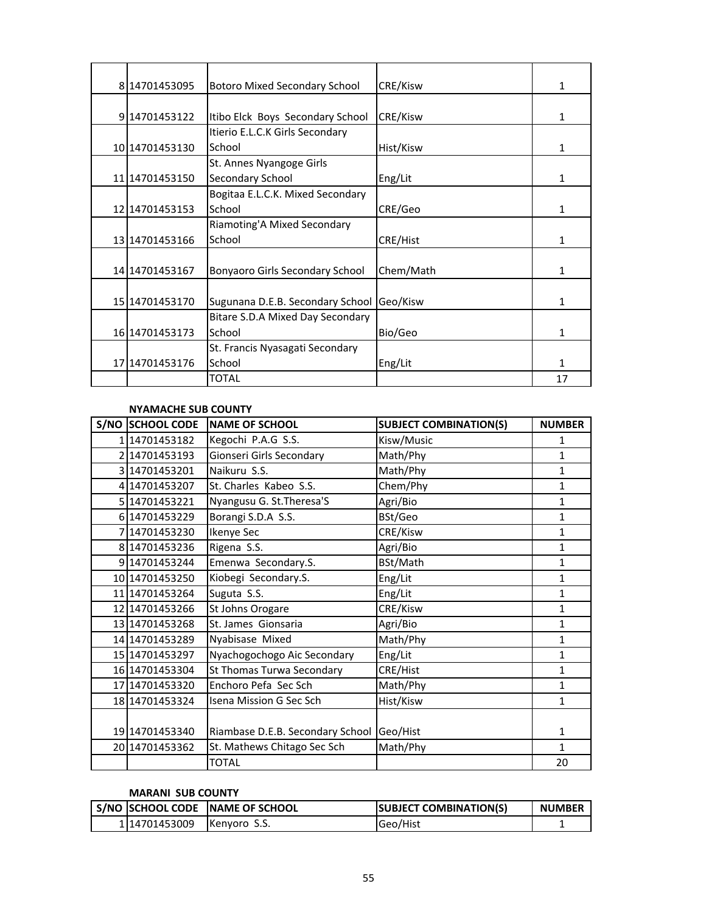| S/NO | SCHOOL CODE | NAME OF SCHOOL | SUBJECT COMBINATION(S) | NUMBER |
|---|---|---|---|---|
| 8 | 14701453095 | Botoro Mixed Secondary School | CRE/Kisw | 1 |
| 9 | 14701453122 | Itibo Elck Boys Secondary School | CRE/Kisw | 1 |
| 10 | 14701453130 | Itierio E.L.C.K Girls Secondary School | Hist/Kisw | 1 |
| 11 | 14701453150 | St. Annes Nyangoge Girls Secondary School | Eng/Lit | 1 |
| 12 | 14701453153 | Bogitaa E.L.C.K. Mixed Secondary School | CRE/Geo | 1 |
| 13 | 14701453166 | Riamoting'A Mixed Secondary School | CRE/Hist | 1 |
| 14 | 14701453167 | Bonyaoro Girls Secondary School | Chem/Math | 1 |
| 15 | 14701453170 | Sugunana D.E.B. Secondary School | Geo/Kisw | 1 |
| 16 | 14701453173 | Bitare S.D.A Mixed Day Secondary School | Bio/Geo | 1 |
| 17 | 14701453176 | St. Francis Nyasagati Secondary School | Eng/Lit | 1 |
| | | TOTAL | | 17 |

**NYAMACHE SUB COUNTY**

| S/NO | SCHOOL CODE | NAME OF SCHOOL | SUBJECT COMBINATION(S) | NUMBER |
|---|---|---|---|---|
| 1 | 14701453182 | Kegochi P.A.G S.S. | Kisw/Music | 1 |
| 2 | 14701453193 | Gionseri Girls Secondary | Math/Phy | 1 |
| 3 | 14701453201 | Naikuru S.S. | Math/Phy | 1 |
| 4 | 14701453207 | St. Charles Kabeo S.S. | Chem/Phy | 1 |
| 5 | 14701453221 | Nyangusu G. St.Theresa'S | Agri/Bio | 1 |
| 6 | 14701453229 | Borangi S.D.A S.S. | BSt/Geo | 1 |
| 7 | 14701453230 | Ikenye Sec | CRE/Kisw | 1 |
| 8 | 14701453236 | Rigena S.S. | Agri/Bio | 1 |
| 9 | 14701453244 | Emenwa Secondary.S. | BSt/Math | 1 |
| 10 | 14701453250 | Kiobegi Secondary.S. | Eng/Lit | 1 |
| 11 | 14701453264 | Suguta S.S. | Eng/Lit | 1 |
| 12 | 14701453266 | St Johns Orogare | CRE/Kisw | 1 |
| 13 | 14701453268 | St. James Gionsaria | Agri/Bio | 1 |
| 14 | 14701453289 | Nyabisase Mixed | Math/Phy | 1 |
| 15 | 14701453297 | Nyachogochogo Aic Secondary | Eng/Lit | 1 |
| 16 | 14701453304 | St Thomas Turwa Secondary | CRE/Hist | 1 |
| 17 | 14701453320 | Enchoro Pefa Sec Sch | Math/Phy | 1 |
| 18 | 14701453324 | Isena Mission G Sec Sch | Hist/Kisw | 1 |
| 19 | 14701453340 | Riambase D.E.B. Secondary School | Geo/Hist | 1 |
| 20 | 14701453362 | St. Mathews Chitago Sec Sch | Math/Phy | 1 |
| | | TOTAL | | 20 |

**MARANI SUB COUNTY**

| S/NO | SCHOOL CODE | NAME OF SCHOOL | SUBJECT COMBINATION(S) | NUMBER |
|---|---|---|---|---|
| 1 | 14701453009 | Kenyoro S.S. | Geo/Hist | 1 |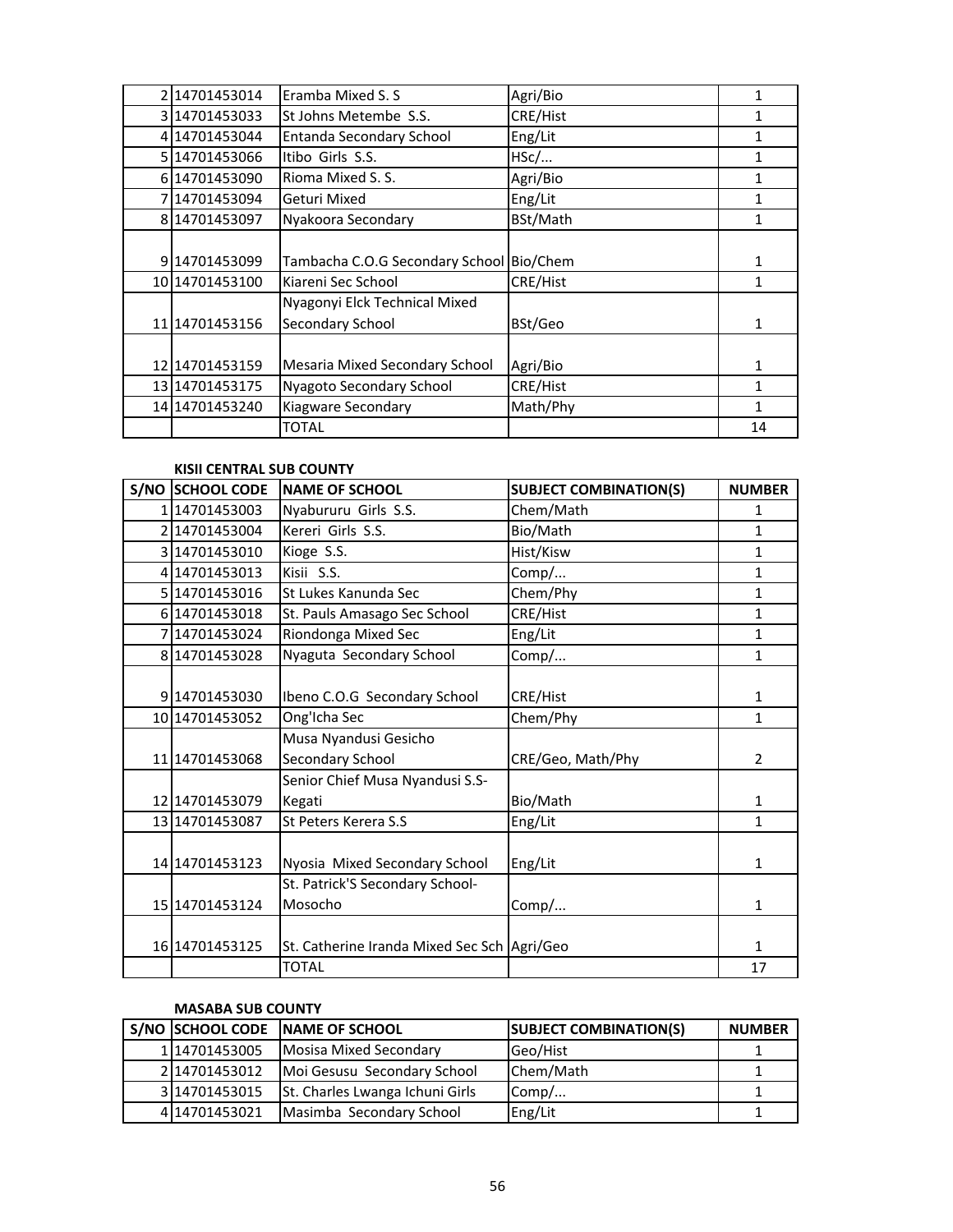| S/NO | SCHOOL CODE | NAME OF SCHOOL | SUBJECT COMBINATION(S) | NUMBER |
|---|---|---|---|---|
| 2 | 14701453014 | Eramba Mixed S. S | Agri/Bio | 1 |
| 3 | 14701453033 | St Johns Metembe S.S. | CRE/Hist | 1 |
| 4 | 14701453044 | Entanda Secondary School | Eng/Lit | 1 |
| 5 | 14701453066 | Itibo Girls S.S. | HSc/... | 1 |
| 6 | 14701453090 | Rioma Mixed S. S. | Agri/Bio | 1 |
| 7 | 14701453094 | Geturi Mixed | Eng/Lit | 1 |
| 8 | 14701453097 | Nyakoora Secondary | BSt/Math | 1 |
| 9 | 14701453099 | Tambacha C.O.G Secondary School | Bio/Chem | 1 |
| 10 | 14701453100 | Kiareni Sec School | CRE/Hist | 1 |
| 11 | 14701453156 | Nyagonyi Elck Technical Mixed Secondary School | BSt/Geo | 1 |
| 12 | 14701453159 | Mesaria Mixed Secondary School | Agri/Bio | 1 |
| 13 | 14701453175 | Nyagoto Secondary School | CRE/Hist | 1 |
| 14 | 14701453240 | Kiagware Secondary | Math/Phy | 1 |
| | | TOTAL | | 14 |

**KISII CENTRAL SUB COUNTY**

| S/NO | SCHOOL CODE | NAME OF SCHOOL | SUBJECT COMBINATION(S) | NUMBER |
|---|---|---|---|---|
| 1 | 14701453003 | Nyabururu Girls S.S. | Chem/Math | 1 |
| 2 | 14701453004 | Kereri Girls S.S. | Bio/Math | 1 |
| 3 | 14701453010 | Kioge S.S. | Hist/Kisw | 1 |
| 4 | 14701453013 | Kisii S.S. | Comp/... | 1 |
| 5 | 14701453016 | St Lukes Kanunda Sec | Chem/Phy | 1 |
| 6 | 14701453018 | St. Pauls Amasago Sec School | CRE/Hist | 1 |
| 7 | 14701453024 | Riondonga Mixed Sec | Eng/Lit | 1 |
| 8 | 14701453028 | Nyaguta Secondary School | Comp/... | 1 |
| 9 | 14701453030 | Ibeno C.O.G Secondary School | CRE/Hist | 1 |
| 10 | 14701453052 | Ong'Icha Sec | Chem/Phy | 1 |
| 11 | 14701453068 | Musa Nyandusi Gesicho Secondary School | CRE/Geo, Math/Phy | 2 |
| 12 | 14701453079 | Senior Chief Musa Nyandusi S.S-Kegati | Bio/Math | 1 |
| 13 | 14701453087 | St Peters Kerera S.S | Eng/Lit | 1 |
| 14 | 14701453123 | Nyosia Mixed Secondary School | Eng/Lit | 1 |
| 15 | 14701453124 | St. Patrick'S Secondary School-Mosocho | Comp/... | 1 |
| 16 | 14701453125 | St. Catherine Iranda Mixed Sec Sch | Agri/Geo | 1 |
| | | TOTAL | | 17 |

**MASABA SUB COUNTY**

| S/NO | SCHOOL CODE | NAME OF SCHOOL | SUBJECT COMBINATION(S) | NUMBER |
|---|---|---|---|---|
| 1 | 14701453005 | Mosisa Mixed Secondary | Geo/Hist | 1 |
| 2 | 14701453012 | Moi Gesusu Secondary School | Chem/Math | 1 |
| 3 | 14701453015 | St. Charles Lwanga Ichuni Girls | Comp/... | 1 |
| 4 | 14701453021 | Masimba Secondary School | Eng/Lit | 1 |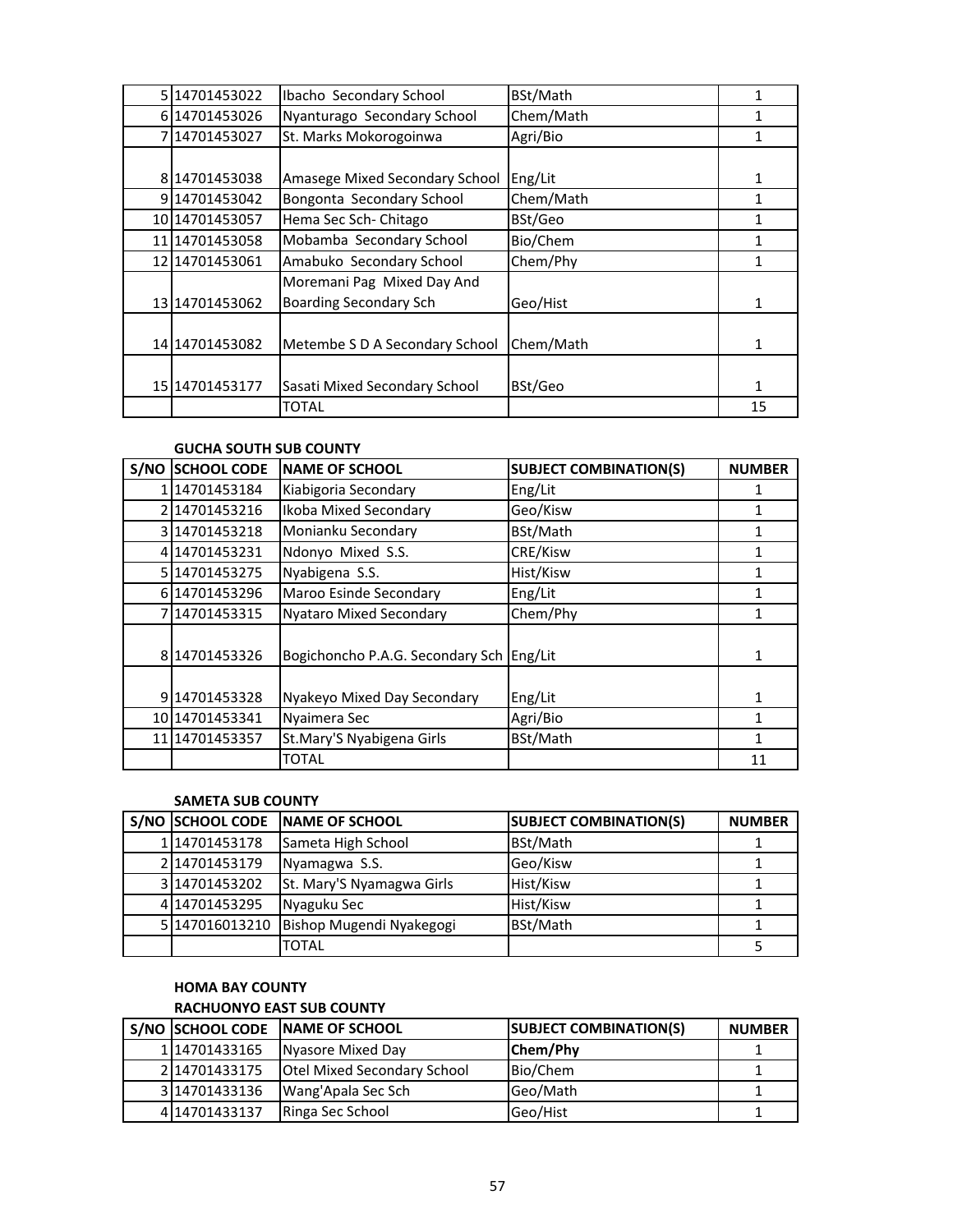| S/NO | SCHOOL CODE | NAME OF SCHOOL | SUBJECT COMBINATION(S) | NUMBER |
|---|---|---|---|---|
| 5 | 14701453022 | Ibacho Secondary School | BSt/Math | 1 |
| 6 | 14701453026 | Nyanturago Secondary School | Chem/Math | 1 |
| 7 | 14701453027 | St. Marks Mokorogoinwa | Agri/Bio | 1 |
| 8 | 14701453038 | Amasege Mixed Secondary School | Eng/Lit | 1 |
| 9 | 14701453042 | Bongonta Secondary School | Chem/Math | 1 |
| 10 | 14701453057 | Hema Sec Sch- Chitago | BSt/Geo | 1 |
| 11 | 14701453058 | Mobamba Secondary School | Bio/Chem | 1 |
| 12 | 14701453061 | Amabuko Secondary School | Chem/Phy | 1 |
| 13 | 14701453062 | Moremani Pag Mixed Day And Boarding Secondary Sch | Geo/Hist | 1 |
| 14 | 14701453082 | Metembe S D A Secondary School | Chem/Math | 1 |
| 15 | 14701453177 | Sasati Mixed Secondary School | BSt/Geo | 1 |
| | | TOTAL | | 15 |

**GUCHA SOUTH SUB COUNTY**

| S/NO | SCHOOL CODE | NAME OF SCHOOL | SUBJECT COMBINATION(S) | NUMBER |
|---|---|---|---|---|
| 1 | 14701453184 | Kiabigoria Secondary | Eng/Lit | 1 |
| 2 | 14701453216 | Ikoba Mixed Secondary | Geo/Kisw | 1 |
| 3 | 14701453218 | Monianku Secondary | BSt/Math | 1 |
| 4 | 14701453231 | Ndonyo Mixed S.S. | CRE/Kisw | 1 |
| 5 | 14701453275 | Nyabigena S.S. | Hist/Kisw | 1 |
| 6 | 14701453296 | Maroo Esinde Secondary | Eng/Lit | 1 |
| 7 | 14701453315 | Nyataro Mixed Secondary | Chem/Phy | 1 |
| 8 | 14701453326 | Bogichoncho P.A.G. Secondary Sch | Eng/Lit | 1 |
| 9 | 14701453328 | Nyakeyo Mixed Day Secondary | Eng/Lit | 1 |
| 10 | 14701453341 | Nyaimera Sec | Agri/Bio | 1 |
| 11 | 14701453357 | St.Mary'S Nyabigena Girls | BSt/Math | 1 |
| | | TOTAL | | 11 |

**SAMETA SUB COUNTY**

| S/NO | SCHOOL CODE | NAME OF SCHOOL | SUBJECT COMBINATION(S) | NUMBER |
|---|---|---|---|---|
| 1 | 14701453178 | Sameta High School | BSt/Math | 1 |
| 2 | 14701453179 | Nyamagwa S.S. | Geo/Kisw | 1 |
| 3 | 14701453202 | St. Mary'S Nyamagwa Girls | Hist/Kisw | 1 |
| 4 | 14701453295 | Nyaguku Sec | Hist/Kisw | 1 |
| 5 | 147016013210 | Bishop Mugendi Nyakegogi | BSt/Math | 1 |
| | | TOTAL | | 5 |

**HOMA BAY COUNTY**

**RACHUONYO EAST SUB COUNTY**

| S/NO | SCHOOL CODE | NAME OF SCHOOL | SUBJECT COMBINATION(S) | NUMBER |
|---|---|---|---|---|
| 1 | 14701433165 | Nyasore Mixed Day | **Chem/Phy** | 1 |
| 2 | 14701433175 | Otel Mixed Secondary School | Bio/Chem | 1 |
| 3 | 14701433136 | Wang'Apala Sec Sch | Geo/Math | 1 |
| 4 | 14701433137 | Ringa Sec School | Geo/Hist | 1 |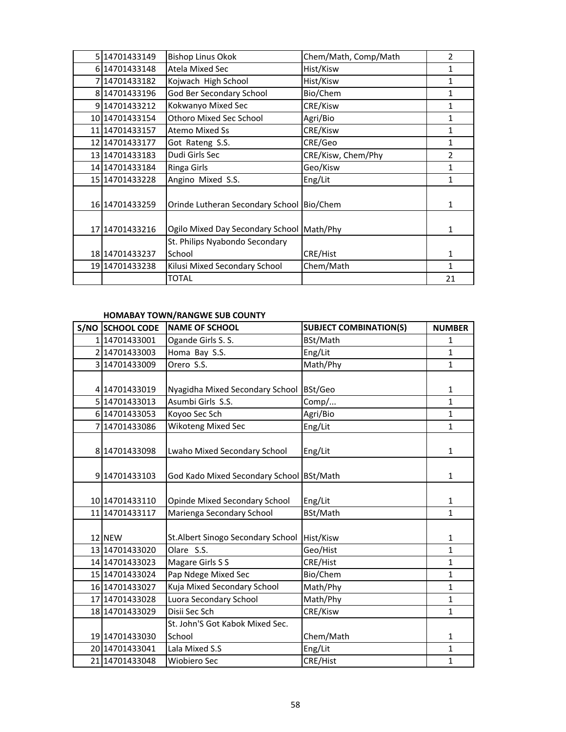| | | | | |
|---|---|---|---|---|
| 5 | 14701433149 | Bishop Linus Okok | Chem/Math, Comp/Math | 2 |
| 6 | 14701433148 | Atela Mixed Sec | Hist/Kisw | 1 |
| 7 | 14701433182 | Kojwach High School | Hist/Kisw | 1 |
| 8 | 14701433196 | God Ber Secondary School | Bio/Chem | 1 |
| 9 | 14701433212 | Kokwanyo Mixed Sec | CRE/Kisw | 1 |
| 10 | 14701433154 | Othoro Mixed Sec School | Agri/Bio | 1 |
| 11 | 14701433157 | Atemo Mixed Ss | CRE/Kisw | 1 |
| 12 | 14701433177 | Got Rateng S.S. | CRE/Geo | 1 |
| 13 | 14701433183 | Dudi Girls Sec | CRE/Kisw, Chem/Phy | 2 |
| 14 | 14701433184 | Ringa Girls | Geo/Kisw | 1 |
| 15 | 14701433228 | Angino Mixed S.S. | Eng/Lit | 1 |
| 16 | 14701433259 | Orinde Lutheran Secondary School | Bio/Chem | 1 |
| 17 | 14701433216 | Ogilo Mixed Day Secondary School | Math/Phy | 1 |
| 18 | 14701433237 | St. Philips Nyabondo Secondary School | CRE/Hist | 1 |
| 19 | 14701433238 | Kilusi Mixed Secondary School | Chem/Math | 1 |
| | | TOTAL | | 21 |

**HOMABAY TOWN/RANGWE SUB COUNTY**

| S/NO | SCHOOL CODE | NAME OF SCHOOL | SUBJECT COMBINATION(S) | NUMBER |
|---|---|---|---|---|
| 1 | 14701433001 | Ogande Girls S. S. | BSt/Math | 1 |
| 2 | 14701433003 | Homa Bay S.S. | Eng/Lit | 1 |
| 3 | 14701433009 | Orero S.S. | Math/Phy | 1 |
| 4 | 14701433019 | Nyagidha Mixed Secondary School | BSt/Geo | 1 |
| 5 | 14701433013 | Asumbi Girls S.S. | Comp/... | 1 |
| 6 | 14701433053 | Koyoo Sec Sch | Agri/Bio | 1 |
| 7 | 14701433086 | Wikoteng Mixed Sec | Eng/Lit | 1 |
| 8 | 14701433098 | Lwaho Mixed Secondary School | Eng/Lit | 1 |
| 9 | 14701433103 | God Kado Mixed Secondary School | BSt/Math | 1 |
| 10 | 14701433110 | Opinde Mixed Secondary School | Eng/Lit | 1 |
| 11 | 14701433117 | Marienga Secondary School | BSt/Math | 1 |
| 12 | NEW | St.Albert Sinogo Secondary School | Hist/Kisw | 1 |
| 13 | 14701433020 | Olare S.S. | Geo/Hist | 1 |
| 14 | 14701433023 | Magare Girls S S | CRE/Hist | 1 |
| 15 | 14701433024 | Pap Ndege Mixed Sec | Bio/Chem | 1 |
| 16 | 14701433027 | Kuja Mixed Secondary School | Math/Phy | 1 |
| 17 | 14701433028 | Luora Secondary School | Math/Phy | 1 |
| 18 | 14701433029 | Disii Sec Sch | CRE/Kisw | 1 |
| 19 | 14701433030 | St. John'S Got Kabok Mixed Sec. School | Chem/Math | 1 |
| 20 | 14701433041 | Lala Mixed S.S | Eng/Lit | 1 |
| 21 | 14701433048 | Wiobiero Sec | CRE/Hist | 1 |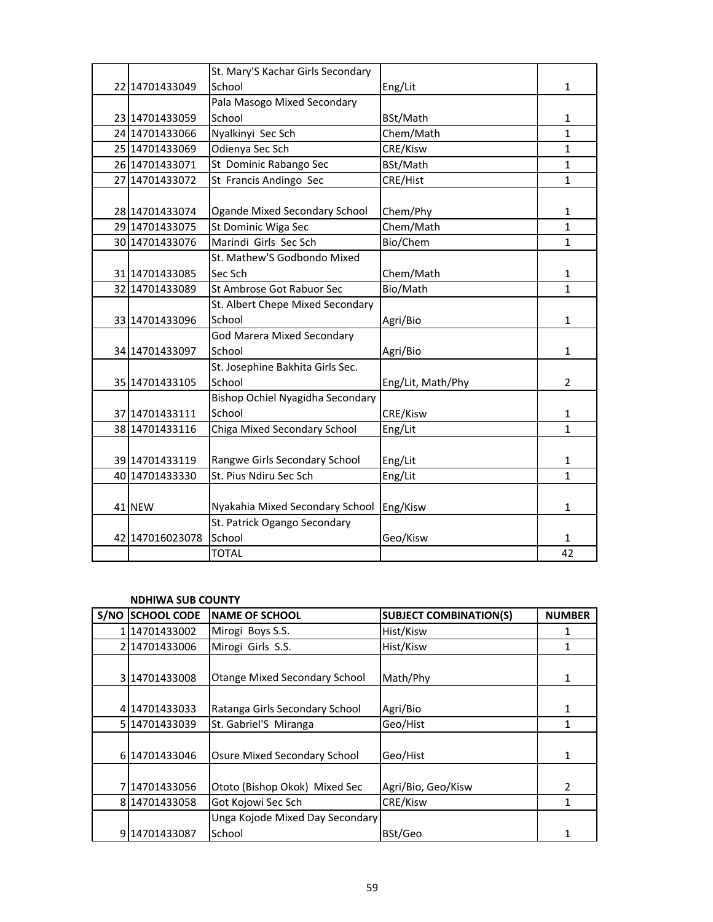| | | | | |
|---|---|---|---|---|
| 22 | 14701433049 | St. Mary'S Kachar Girls Secondary School | Eng/Lit | 1 |
| 23 | 14701433059 | Pala Masogo Mixed Secondary School | BSt/Math | 1 |
| 24 | 14701433066 | Nyalkinyi Sec Sch | Chem/Math | 1 |
| 25 | 14701433069 | Odienya Sec Sch | CRE/Kisw | 1 |
| 26 | 14701433071 | St Dominic Rabango Sec | BSt/Math | 1 |
| 27 | 14701433072 | St Francis Andingo Sec | CRE/Hist | 1 |
| 28 | 14701433074 | Ogande Mixed Secondary School | Chem/Phy | 1 |
| 29 | 14701433075 | St Dominic Wiga Sec | Chem/Math | 1 |
| 30 | 14701433076 | Marindi Girls Sec Sch | Bio/Chem | 1 |
| 31 | 14701433085 | St. Mathew'S Godbondo Mixed Sec Sch | Chem/Math | 1 |
| 32 | 14701433089 | St Ambrose Got Rabuor Sec | Bio/Math | 1 |
| 33 | 14701433096 | St. Albert Chepe Mixed Secondary School | Agri/Bio | 1 |
| 34 | 14701433097 | God Marera Mixed Secondary School | Agri/Bio | 1 |
| 35 | 14701433105 | St. Josephine Bakhita Girls Sec. School | Eng/Lit, Math/Phy | 2 |
| 37 | 14701433111 | Bishop Ochiel Nyagidha Secondary School | CRE/Kisw | 1 |
| 38 | 14701433116 | Chiga Mixed Secondary School | Eng/Lit | 1 |
| 39 | 14701433119 | Rangwe Girls Secondary School | Eng/Lit | 1 |
| 40 | 14701433330 | St. Pius Ndiru Sec Sch | Eng/Lit | 1 |
| 41 | NEW | Nyakahia Mixed Secondary School | Eng/Kisw | 1 |
| 42 | 147016023078 | St. Patrick Ogango Secondary School | Geo/Kisw | 1 |
| | | TOTAL | | 42 |

**NDHIWA SUB COUNTY**

| S/NO | SCHOOL CODE | NAME OF SCHOOL | SUBJECT COMBINATION(S) | NUMBER |
|---|---|---|---|---|
| 1 | 14701433002 | Mirogi Boys S.S. | Hist/Kisw | 1 |
| 2 | 14701433006 | Mirogi Girls S.S. | Hist/Kisw | 1 |
| 3 | 14701433008 | Otange Mixed Secondary School | Math/Phy | 1 |
| 4 | 14701433033 | Ratanga Girls Secondary School | Agri/Bio | 1 |
| 5 | 14701433039 | St. Gabriel'S Miranga | Geo/Hist | 1 |
| 6 | 14701433046 | Osure Mixed Secondary School | Geo/Hist | 1 |
| 7 | 14701433056 | Ototo (Bishop Okok) Mixed Sec | Agri/Bio, Geo/Kisw | 2 |
| 8 | 14701433058 | Got Kojowi Sec Sch | CRE/Kisw | 1 |
| 9 | 14701433087 | Unga Kojode Mixed Day Secondary School | BSt/Geo | 1 |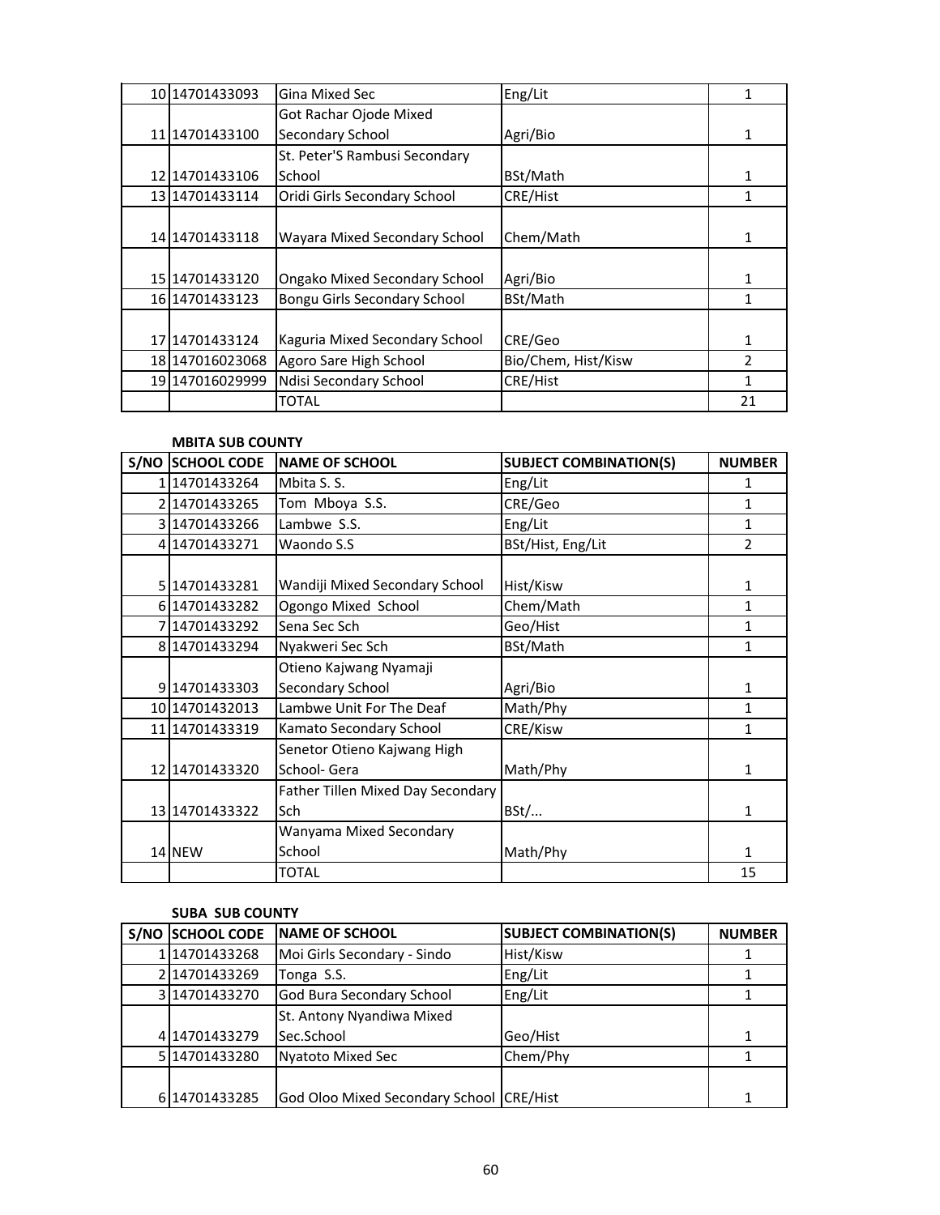| S/NO | SCHOOL CODE | NAME OF SCHOOL | SUBJECT COMBINATION(S) | NUMBER |
|---|---|---|---|---|
| 10 | 14701433093 | Gina Mixed Sec | Eng/Lit | 1 |
| 11 | 14701433100 | Got Rachar Ojode Mixed Secondary School | Agri/Bio | 1 |
| 12 | 14701433106 | St. Peter'S Rambusi Secondary School | BSt/Math | 1 |
| 13 | 14701433114 | Oridi Girls Secondary School | CRE/Hist | 1 |
| 14 | 14701433118 | Wayara Mixed Secondary School | Chem/Math | 1 |
| 15 | 14701433120 | Ongako Mixed Secondary School | Agri/Bio | 1 |
| 16 | 14701433123 | Bongu Girls Secondary School | BSt/Math | 1 |
| 17 | 14701433124 | Kaguria Mixed Secondary School | CRE/Geo | 1 |
| 18 | 147016023068 | Agoro Sare High School | Bio/Chem, Hist/Kisw | 2 |
| 19 | 147016029999 | Ndisi Secondary School | CRE/Hist | 1 |
| | | TOTAL | | 21 |

**MBITA SUB COUNTY**

| S/NO | SCHOOL CODE | NAME OF SCHOOL | SUBJECT COMBINATION(S) | NUMBER |
|---|---|---|---|---|
| 1 | 14701433264 | Mbita S. S. | Eng/Lit | 1 |
| 2 | 14701433265 | Tom Mboya S.S. | CRE/Geo | 1 |
| 3 | 14701433266 | Lambwe S.S. | Eng/Lit | 1 |
| 4 | 14701433271 | Waondo S.S | BSt/Hist, Eng/Lit | 2 |
| 5 | 14701433281 | Wandiji Mixed Secondary School | Hist/Kisw | 1 |
| 6 | 14701433282 | Ogongo Mixed School | Chem/Math | 1 |
| 7 | 14701433292 | Sena Sec Sch | Geo/Hist | 1 |
| 8 | 14701433294 | Nyakweri Sec Sch | BSt/Math | 1 |
| 9 | 14701433303 | Otieno Kajwang Nyamaji Secondary School | Agri/Bio | 1 |
| 10 | 14701432013 | Lambwe Unit For The Deaf | Math/Phy | 1 |
| 11 | 14701433319 | Kamato Secondary School | CRE/Kisw | 1 |
| 12 | 14701433320 | Senetor Otieno Kajwang High School- Gera | Math/Phy | 1 |
| 13 | 14701433322 | Father Tillen Mixed Day Secondary Sch | BSt/... | 1 |
| 14 | NEW | Wanyama Mixed Secondary School | Math/Phy | 1 |
| | | TOTAL | | 15 |

**SUBA SUB COUNTY**

| S/NO | SCHOOL CODE | NAME OF SCHOOL | SUBJECT COMBINATION(S) | NUMBER |
|---|---|---|---|---|
| 1 | 14701433268 | Moi Girls Secondary - Sindo | Hist/Kisw | 1 |
| 2 | 14701433269 | Tonga S.S. | Eng/Lit | 1 |
| 3 | 14701433270 | God Bura Secondary School | Eng/Lit | 1 |
| 4 | 14701433279 | St. Antony Nyandiwa Mixed Sec.School | Geo/Hist | 1 |
| 5 | 14701433280 | Nyatoto Mixed Sec | Chem/Phy | 1 |
| 6 | 14701433285 | God Oloo Mixed Secondary School | CRE/Hist | 1 |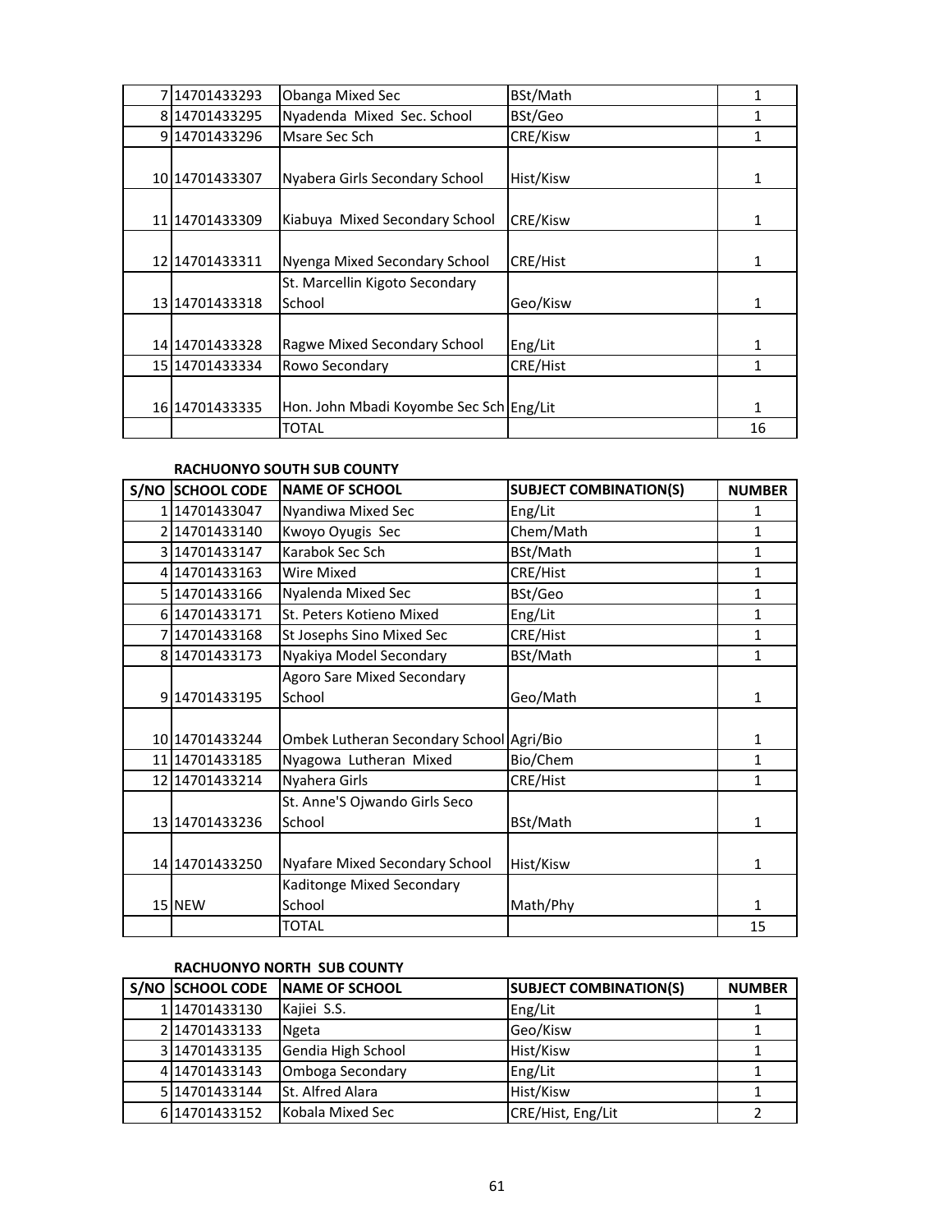| | | | | |
|---|---|---|---|---|
| 7 | 14701433293 | Obanga Mixed Sec | BSt/Math | 1 |
| 8 | 14701433295 | Nyadenda Mixed Sec. School | BSt/Geo | 1 |
| 9 | 14701433296 | Msare Sec Sch | CRE/Kisw | 1 |
| 10 | 14701433307 | Nyabera Girls Secondary School | Hist/Kisw | 1 |
| 11 | 14701433309 | Kiabuya Mixed Secondary School | CRE/Kisw | 1 |
| 12 | 14701433311 | Nyenga Mixed Secondary School | CRE/Hist | 1 |
| 13 | 14701433318 | St. Marcellin Kigoto Secondary School | Geo/Kisw | 1 |
| 14 | 14701433328 | Ragwe Mixed Secondary School | Eng/Lit | 1 |
| 15 | 14701433334 | Rowo Secondary | CRE/Hist | 1 |
| 16 | 14701433335 | Hon. John Mbadi Koyombe Sec Sch | Eng/Lit | 1 |
| | | TOTAL | | 16 |

**RACHUONYO SOUTH SUB COUNTY**

| S/NO | SCHOOL CODE | NAME OF SCHOOL | SUBJECT COMBINATION(S) | NUMBER |
|---|---|---|---|---|
| 1 | 14701433047 | Nyandiwa Mixed Sec | Eng/Lit | 1 |
| 2 | 14701433140 | Kwoyo Oyugis Sec | Chem/Math | 1 |
| 3 | 14701433147 | Karabok Sec Sch | BSt/Math | 1 |
| 4 | 14701433163 | Wire Mixed | CRE/Hist | 1 |
| 5 | 14701433166 | Nyalenda Mixed Sec | BSt/Geo | 1 |
| 6 | 14701433171 | St. Peters Kotieno Mixed | Eng/Lit | 1 |
| 7 | 14701433168 | St Josephs Sino Mixed Sec | CRE/Hist | 1 |
| 8 | 14701433173 | Nyakiya Model Secondary | BSt/Math | 1 |
| 9 | 14701433195 | Agoro Sare Mixed Secondary School | Geo/Math | 1 |
| 10 | 14701433244 | Ombek Lutheran Secondary School | Agri/Bio | 1 |
| 11 | 14701433185 | Nyagowa Lutheran Mixed | Bio/Chem | 1 |
| 12 | 14701433214 | Nyahera Girls | CRE/Hist | 1 |
| 13 | 14701433236 | St. Anne'S Ojwando Girls Seco School | BSt/Math | 1 |
| 14 | 14701433250 | Nyafare Mixed Secondary School | Hist/Kisw | 1 |
| 15 | NEW | Kaditonge Mixed Secondary School | Math/Phy | 1 |
| | | TOTAL | | 15 |

**RACHUONYO NORTH SUB COUNTY**

| S/NO | SCHOOL CODE | NAME OF SCHOOL | SUBJECT COMBINATION(S) | NUMBER |
|---|---|---|---|---|
| 1 | 14701433130 | Kajiei S.S. | Eng/Lit | 1 |
| 2 | 14701433133 | Ngeta | Geo/Kisw | 1 |
| 3 | 14701433135 | Gendia High School | Hist/Kisw | 1 |
| 4 | 14701433143 | Omboga Secondary | Eng/Lit | 1 |
| 5 | 14701433144 | St. Alfred Alara | Hist/Kisw | 1 |
| 6 | 14701433152 | Kobala Mixed Sec | CRE/Hist, Eng/Lit | 2 |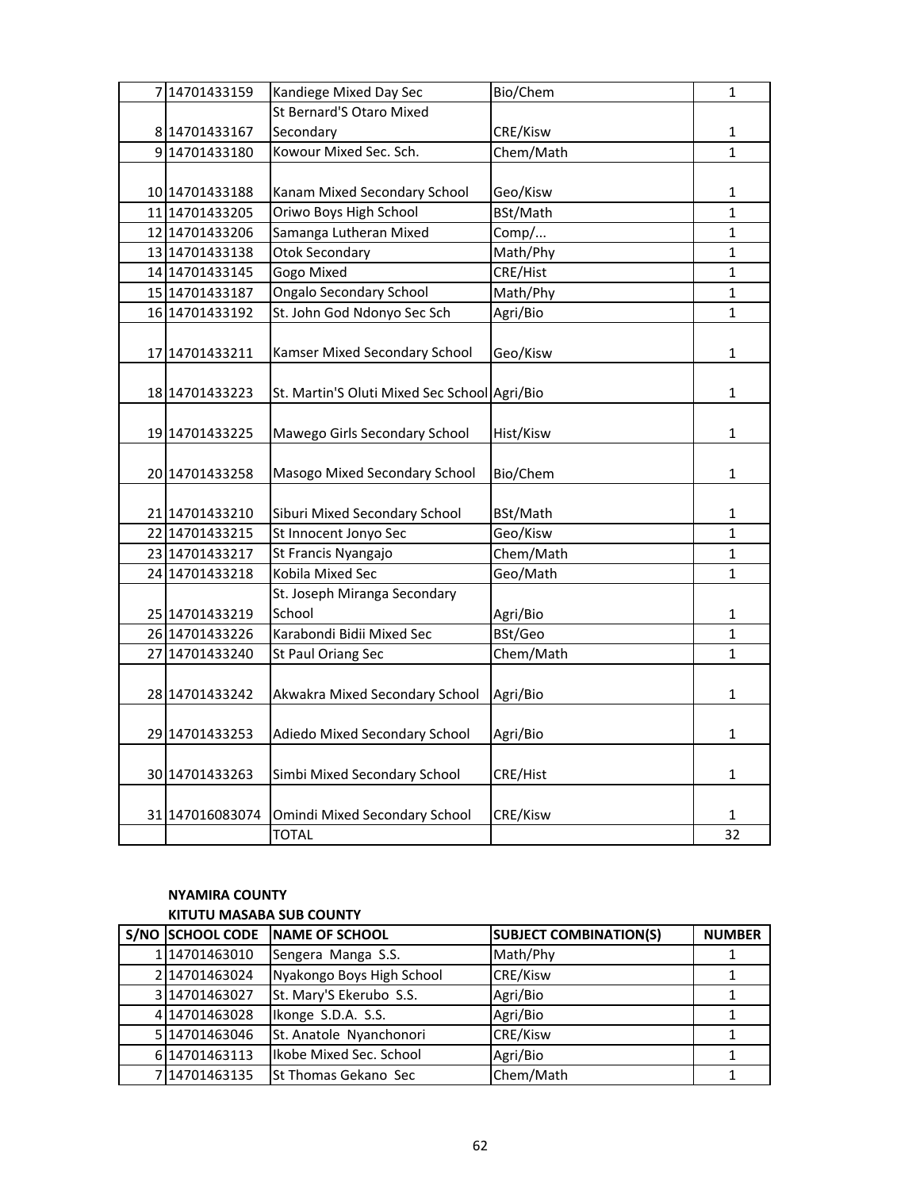| S/NO | SCHOOL CODE | NAME OF SCHOOL | SUBJECT COMBINATION(S) | NUMBER |
|---|---|---|---|---|
| 7 | 14701433159 | Kandiege Mixed Day Sec | Bio/Chem | 1 |
| 8 | 14701433167 | St Bernard'S Otaro Mixed Secondary | CRE/Kisw | 1 |
| 9 | 14701433180 | Kowour Mixed Sec. Sch. | Chem/Math | 1 |
| 10 | 14701433188 | Kanam Mixed Secondary School | Geo/Kisw | 1 |
| 11 | 14701433205 | Oriwo Boys High School | BSt/Math | 1 |
| 12 | 14701433206 | Samanga Lutheran Mixed | Comp/... | 1 |
| 13 | 14701433138 | Otok Secondary | Math/Phy | 1 |
| 14 | 14701433145 | Gogo Mixed | CRE/Hist | 1 |
| 15 | 14701433187 | Ongalo Secondary School | Math/Phy | 1 |
| 16 | 14701433192 | St. John God Ndonyo Sec Sch | Agri/Bio | 1 |
| 17 | 14701433211 | Kamser Mixed Secondary School | Geo/Kisw | 1 |
| 18 | 14701433223 | St. Martin'S Oluti Mixed Sec School | Agri/Bio | 1 |
| 19 | 14701433225 | Mawego Girls Secondary School | Hist/Kisw | 1 |
| 20 | 14701433258 | Masogo Mixed Secondary School | Bio/Chem | 1 |
| 21 | 14701433210 | Siburi Mixed Secondary School | BSt/Math | 1 |
| 22 | 14701433215 | St Innocent Jonyo Sec | Geo/Kisw | 1 |
| 23 | 14701433217 | St Francis Nyangajo | Chem/Math | 1 |
| 24 | 14701433218 | Kobila Mixed Sec | Geo/Math | 1 |
| 25 | 14701433219 | St. Joseph Miranga Secondary School | Agri/Bio | 1 |
| 26 | 14701433226 | Karabondi Bidii Mixed Sec | BSt/Geo | 1 |
| 27 | 14701433240 | St Paul Oriang Sec | Chem/Math | 1 |
| 28 | 14701433242 | Akwakra Mixed Secondary School | Agri/Bio | 1 |
| 29 | 14701433253 | Adiedo Mixed Secondary School | Agri/Bio | 1 |
| 30 | 14701433263 | Simbi Mixed Secondary School | CRE/Hist | 1 |
| 31 | 147016083074 | Omindi Mixed Secondary School | CRE/Kisw | 1 |
| | | TOTAL | | 32 |

**NYAMIRA COUNTY**

**KITUTU MASABA SUB COUNTY**

| S/NO | SCHOOL CODE | NAME OF SCHOOL | SUBJECT COMBINATION(S) | NUMBER |
|---|---|---|---|---|
| 1 | 14701463010 | Sengera Manga S.S. | Math/Phy | 1 |
| 2 | 14701463024 | Nyakongo Boys High School | CRE/Kisw | 1 |
| 3 | 14701463027 | St. Mary'S Ekerubo S.S. | Agri/Bio | 1 |
| 4 | 14701463028 | Ikonge S.D.A. S.S. | Agri/Bio | 1 |
| 5 | 14701463046 | St. Anatole Nyanchonori | CRE/Kisw | 1 |
| 6 | 14701463113 | Ikobe Mixed Sec. School | Agri/Bio | 1 |
| 7 | 14701463135 | St Thomas Gekano Sec | Chem/Math | 1 |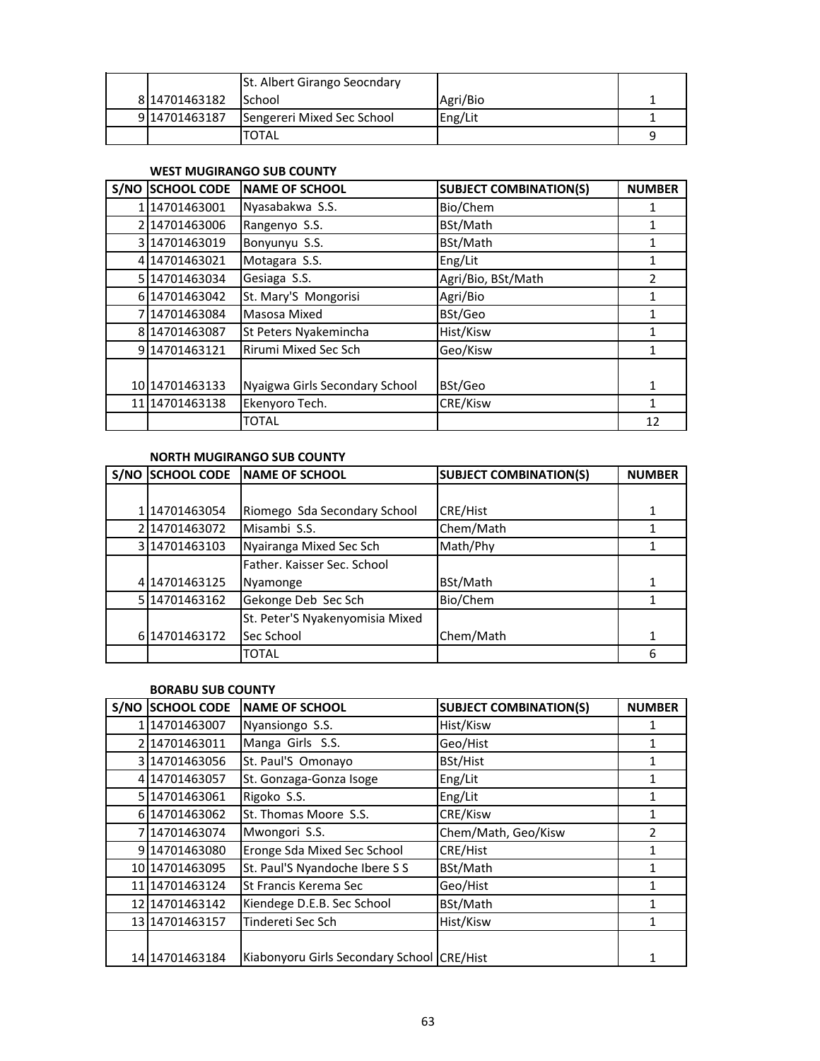| S/NO | SCHOOL CODE | NAME OF SCHOOL | SUBJECT COMBINATION(S) | NUMBER |
|---|---|---|---|---|
| 8 | 14701463182 | St. Albert Girango Seocndary School | Agri/Bio | 1 |
| 9 | 14701463187 | Sengereri Mixed Sec School | Eng/Lit | 1 |
| | | TOTAL | | 9 |

**WEST MUGIRANGO SUB COUNTY**

| S/NO | SCHOOL CODE | NAME OF SCHOOL | SUBJECT COMBINATION(S) | NUMBER |
|---|---|---|---|---|
| 1 | 14701463001 | Nyasabakwa S.S. | Bio/Chem | 1 |
| 2 | 14701463006 | Rangenyo S.S. | BSt/Math | 1 |
| 3 | 14701463019 | Bonyunyu S.S. | BSt/Math | 1 |
| 4 | 14701463021 | Motagara S.S. | Eng/Lit | 1 |
| 5 | 14701463034 | Gesiaga S.S. | Agri/Bio, BSt/Math | 2 |
| 6 | 14701463042 | St. Mary'S Mongorisi | Agri/Bio | 1 |
| 7 | 14701463084 | Masosa Mixed | BSt/Geo | 1 |
| 8 | 14701463087 | St Peters Nyakemincha | Hist/Kisw | 1 |
| 9 | 14701463121 | Rirumi Mixed Sec Sch | Geo/Kisw | 1 |
| 10 | 14701463133 | Nyaigwa Girls Secondary School | BSt/Geo | 1 |
| 11 | 14701463138 | Ekenyoro Tech. | CRE/Kisw | 1 |
| | | TOTAL | | 12 |

**NORTH MUGIRANGO SUB COUNTY**

| S/NO | SCHOOL CODE | NAME OF SCHOOL | SUBJECT COMBINATION(S) | NUMBER |
|---|---|---|---|---|
| 1 | 14701463054 | Riomego Sda Secondary School | CRE/Hist | 1 |
| 2 | 14701463072 | Misambi S.S. | Chem/Math | 1 |
| 3 | 14701463103 | Nyairanga Mixed Sec Sch | Math/Phy | 1 |
| 4 | 14701463125 | Father. Kaisser Sec. School Nyamonge | BSt/Math | 1 |
| 5 | 14701463162 | Gekonge Deb Sec Sch | Bio/Chem | 1 |
| 6 | 14701463172 | St. Peter'S Nyakenyomisia Mixed Sec School | Chem/Math | 1 |
| | | TOTAL | | 6 |

**BORABU SUB COUNTY**

| S/NO | SCHOOL CODE | NAME OF SCHOOL | SUBJECT COMBINATION(S) | NUMBER |
|---|---|---|---|---|
| 1 | 14701463007 | Nyansiongo S.S. | Hist/Kisw | 1 |
| 2 | 14701463011 | Manga Girls S.S. | Geo/Hist | 1 |
| 3 | 14701463056 | St. Paul'S Omonayo | BSt/Hist | 1 |
| 4 | 14701463057 | St. Gonzaga-Gonza Isoge | Eng/Lit | 1 |
| 5 | 14701463061 | Rigoko S.S. | Eng/Lit | 1 |
| 6 | 14701463062 | St. Thomas Moore S.S. | CRE/Kisw | 1 |
| 7 | 14701463074 | Mwongori S.S. | Chem/Math, Geo/Kisw | 2 |
| 9 | 14701463080 | Eronge Sda Mixed Sec School | CRE/Hist | 1 |
| 10 | 14701463095 | St. Paul'S Nyandoche Ibere S S | BSt/Math | 1 |
| 11 | 14701463124 | St Francis Kerema Sec | Geo/Hist | 1 |
| 12 | 14701463142 | Kiendege D.E.B. Sec School | BSt/Math | 1 |
| 13 | 14701463157 | Tindereti Sec Sch | Hist/Kisw | 1 |
| 14 | 14701463184 | Kiabonyoru Girls Secondary School | CRE/Hist | 1 |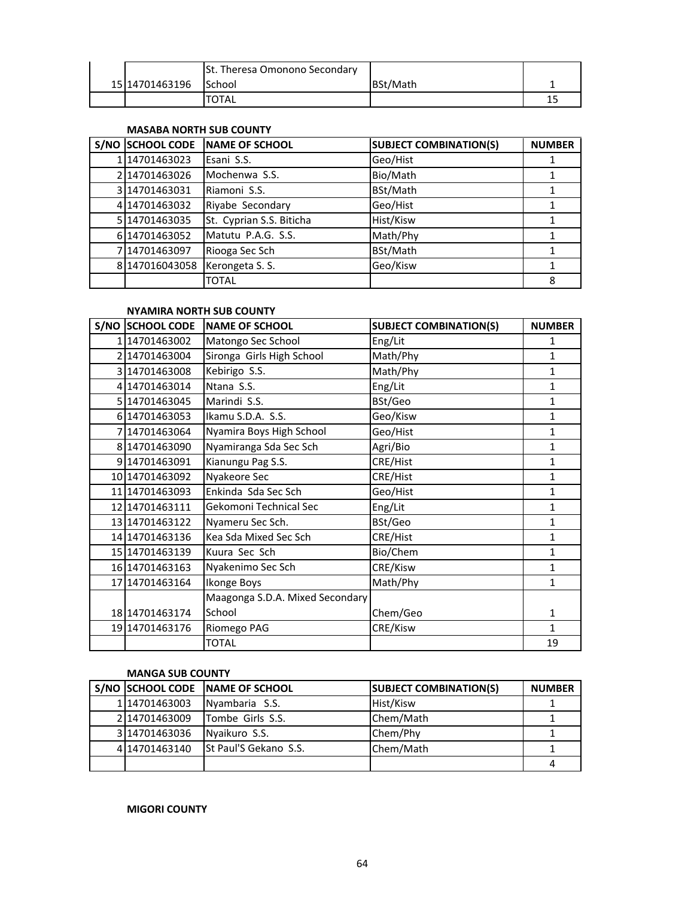| S/NO | SCHOOL CODE | NAME OF SCHOOL | SUBJECT COMBINATION(S) | NUMBER |
|---|---|---|---|---|
| 15 | 14701463196 | St. Theresa Omonono Secondary School | BSt/Math | 1 |
| | | TOTAL | | 15 |

**MASABA NORTH SUB COUNTY**

| S/NO | SCHOOL CODE | NAME OF SCHOOL | SUBJECT COMBINATION(S) | NUMBER |
|---|---|---|---|---|
| 1 | 14701463023 | Esani S.S. | Geo/Hist | 1 |
| 2 | 14701463026 | Mochenwa S.S. | Bio/Math | 1 |
| 3 | 14701463031 | Riamoni S.S. | BSt/Math | 1 |
| 4 | 14701463032 | Riyabe Secondary | Geo/Hist | 1 |
| 5 | 14701463035 | St. Cyprian S.S. Biticha | Hist/Kisw | 1 |
| 6 | 14701463052 | Matutu P.A.G. S.S. | Math/Phy | 1 |
| 7 | 14701463097 | Riooga Sec Sch | BSt/Math | 1 |
| 8 | 147016043058 | Kerongeta S. S. | Geo/Kisw | 1 |
| | | TOTAL | | 8 |

**NYAMIRA NORTH SUB COUNTY**

| S/NO | SCHOOL CODE | NAME OF SCHOOL | SUBJECT COMBINATION(S) | NUMBER |
|---|---|---|---|---|
| 1 | 14701463002 | Matongo Sec School | Eng/Lit | 1 |
| 2 | 14701463004 | Sironga Girls High School | Math/Phy | 1 |
| 3 | 14701463008 | Kebirigo S.S. | Math/Phy | 1 |
| 4 | 14701463014 | Ntana S.S. | Eng/Lit | 1 |
| 5 | 14701463045 | Marindi S.S. | BSt/Geo | 1 |
| 6 | 14701463053 | Ikamu S.D.A. S.S. | Geo/Kisw | 1 |
| 7 | 14701463064 | Nyamira Boys High School | Geo/Hist | 1 |
| 8 | 14701463090 | Nyamiranga Sda Sec Sch | Agri/Bio | 1 |
| 9 | 14701463091 | Kianungu Pag S.S. | CRE/Hist | 1 |
| 10 | 14701463092 | Nyakeore Sec | CRE/Hist | 1 |
| 11 | 14701463093 | Enkinda Sda Sec Sch | Geo/Hist | 1 |
| 12 | 14701463111 | Gekomoni Technical Sec | Eng/Lit | 1 |
| 13 | 14701463122 | Nyameru Sec Sch. | BSt/Geo | 1 |
| 14 | 14701463136 | Kea Sda Mixed Sec Sch | CRE/Hist | 1 |
| 15 | 14701463139 | Kuura Sec Sch | Bio/Chem | 1 |
| 16 | 14701463163 | Nyakenimo Sec Sch | CRE/Kisw | 1 |
| 17 | 14701463164 | Ikonge Boys | Math/Phy | 1 |
| 18 | 14701463174 | Maagonga S.D.A. Mixed Secondary School | Chem/Geo | 1 |
| 19 | 14701463176 | Riomego PAG | CRE/Kisw | 1 |
| | | TOTAL | | 19 |

**MANGA SUB COUNTY**

| S/NO | SCHOOL CODE | NAME OF SCHOOL | SUBJECT COMBINATION(S) | NUMBER |
|---|---|---|---|---|
| 1 | 14701463003 | Nyambaria S.S. | Hist/Kisw | 1 |
| 2 | 14701463009 | Tombe Girls S.S. | Chem/Math | 1 |
| 3 | 14701463036 | Nyaikuro S.S. | Chem/Phy | 1 |
| 4 | 14701463140 | St Paul'S Gekano S.S. | Chem/Math | 1 |
| | | | | 4 |

**MIGORI COUNTY**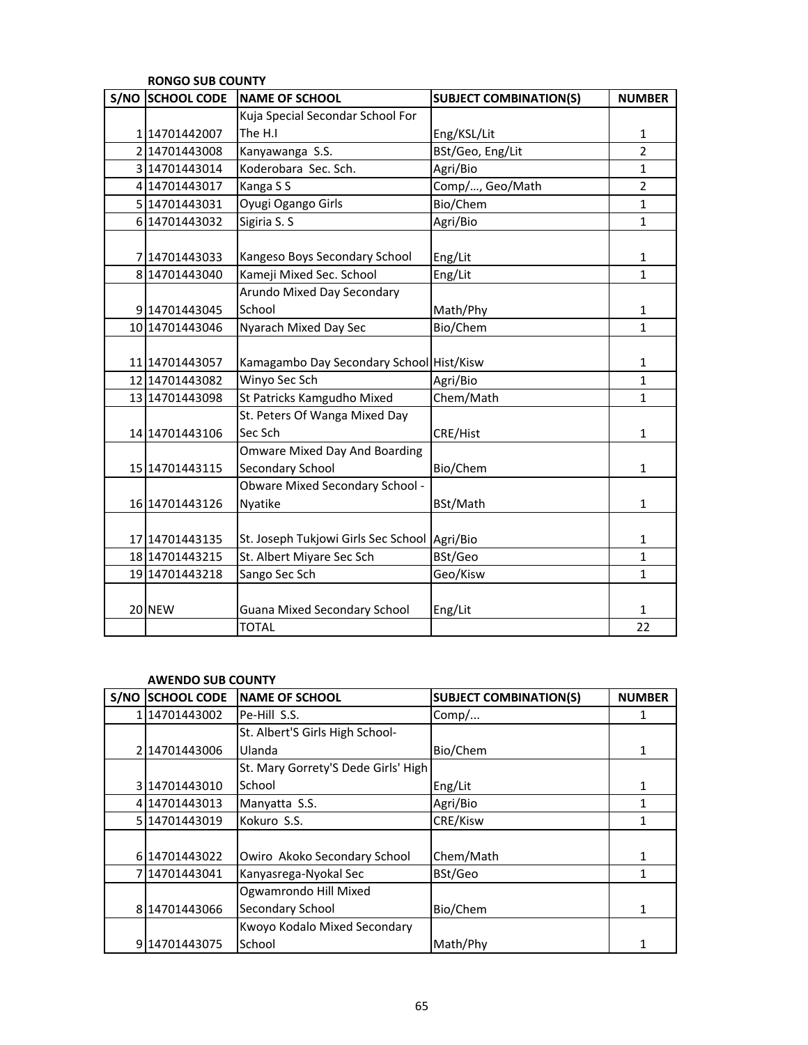**RONGO SUB COUNTY**

| S/NO | SCHOOL CODE | NAME OF SCHOOL | SUBJECT COMBINATION(S) | NUMBER |
|---|---|---|---|---|
| 1 | 14701442007 | Kuja Special Secondar School For The H.I | Eng/KSL/Lit | 1 |
| 2 | 14701443008 | Kanyawanga S.S. | BSt/Geo, Eng/Lit | 2 |
| 3 | 14701443014 | Koderobara Sec. Sch. | Agri/Bio | 1 |
| 4 | 14701443017 | Kanga S S | Comp/..., Geo/Math | 2 |
| 5 | 14701443031 | Oyugi Ogango Girls | Bio/Chem | 1 |
| 6 | 14701443032 | Sigiria S. S | Agri/Bio | 1 |
| 7 | 14701443033 | Kangeso Boys Secondary School | Eng/Lit | 1 |
| 8 | 14701443040 | Kameji Mixed Sec. School | Eng/Lit | 1 |
| 9 | 14701443045 | Arundo Mixed Day Secondary School | Math/Phy | 1 |
| 10 | 14701443046 | Nyarach Mixed Day Sec | Bio/Chem | 1 |
| 11 | 14701443057 | Kamagambo Day Secondary School | Hist/Kisw | 1 |
| 12 | 14701443082 | Winyo Sec Sch | Agri/Bio | 1 |
| 13 | 14701443098 | St Patricks Kamgudho Mixed | Chem/Math | 1 |
| 14 | 14701443106 | St. Peters Of Wanga Mixed Day Sec Sch | CRE/Hist | 1 |
| 15 | 14701443115 | Omware Mixed Day And Boarding Secondary School | Bio/Chem | 1 |
| 16 | 14701443126 | Obware Mixed Secondary School - Nyatike | BSt/Math | 1 |
| 17 | 14701443135 | St. Joseph Tukjowi Girls Sec School | Agri/Bio | 1 |
| 18 | 14701443215 | St. Albert Miyare Sec Sch | BSt/Geo | 1 |
| 19 | 14701443218 | Sango Sec Sch | Geo/Kisw | 1 |
| 20 | NEW | Guana Mixed Secondary School | Eng/Lit | 1 |
| | | TOTAL | | 22 |

**AWENDO SUB COUNTY**

| S/NO | SCHOOL CODE | NAME OF SCHOOL | SUBJECT COMBINATION(S) | NUMBER |
|---|---|---|---|---|
| 1 | 14701443002 | Pe-Hill S.S. | Comp/... | 1 |
| 2 | 14701443006 | St. Albert'S Girls High School-Ulanda | Bio/Chem | 1 |
| 3 | 14701443010 | St. Mary Gorrety'S Dede Girls' High School | Eng/Lit | 1 |
| 4 | 14701443013 | Manyatta S.S. | Agri/Bio | 1 |
| 5 | 14701443019 | Kokuro S.S. | CRE/Kisw | 1 |
| 6 | 14701443022 | Owiro Akoko Secondary School | Chem/Math | 1 |
| 7 | 14701443041 | Kanyasrega-Nyokal Sec | BSt/Geo | 1 |
| 8 | 14701443066 | Ogwamrondo Hill Mixed Secondary School | Bio/Chem | 1 |
| 9 | 14701443075 | Kwoyo Kodalo Mixed Secondary School | Math/Phy | 1 |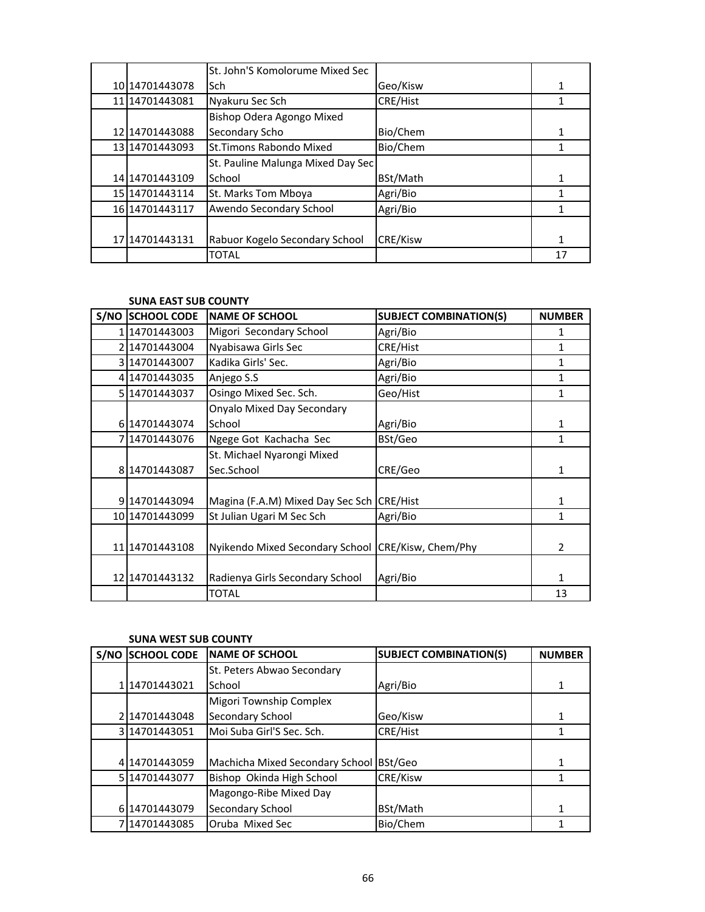| | | | | |
|---|---|---|---|---|
| 10 | 14701443078 | St. John'S Komolorume Mixed Sec Sch | Geo/Kisw | 1 |
| 11 | 14701443081 | Nyakuru Sec Sch | CRE/Hist | 1 |
| 12 | 14701443088 | Bishop Odera Agongo Mixed Secondary Scho | Bio/Chem | 1 |
| 13 | 14701443093 | St.Timons Rabondo Mixed | Bio/Chem | 1 |
| 14 | 14701443109 | St. Pauline Malunga Mixed Day Sec School | BSt/Math | 1 |
| 15 | 14701443114 | St. Marks Tom Mboya | Agri/Bio | 1 |
| 16 | 14701443117 | Awendo Secondary School | Agri/Bio | 1 |
| 17 | 14701443131 | Rabuor Kogelo Secondary School | CRE/Kisw | 1 |
| | | TOTAL | | 17 |

**SUNA EAST SUB COUNTY**

| S/NO | SCHOOL CODE | NAME OF SCHOOL | SUBJECT COMBINATION(S) | NUMBER |
|---|---|---|---|---|
| 1 | 14701443003 | Migori Secondary School | Agri/Bio | 1 |
| 2 | 14701443004 | Nyabisawa Girls Sec | CRE/Hist | 1 |
| 3 | 14701443007 | Kadika Girls' Sec. | Agri/Bio | 1 |
| 4 | 14701443035 | Anjego S.S | Agri/Bio | 1 |
| 5 | 14701443037 | Osingo Mixed Sec. Sch. | Geo/Hist | 1 |
| 6 | 14701443074 | Onyalo Mixed Day Secondary School | Agri/Bio | 1 |
| 7 | 14701443076 | Ngege Got Kachacha Sec | BSt/Geo | 1 |
| 8 | 14701443087 | St. Michael Nyarongi Mixed Sec.School | CRE/Geo | 1 |
| 9 | 14701443094 | Magina (F.A.M) Mixed Day Sec Sch | CRE/Hist | 1 |
| 10 | 14701443099 | St Julian Ugari M Sec Sch | Agri/Bio | 1 |
| 11 | 14701443108 | Nyikendo Mixed Secondary School | CRE/Kisw, Chem/Phy | 2 |
| 12 | 14701443132 | Radienya Girls Secondary School | Agri/Bio | 1 |
| | | TOTAL | | 13 |

**SUNA WEST SUB COUNTY**

| S/NO | SCHOOL CODE | NAME OF SCHOOL | SUBJECT COMBINATION(S) | NUMBER |
|---|---|---|---|---|
| 1 | 14701443021 | St. Peters Abwao Secondary School | Agri/Bio | 1 |
| 2 | 14701443048 | Migori Township Complex Secondary School | Geo/Kisw | 1 |
| 3 | 14701443051 | Moi Suba Girl'S Sec. Sch. | CRE/Hist | 1 |
| 4 | 14701443059 | Machicha Mixed Secondary School | BSt/Geo | 1 |
| 5 | 14701443077 | Bishop Okinda High School | CRE/Kisw | 1 |
| 6 | 14701443079 | Magongo-Ribe Mixed Day Secondary School | BSt/Math | 1 |
| 7 | 14701443085 | Oruba Mixed Sec | Bio/Chem | 1 |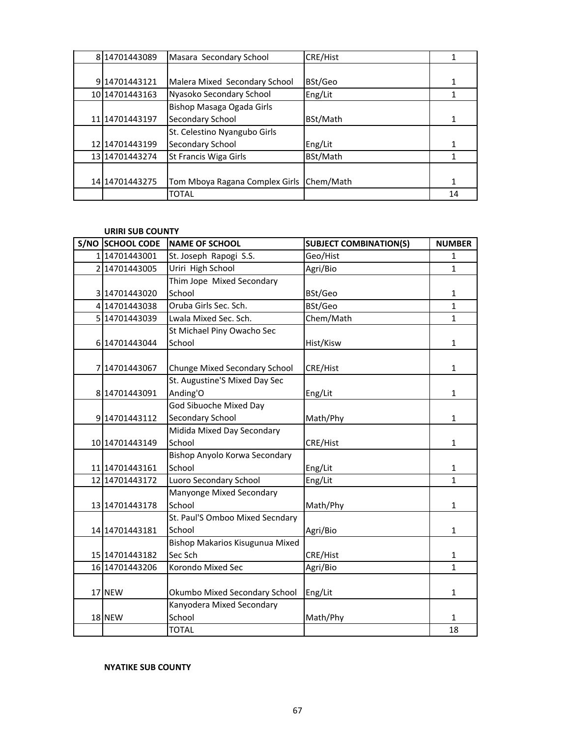| | | | | |
|---|---|---|---|---|
| 8 | 14701443089 | Masara Secondary School | CRE/Hist | 1 |
| 9 | 14701443121 | Malera Mixed Secondary School | BSt/Geo | 1 |
| 10 | 14701443163 | Nyasoko Secondary School | Eng/Lit | 1 |
| 11 | 14701443197 | Bishop Masaga Ogada Girls Secondary School | BSt/Math | 1 |
| 12 | 14701443199 | St. Celestino Nyangubo Girls Secondary School | Eng/Lit | 1 |
| 13 | 14701443274 | St Francis Wiga Girls | BSt/Math | 1 |
| 14 | 14701443275 | Tom Mboya Ragana Complex Girls | Chem/Math | 1 |
| | | TOTAL | | 14 |

**URIRI SUB COUNTY**

| S/NO | SCHOOL CODE | NAME OF SCHOOL | SUBJECT COMBINATION(S) | NUMBER |
|---|---|---|---|---|
| 1 | 14701443001 | St. Joseph Rapogi S.S. | Geo/Hist | 1 |
| 2 | 14701443005 | Uriri High School | Agri/Bio | 1 |
| 3 | 14701443020 | Thim Jope Mixed Secondary School | BSt/Geo | 1 |
| 4 | 14701443038 | Oruba Girls Sec. Sch. | BSt/Geo | 1 |
| 5 | 14701443039 | Lwala Mixed Sec. Sch. | Chem/Math | 1 |
| 6 | 14701443044 | St Michael Piny Owacho Sec School | Hist/Kisw | 1 |
| 7 | 14701443067 | Chunge Mixed Secondary School | CRE/Hist | 1 |
| 8 | 14701443091 | St. Augustine'S Mixed Day Sec Anding'O | Eng/Lit | 1 |
| 9 | 14701443112 | God Sibuoche Mixed Day Secondary School | Math/Phy | 1 |
| 10 | 14701443149 | Midida Mixed Day Secondary School | CRE/Hist | 1 |
| 11 | 14701443161 | Bishop Anyolo Korwa Secondary School | Eng/Lit | 1 |
| 12 | 14701443172 | Luoro Secondary School | Eng/Lit | 1 |
| 13 | 14701443178 | Manyonge Mixed Secondary School | Math/Phy | 1 |
| 14 | 14701443181 | St. Paul'S Omboo Mixed Secndary School | Agri/Bio | 1 |
| 15 | 14701443182 | Bishop Makarios Kisugunua Mixed Sec Sch | CRE/Hist | 1 |
| 16 | 14701443206 | Korondo Mixed Sec | Agri/Bio | 1 |
| 17 | NEW | Okumbo Mixed Secondary School | Eng/Lit | 1 |
| 18 | NEW | Kanyodera Mixed Secondary School | Math/Phy | 1 |
| | | TOTAL | | 18 |

**NYATIKE SUB COUNTY**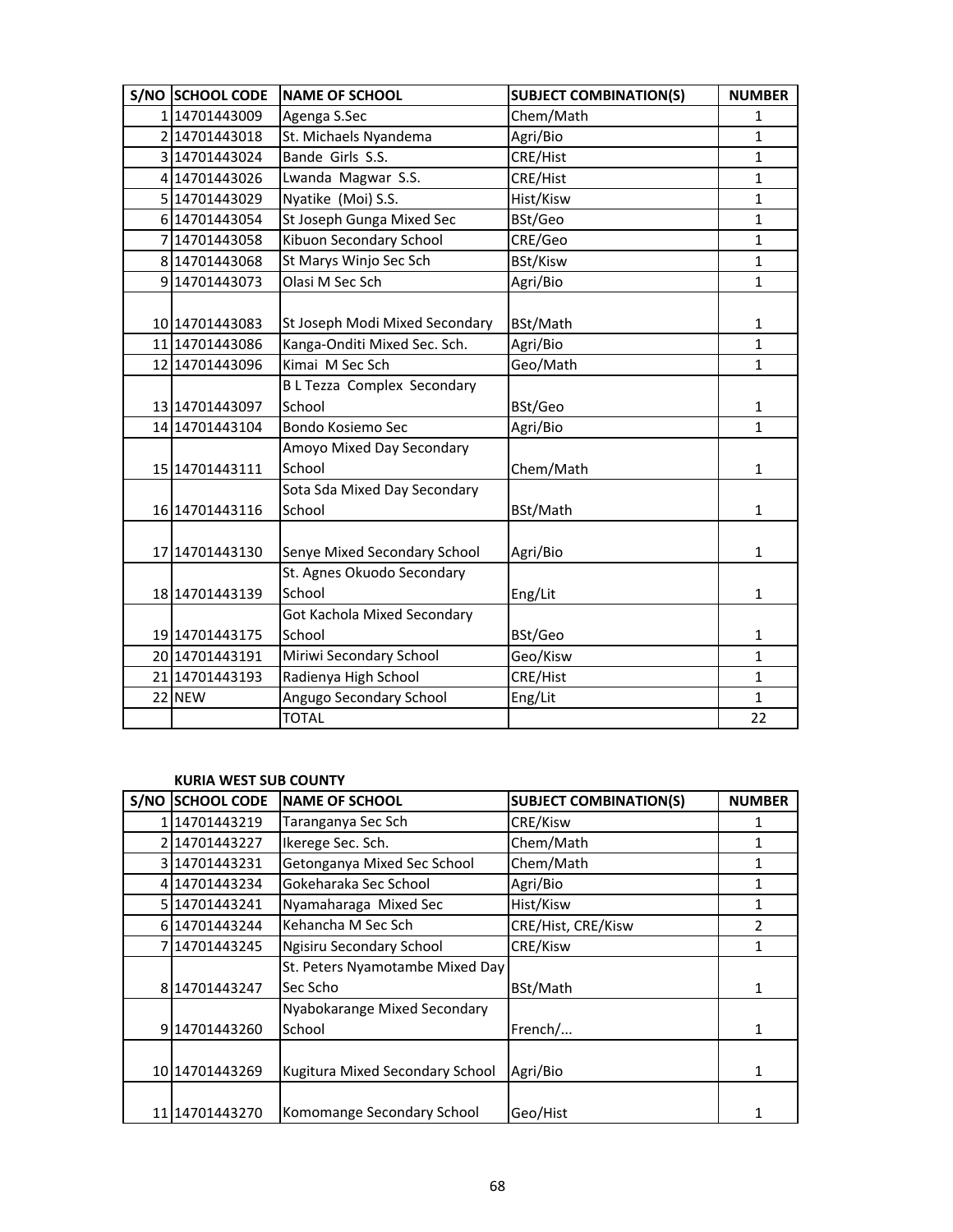| S/NO | SCHOOL CODE | NAME OF SCHOOL | SUBJECT COMBINATION(S) | NUMBER |
|---|---|---|---|---|
| 1 | 14701443009 | Agenga S.Sec | Chem/Math | 1 |
| 2 | 14701443018 | St. Michaels Nyandema | Agri/Bio | 1 |
| 3 | 14701443024 | Bande Girls S.S. | CRE/Hist | 1 |
| 4 | 14701443026 | Lwanda Magwar S.S. | CRE/Hist | 1 |
| 5 | 14701443029 | Nyatike (Moi) S.S. | Hist/Kisw | 1 |
| 6 | 14701443054 | St Joseph Gunga Mixed Sec | BSt/Geo | 1 |
| 7 | 14701443058 | Kibuon Secondary School | CRE/Geo | 1 |
| 8 | 14701443068 | St Marys Winjo Sec Sch | BSt/Kisw | 1 |
| 9 | 14701443073 | Olasi M Sec Sch | Agri/Bio | 1 |
| 10 | 14701443083 | St Joseph Modi Mixed Secondary | BSt/Math | 1 |
| 11 | 14701443086 | Kanga-Onditi Mixed Sec. Sch. | Agri/Bio | 1 |
| 12 | 14701443096 | Kimai M Sec Sch | Geo/Math | 1 |
| 13 | 14701443097 | B L Tezza Complex Secondary School | BSt/Geo | 1 |
| 14 | 14701443104 | Bondo Kosiemo Sec | Agri/Bio | 1 |
| 15 | 14701443111 | Amoyo Mixed Day Secondary School | Chem/Math | 1 |
| 16 | 14701443116 | Sota Sda Mixed Day Secondary School | BSt/Math | 1 |
| 17 | 14701443130 | Senye Mixed Secondary School | Agri/Bio | 1 |
| 18 | 14701443139 | St. Agnes Okuodo Secondary School | Eng/Lit | 1 |
| 19 | 14701443175 | Got Kachola Mixed Secondary School | BSt/Geo | 1 |
| 20 | 14701443191 | Miriwi Secondary School | Geo/Kisw | 1 |
| 21 | 14701443193 | Radienya High School | CRE/Hist | 1 |
| 22 | NEW | Angugo Secondary School | Eng/Lit | 1 |
| | | TOTAL | | 22 |

**KURIA WEST SUB COUNTY**

| S/NO | SCHOOL CODE | NAME OF SCHOOL | SUBJECT COMBINATION(S) | NUMBER |
|---|---|---|---|---|
| 1 | 14701443219 | Taranganya Sec Sch | CRE/Kisw | 1 |
| 2 | 14701443227 | Ikerege Sec. Sch. | Chem/Math | 1 |
| 3 | 14701443231 | Getonganya Mixed Sec School | Chem/Math | 1 |
| 4 | 14701443234 | Gokeharaka Sec School | Agri/Bio | 1 |
| 5 | 14701443241 | Nyamaharaga Mixed Sec | Hist/Kisw | 1 |
| 6 | 14701443244 | Kehancha M Sec Sch | CRE/Hist, CRE/Kisw | 2 |
| 7 | 14701443245 | Ngisiru Secondary School | CRE/Kisw | 1 |
| 8 | 14701443247 | St. Peters Nyamotambe Mixed Day Sec Scho | BSt/Math | 1 |
| 9 | 14701443260 | Nyabokarange Mixed Secondary School | French/... | 1 |
| 10 | 14701443269 | Kugitura Mixed Secondary School | Agri/Bio | 1 |
| 11 | 14701443270 | Komomange Secondary School | Geo/Hist | 1 |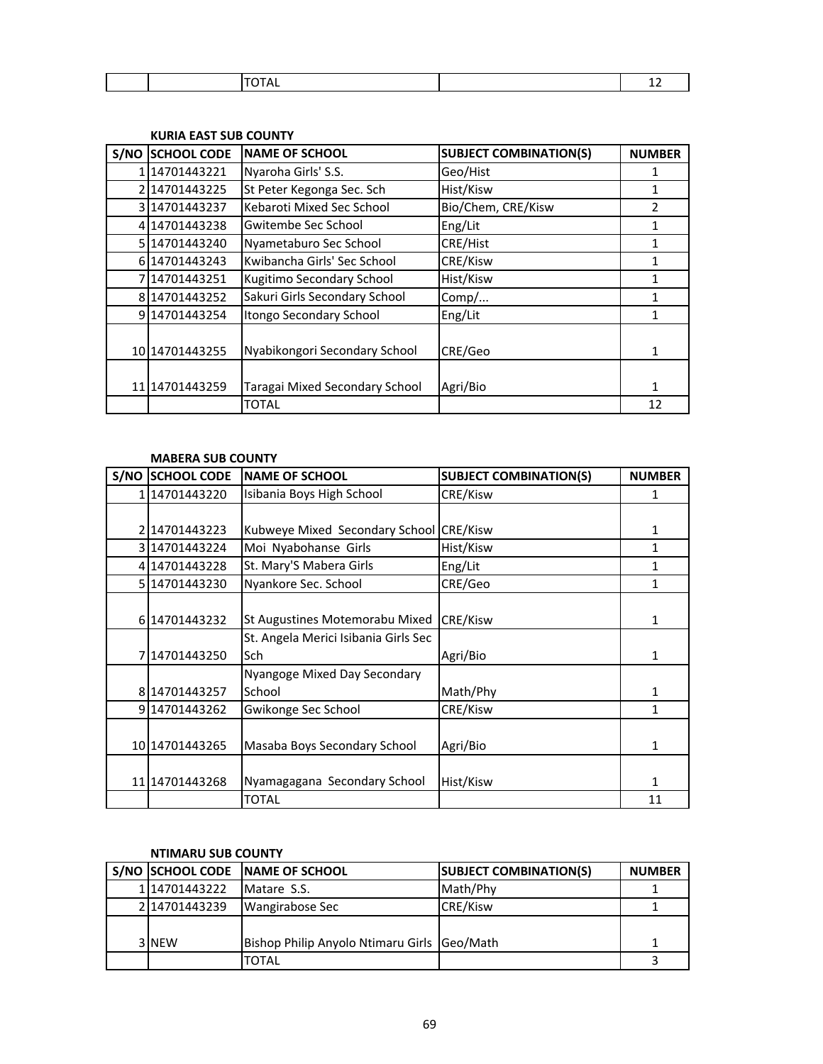| | | TOTAL | | 12 |
|---|---|---|---|---|

**KURIA EAST SUB COUNTY**

| S/NO | SCHOOL CODE | NAME OF SCHOOL | SUBJECT COMBINATION(S) | NUMBER |
|---|---|---|---|---|
| 1 | 14701443221 | Nyaroha Girls' S.S. | Geo/Hist | 1 |
| 2 | 14701443225 | St Peter Kegonga Sec. Sch | Hist/Kisw | 1 |
| 3 | 14701443237 | Kebaroti Mixed Sec School | Bio/Chem, CRE/Kisw | 2 |
| 4 | 14701443238 | Gwitembe Sec School | Eng/Lit | 1 |
| 5 | 14701443240 | Nyametaburo Sec School | CRE/Hist | 1 |
| 6 | 14701443243 | Kwibancha Girls' Sec School | CRE/Kisw | 1 |
| 7 | 14701443251 | Kugitimo Secondary School | Hist/Kisw | 1 |
| 8 | 14701443252 | Sakuri Girls Secondary School | Comp/... | 1 |
| 9 | 14701443254 | Itongo Secondary School | Eng/Lit | 1 |
| 10 | 14701443255 | Nyabikongori Secondary School | CRE/Geo | 1 |
| 11 | 14701443259 | Taragai Mixed Secondary School | Agri/Bio | 1 |
| | | TOTAL | | 12 |

**MABERA SUB COUNTY**

| S/NO | SCHOOL CODE | NAME OF SCHOOL | SUBJECT COMBINATION(S) | NUMBER |
|---|---|---|---|---|
| 1 | 14701443220 | Isibania Boys High School | CRE/Kisw | 1 |
| 2 | 14701443223 | Kubweye Mixed Secondary School | CRE/Kisw | 1 |
| 3 | 14701443224 | Moi Nyabohanse Girls | Hist/Kisw | 1 |
| 4 | 14701443228 | St. Mary'S Mabera Girls | Eng/Lit | 1 |
| 5 | 14701443230 | Nyankore Sec. School | CRE/Geo | 1 |
| 6 | 14701443232 | St Augustines Motemorabu Mixed | CRE/Kisw | 1 |
| 7 | 14701443250 | St. Angela Merici Isibania Girls Sec Sch | Agri/Bio | 1 |
| 8 | 14701443257 | Nyangoge Mixed Day Secondary School | Math/Phy | 1 |
| 9 | 14701443262 | Gwikonge Sec School | CRE/Kisw | 1 |
| 10 | 14701443265 | Masaba Boys Secondary School | Agri/Bio | 1 |
| 11 | 14701443268 | Nyamagagana Secondary School | Hist/Kisw | 1 |
| | | TOTAL | | 11 |

**NTIMARU SUB COUNTY**

| S/NO | SCHOOL CODE | NAME OF SCHOOL | SUBJECT COMBINATION(S) | NUMBER |
|---|---|---|---|---|
| 1 | 14701443222 | Matare S.S. | Math/Phy | 1 |
| 2 | 14701443239 | Wangirabose Sec | CRE/Kisw | 1 |
| 3 | NEW | Bishop Philip Anyolo Ntimaru Girls | Geo/Math | 1 |
| | | TOTAL | | 3 |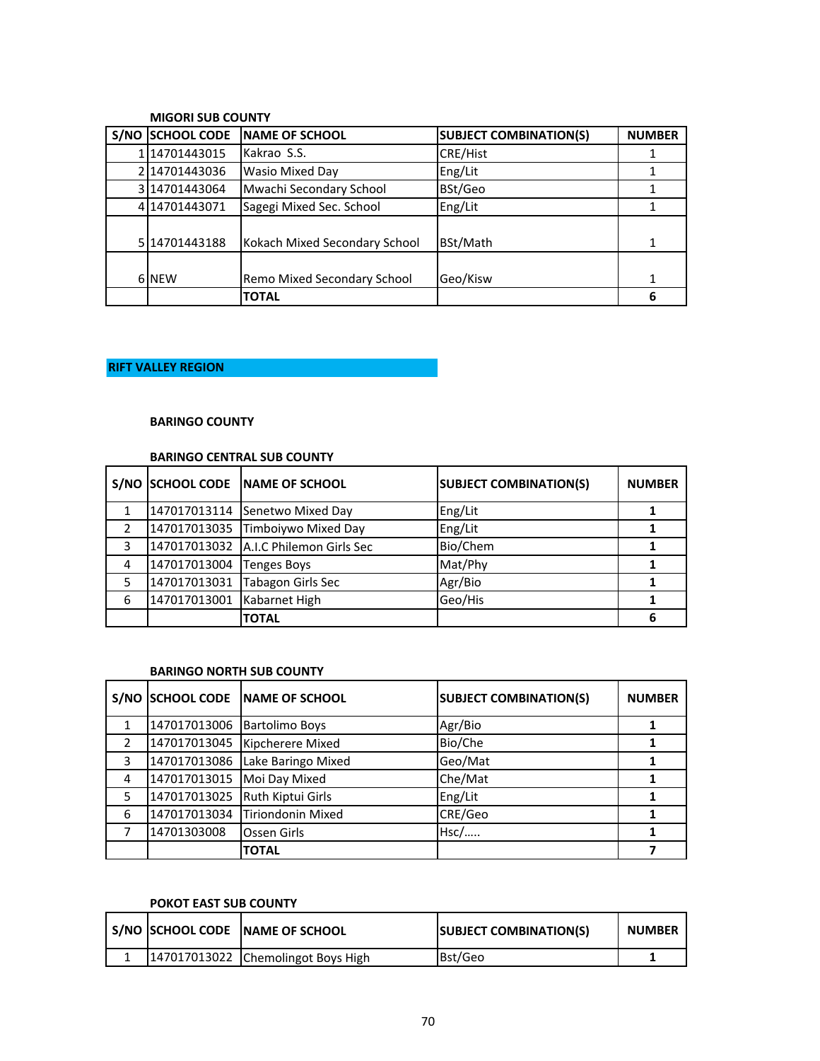**MIGORI SUB COUNTY**

| S/NO | SCHOOL CODE | NAME OF SCHOOL | SUBJECT COMBINATION(S) | NUMBER |
|---|---|---|---|---|
| 1 | 14701443015 | Kakrao S.S. | CRE/Hist | 1 |
| 2 | 14701443036 | Wasio Mixed Day | Eng/Lit | 1 |
| 3 | 14701443064 | Mwachi Secondary School | BSt/Geo | 1 |
| 4 | 14701443071 | Sagegi Mixed Sec. School | Eng/Lit | 1 |
| 5 | 14701443188 | Kokach Mixed Secondary School | BSt/Math | 1 |
| 6 | NEW | Remo Mixed Secondary School | Geo/Kisw | 1 |
| | | **TOTAL** | | **6** |

## RIFT VALLEY REGION

### BARINGO COUNTY

**BARINGO CENTRAL SUB COUNTY**

| S/NO | SCHOOL CODE | NAME OF SCHOOL | SUBJECT COMBINATION(S) | NUMBER |
|---|---|---|---|---|
| 1 | 147017013114 | Senetwo Mixed Day | Eng/Lit | **1** |
| 2 | 147017013035 | Timboiywo Mixed Day | Eng/Lit | **1** |
| 3 | 147017013032 | A.I.C Philemon Girls Sec | Bio/Chem | **1** |
| 4 | 147017013004 | Tenges Boys | Mat/Phy | **1** |
| 5 | 147017013031 | Tabagon Girls Sec | Agr/Bio | **1** |
| 6 | 147017013001 | Kabarnet High | Geo/His | **1** |
| | | **TOTAL** | | **6** |

**BARINGO NORTH SUB COUNTY**

| S/NO | SCHOOL CODE | NAME OF SCHOOL | SUBJECT COMBINATION(S) | NUMBER |
|---|---|---|---|---|
| 1 | 147017013006 | Bartolimo Boys | Agr/Bio | **1** |
| 2 | 147017013045 | Kipcherere Mixed | Bio/Che | **1** |
| 3 | 147017013086 | Lake Baringo Mixed | Geo/Mat | **1** |
| 4 | 147017013015 | Moi Day Mixed | Che/Mat | **1** |
| 5 | 147017013025 | Ruth Kiptui Girls | Eng/Lit | **1** |
| 6 | 147017013034 | Tiriondonin Mixed | CRE/Geo | **1** |
| 7 | 14701303008 | Ossen Girls | Hsc/….. | **1** |
| | | **TOTAL** | | **7** |

**POKOT EAST SUB COUNTY**

| S/NO | SCHOOL CODE | NAME OF SCHOOL | SUBJECT COMBINATION(S) | NUMBER |
|---|---|---|---|---|
| 1 | 147017013022 | Chemolingot Boys High | Bst/Geo | **1** |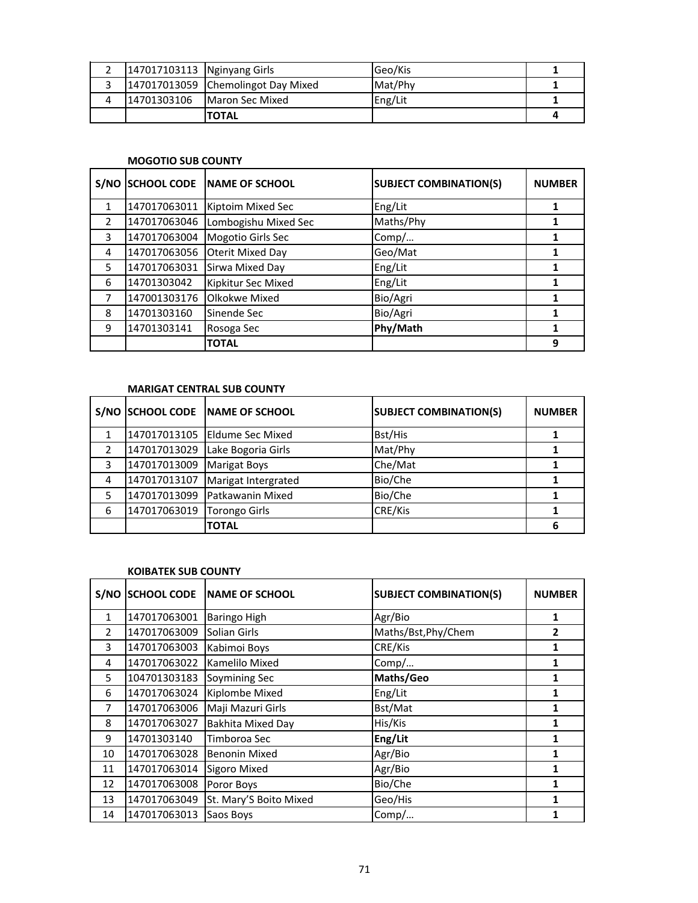| | | | | |
|---|---|---|---|---|
| 2 | 147017103113 | Nginyang Girls | Geo/Kis | 1 |
| 3 | 147017013059 | Chemolingot Day Mixed | Mat/Phy | 1 |
| 4 | 14701303106 | Maron Sec Mixed | Eng/Lit | 1 |
| | | **TOTAL** | | **4** |

**MOGOTIO SUB COUNTY**

| S/NO | SCHOOL CODE | NAME OF SCHOOL | SUBJECT COMBINATION(S) | NUMBER |
|---|---|---|---|---|
| 1 | 147017063011 | Kiptoim Mixed Sec | Eng/Lit | 1 |
| 2 | 147017063046 | Lombogishu Mixed Sec | Maths/Phy | 1 |
| 3 | 147017063004 | Mogotio Girls Sec | Comp/… | 1 |
| 4 | 147017063056 | Oterit Mixed Day | Geo/Mat | 1 |
| 5 | 147017063031 | Sirwa Mixed Day | Eng/Lit | 1 |
| 6 | 14701303042 | Kipkitur Sec Mixed | Eng/Lit | 1 |
| 7 | 147001303176 | Olkokwe Mixed | Bio/Agri | 1 |
| 8 | 14701303160 | Sinende Sec | Bio/Agri | 1 |
| 9 | 14701303141 | Rosoga Sec | **Phy/Math** | 1 |
| | | **TOTAL** | | **9** |

**MARIGAT CENTRAL SUB COUNTY**

| S/NO | SCHOOL CODE | NAME OF SCHOOL | SUBJECT COMBINATION(S) | NUMBER |
|---|---|---|---|---|
| 1 | 147017013105 | Eldume Sec Mixed | Bst/His | 1 |
| 2 | 147017013029 | Lake Bogoria Girls | Mat/Phy | 1 |
| 3 | 147017013009 | Marigat Boys | Che/Mat | 1 |
| 4 | 147017013107 | Marigat Intergrated | Bio/Che | 1 |
| 5 | 147017013099 | Patkawanin Mixed | Bio/Che | 1 |
| 6 | 147017063019 | Torongo Girls | CRE/Kis | 1 |
| | | **TOTAL** | | **6** |

**KOIBATEK SUB COUNTY**

| S/NO | SCHOOL CODE | NAME OF SCHOOL | SUBJECT COMBINATION(S) | NUMBER |
|---|---|---|---|---|
| 1 | 147017063001 | Baringo High | Agr/Bio | 1 |
| 2 | 147017063009 | Solian Girls | Maths/Bst,Phy/Chem | 2 |
| 3 | 147017063003 | Kabimoi Boys | CRE/Kis | 1 |
| 4 | 147017063022 | Kamelilo Mixed | Comp/… | 1 |
| 5 | 104701303183 | Soymining Sec | **Maths/Geo** | 1 |
| 6 | 147017063024 | Kiplombe Mixed | Eng/Lit | 1 |
| 7 | 147017063006 | Maji Mazuri Girls | Bst/Mat | 1 |
| 8 | 147017063027 | Bakhita Mixed Day | His/Kis | 1 |
| 9 | 14701303140 | Timboroa Sec | **Eng/Lit** | 1 |
| 10 | 147017063028 | Benonin Mixed | Agr/Bio | 1 |
| 11 | 147017063014 | Sigoro Mixed | Agr/Bio | 1 |
| 12 | 147017063008 | Poror Boys | Bio/Che | 1 |
| 13 | 147017063049 | St. Mary'S Boito Mixed | Geo/His | 1 |
| 14 | 147017063013 | Saos Boys | Comp/… | 1 |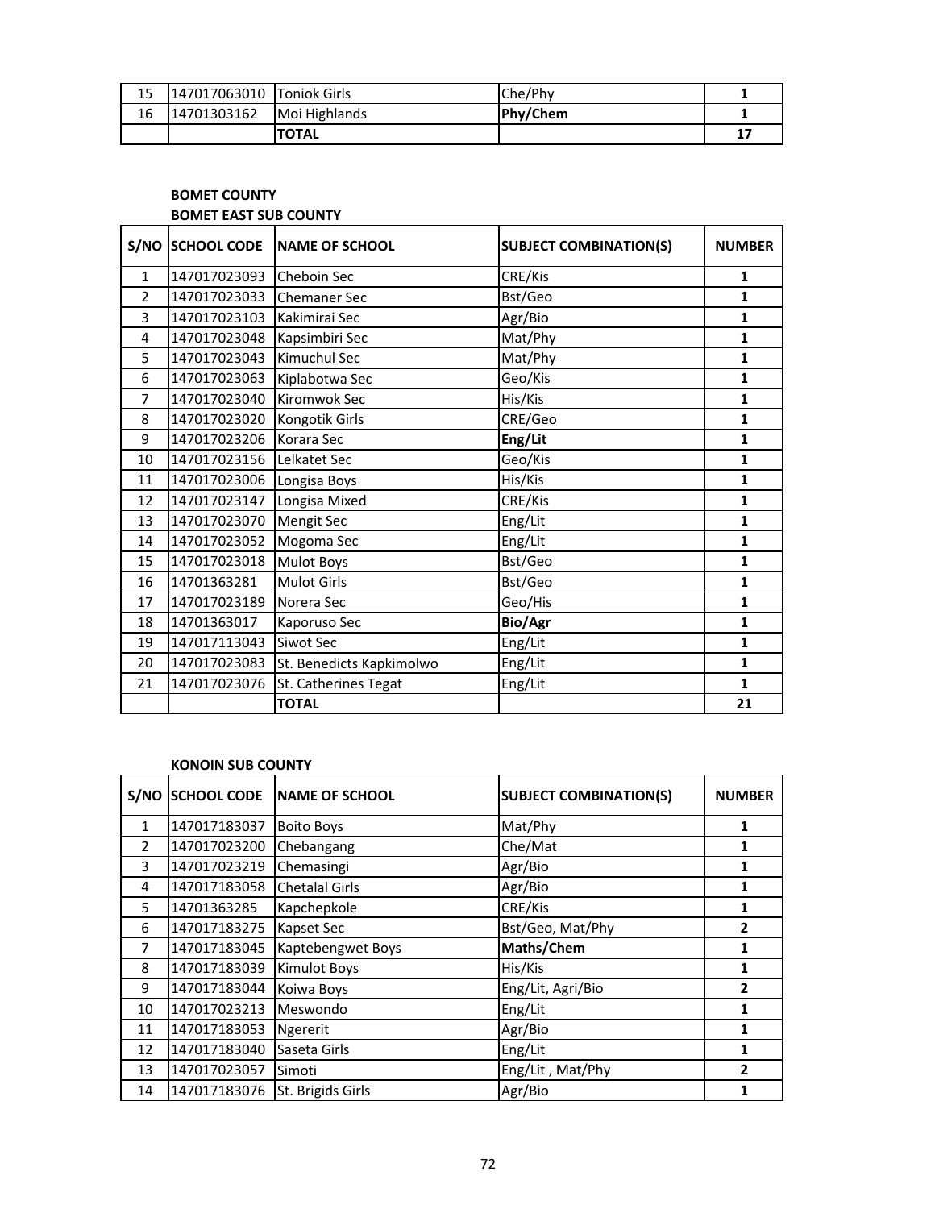| 15 | 147017063010 | Toniok Girls | Che/Phy | **1** |
|---|---|---|---|---|
| 16 | 14701303162 | Moi Highlands | **Phy/Chem** | **1** |
| | | **TOTAL** | | **17** |

**BOMET COUNTY**

**BOMET EAST SUB COUNTY**

| S/NO | SCHOOL CODE | NAME OF SCHOOL | SUBJECT COMBINATION(S) | NUMBER |
|---|---|---|---|---|
| 1 | 147017023093 | Cheboin Sec | CRE/Kis | **1** |
| 2 | 147017023033 | Chemaner Sec | Bst/Geo | **1** |
| 3 | 147017023103 | Kakimirai Sec | Agr/Bio | **1** |
| 4 | 147017023048 | Kapsimbiri Sec | Mat/Phy | **1** |
| 5 | 147017023043 | Kimuchul Sec | Mat/Phy | **1** |
| 6 | 147017023063 | Kiplabotwa Sec | Geo/Kis | **1** |
| 7 | 147017023040 | Kiromwok Sec | His/Kis | **1** |
| 8 | 147017023020 | Kongotik Girls | CRE/Geo | **1** |
| 9 | 147017023206 | Korara Sec | **Eng/Lit** | **1** |
| 10 | 147017023156 | Lelkatet Sec | Geo/Kis | **1** |
| 11 | 147017023006 | Longisa Boys | His/Kis | **1** |
| 12 | 147017023147 | Longisa Mixed | CRE/Kis | **1** |
| 13 | 147017023070 | Mengit Sec | Eng/Lit | **1** |
| 14 | 147017023052 | Mogoma Sec | Eng/Lit | **1** |
| 15 | 147017023018 | Mulot Boys | Bst/Geo | **1** |
| 16 | 14701363281 | Mulot Girls | Bst/Geo | **1** |
| 17 | 147017023189 | Norera Sec | Geo/His | **1** |
| 18 | 14701363017 | Kaporuso Sec | **Bio/Agr** | **1** |
| 19 | 147017113043 | Siwot Sec | Eng/Lit | **1** |
| 20 | 147017023083 | St. Benedicts Kapkimolwo | Eng/Lit | **1** |
| 21 | 147017023076 | St. Catherines Tegat | Eng/Lit | **1** |
| | | **TOTAL** | | **21** |

**KONOIN SUB COUNTY**

| S/NO | SCHOOL CODE | NAME OF SCHOOL | SUBJECT COMBINATION(S) | NUMBER |
|---|---|---|---|---|
| 1 | 147017183037 | Boito Boys | Mat/Phy | **1** |
| 2 | 147017023200 | Chebangang | Che/Mat | **1** |
| 3 | 147017023219 | Chemasingi | Agr/Bio | **1** |
| 4 | 147017183058 | Chetalal Girls | Agr/Bio | **1** |
| 5 | 14701363285 | Kapchepkole | CRE/Kis | **1** |
| 6 | 147017183275 | Kapset Sec | Bst/Geo, Mat/Phy | **2** |
| 7 | 147017183045 | Kaptebengwet Boys | **Maths/Chem** | **1** |
| 8 | 147017183039 | Kimulot Boys | His/Kis | **1** |
| 9 | 147017183044 | Koiwa Boys | Eng/Lit, Agri/Bio | **2** |
| 10 | 147017023213 | Meswondo | Eng/Lit | **1** |
| 11 | 147017183053 | Ngererit | Agr/Bio | **1** |
| 12 | 147017183040 | Saseta Girls | Eng/Lit | **1** |
| 13 | 147017023057 | Simoti | Eng/Lit , Mat/Phy | **2** |
| 14 | 147017183076 | St. Brigids Girls | Agr/Bio | **1** |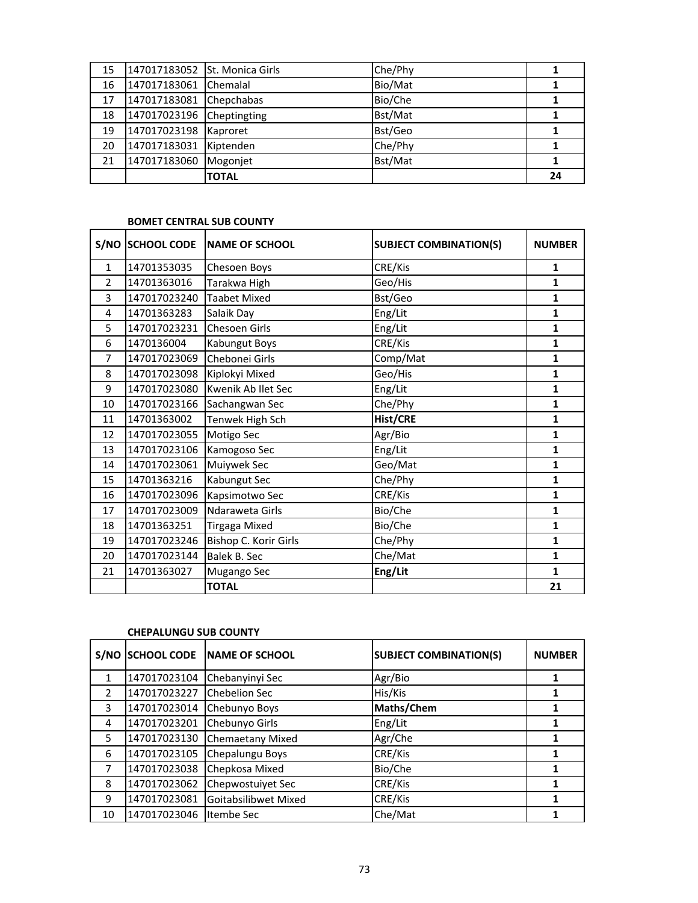| 15 | 147017183052 | St. Monica Girls | Che/Phy | **1** |
|---|---|---|---|---|
| 16 | 147017183061 | Chemalal | Bio/Mat | **1** |
| 17 | 147017183081 | Chepchabas | Bio/Che | **1** |
| 18 | 147017023196 | Cheptingting | Bst/Mat | **1** |
| 19 | 147017023198 | Kaproret | Bst/Geo | **1** |
| 20 | 147017183031 | Kiptenden | Che/Phy | **1** |
| 21 | 147017183060 | Mogonjet | Bst/Mat | **1** |
| | | **TOTAL** | | **24** |

**BOMET CENTRAL SUB COUNTY**

| S/NO | SCHOOL CODE | NAME OF SCHOOL | SUBJECT COMBINATION(S) | NUMBER |
|---|---|---|---|---|
| 1 | 14701353035 | Chesoen Boys | CRE/Kis | **1** |
| 2 | 14701363016 | Tarakwa High | Geo/His | **1** |
| 3 | 147017023240 | Taabet Mixed | Bst/Geo | **1** |
| 4 | 14701363283 | Salaik Day | Eng/Lit | **1** |
| 5 | 147017023231 | Chesoen Girls | Eng/Lit | **1** |
| 6 | 1470136004 | Kabungut Boys | CRE/Kis | **1** |
| 7 | 147017023069 | Chebonei Girls | Comp/Mat | **1** |
| 8 | 147017023098 | Kiplokyi Mixed | Geo/His | **1** |
| 9 | 147017023080 | Kwenik Ab Ilet Sec | Eng/Lit | **1** |
| 10 | 147017023166 | Sachangwan Sec | Che/Phy | **1** |
| 11 | 14701363002 | Tenwek High Sch | **Hist/CRE** | **1** |
| 12 | 147017023055 | Motigo Sec | Agr/Bio | **1** |
| 13 | 147017023106 | Kamogoso Sec | Eng/Lit | **1** |
| 14 | 147017023061 | Muiywek Sec | Geo/Mat | **1** |
| 15 | 14701363216 | Kabungut Sec | Che/Phy | **1** |
| 16 | 147017023096 | Kapsimotwo Sec | CRE/Kis | **1** |
| 17 | 147017023009 | Ndaraweta Girls | Bio/Che | **1** |
| 18 | 14701363251 | Tirgaga Mixed | Bio/Che | **1** |
| 19 | 147017023246 | Bishop C. Korir Girls | Che/Phy | **1** |
| 20 | 147017023144 | Balek B. Sec | Che/Mat | **1** |
| 21 | 14701363027 | Mugango Sec | **Eng/Lit** | **1** |
| | | **TOTAL** | | **21** |

**CHEPALUNGU SUB COUNTY**

| S/NO | SCHOOL CODE | NAME OF SCHOOL | SUBJECT COMBINATION(S) | NUMBER |
|---|---|---|---|---|
| 1 | 147017023104 | Chebanyinyi Sec | Agr/Bio | **1** |
| 2 | 147017023227 | Chebelion Sec | His/Kis | **1** |
| 3 | 147017023014 | Chebunyo Boys | **Maths/Chem** | **1** |
| 4 | 147017023201 | Chebunyo Girls | Eng/Lit | **1** |
| 5 | 147017023130 | Chemaetany Mixed | Agr/Che | **1** |
| 6 | 147017023105 | Chepalungu Boys | CRE/Kis | **1** |
| 7 | 147017023038 | Chepkosa Mixed | Bio/Che | **1** |
| 8 | 147017023062 | Chepwostuiyet Sec | CRE/Kis | **1** |
| 9 | 147017023081 | Goitabsilibwet Mixed | CRE/Kis | **1** |
| 10 | 147017023046 | Itembe Sec | Che/Mat | **1** |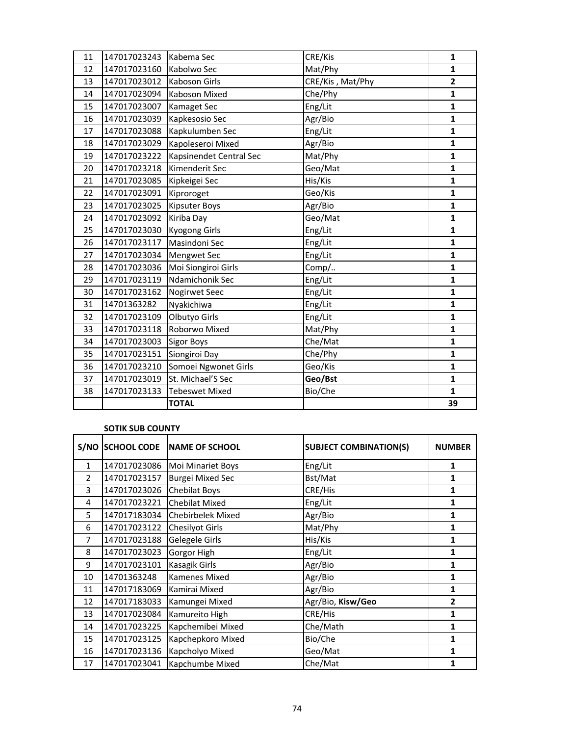| | | | | |
|---|---|---|---|---|
| 11 | 147017023243 | Kabema Sec | CRE/Kis | 1 |
| 12 | 147017023160 | Kabolwo Sec | Mat/Phy | 1 |
| 13 | 147017023012 | Kaboson Girls | CRE/Kis , Mat/Phy | 2 |
| 14 | 147017023094 | Kaboson Mixed | Che/Phy | 1 |
| 15 | 147017023007 | Kamaget Sec | Eng/Lit | 1 |
| 16 | 147017023039 | Kapkesosio Sec | Agr/Bio | 1 |
| 17 | 147017023088 | Kapkulumben Sec | Eng/Lit | 1 |
| 18 | 147017023029 | Kapoleseroi Mixed | Agr/Bio | 1 |
| 19 | 147017023222 | Kapsinendet Central Sec | Mat/Phy | 1 |
| 20 | 147017023218 | Kimenderit Sec | Geo/Mat | 1 |
| 21 | 147017023085 | Kipkeigei Sec | His/Kis | 1 |
| 22 | 147017023091 | Kiproroget | Geo/Kis | 1 |
| 23 | 147017023025 | Kipsuter Boys | Agr/Bio | 1 |
| 24 | 147017023092 | Kiriba Day | Geo/Mat | 1 |
| 25 | 147017023030 | Kyogong Girls | Eng/Lit | 1 |
| 26 | 147017023117 | Masindoni Sec | Eng/Lit | 1 |
| 27 | 147017023034 | Mengwet Sec | Eng/Lit | 1 |
| 28 | 147017023036 | Moi Siongiroi Girls | Comp/.. | 1 |
| 29 | 147017023119 | Ndamichonik Sec | Eng/Lit | 1 |
| 30 | 147017023162 | Nogirwet Seec | Eng/Lit | 1 |
| 31 | 14701363282 | Nyakichiwa | Eng/Lit | 1 |
| 32 | 147017023109 | Olbutyo Girls | Eng/Lit | 1 |
| 33 | 147017023118 | Roborwo Mixed | Mat/Phy | 1 |
| 34 | 147017023003 | Sigor Boys | Che/Mat | 1 |
| 35 | 147017023151 | Siongiroi Day | Che/Phy | 1 |
| 36 | 147017023210 | Somoei Ngwonet Girls | Geo/Kis | 1 |
| 37 | 147017023019 | St. Michael'S Sec | **Geo/Bst** | 1 |
| 38 | 147017023133 | Tebeswet Mixed | Bio/Che | 1 |
| | | **TOTAL** | | **39** |

**SOTIK SUB COUNTY**

| S/NO | SCHOOL CODE | NAME OF SCHOOL | SUBJECT COMBINATION(S) | NUMBER |
|---|---|---|---|---|
| 1 | 147017023086 | Moi Minariet Boys | Eng/Lit | 1 |
| 2 | 147017023157 | Burgei Mixed Sec | Bst/Mat | 1 |
| 3 | 147017023026 | Chebilat Boys | CRE/His | 1 |
| 4 | 147017023221 | Chebilat Mixed | Eng/Lit | 1 |
| 5 | 147017183034 | Chebirbelek Mixed | Agr/Bio | 1 |
| 6 | 147017023122 | Chesilyot Girls | Mat/Phy | 1 |
| 7 | 147017023188 | Gelegele Girls | His/Kis | 1 |
| 8 | 147017023023 | Gorgor High | Eng/Lit | 1 |
| 9 | 147017023101 | Kasagik Girls | Agr/Bio | 1 |
| 10 | 14701363248 | Kamenes Mixed | Agr/Bio | 1 |
| 11 | 147017183069 | Kamirai Mixed | Agr/Bio | 1 |
| 12 | 147017183033 | Kamungei Mixed | Agr/Bio, **Kisw/Geo** | 2 |
| 13 | 147017023084 | Kamureito High | CRE/His | 1 |
| 14 | 147017023225 | Kapchemibei Mixed | Che/Math | 1 |
| 15 | 147017023125 | Kapchepkoro Mixed | Bio/Che | 1 |
| 16 | 147017023136 | Kapcholyo Mixed | Geo/Mat | 1 |
| 17 | 147017023041 | Kapchumbe Mixed | Che/Mat | 1 |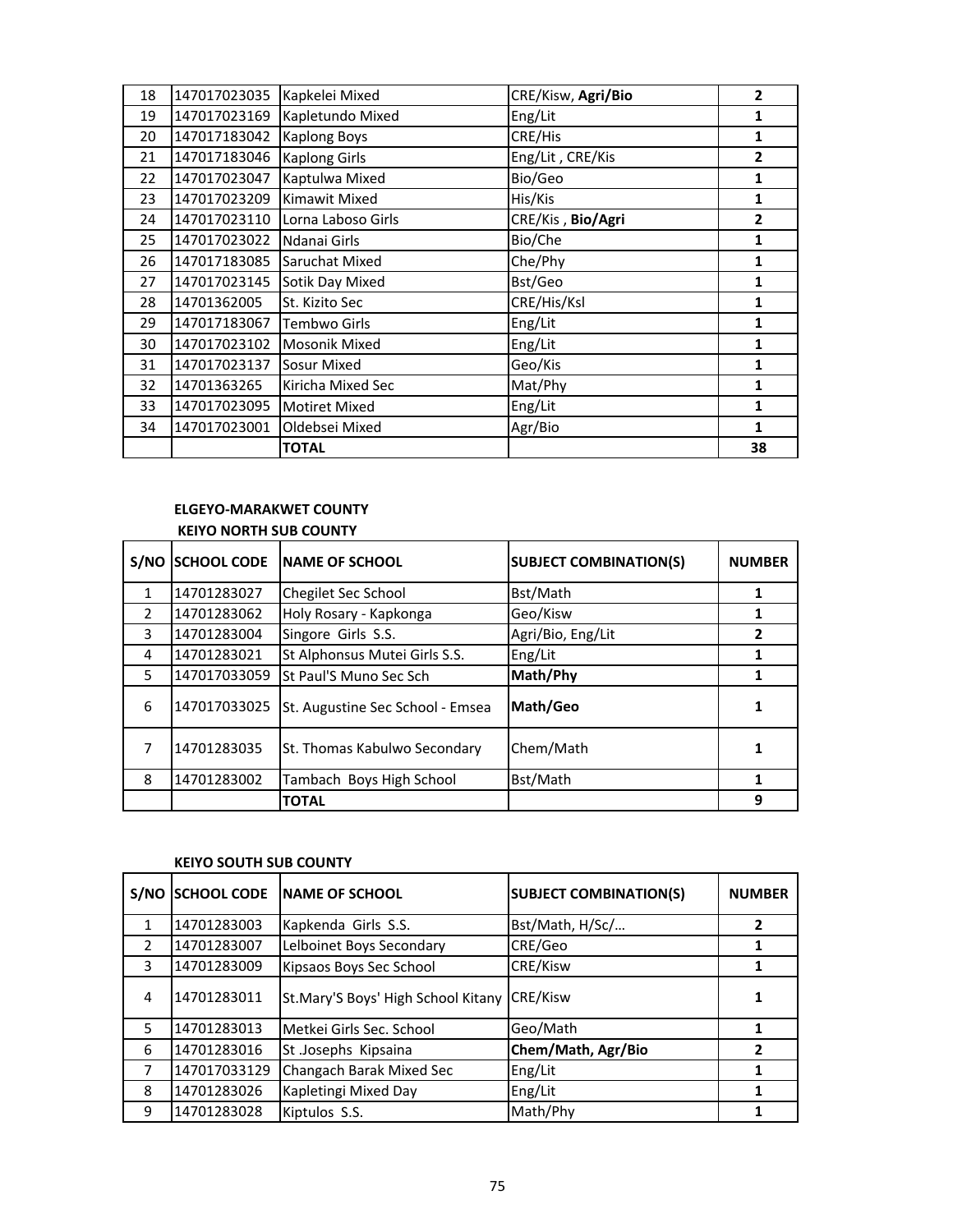| | | | | |
|---|---|---|---|---|
| 18 | 147017023035 | Kapkelei Mixed | CRE/Kisw, **Agri/Bio** | **2** |
| 19 | 147017023169 | Kapletundo Mixed | Eng/Lit | **1** |
| 20 | 147017183042 | Kaplong Boys | CRE/His | **1** |
| 21 | 147017183046 | Kaplong Girls | Eng/Lit , CRE/Kis | **2** |
| 22 | 147017023047 | Kaptulwa Mixed | Bio/Geo | **1** |
| 23 | 147017023209 | Kimawit Mixed | His/Kis | **1** |
| 24 | 147017023110 | Lorna Laboso Girls | CRE/Kis , **Bio/Agri** | **2** |
| 25 | 147017023022 | Ndanai Girls | Bio/Che | **1** |
| 26 | 147017183085 | Saruchat Mixed | Che/Phy | **1** |
| 27 | 147017023145 | Sotik Day Mixed | Bst/Geo | **1** |
| 28 | 14701362005 | St. Kizito Sec | CRE/His/Ksl | **1** |
| 29 | 147017183067 | Tembwo Girls | Eng/Lit | **1** |
| 30 | 147017023102 | Mosonik Mixed | Eng/Lit | **1** |
| 31 | 147017023137 | Sosur Mixed | Geo/Kis | **1** |
| 32 | 14701363265 | Kiricha Mixed Sec | Mat/Phy | **1** |
| 33 | 147017023095 | Motiret Mixed | Eng/Lit | **1** |
| 34 | 147017023001 | Oldebsei Mixed | Agr/Bio | **1** |
| | | **TOTAL** | | **38** |

**ELGEYO-MARAKWET COUNTY**

**KEIYO NORTH SUB COUNTY**

| S/NO | SCHOOL CODE | NAME OF SCHOOL | SUBJECT COMBINATION(S) | NUMBER |
|---|---|---|---|---|
| 1 | 14701283027 | Chegilet Sec School | Bst/Math | **1** |
| 2 | 14701283062 | Holy Rosary - Kapkonga | Geo/Kisw | **1** |
| 3 | 14701283004 | Singore Girls S.S. | Agri/Bio, Eng/Lit | **2** |
| 4 | 14701283021 | St Alphonsus Mutei Girls S.S. | Eng/Lit | **1** |
| 5 | 147017033059 | St Paul'S Muno Sec Sch | **Math/Phy** | **1** |
| 6 | 147017033025 | St. Augustine Sec School - Emsea | **Math/Geo** | **1** |
| 7 | 14701283035 | St. Thomas Kabulwo Secondary | Chem/Math | **1** |
| 8 | 14701283002 | Tambach Boys High School | Bst/Math | **1** |
| | | **TOTAL** | | **9** |

**KEIYO SOUTH SUB COUNTY**

| S/NO | SCHOOL CODE | NAME OF SCHOOL | SUBJECT COMBINATION(S) | NUMBER |
|---|---|---|---|---|
| 1 | 14701283003 | Kapkenda Girls S.S. | Bst/Math, H/Sc/… | **2** |
| 2 | 14701283007 | Lelboinet Boys Secondary | CRE/Geo | **1** |
| 3 | 14701283009 | Kipsaos Boys Sec School | CRE/Kisw | **1** |
| 4 | 14701283011 | St.Mary'S Boys' High School Kitany | CRE/Kisw | **1** |
| 5 | 14701283013 | Metkei Girls Sec. School | Geo/Math | **1** |
| 6 | 14701283016 | St .Josephs Kipsaina | **Chem/Math, Agr/Bio** | **2** |
| 7 | 147017033129 | Changach Barak Mixed Sec | Eng/Lit | **1** |
| 8 | 14701283026 | Kapletingi Mixed Day | Eng/Lit | **1** |
| 9 | 14701283028 | Kiptulos S.S. | Math/Phy | **1** |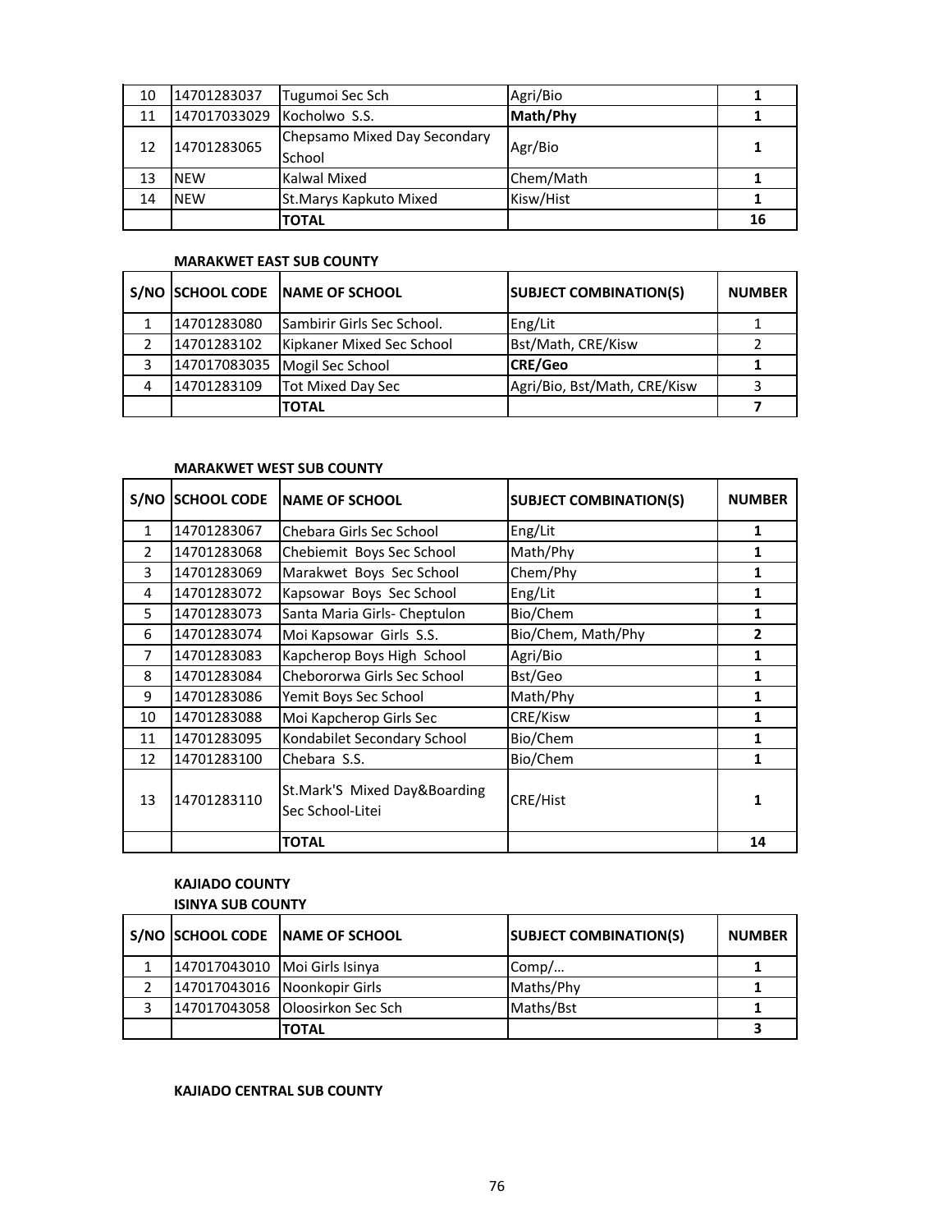| 10 | 14701283037 | Tugumoi Sec Sch | Agri/Bio | **1** |
|---|---|---|---|---|
| 11 | 147017033029 | Kocholwo S.S. | **Math/Phy** | **1** |
| 12 | 14701283065 | Chepsamo Mixed Day Secondary School | Agr/Bio | **1** |
| 13 | NEW | Kalwal Mixed | Chem/Math | **1** |
| 14 | NEW | St.Marys Kapkuto Mixed | Kisw/Hist | **1** |
| | | **TOTAL** | | **16** |

**MARAKWET EAST SUB COUNTY**

| S/NO | SCHOOL CODE | NAME OF SCHOOL | SUBJECT COMBINATION(S) | NUMBER |
|---|---|---|---|---|
| 1 | 14701283080 | Sambirir Girls Sec School. | Eng/Lit | 1 |
| 2 | 14701283102 | Kipkaner Mixed Sec School | Bst/Math, CRE/Kisw | 2 |
| 3 | 147017083035 | Mogil Sec School | **CRE/Geo** | **1** |
| 4 | 14701283109 | Tot Mixed Day Sec | Agri/Bio, Bst/Math, CRE/Kisw | 3 |
| | | **TOTAL** | | **7** |

**MARAKWET WEST SUB COUNTY**

| S/NO | SCHOOL CODE | NAME OF SCHOOL | SUBJECT COMBINATION(S) | NUMBER |
|---|---|---|---|---|
| 1 | 14701283067 | Chebara Girls Sec School | Eng/Lit | **1** |
| 2 | 14701283068 | Chebiemit Boys Sec School | Math/Phy | **1** |
| 3 | 14701283069 | Marakwet Boys Sec School | Chem/Phy | **1** |
| 4 | 14701283072 | Kapsowar Boys Sec School | Eng/Lit | **1** |
| 5 | 14701283073 | Santa Maria Girls- Cheptulon | Bio/Chem | **1** |
| 6 | 14701283074 | Moi Kapsowar Girls S.S. | Bio/Chem, Math/Phy | **2** |
| 7 | 14701283083 | Kapcherop Boys High School | Agri/Bio | **1** |
| 8 | 14701283084 | Chebororwa Girls Sec School | Bst/Geo | **1** |
| 9 | 14701283086 | Yemit Boys Sec School | Math/Phy | **1** |
| 10 | 14701283088 | Moi Kapcherop Girls Sec | CRE/Kisw | **1** |
| 11 | 14701283095 | Kondabilet Secondary School | Bio/Chem | **1** |
| 12 | 14701283100 | Chebara S.S. | Bio/Chem | **1** |
| 13 | 14701283110 | St.Mark'S Mixed Day&Boarding Sec School-Litei | CRE/Hist | **1** |
| | | **TOTAL** | | **14** |

**KAJIADO COUNTY**

**ISINYA SUB COUNTY**

| S/NO | SCHOOL CODE | NAME OF SCHOOL | SUBJECT COMBINATION(S) | NUMBER |
|---|---|---|---|---|
| 1 | 147017043010 | Moi Girls Isinya | Comp/… | **1** |
| 2 | 147017043016 | Noonkopir Girls | Maths/Phy | **1** |
| 3 | 147017043058 | Oloosirkon Sec Sch | Maths/Bst | **1** |
| | | **TOTAL** | | **3** |

**KAJIADO CENTRAL SUB COUNTY**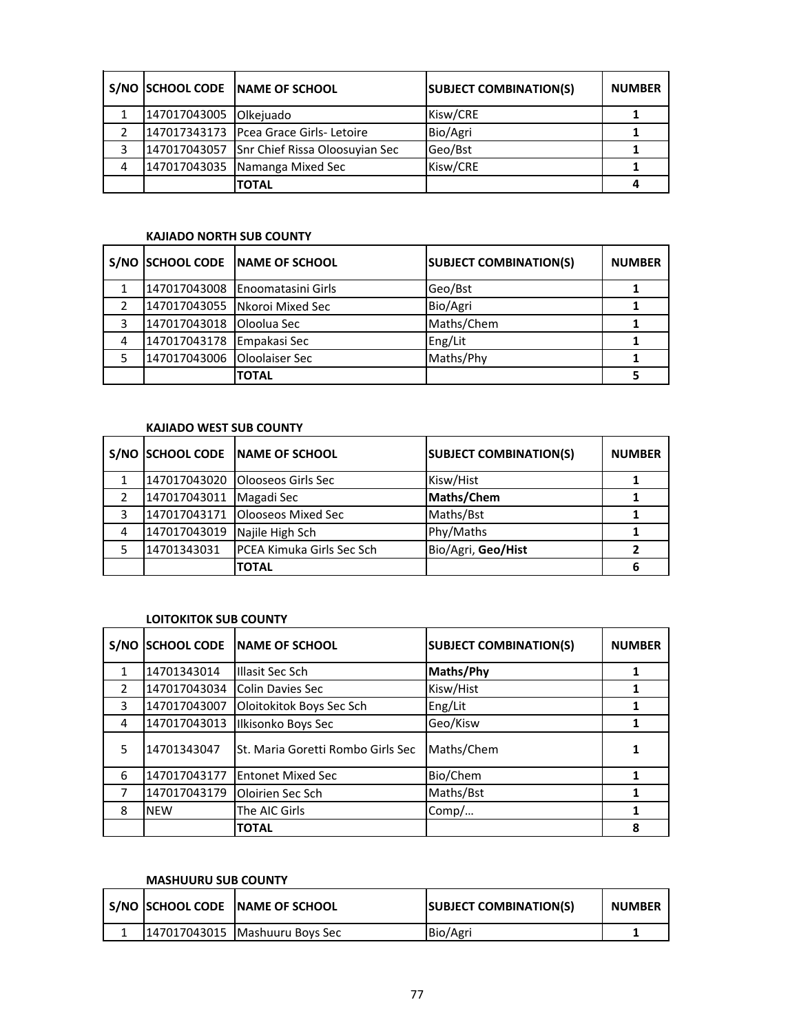| S/NO | SCHOOL CODE | NAME OF SCHOOL | SUBJECT COMBINATION(S) | NUMBER |
|---|---|---|---|---|
| 1 | 147017043005 | Olkejuado | Kisw/CRE | 1 |
| 2 | 147017343173 | Pcea Grace Girls- Letoire | Bio/Agri | 1 |
| 3 | 147017043057 | Snr Chief Rissa Oloosuyian Sec | Geo/Bst | 1 |
| 4 | 147017043035 | Namanga Mixed Sec | Kisw/CRE | 1 |
| | | **TOTAL** | | **4** |

**KAJIADO NORTH SUB COUNTY**

| S/NO | SCHOOL CODE | NAME OF SCHOOL | SUBJECT COMBINATION(S) | NUMBER |
|---|---|---|---|---|
| 1 | 147017043008 | Enoomatasini Girls | Geo/Bst | 1 |
| 2 | 147017043055 | Nkoroi Mixed Sec | Bio/Agri | 1 |
| 3 | 147017043018 | Oloolua Sec | Maths/Chem | 1 |
| 4 | 147017043178 | Empakasi Sec | Eng/Lit | 1 |
| 5 | 147017043006 | Oloolaiser Sec | Maths/Phy | 1 |
| | | **TOTAL** | | **5** |

**KAJIADO WEST SUB COUNTY**

| S/NO | SCHOOL CODE | NAME OF SCHOOL | SUBJECT COMBINATION(S) | NUMBER |
|---|---|---|---|---|
| 1 | 147017043020 | Olooseos Girls Sec | Kisw/Hist | 1 |
| 2 | 147017043011 | Magadi Sec | **Maths/Chem** | 1 |
| 3 | 147017043171 | Olooseos Mixed Sec | Maths/Bst | 1 |
| 4 | 147017043019 | Najile High Sch | Phy/Maths | 1 |
| 5 | 14701343031 | PCEA Kimuka Girls Sec Sch | Bio/Agri, **Geo/Hist** | 2 |
| | | **TOTAL** | | **6** |

**LOITOKITOK SUB COUNTY**

| S/NO | SCHOOL CODE | NAME OF SCHOOL | SUBJECT COMBINATION(S) | NUMBER |
|---|---|---|---|---|
| 1 | 14701343014 | Illasit Sec Sch | **Maths/Phy** | 1 |
| 2 | 147017043034 | Colin Davies Sec | Kisw/Hist | 1 |
| 3 | 147017043007 | Oloitokitok Boys Sec Sch | Eng/Lit | 1 |
| 4 | 147017043013 | Ilkisonko Boys Sec | Geo/Kisw | 1 |
| 5 | 14701343047 | St. Maria Goretti Rombo Girls Sec | Maths/Chem | 1 |
| 6 | 147017043177 | Entonet Mixed Sec | Bio/Chem | 1 |
| 7 | 147017043179 | Oloirien Sec Sch | Maths/Bst | 1 |
| 8 | NEW | The AIC Girls | Comp/… | 1 |
| | | **TOTAL** | | **8** |

**MASHUURU SUB COUNTY**

| S/NO | SCHOOL CODE | NAME OF SCHOOL | SUBJECT COMBINATION(S) | NUMBER |
|---|---|---|---|---|
| 1 | 147017043015 | Mashuuru Boys Sec | Bio/Agri | 1 |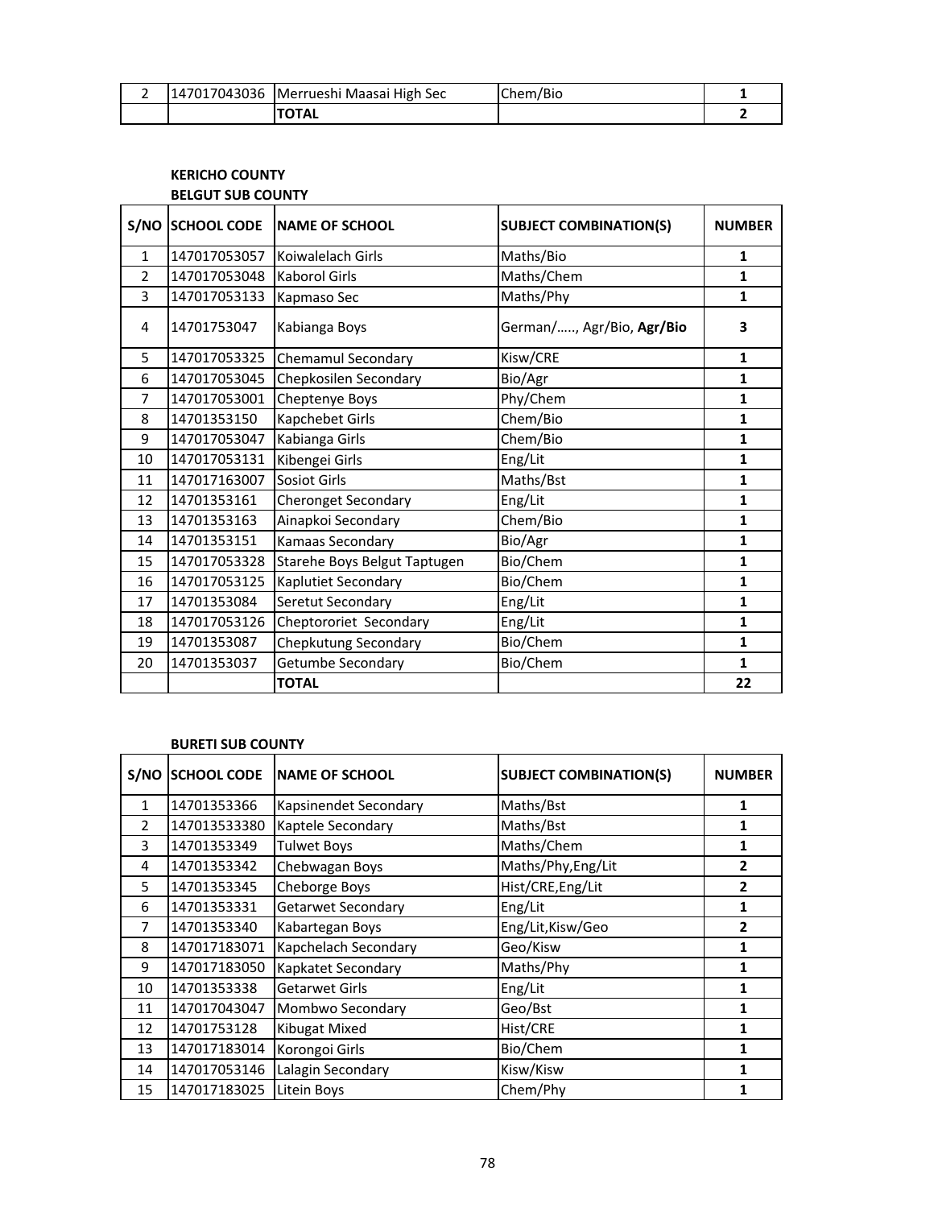| 2 | 147017043036 | Merrueshi Maasai High Sec | Chem/Bio | 1 |
|---|---|---|---|---|
| | | **TOTAL** | | **2** |

**KERICHO COUNTY**

**BELGUT SUB COUNTY**

| S/NO | SCHOOL CODE | NAME OF SCHOOL | SUBJECT COMBINATION(S) | NUMBER |
|---|---|---|---|---|
| 1 | 147017053057 | Koiwalelach Girls | Maths/Bio | **1** |
| 2 | 147017053048 | Kaborol Girls | Maths/Chem | **1** |
| 3 | 147017053133 | Kapmaso Sec | Maths/Phy | **1** |
| 4 | 14701753047 | Kabianga Boys | German/….., Agr/Bio, **Agr/Bio** | **3** |
| 5 | 147017053325 | Chemamul Secondary | Kisw/CRE | **1** |
| 6 | 147017053045 | Chepkosilen Secondary | Bio/Agr | **1** |
| 7 | 147017053001 | Cheptenye Boys | Phy/Chem | **1** |
| 8 | 14701353150 | Kapchebet Girls | Chem/Bio | **1** |
| 9 | 147017053047 | Kabianga Girls | Chem/Bio | **1** |
| 10 | 147017053131 | Kibengei Girls | Eng/Lit | **1** |
| 11 | 147017163007 | Sosiot Girls | Maths/Bst | **1** |
| 12 | 14701353161 | Cheronget Secondary | Eng/Lit | **1** |
| 13 | 14701353163 | Ainapkoi Secondary | Chem/Bio | **1** |
| 14 | 14701353151 | Kamaas Secondary | Bio/Agr | **1** |
| 15 | 147017053328 | Starehe Boys Belgut Taptugen | Bio/Chem | **1** |
| 16 | 147017053125 | Kaplutiet Secondary | Bio/Chem | **1** |
| 17 | 14701353084 | Seretut Secondary | Eng/Lit | **1** |
| 18 | 147017053126 | Cheptororiet Secondary | Eng/Lit | **1** |
| 19 | 14701353087 | Chepkutung Secondary | Bio/Chem | **1** |
| 20 | 14701353037 | Getumbe Secondary | Bio/Chem | **1** |
| | | **TOTAL** | | **22** |

**BURETI SUB COUNTY**

| S/NO | SCHOOL CODE | NAME OF SCHOOL | SUBJECT COMBINATION(S) | NUMBER |
|---|---|---|---|---|
| 1 | 14701353366 | Kapsinendet Secondary | Maths/Bst | **1** |
| 2 | 147013533380 | Kaptele Secondary | Maths/Bst | **1** |
| 3 | 14701353349 | Tulwet Boys | Maths/Chem | **1** |
| 4 | 14701353342 | Chebwagan Boys | Maths/Phy,Eng/Lit | **2** |
| 5 | 14701353345 | Cheborge Boys | Hist/CRE,Eng/Lit | **2** |
| 6 | 14701353331 | Getarwet Secondary | Eng/Lit | **1** |
| 7 | 14701353340 | Kabartegan Boys | Eng/Lit,Kisw/Geo | **2** |
| 8 | 147017183071 | Kapchelach Secondary | Geo/Kisw | **1** |
| 9 | 147017183050 | Kapkatet Secondary | Maths/Phy | **1** |
| 10 | 14701353338 | Getarwet Girls | Eng/Lit | **1** |
| 11 | 147017043047 | Mombwo Secondary | Geo/Bst | **1** |
| 12 | 14701753128 | Kibugat Mixed | Hist/CRE | **1** |
| 13 | 147017183014 | Korongoi Girls | Bio/Chem | **1** |
| 14 | 147017053146 | Lalagin Secondary | Kisw/Kisw | **1** |
| 15 | 147017183025 | Litein Boys | Chem/Phy | **1** |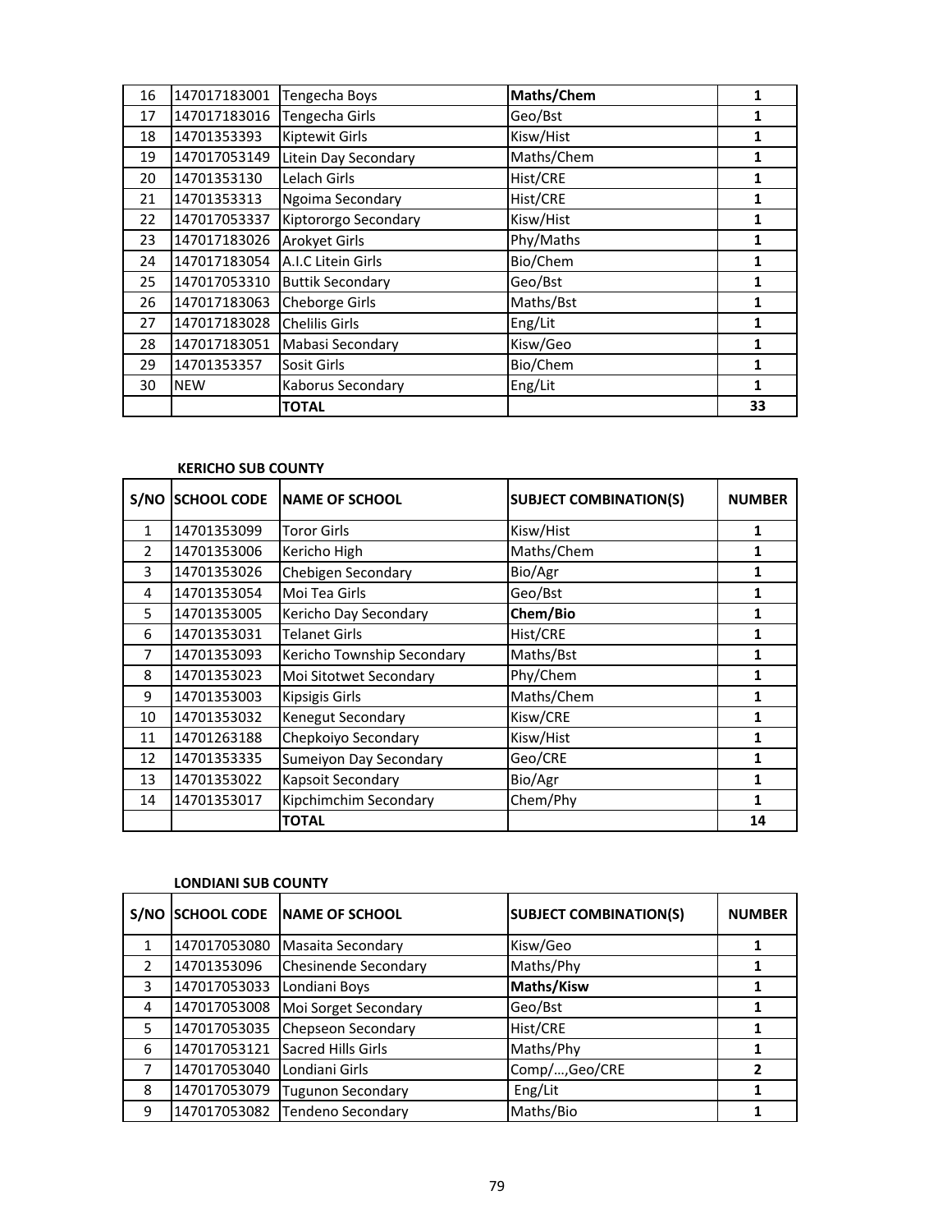| 16 | 147017183001 | Tengecha Boys | **Maths/Chem** | **1** |
|---|---|---|---|---|
| 17 | 147017183016 | Tengecha Girls | Geo/Bst | **1** |
| 18 | 14701353393 | Kiptewit Girls | Kisw/Hist | **1** |
| 19 | 147017053149 | Litein Day Secondary | Maths/Chem | **1** |
| 20 | 14701353130 | Lelach Girls | Hist/CRE | **1** |
| 21 | 14701353313 | Ngoima Secondary | Hist/CRE | **1** |
| 22 | 147017053337 | Kiptororgo Secondary | Kisw/Hist | **1** |
| 23 | 147017183026 | Arokyet Girls | Phy/Maths | **1** |
| 24 | 147017183054 | A.I.C Litein Girls | Bio/Chem | **1** |
| 25 | 147017053310 | Buttik Secondary | Geo/Bst | **1** |
| 26 | 147017183063 | Cheborge Girls | Maths/Bst | **1** |
| 27 | 147017183028 | Chelilis Girls | Eng/Lit | **1** |
| 28 | 147017183051 | Mabasi Secondary | Kisw/Geo | **1** |
| 29 | 14701353357 | Sosit Girls | Bio/Chem | **1** |
| 30 | NEW | Kaborus Secondary | Eng/Lit | **1** |
| | | **TOTAL** | | **33** |

**KERICHO SUB COUNTY**

| S/NO | SCHOOL CODE | NAME OF SCHOOL | SUBJECT COMBINATION(S) | NUMBER |
|---|---|---|---|---|
| 1 | 14701353099 | Toror Girls | Kisw/Hist | **1** |
| 2 | 14701353006 | Kericho High | Maths/Chem | **1** |
| 3 | 14701353026 | Chebigen Secondary | Bio/Agr | **1** |
| 4 | 14701353054 | Moi Tea Girls | Geo/Bst | **1** |
| 5 | 14701353005 | Kericho Day Secondary | **Chem/Bio** | **1** |
| 6 | 14701353031 | Telanet Girls | Hist/CRE | **1** |
| 7 | 14701353093 | Kericho Township Secondary | Maths/Bst | **1** |
| 8 | 14701353023 | Moi Sitotwet Secondary | Phy/Chem | **1** |
| 9 | 14701353003 | Kipsigis Girls | Maths/Chem | **1** |
| 10 | 14701353032 | Kenegut Secondary | Kisw/CRE | **1** |
| 11 | 14701263188 | Chepkoiyo Secondary | Kisw/Hist | **1** |
| 12 | 14701353335 | Sumeiyon Day Secondary | Geo/CRE | **1** |
| 13 | 14701353022 | Kapsoit Secondary | Bio/Agr | **1** |
| 14 | 14701353017 | Kipchimchim Secondary | Chem/Phy | **1** |
| | | **TOTAL** | | **14** |

**LONDIANI SUB COUNTY**

| S/NO | SCHOOL CODE | NAME OF SCHOOL | SUBJECT COMBINATION(S) | NUMBER |
|---|---|---|---|---|
| 1 | 147017053080 | Masaita Secondary | Kisw/Geo | **1** |
| 2 | 14701353096 | Chesinende Secondary | Maths/Phy | **1** |
| 3 | 147017053033 | Londiani Boys | **Maths/Kisw** | **1** |
| 4 | 147017053008 | Moi Sorget Secondary | Geo/Bst | **1** |
| 5 | 147017053035 | Chepseon Secondary | Hist/CRE | **1** |
| 6 | 147017053121 | Sacred Hills Girls | Maths/Phy | **1** |
| 7 | 147017053040 | Londiani Girls | Comp/…,Geo/CRE | **2** |
| 8 | 147017053079 | Tugunon Secondary | Eng/Lit | **1** |
| 9 | 147017053082 | Tendeno Secondary | Maths/Bio | **1** |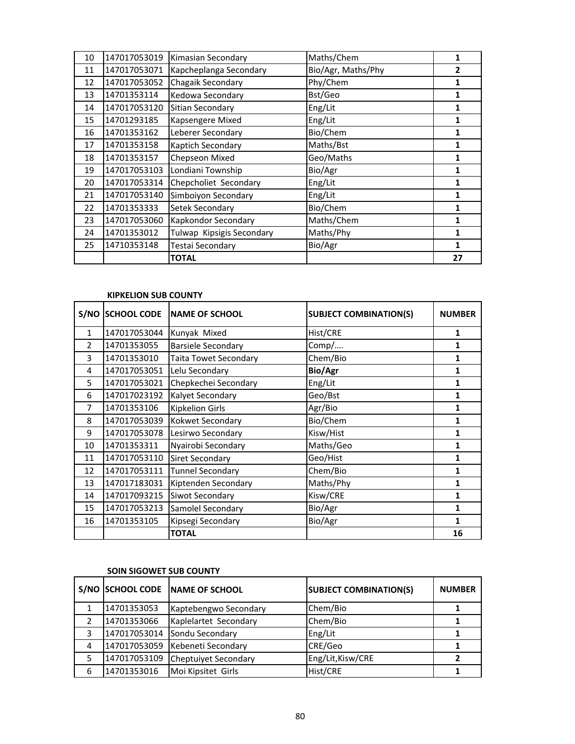| | | | | |
|---|---|---|---|---|
| 10 | 147017053019 | Kimasian Secondary | Maths/Chem | 1 |
| 11 | 147017053071 | Kapcheplanga Secondary | Bio/Agr, Maths/Phy | 2 |
| 12 | 147017053052 | Chagaik Secondary | Phy/Chem | 1 |
| 13 | 14701353114 | Kedowa Secondary | Bst/Geo | 1 |
| 14 | 147017053120 | Sitian Secondary | Eng/Lit | 1 |
| 15 | 14701293185 | Kapsengere Mixed | Eng/Lit | 1 |
| 16 | 14701353162 | Leberer Secondary | Bio/Chem | 1 |
| 17 | 14701353158 | Kaptich Secondary | Maths/Bst | 1 |
| 18 | 14701353157 | Chepseon Mixed | Geo/Maths | 1 |
| 19 | 147017053103 | Londiani Township | Bio/Agr | 1 |
| 20 | 147017053314 | Chepcholiet Secondary | Eng/Lit | 1 |
| 21 | 147017053140 | Simboiyon Secondary | Eng/Lit | 1 |
| 22 | 14701353333 | Setek Secondary | Bio/Chem | 1 |
| 23 | 147017053060 | Kapkondor Secondary | Maths/Chem | 1 |
| 24 | 14701353012 | Tulwap Kipsigis Secondary | Maths/Phy | 1 |
| 25 | 14710353148 | Testai Secondary | Bio/Agr | 1 |
| | | **TOTAL** | | **27** |

**KIPKELION SUB COUNTY**

| S/NO | SCHOOL CODE | NAME OF SCHOOL | SUBJECT COMBINATION(S) | NUMBER |
|---|---|---|---|---|
| 1 | 147017053044 | Kunyak Mixed | Hist/CRE | 1 |
| 2 | 14701353055 | Barsiele Secondary | Comp/…. | 1 |
| 3 | 14701353010 | Taita Towet Secondary | Chem/Bio | 1 |
| 4 | 147017053051 | Lelu Secondary | **Bio/Agr** | 1 |
| 5 | 147017053021 | Chepkechei Secondary | Eng/Lit | 1 |
| 6 | 147017023192 | Kalyet Secondary | Geo/Bst | 1 |
| 7 | 14701353106 | Kipkelion Girls | Agr/Bio | 1 |
| 8 | 147017053039 | Kokwet Secondary | Bio/Chem | 1 |
| 9 | 147017053078 | Lesirwo Secondary | Kisw/Hist | 1 |
| 10 | 14701353311 | Nyairobi Secondary | Maths/Geo | 1 |
| 11 | 147017053110 | Siret Secondary | Geo/Hist | 1 |
| 12 | 147017053111 | Tunnel Secondary | Chem/Bio | 1 |
| 13 | 147017183031 | Kiptenden Secondary | Maths/Phy | 1 |
| 14 | 147017093215 | Siwot Secondary | Kisw/CRE | 1 |
| 15 | 147017053213 | Samolel Secondary | Bio/Agr | 1 |
| 16 | 14701353105 | Kipsegi Secondary | Bio/Agr | 1 |
| | | **TOTAL** | | **16** |

**SOIN SIGOWET SUB COUNTY**

| S/NO | SCHOOL CODE | NAME OF SCHOOL | SUBJECT COMBINATION(S) | NUMBER |
|---|---|---|---|---|
| 1 | 14701353053 | Kaptebengwo Secondary | Chem/Bio | 1 |
| 2 | 14701353066 | Kaplelartet Secondary | Chem/Bio | 1 |
| 3 | 147017053014 | Sondu Secondary | Eng/Lit | 1 |
| 4 | 147017053059 | Kebeneti Secondary | CRE/Geo | 1 |
| 5 | 147017053109 | Cheptuiyet Secondary | Eng/Lit,Kisw/CRE | 2 |
| 6 | 14701353016 | Moi Kipsitet Girls | Hist/CRE | 1 |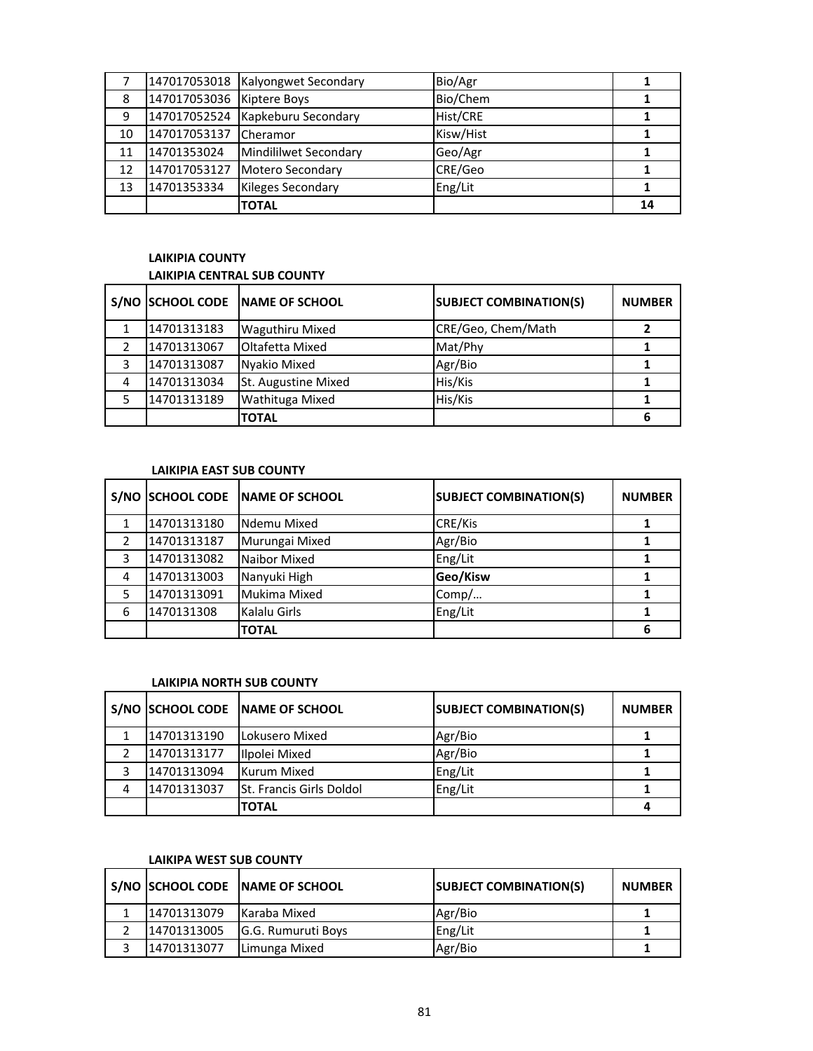| | | | | |
|---|---|---|---|---|
| 7 | 147017053018 | Kalyongwet Secondary | Bio/Agr | **1** |
| 8 | 147017053036 | Kiptere Boys | Bio/Chem | **1** |
| 9 | 147017052524 | Kapkeburu Secondary | Hist/CRE | **1** |
| 10 | 147017053137 | Cheramor | Kisw/Hist | **1** |
| 11 | 14701353024 | Mindililwet Secondary | Geo/Agr | **1** |
| 12 | 147017053127 | Motero Secondary | CRE/Geo | **1** |
| 13 | 14701353334 | Kileges Secondary | Eng/Lit | **1** |
| | | **TOTAL** | | **14** |

**LAIKIPIA COUNTY**

**LAIKIPIA CENTRAL SUB COUNTY**

| S/NO | SCHOOL CODE | NAME OF SCHOOL | SUBJECT COMBINATION(S) | NUMBER |
|---|---|---|---|---|
| 1 | 14701313183 | Waguthiru Mixed | CRE/Geo, Chem/Math | **2** |
| 2 | 14701313067 | Oltafetta Mixed | Mat/Phy | **1** |
| 3 | 14701313087 | Nyakio Mixed | Agr/Bio | **1** |
| 4 | 14701313034 | St. Augustine Mixed | His/Kis | **1** |
| 5 | 14701313189 | Wathituga Mixed | His/Kis | **1** |
| | | **TOTAL** | | **6** |

**LAIKIPIA EAST SUB COUNTY**

| S/NO | SCHOOL CODE | NAME OF SCHOOL | SUBJECT COMBINATION(S) | NUMBER |
|---|---|---|---|---|
| 1 | 14701313180 | Ndemu Mixed | CRE/Kis | **1** |
| 2 | 14701313187 | Murungai Mixed | Agr/Bio | **1** |
| 3 | 14701313082 | Naibor Mixed | Eng/Lit | **1** |
| 4 | 14701313003 | Nanyuki High | **Geo/Kisw** | **1** |
| 5 | 14701313091 | Mukima Mixed | Comp/… | **1** |
| 6 | 1470131308 | Kalalu Girls | Eng/Lit | **1** |
| | | **TOTAL** | | **6** |

**LAIKIPIA NORTH SUB COUNTY**

| S/NO | SCHOOL CODE | NAME OF SCHOOL | SUBJECT COMBINATION(S) | NUMBER |
|---|---|---|---|---|
| 1 | 14701313190 | Lokusero Mixed | Agr/Bio | **1** |
| 2 | 14701313177 | Ilpolei Mixed | Agr/Bio | **1** |
| 3 | 14701313094 | Kurum Mixed | Eng/Lit | **1** |
| 4 | 14701313037 | St. Francis Girls Doldol | Eng/Lit | **1** |
| | | **TOTAL** | | **4** |

**LAIKIPA WEST SUB COUNTY**

| S/NO | SCHOOL CODE | NAME OF SCHOOL | SUBJECT COMBINATION(S) | NUMBER |
|---|---|---|---|---|
| 1 | 14701313079 | Karaba Mixed | Agr/Bio | **1** |
| 2 | 14701313005 | G.G. Rumuruti Boys | Eng/Lit | **1** |
| 3 | 14701313077 | Limunga Mixed | Agr/Bio | **1** |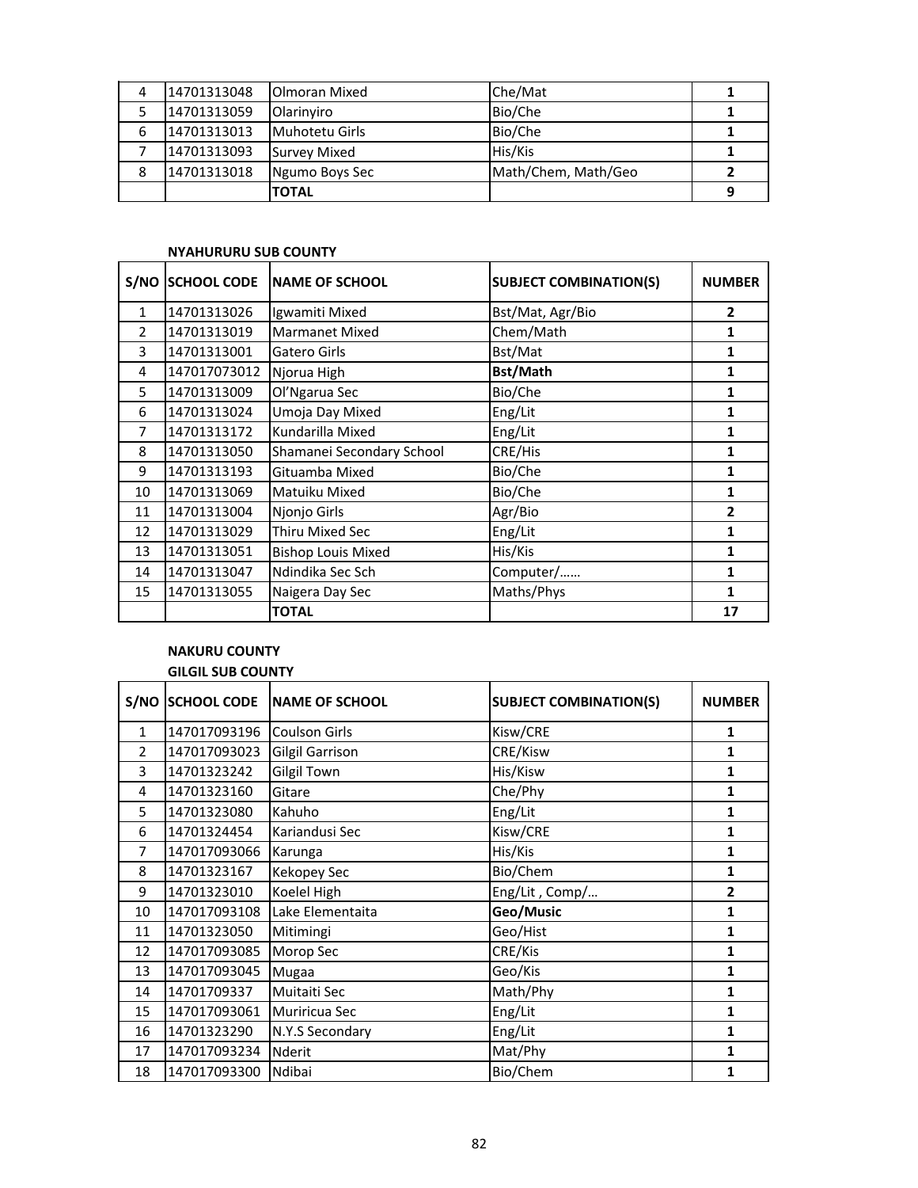| | | | | |
|---|---|---|---|---|
| 4 | 14701313048 | Olmoran Mixed | Che/Mat | **1** |
| 5 | 14701313059 | Olarinyiro | Bio/Che | **1** |
| 6 | 14701313013 | Muhotetu Girls | Bio/Che | **1** |
| 7 | 14701313093 | Survey Mixed | His/Kis | **1** |
| 8 | 14701313018 | Ngumo Boys Sec | Math/Chem, Math/Geo | **2** |
| | | **TOTAL** | | **9** |

**NYAHURURU SUB COUNTY**

| S/NO | SCHOOL CODE | NAME OF SCHOOL | SUBJECT COMBINATION(S) | NUMBER |
|---|---|---|---|---|
| 1 | 14701313026 | Igwamiti Mixed | Bst/Mat, Agr/Bio | **2** |
| 2 | 14701313019 | Marmanet Mixed | Chem/Math | **1** |
| 3 | 14701313001 | Gatero Girls | Bst/Mat | **1** |
| 4 | 147017073012 | Njorua High | **Bst/Math** | **1** |
| 5 | 14701313009 | Ol'Ngarua Sec | Bio/Che | **1** |
| 6 | 14701313024 | Umoja Day Mixed | Eng/Lit | **1** |
| 7 | 14701313172 | Kundarilla Mixed | Eng/Lit | **1** |
| 8 | 14701313050 | Shamanei Secondary School | CRE/His | **1** |
| 9 | 14701313193 | Gituamba Mixed | Bio/Che | **1** |
| 10 | 14701313069 | Matuiku Mixed | Bio/Che | **1** |
| 11 | 14701313004 | Njonjo Girls | Agr/Bio | **2** |
| 12 | 14701313029 | Thiru Mixed Sec | Eng/Lit | **1** |
| 13 | 14701313051 | Bishop Louis Mixed | His/Kis | **1** |
| 14 | 14701313047 | Ndindika Sec Sch | Computer/…… | **1** |
| 15 | 14701313055 | Naigera Day Sec | Maths/Phys | **1** |
| | | **TOTAL** | | **17** |

**NAKURU COUNTY**

**GILGIL SUB COUNTY**

| S/NO | SCHOOL CODE | NAME OF SCHOOL | SUBJECT COMBINATION(S) | NUMBER |
|---|---|---|---|---|
| 1 | 147017093196 | Coulson Girls | Kisw/CRE | **1** |
| 2 | 147017093023 | Gilgil Garrison | CRE/Kisw | **1** |
| 3 | 14701323242 | Gilgil Town | His/Kisw | **1** |
| 4 | 14701323160 | Gitare | Che/Phy | **1** |
| 5 | 14701323080 | Kahuho | Eng/Lit | **1** |
| 6 | 14701324454 | Kariandusi Sec | Kisw/CRE | **1** |
| 7 | 147017093066 | Karunga | His/Kis | **1** |
| 8 | 14701323167 | Kekopey Sec | Bio/Chem | **1** |
| 9 | 14701323010 | Koelel High | Eng/Lit , Comp/… | **2** |
| 10 | 147017093108 | Lake Elementaita | **Geo/Music** | **1** |
| 11 | 14701323050 | Mitimingi | Geo/Hist | **1** |
| 12 | 147017093085 | Morop Sec | CRE/Kis | **1** |
| 13 | 147017093045 | Mugaa | Geo/Kis | **1** |
| 14 | 14701709337 | Muitaiti Sec | Math/Phy | **1** |
| 15 | 147017093061 | Muriricua Sec | Eng/Lit | **1** |
| 16 | 14701323290 | N.Y.S Secondary | Eng/Lit | **1** |
| 17 | 147017093234 | Nderit | Mat/Phy | **1** |
| 18 | 147017093300 | Ndibai | Bio/Chem | **1** |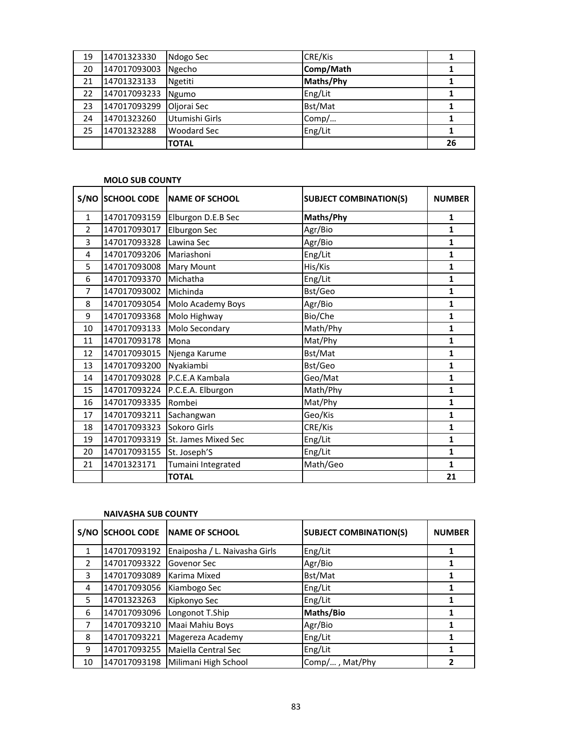| 19 | 14701323330 | Ndogo Sec | CRE/Kis | **1** |
|---|---|---|---|---|
| 20 | 147017093003 | Ngecho | **Comp/Math** | **1** |
| 21 | 14701323133 | Ngetiti | **Maths/Phy** | **1** |
| 22 | 147017093233 | Ngumo | Eng/Lit | **1** |
| 23 | 147017093299 | Oljorai Sec | Bst/Mat | **1** |
| 24 | 14701323260 | Utumishi Girls | Comp/… | **1** |
| 25 | 14701323288 | Woodard Sec | Eng/Lit | **1** |
| | | **TOTAL** | | **26** |

**MOLO SUB COUNTY**

| S/NO | SCHOOL CODE | NAME OF SCHOOL | SUBJECT COMBINATION(S) | NUMBER |
|---|---|---|---|---|
| 1 | 147017093159 | Elburgon D.E.B Sec | **Maths/Phy** | **1** |
| 2 | 147017093017 | Elburgon Sec | Agr/Bio | **1** |
| 3 | 147017093328 | Lawina Sec | Agr/Bio | **1** |
| 4 | 147017093206 | Mariashoni | Eng/Lit | **1** |
| 5 | 147017093008 | Mary Mount | His/Kis | **1** |
| 6 | 147017093370 | Michatha | Eng/Lit | **1** |
| 7 | 147017093002 | Michinda | Bst/Geo | **1** |
| 8 | 147017093054 | Molo Academy Boys | Agr/Bio | **1** |
| 9 | 147017093368 | Molo Highway | Bio/Che | **1** |
| 10 | 147017093133 | Molo Secondary | Math/Phy | **1** |
| 11 | 147017093178 | Mona | Mat/Phy | **1** |
| 12 | 147017093015 | Njenga Karume | Bst/Mat | **1** |
| 13 | 147017093200 | Nyakiambi | Bst/Geo | **1** |
| 14 | 147017093028 | P.C.E.A Kambala | Geo/Mat | **1** |
| 15 | 147017093224 | P.C.E.A. Elburgon | Math/Phy | **1** |
| 16 | 147017093335 | Rombei | Mat/Phy | **1** |
| 17 | 147017093211 | Sachangwan | Geo/Kis | **1** |
| 18 | 147017093323 | Sokoro Girls | CRE/Kis | **1** |
| 19 | 147017093319 | St. James Mixed Sec | Eng/Lit | **1** |
| 20 | 147017093155 | St. Joseph'S | Eng/Lit | **1** |
| 21 | 14701323171 | Tumaini Integrated | Math/Geo | **1** |
| | | **TOTAL** | | **21** |

**NAIVASHA SUB COUNTY**

| S/NO | SCHOOL CODE | NAME OF SCHOOL | SUBJECT COMBINATION(S) | NUMBER |
|---|---|---|---|---|
| 1 | 147017093192 | Enaiposha / L. Naivasha Girls | Eng/Lit | **1** |
| 2 | 147017093322 | Govenor Sec | Agr/Bio | **1** |
| 3 | 147017093089 | Karima Mixed | Bst/Mat | **1** |
| 4 | 147017093056 | Kiambogo Sec | Eng/Lit | **1** |
| 5 | 14701323263 | Kipkonyo Sec | Eng/Lit | **1** |
| 6 | 147017093096 | Longonot T.Ship | **Maths/Bio** | **1** |
| 7 | 147017093210 | Maai Mahiu Boys | Agr/Bio | **1** |
| 8 | 147017093221 | Magereza Academy | Eng/Lit | **1** |
| 9 | 147017093255 | Maiella Central Sec | Eng/Lit | **1** |
| 10 | 147017093198 | Milimani High School | Comp/… , Mat/Phy | **2** |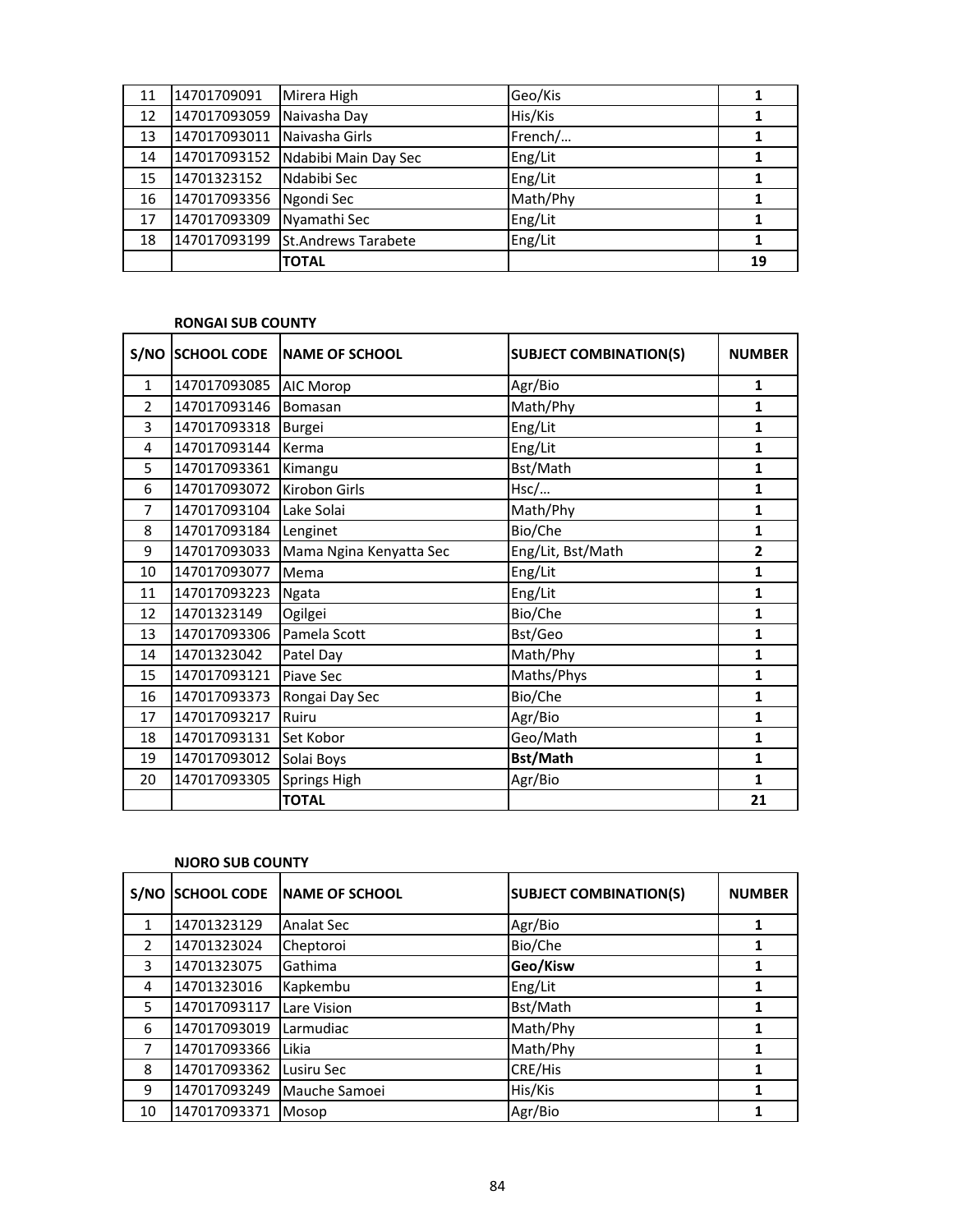| | | | | |
|---|---|---|---|---|
| 11 | 14701709091 | Mirera High | Geo/Kis | 1 |
| 12 | 147017093059 | Naivasha Day | His/Kis | 1 |
| 13 | 147017093011 | Naivasha Girls | French/… | 1 |
| 14 | 147017093152 | Ndabibi Main Day Sec | Eng/Lit | 1 |
| 15 | 14701323152 | Ndabibi Sec | Eng/Lit | 1 |
| 16 | 147017093356 | Ngondi Sec | Math/Phy | 1 |
| 17 | 147017093309 | Nyamathi Sec | Eng/Lit | 1 |
| 18 | 147017093199 | St.Andrews Tarabete | Eng/Lit | 1 |
| | | **TOTAL** | | **19** |

**RONGAI SUB COUNTY**

| S/NO | SCHOOL CODE | NAME OF SCHOOL | SUBJECT COMBINATION(S) | NUMBER |
|---|---|---|---|---|
| 1 | 147017093085 | AIC Morop | Agr/Bio | 1 |
| 2 | 147017093146 | Bomasan | Math/Phy | 1 |
| 3 | 147017093318 | Burgei | Eng/Lit | 1 |
| 4 | 147017093144 | Kerma | Eng/Lit | 1 |
| 5 | 147017093361 | Kimangu | Bst/Math | 1 |
| 6 | 147017093072 | Kirobon Girls | Hsc/… | 1 |
| 7 | 147017093104 | Lake Solai | Math/Phy | 1 |
| 8 | 147017093184 | Lenginet | Bio/Che | 1 |
| 9 | 147017093033 | Mama Ngina Kenyatta Sec | Eng/Lit, Bst/Math | 2 |
| 10 | 147017093077 | Mema | Eng/Lit | 1 |
| 11 | 147017093223 | Ngata | Eng/Lit | 1 |
| 12 | 14701323149 | Ogilgei | Bio/Che | 1 |
| 13 | 147017093306 | Pamela Scott | Bst/Geo | 1 |
| 14 | 14701323042 | Patel Day | Math/Phy | 1 |
| 15 | 147017093121 | Piave Sec | Maths/Phys | 1 |
| 16 | 147017093373 | Rongai Day Sec | Bio/Che | 1 |
| 17 | 147017093217 | Ruiru | Agr/Bio | 1 |
| 18 | 147017093131 | Set Kobor | Geo/Math | 1 |
| 19 | 147017093012 | Solai Boys | **Bst/Math** | 1 |
| 20 | 147017093305 | Springs High | Agr/Bio | 1 |
| | | **TOTAL** | | **21** |

**NJORO SUB COUNTY**

| S/NO | SCHOOL CODE | NAME OF SCHOOL | SUBJECT COMBINATION(S) | NUMBER |
|---|---|---|---|---|
| 1 | 14701323129 | Analat Sec | Agr/Bio | 1 |
| 2 | 14701323024 | Cheptoroi | Bio/Che | 1 |
| 3 | 14701323075 | Gathima | **Geo/Kisw** | 1 |
| 4 | 14701323016 | Kapkembu | Eng/Lit | 1 |
| 5 | 147017093117 | Lare Vision | Bst/Math | 1 |
| 6 | 147017093019 | Larmudiac | Math/Phy | 1 |
| 7 | 147017093366 | Likia | Math/Phy | 1 |
| 8 | 147017093362 | Lusiru Sec | CRE/His | 1 |
| 9 | 147017093249 | Mauche Samoei | His/Kis | 1 |
| 10 | 147017093371 | Mosop | Agr/Bio | 1 |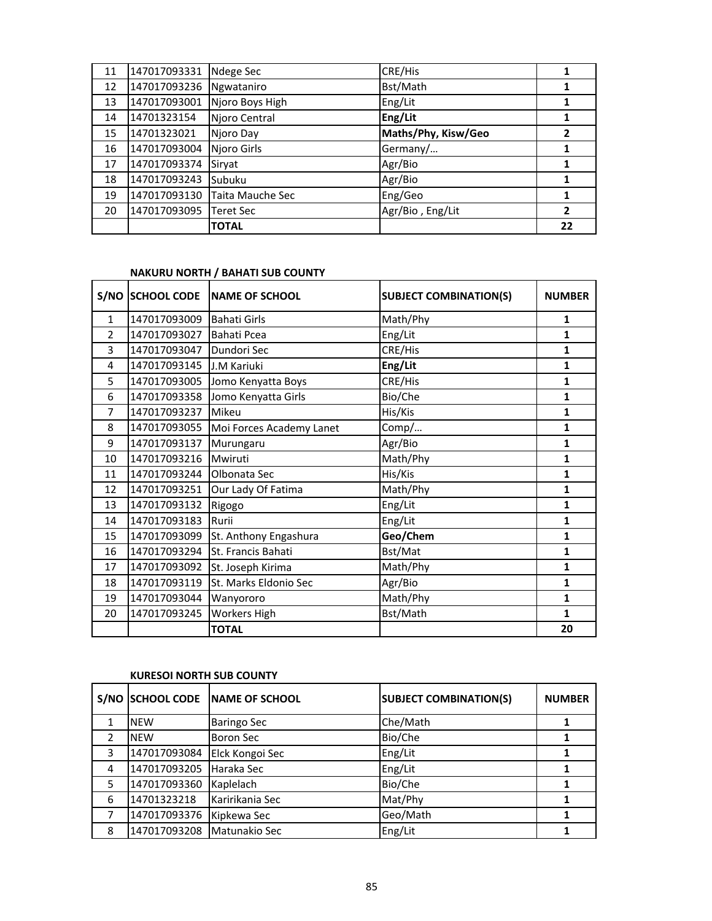| | | | | |
|---|---|---|---|---|
| 11 | 147017093331 | Ndege Sec | CRE/His | **1** |
| 12 | 147017093236 | Ngwataniro | Bst/Math | **1** |
| 13 | 147017093001 | Njoro Boys High | Eng/Lit | **1** |
| 14 | 14701323154 | Njoro Central | **Eng/Lit** | **1** |
| 15 | 14701323021 | Njoro Day | **Maths/Phy, Kisw/Geo** | **2** |
| 16 | 147017093004 | Njoro Girls | Germany/… | **1** |
| 17 | 147017093374 | Siryat | Agr/Bio | **1** |
| 18 | 147017093243 | Subuku | Agr/Bio | **1** |
| 19 | 147017093130 | Taita Mauche Sec | Eng/Geo | **1** |
| 20 | 147017093095 | Teret Sec | Agr/Bio , Eng/Lit | **2** |
| | | **TOTAL** | | **22** |

**NAKURU NORTH / BAHATI SUB COUNTY**

| S/NO | SCHOOL CODE | NAME OF SCHOOL | SUBJECT COMBINATION(S) | NUMBER |
|---|---|---|---|---|
| 1 | 147017093009 | Bahati Girls | Math/Phy | **1** |
| 2 | 147017093027 | Bahati Pcea | Eng/Lit | **1** |
| 3 | 147017093047 | Dundori Sec | CRE/His | **1** |
| 4 | 147017093145 | J.M Kariuki | **Eng/Lit** | **1** |
| 5 | 147017093005 | Jomo Kenyatta Boys | CRE/His | **1** |
| 6 | 147017093358 | Jomo Kenyatta Girls | Bio/Che | **1** |
| 7 | 147017093237 | Mikeu | His/Kis | **1** |
| 8 | 147017093055 | Moi Forces Academy Lanet | Comp/… | **1** |
| 9 | 147017093137 | Murungaru | Agr/Bio | **1** |
| 10 | 147017093216 | Mwiruti | Math/Phy | **1** |
| 11 | 147017093244 | Olbonata Sec | His/Kis | **1** |
| 12 | 147017093251 | Our Lady Of Fatima | Math/Phy | **1** |
| 13 | 147017093132 | Rigogo | Eng/Lit | **1** |
| 14 | 147017093183 | Rurii | Eng/Lit | **1** |
| 15 | 147017093099 | St. Anthony Engashura | **Geo/Chem** | **1** |
| 16 | 147017093294 | St. Francis Bahati | Bst/Mat | **1** |
| 17 | 147017093092 | St. Joseph Kirima | Math/Phy | **1** |
| 18 | 147017093119 | St. Marks Eldonio Sec | Agr/Bio | **1** |
| 19 | 147017093044 | Wanyororo | Math/Phy | **1** |
| 20 | 147017093245 | Workers High | Bst/Math | **1** |
| | | **TOTAL** | | **20** |

**KURESOI NORTH SUB COUNTY**

| S/NO | SCHOOL CODE | NAME OF SCHOOL | SUBJECT COMBINATION(S) | NUMBER |
|---|---|---|---|---|
| 1 | NEW | Baringo Sec | Che/Math | **1** |
| 2 | NEW | Boron Sec | Bio/Che | **1** |
| 3 | 147017093084 | Elck Kongoi Sec | Eng/Lit | **1** |
| 4 | 147017093205 | Haraka Sec | Eng/Lit | **1** |
| 5 | 147017093360 | Kaplelach | Bio/Che | **1** |
| 6 | 14701323218 | Karirikania Sec | Mat/Phy | **1** |
| 7 | 147017093376 | Kipkewa Sec | Geo/Math | **1** |
| 8 | 147017093208 | Matunakio Sec | Eng/Lit | **1** |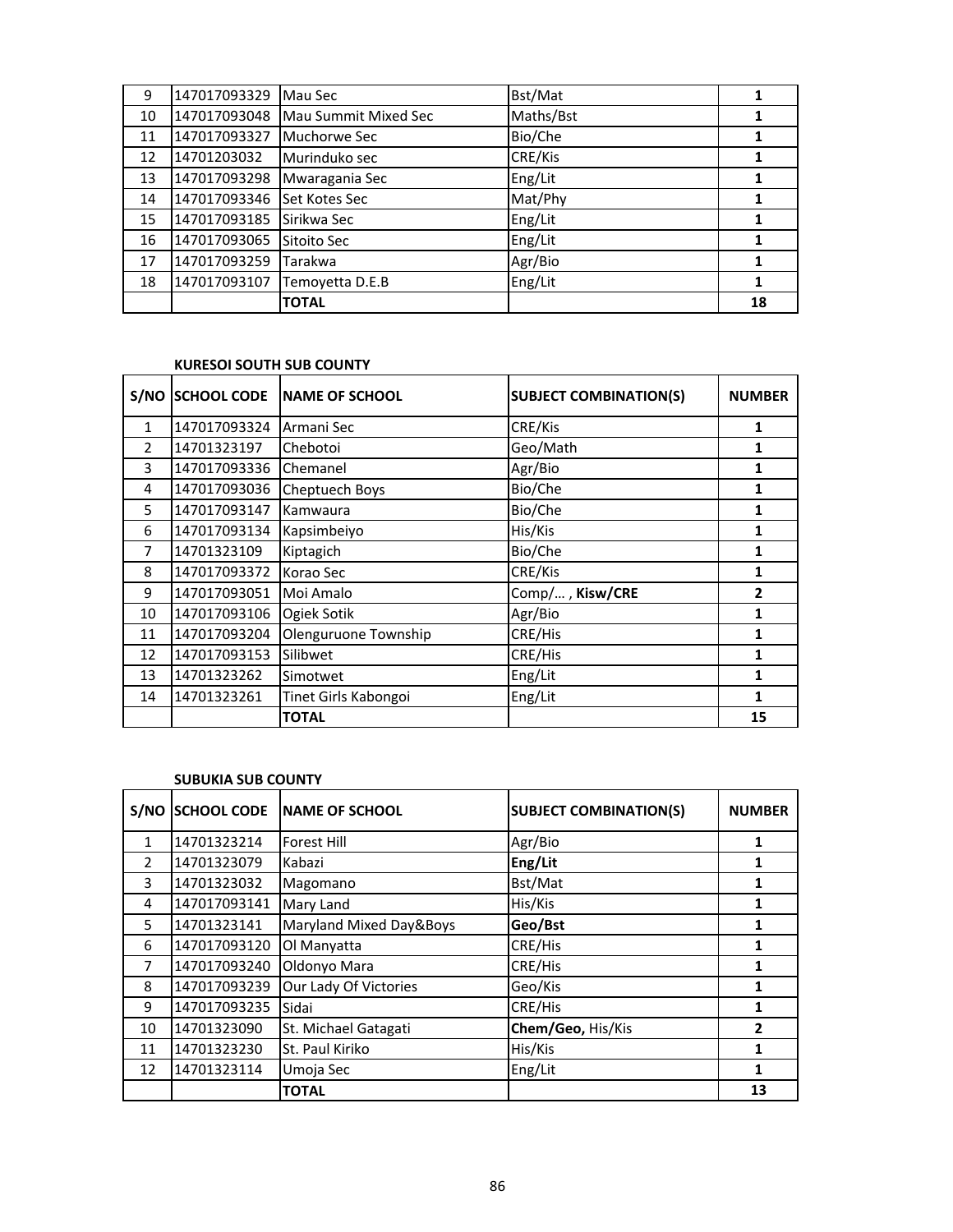| | | | | |
|---|---|---|---|---|
| 9 | 147017093329 | Mau Sec | Bst/Mat | **1** |
| 10 | 147017093048 | Mau Summit Mixed Sec | Maths/Bst | **1** |
| 11 | 147017093327 | Muchorwe Sec | Bio/Che | **1** |
| 12 | 14701203032 | Murinduko sec | CRE/Kis | **1** |
| 13 | 147017093298 | Mwaragania Sec | Eng/Lit | **1** |
| 14 | 147017093346 | Set Kotes Sec | Mat/Phy | **1** |
| 15 | 147017093185 | Sirikwa Sec | Eng/Lit | **1** |
| 16 | 147017093065 | Sitoito Sec | Eng/Lit | **1** |
| 17 | 147017093259 | Tarakwa | Agr/Bio | **1** |
| 18 | 147017093107 | Temoyetta D.E.B | Eng/Lit | **1** |
| | | **TOTAL** | | **18** |

**KURESOI SOUTH SUB COUNTY**

| S/NO | SCHOOL CODE | NAME OF SCHOOL | SUBJECT COMBINATION(S) | NUMBER |
|---|---|---|---|---|
| 1 | 147017093324 | Armani Sec | CRE/Kis | **1** |
| 2 | 14701323197 | Chebotoi | Geo/Math | **1** |
| 3 | 147017093336 | Chemanel | Agr/Bio | **1** |
| 4 | 147017093036 | Cheptuech Boys | Bio/Che | **1** |
| 5 | 147017093147 | Kamwaura | Bio/Che | **1** |
| 6 | 147017093134 | Kapsimbeiyo | His/Kis | **1** |
| 7 | 14701323109 | Kiptagich | Bio/Che | **1** |
| 8 | 147017093372 | Korao Sec | CRE/Kis | **1** |
| 9 | 147017093051 | Moi Amalo | Comp/… , **Kisw/CRE** | **2** |
| 10 | 147017093106 | Ogiek Sotik | Agr/Bio | **1** |
| 11 | 147017093204 | Olenguruone Township | CRE/His | **1** |
| 12 | 147017093153 | Silibwet | CRE/His | **1** |
| 13 | 14701323262 | Simotwet | Eng/Lit | **1** |
| 14 | 14701323261 | Tinet Girls Kabongoi | Eng/Lit | **1** |
| | | **TOTAL** | | **15** |

**SUBUKIA SUB COUNTY**

| S/NO | SCHOOL CODE | NAME OF SCHOOL | SUBJECT COMBINATION(S) | NUMBER |
|---|---|---|---|---|
| 1 | 14701323214 | Forest Hill | Agr/Bio | **1** |
| 2 | 14701323079 | Kabazi | **Eng/Lit** | **1** |
| 3 | 14701323032 | Magomano | Bst/Mat | **1** |
| 4 | 147017093141 | Mary Land | His/Kis | **1** |
| 5 | 14701323141 | Maryland Mixed Day&Boys | **Geo/Bst** | **1** |
| 6 | 147017093120 | Ol Manyatta | CRE/His | **1** |
| 7 | 147017093240 | Oldonyo Mara | CRE/His | **1** |
| 8 | 147017093239 | Our Lady Of Victories | Geo/Kis | **1** |
| 9 | 147017093235 | Sidai | CRE/His | **1** |
| 10 | 14701323090 | St. Michael Gatagati | **Chem/Geo,** His/Kis | **2** |
| 11 | 14701323230 | St. Paul Kiriko | His/Kis | **1** |
| 12 | 14701323114 | Umoja Sec | Eng/Lit | **1** |
| | | **TOTAL** | | **13** |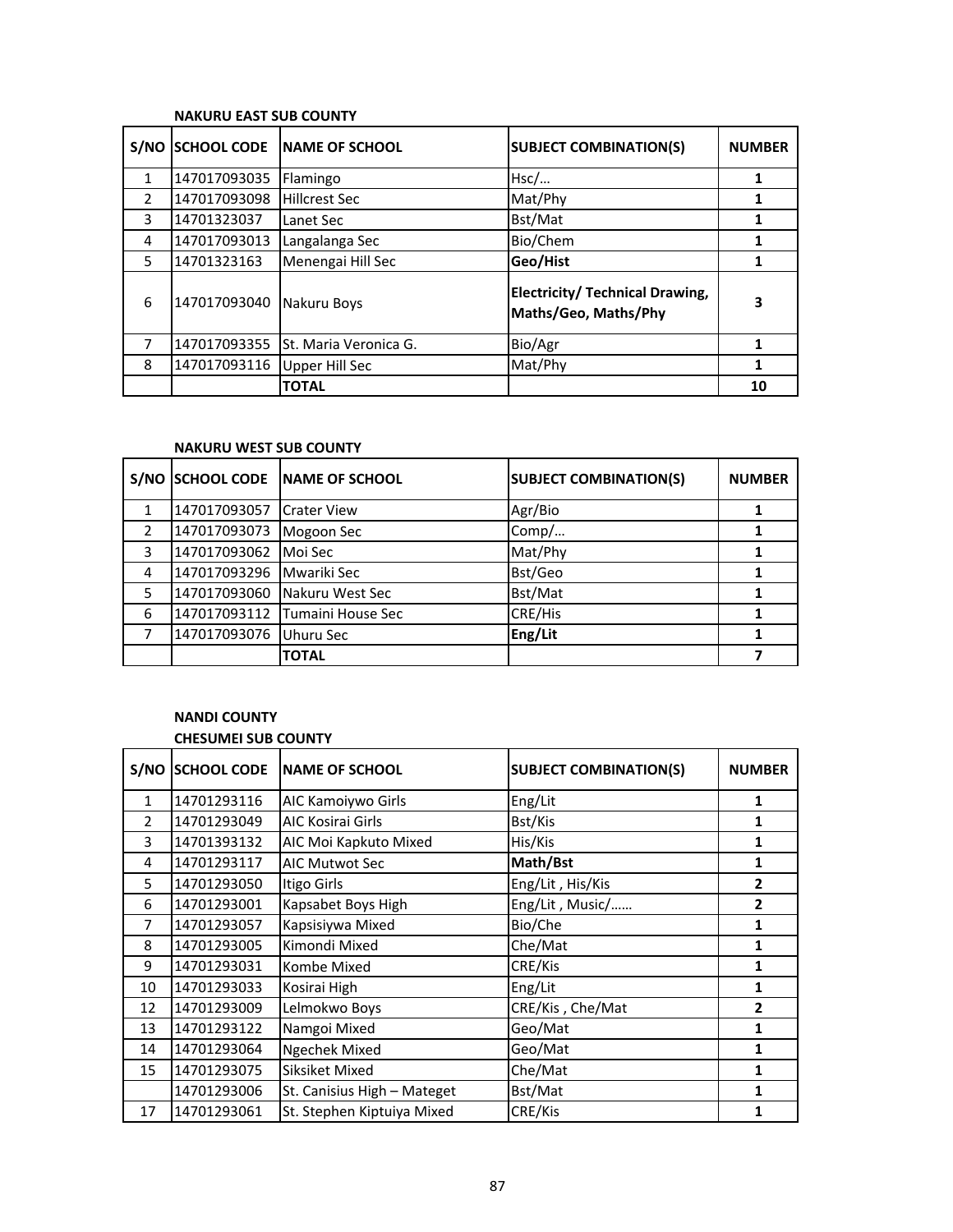**NAKURU EAST SUB COUNTY**

| S/NO | SCHOOL CODE | NAME OF SCHOOL | SUBJECT COMBINATION(S) | NUMBER |
|---|---|---|---|---|
| 1 | 147017093035 | Flamingo | Hsc/… | 1 |
| 2 | 147017093098 | Hillcrest Sec | Mat/Phy | 1 |
| 3 | 14701323037 | Lanet Sec | Bst/Mat | 1 |
| 4 | 147017093013 | Langalanga Sec | Bio/Chem | 1 |
| 5 | 14701323163 | Menengai Hill Sec | **Geo/Hist** | 1 |
| 6 | 147017093040 | Nakuru Boys | **Electricity/ Technical Drawing, Maths/Geo, Maths/Phy** | 3 |
| 7 | 147017093355 | St. Maria Veronica G. | Bio/Agr | 1 |
| 8 | 147017093116 | Upper Hill Sec | Mat/Phy | 1 |
| | | **TOTAL** | | **10** |

**NAKURU WEST SUB COUNTY**

| S/NO | SCHOOL CODE | NAME OF SCHOOL | SUBJECT COMBINATION(S) | NUMBER |
|---|---|---|---|---|
| 1 | 147017093057 | Crater View | Agr/Bio | 1 |
| 2 | 147017093073 | Mogoon Sec | Comp/… | 1 |
| 3 | 147017093062 | Moi Sec | Mat/Phy | 1 |
| 4 | 147017093296 | Mwariki Sec | Bst/Geo | 1 |
| 5 | 147017093060 | Nakuru West Sec | Bst/Mat | 1 |
| 6 | 147017093112 | Tumaini House Sec | CRE/His | 1 |
| 7 | 147017093076 | Uhuru Sec | **Eng/Lit** | 1 |
| | | **TOTAL** | | **7** |

**NANDI COUNTY**

**CHESUMEI SUB COUNTY**

| S/NO | SCHOOL CODE | NAME OF SCHOOL | SUBJECT COMBINATION(S) | NUMBER |
|---|---|---|---|---|
| 1 | 14701293116 | AIC Kamoiywo Girls | Eng/Lit | 1 |
| 2 | 14701293049 | AIC Kosirai Girls | Bst/Kis | 1 |
| 3 | 14701393132 | AIC Moi Kapkuto Mixed | His/Kis | 1 |
| 4 | 14701293117 | AIC Mutwot Sec | **Math/Bst** | 1 |
| 5 | 14701293050 | Itigo Girls | Eng/Lit , His/Kis | 2 |
| 6 | 14701293001 | Kapsabet Boys High | Eng/Lit , Music/…… | 2 |
| 7 | 14701293057 | Kapsisiywa Mixed | Bio/Che | 1 |
| 8 | 14701293005 | Kimondi Mixed | Che/Mat | 1 |
| 9 | 14701293031 | Kombe Mixed | CRE/Kis | 1 |
| 10 | 14701293033 | Kosirai High | Eng/Lit | 1 |
| 12 | 14701293009 | Lelmokwo Boys | CRE/Kis , Che/Mat | 2 |
| 13 | 14701293122 | Namgoi Mixed | Geo/Mat | 1 |
| 14 | 14701293064 | Ngechek Mixed | Geo/Mat | 1 |
| 15 | 14701293075 | Siksiket Mixed | Che/Mat | 1 |
| | 14701293006 | St. Canisius High – Mateget | Bst/Mat | 1 |
| 17 | 14701293061 | St. Stephen Kiptuiya Mixed | CRE/Kis | 1 |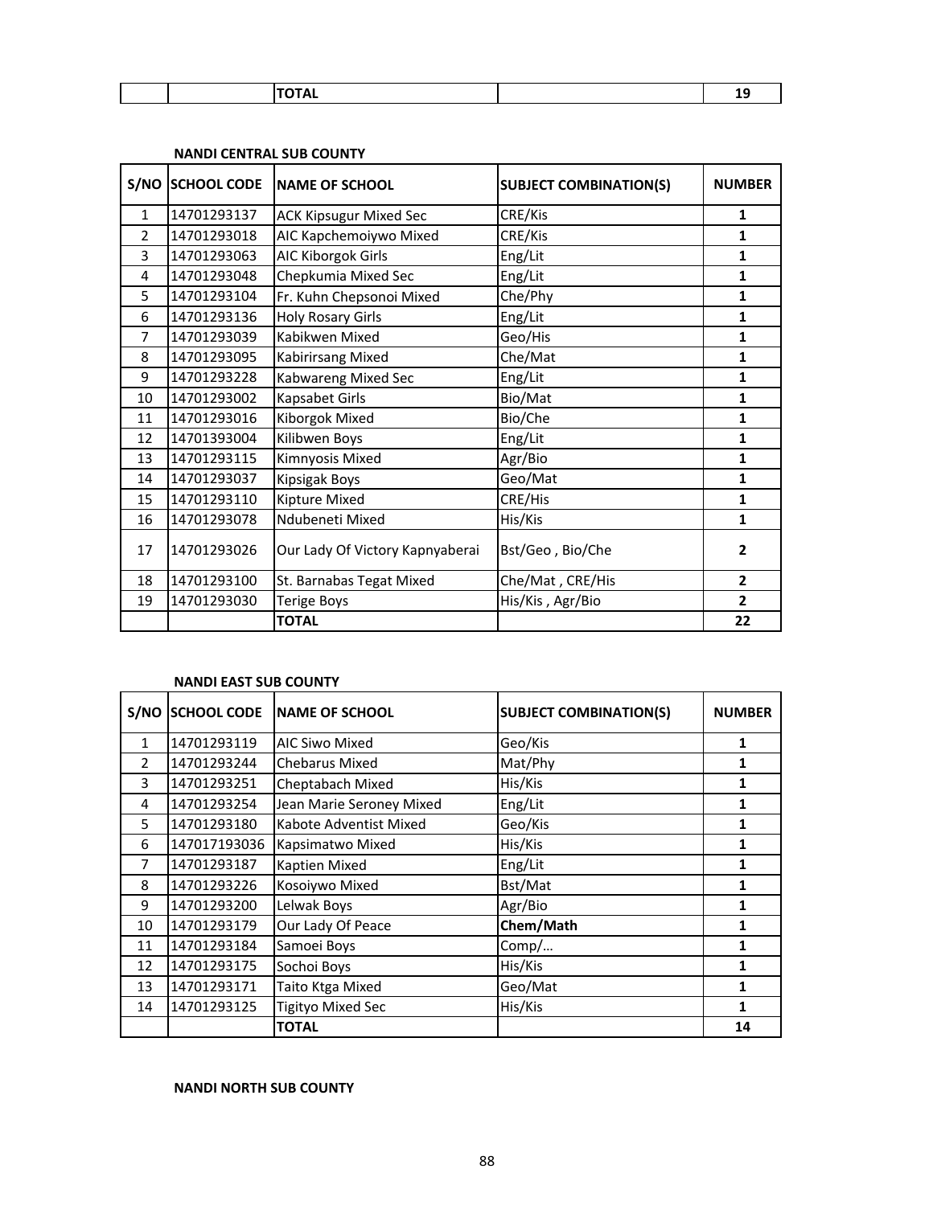| | | TOTAL | | 19 |
|---|---|---|---|---|

**NANDI CENTRAL SUB COUNTY**

| S/NO | SCHOOL CODE | NAME OF SCHOOL | SUBJECT COMBINATION(S) | NUMBER |
|---|---|---|---|---|
| 1 | 14701293137 | ACK Kipsugur Mixed Sec | CRE/Kis | **1** |
| 2 | 14701293018 | AIC Kapchemoiywo Mixed | CRE/Kis | **1** |
| 3 | 14701293063 | AIC Kiborgok Girls | Eng/Lit | **1** |
| 4 | 14701293048 | Chepkumia Mixed Sec | Eng/Lit | **1** |
| 5 | 14701293104 | Fr. Kuhn Chepsonoi Mixed | Che/Phy | **1** |
| 6 | 14701293136 | Holy Rosary Girls | Eng/Lit | **1** |
| 7 | 14701293039 | Kabikwen Mixed | Geo/His | **1** |
| 8 | 14701293095 | Kabirirsang Mixed | Che/Mat | **1** |
| 9 | 14701293228 | Kabwareng Mixed Sec | Eng/Lit | **1** |
| 10 | 14701293002 | Kapsabet Girls | Bio/Mat | **1** |
| 11 | 14701293016 | Kiborgok Mixed | Bio/Che | **1** |
| 12 | 14701393004 | Kilibwen Boys | Eng/Lit | **1** |
| 13 | 14701293115 | Kimnyosis Mixed | Agr/Bio | **1** |
| 14 | 14701293037 | Kipsigak Boys | Geo/Mat | **1** |
| 15 | 14701293110 | Kipture Mixed | CRE/His | **1** |
| 16 | 14701293078 | Ndubeneti Mixed | His/Kis | **1** |
| 17 | 14701293026 | Our Lady Of Victory Kapnyaberai | Bst/Geo , Bio/Che | **2** |
| 18 | 14701293100 | St. Barnabas Tegat Mixed | Che/Mat , CRE/His | **2** |
| 19 | 14701293030 | Terige Boys | His/Kis , Agr/Bio | **2** |
| | | **TOTAL** | | **22** |

**NANDI EAST SUB COUNTY**

| S/NO | SCHOOL CODE | NAME OF SCHOOL | SUBJECT COMBINATION(S) | NUMBER |
|---|---|---|---|---|
| 1 | 14701293119 | AIC Siwo Mixed | Geo/Kis | **1** |
| 2 | 14701293244 | Chebarus Mixed | Mat/Phy | **1** |
| 3 | 14701293251 | Cheptabach Mixed | His/Kis | **1** |
| 4 | 14701293254 | Jean Marie Seroney Mixed | Eng/Lit | **1** |
| 5 | 14701293180 | Kabote Adventist Mixed | Geo/Kis | **1** |
| 6 | 147017193036 | Kapsimatwo Mixed | His/Kis | **1** |
| 7 | 14701293187 | Kaptien Mixed | Eng/Lit | **1** |
| 8 | 14701293226 | Kosoiywo Mixed | Bst/Mat | **1** |
| 9 | 14701293200 | Lelwak Boys | Agr/Bio | **1** |
| 10 | 14701293179 | Our Lady Of Peace | **Chem/Math** | **1** |
| 11 | 14701293184 | Samoei Boys | Comp/… | **1** |
| 12 | 14701293175 | Sochoi Boys | His/Kis | **1** |
| 13 | 14701293171 | Taito Ktga Mixed | Geo/Mat | **1** |
| 14 | 14701293125 | Tigityo Mixed Sec | His/Kis | **1** |
| | | **TOTAL** | | **14** |

**NANDI NORTH SUB COUNTY**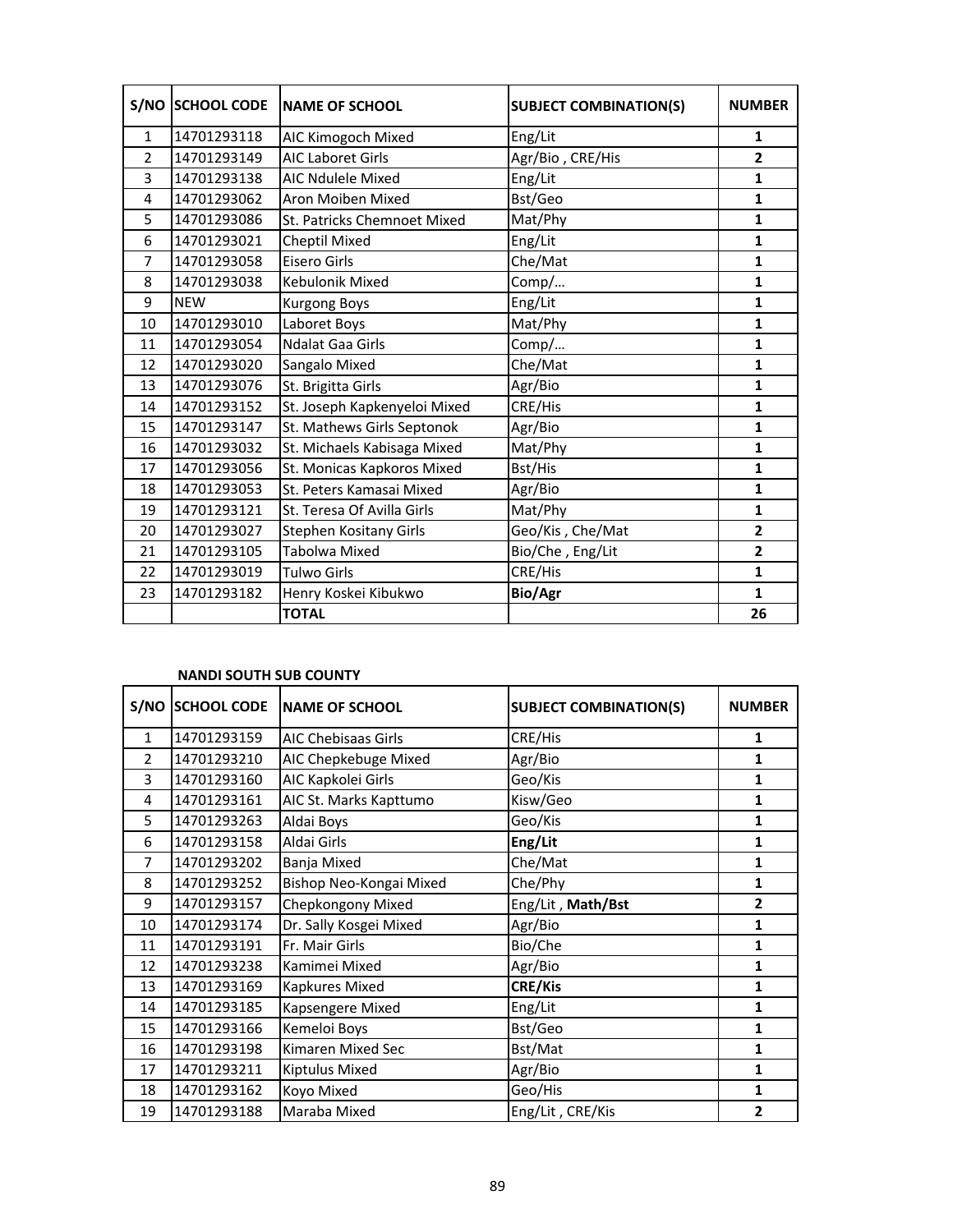| S/NO | SCHOOL CODE | NAME OF SCHOOL | SUBJECT COMBINATION(S) | NUMBER |
|---|---|---|---|---|
| 1 | 14701293118 | AIC Kimogoch Mixed | Eng/Lit | **1** |
| 2 | 14701293149 | AIC Laboret Girls | Agr/Bio , CRE/His | **2** |
| 3 | 14701293138 | AIC Ndulele Mixed | Eng/Lit | **1** |
| 4 | 14701293062 | Aron Moiben Mixed | Bst/Geo | **1** |
| 5 | 14701293086 | St. Patricks Chemnoet Mixed | Mat/Phy | **1** |
| 6 | 14701293021 | Cheptil Mixed | Eng/Lit | **1** |
| 7 | 14701293058 | Eisero Girls | Che/Mat | **1** |
| 8 | 14701293038 | Kebulonik Mixed | Comp/… | **1** |
| 9 | NEW | Kurgong Boys | Eng/Lit | **1** |
| 10 | 14701293010 | Laboret Boys | Mat/Phy | **1** |
| 11 | 14701293054 | Ndalat Gaa Girls | Comp/… | **1** |
| 12 | 14701293020 | Sangalo Mixed | Che/Mat | **1** |
| 13 | 14701293076 | St. Brigitta Girls | Agr/Bio | **1** |
| 14 | 14701293152 | St. Joseph Kapkenyeloi Mixed | CRE/His | **1** |
| 15 | 14701293147 | St. Mathews Girls Septonok | Agr/Bio | **1** |
| 16 | 14701293032 | St. Michaels Kabisaga Mixed | Mat/Phy | **1** |
| 17 | 14701293056 | St. Monicas Kapkoros Mixed | Bst/His | **1** |
| 18 | 14701293053 | St. Peters Kamasai Mixed | Agr/Bio | **1** |
| 19 | 14701293121 | St. Teresa Of Avilla Girls | Mat/Phy | **1** |
| 20 | 14701293027 | Stephen Kositany Girls | Geo/Kis , Che/Mat | **2** |
| 21 | 14701293105 | Tabolwa Mixed | Bio/Che , Eng/Lit | **2** |
| 22 | 14701293019 | Tulwo Girls | CRE/His | **1** |
| 23 | 14701293182 | Henry Koskei Kibukwo | **Bio/Agr** | **1** |
| | | **TOTAL** | | **26** |

**NANDI SOUTH SUB COUNTY**

| S/NO | SCHOOL CODE | NAME OF SCHOOL | SUBJECT COMBINATION(S) | NUMBER |
|---|---|---|---|---|
| 1 | 14701293159 | AIC Chebisaas Girls | CRE/His | **1** |
| 2 | 14701293210 | AIC Chepkebuge Mixed | Agr/Bio | **1** |
| 3 | 14701293160 | AIC Kapkolei Girls | Geo/Kis | **1** |
| 4 | 14701293161 | AIC St. Marks Kapttumo | Kisw/Geo | **1** |
| 5 | 14701293263 | Aldai Boys | Geo/Kis | **1** |
| 6 | 14701293158 | Aldai Girls | **Eng/Lit** | **1** |
| 7 | 14701293202 | Banja Mixed | Che/Mat | **1** |
| 8 | 14701293252 | Bishop Neo-Kongai Mixed | Che/Phy | **1** |
| 9 | 14701293157 | Chepkongony Mixed | Eng/Lit , **Math/Bst** | **2** |
| 10 | 14701293174 | Dr. Sally Kosgei Mixed | Agr/Bio | **1** |
| 11 | 14701293191 | Fr. Mair Girls | Bio/Che | **1** |
| 12 | 14701293238 | Kamimei Mixed | Agr/Bio | **1** |
| 13 | 14701293169 | Kapkures Mixed | **CRE/Kis** | **1** |
| 14 | 14701293185 | Kapsengere Mixed | Eng/Lit | **1** |
| 15 | 14701293166 | Kemeloi Boys | Bst/Geo | **1** |
| 16 | 14701293198 | Kimaren Mixed Sec | Bst/Mat | **1** |
| 17 | 14701293211 | Kiptulus Mixed | Agr/Bio | **1** |
| 18 | 14701293162 | Koyo Mixed | Geo/His | **1** |
| 19 | 14701293188 | Maraba Mixed | Eng/Lit , CRE/Kis | **2** |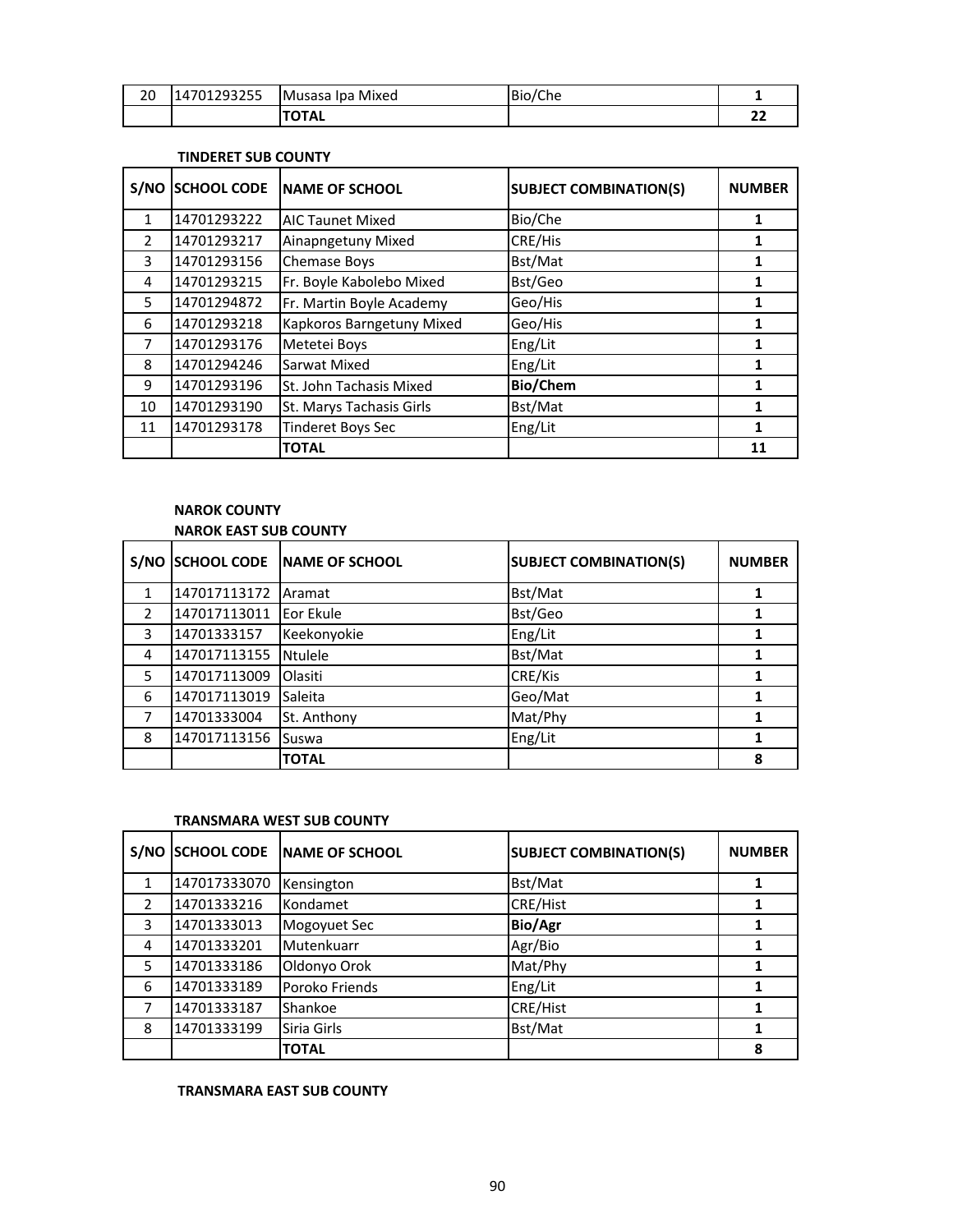| 20 | 14701293255 | Musasa Ipa Mixed | Bio/Che | **1** |
|---|---|---|---|---|
| | | **TOTAL** | | **22** |

**TINDERET SUB COUNTY**

| S/NO | SCHOOL CODE | NAME OF SCHOOL | SUBJECT COMBINATION(S) | NUMBER |
|---|---|---|---|---|
| 1 | 14701293222 | AIC Taunet Mixed | Bio/Che | **1** |
| 2 | 14701293217 | Ainapngetuny Mixed | CRE/His | **1** |
| 3 | 14701293156 | Chemase Boys | Bst/Mat | **1** |
| 4 | 14701293215 | Fr. Boyle Kabolebo Mixed | Bst/Geo | **1** |
| 5 | 14701294872 | Fr. Martin Boyle Academy | Geo/His | **1** |
| 6 | 14701293218 | Kapkoros Barngetuny Mixed | Geo/His | **1** |
| 7 | 14701293176 | Metetei Boys | Eng/Lit | **1** |
| 8 | 14701294246 | Sarwat Mixed | Eng/Lit | **1** |
| 9 | 14701293196 | St. John Tachasis Mixed | **Bio/Chem** | **1** |
| 10 | 14701293190 | St. Marys Tachasis Girls | Bst/Mat | **1** |
| 11 | 14701293178 | Tinderet Boys Sec | Eng/Lit | **1** |
| | | **TOTAL** | | **11** |

**NAROK COUNTY**

**NAROK EAST SUB COUNTY**

| S/NO | SCHOOL CODE | NAME OF SCHOOL | SUBJECT COMBINATION(S) | NUMBER |
|---|---|---|---|---|
| 1 | 147017113172 | Aramat | Bst/Mat | **1** |
| 2 | 147017113011 | Eor Ekule | Bst/Geo | **1** |
| 3 | 14701333157 | Keekonyokie | Eng/Lit | **1** |
| 4 | 147017113155 | Ntulele | Bst/Mat | **1** |
| 5 | 147017113009 | Olasiti | CRE/Kis | **1** |
| 6 | 147017113019 | Saleita | Geo/Mat | **1** |
| 7 | 14701333004 | St. Anthony | Mat/Phy | **1** |
| 8 | 147017113156 | Suswa | Eng/Lit | **1** |
| | | **TOTAL** | | **8** |

**TRANSMARA WEST SUB COUNTY**

| S/NO | SCHOOL CODE | NAME OF SCHOOL | SUBJECT COMBINATION(S) | NUMBER |
|---|---|---|---|---|
| 1 | 147017333070 | Kensington | Bst/Mat | **1** |
| 2 | 14701333216 | Kondamet | CRE/Hist | **1** |
| 3 | 14701333013 | Mogoyuet Sec | **Bio/Agr** | **1** |
| 4 | 14701333201 | Mutenkuarr | Agr/Bio | **1** |
| 5 | 14701333186 | Oldonyo Orok | Mat/Phy | **1** |
| 6 | 14701333189 | Poroko Friends | Eng/Lit | **1** |
| 7 | 14701333187 | Shankoe | CRE/Hist | **1** |
| 8 | 14701333199 | Siria Girls | Bst/Mat | **1** |
| | | **TOTAL** | | **8** |

**TRANSMARA EAST SUB COUNTY**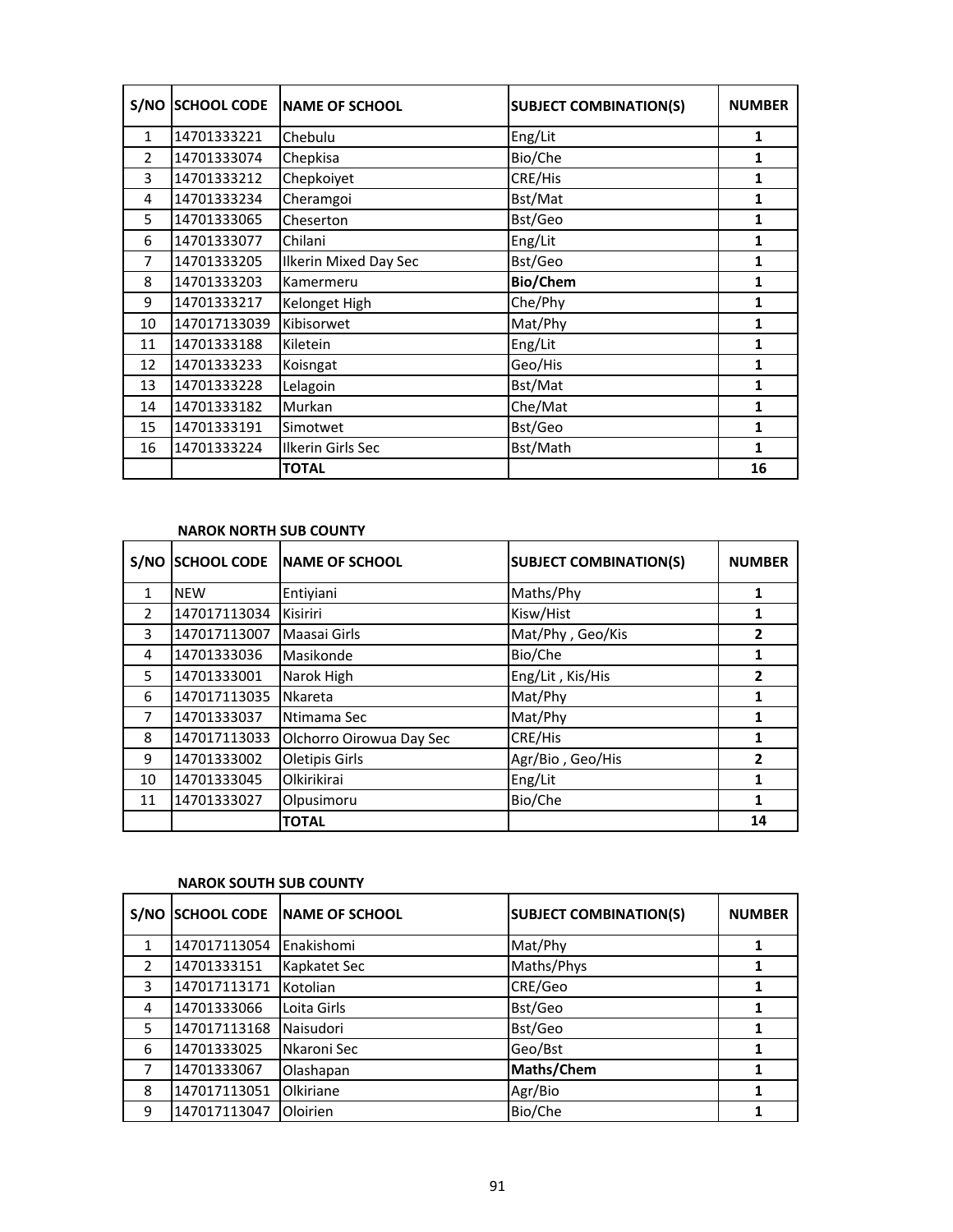| S/NO | SCHOOL CODE | NAME OF SCHOOL | SUBJECT COMBINATION(S) | NUMBER |
|---|---|---|---|---|
| 1 | 14701333221 | Chebulu | Eng/Lit | **1** |
| 2 | 14701333074 | Chepkisa | Bio/Che | **1** |
| 3 | 14701333212 | Chepkoiyet | CRE/His | **1** |
| 4 | 14701333234 | Cheramgoi | Bst/Mat | **1** |
| 5 | 14701333065 | Cheserton | Bst/Geo | **1** |
| 6 | 14701333077 | Chilani | Eng/Lit | **1** |
| 7 | 14701333205 | Ilkerin Mixed Day Sec | Bst/Geo | **1** |
| 8 | 14701333203 | Kamermeru | **Bio/Chem** | **1** |
| 9 | 14701333217 | Kelonget High | Che/Phy | **1** |
| 10 | 147017133039 | Kibisorwet | Mat/Phy | **1** |
| 11 | 14701333188 | Kiletein | Eng/Lit | **1** |
| 12 | 14701333233 | Koisngat | Geo/His | **1** |
| 13 | 14701333228 | Lelagoin | Bst/Mat | **1** |
| 14 | 14701333182 | Murkan | Che/Mat | **1** |
| 15 | 14701333191 | Simotwet | Bst/Geo | **1** |
| 16 | 14701333224 | Ilkerin Girls Sec | Bst/Math | **1** |
| | | **TOTAL** | | **16** |

**NAROK NORTH SUB COUNTY**

| S/NO | SCHOOL CODE | NAME OF SCHOOL | SUBJECT COMBINATION(S) | NUMBER |
|---|---|---|---|---|
| 1 | NEW | Entiyiani | Maths/Phy | **1** |
| 2 | 147017113034 | Kisiriri | Kisw/Hist | **1** |
| 3 | 147017113007 | Maasai Girls | Mat/Phy , Geo/Kis | **2** |
| 4 | 14701333036 | Masikonde | Bio/Che | **1** |
| 5 | 14701333001 | Narok High | Eng/Lit , Kis/His | **2** |
| 6 | 147017113035 | Nkareta | Mat/Phy | **1** |
| 7 | 14701333037 | Ntimama Sec | Mat/Phy | **1** |
| 8 | 147017113033 | Olchorro Oirowua Day Sec | CRE/His | **1** |
| 9 | 14701333002 | Oletipis Girls | Agr/Bio , Geo/His | **2** |
| 10 | 14701333045 | Olkirikirai | Eng/Lit | **1** |
| 11 | 14701333027 | Olpusimoru | Bio/Che | **1** |
| | | **TOTAL** | | **14** |

**NAROK SOUTH SUB COUNTY**

| S/NO | SCHOOL CODE | NAME OF SCHOOL | SUBJECT COMBINATION(S) | NUMBER |
|---|---|---|---|---|
| 1 | 147017113054 | Enakishomi | Mat/Phy | **1** |
| 2 | 14701333151 | Kapkatet Sec | Maths/Phys | **1** |
| 3 | 147017113171 | Kotolian | CRE/Geo | **1** |
| 4 | 14701333066 | Loita Girls | Bst/Geo | **1** |
| 5 | 147017113168 | Naisudori | Bst/Geo | **1** |
| 6 | 14701333025 | Nkaroni Sec | Geo/Bst | **1** |
| 7 | 14701333067 | Olashapan | **Maths/Chem** | **1** |
| 8 | 147017113051 | Olkiriane | Agr/Bio | **1** |
| 9 | 147017113047 | Oloirien | Bio/Che | **1** |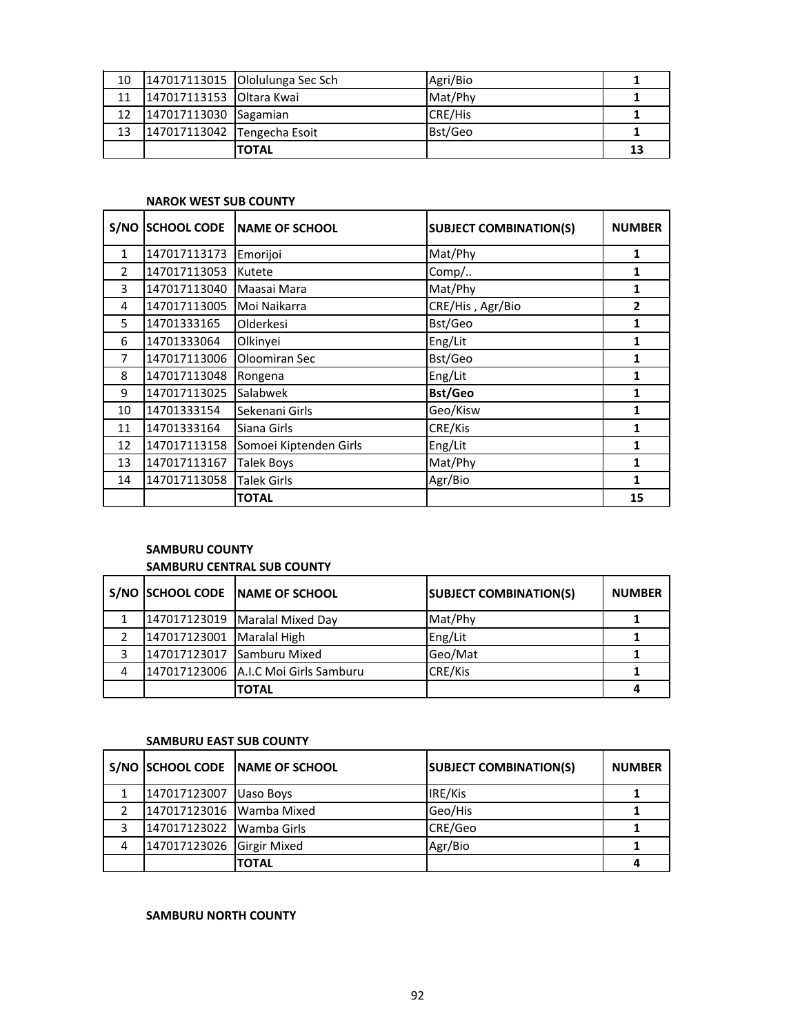| | | | | |
|---|---|---|---|---|
| 10 | 147017113015 | Ololulunga Sec Sch | Agri/Bio | **1** |
| 11 | 147017113153 | Oltara Kwai | Mat/Phy | **1** |
| 12 | 147017113030 | Sagamian | CRE/His | **1** |
| 13 | 147017113042 | Tengecha Esoit | Bst/Geo | **1** |
| | | **TOTAL** | | **13** |

**NAROK WEST SUB COUNTY**

| S/NO | SCHOOL CODE | NAME OF SCHOOL | SUBJECT COMBINATION(S) | NUMBER |
|---|---|---|---|---|
| 1 | 147017113173 | Emorijoi | Mat/Phy | **1** |
| 2 | 147017113053 | Kutete | Comp/.. | **1** |
| 3 | 147017113040 | Maasai Mara | Mat/Phy | **1** |
| 4 | 147017113005 | Moi Naikarra | CRE/His , Agr/Bio | **2** |
| 5 | 14701333165 | Olderkesi | Bst/Geo | **1** |
| 6 | 14701333064 | Olkinyei | Eng/Lit | **1** |
| 7 | 147017113006 | Oloomiran Sec | Bst/Geo | **1** |
| 8 | 147017113048 | Rongena | Eng/Lit | **1** |
| 9 | 147017113025 | Salabwek | **Bst/Geo** | **1** |
| 10 | 14701333154 | Sekenani Girls | Geo/Kisw | **1** |
| 11 | 14701333164 | Siana Girls | CRE/Kis | **1** |
| 12 | 147017113158 | Somoei Kiptenden Girls | Eng/Lit | **1** |
| 13 | 147017113167 | Talek Boys | Mat/Phy | **1** |
| 14 | 147017113058 | Talek Girls | Agr/Bio | **1** |
| | | **TOTAL** | | **15** |

**SAMBURU COUNTY**

**SAMBURU CENTRAL SUB COUNTY**

| S/NO | SCHOOL CODE | NAME OF SCHOOL | SUBJECT COMBINATION(S) | NUMBER |
|---|---|---|---|---|
| 1 | 147017123019 | Maralal Mixed Day | Mat/Phy | **1** |
| 2 | 147017123001 | Maralal High | Eng/Lit | **1** |
| 3 | 147017123017 | Samburu Mixed | Geo/Mat | **1** |
| 4 | 147017123006 | A.I.C Moi Girls Samburu | CRE/Kis | **1** |
| | | **TOTAL** | | **4** |

**SAMBURU EAST SUB COUNTY**

| S/NO | SCHOOL CODE | NAME OF SCHOOL | SUBJECT COMBINATION(S) | NUMBER |
|---|---|---|---|---|
| 1 | 147017123007 | Uaso Boys | IRE/Kis | **1** |
| 2 | 147017123016 | Wamba Mixed | Geo/His | **1** |
| 3 | 147017123022 | Wamba Girls | CRE/Geo | **1** |
| 4 | 147017123026 | Girgir Mixed | Agr/Bio | **1** |
| | | **TOTAL** | | **4** |

**SAMBURU NORTH COUNTY**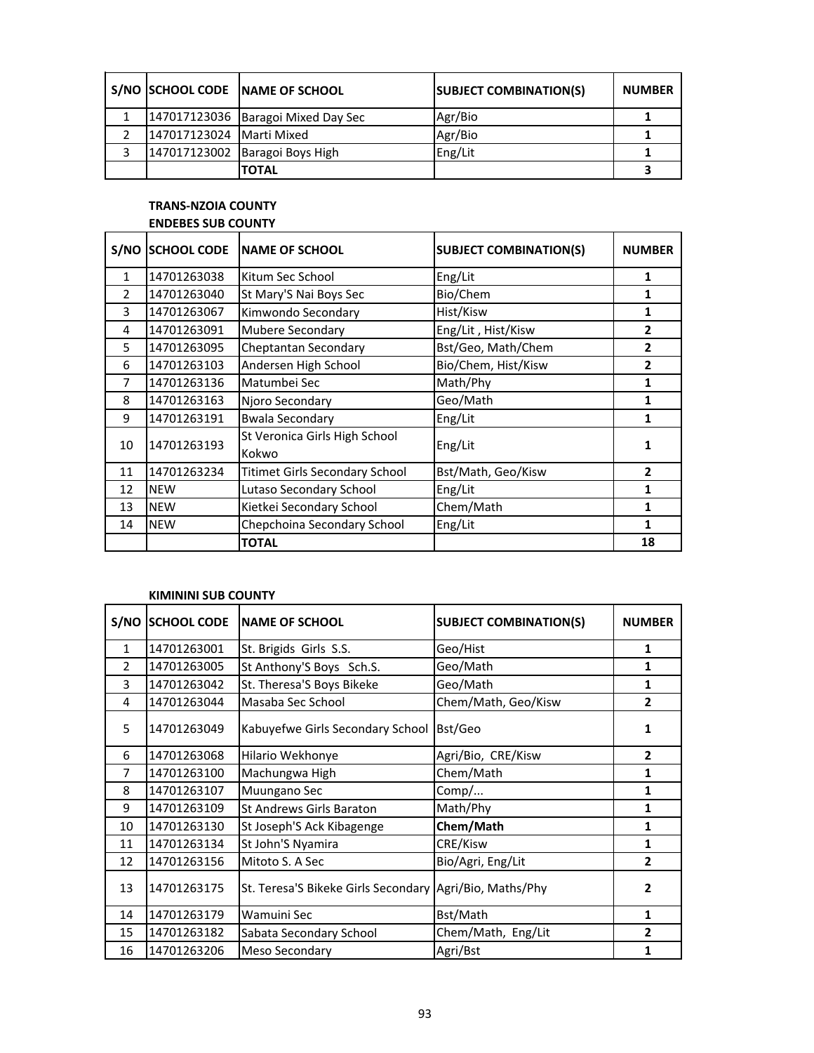| S/NO | SCHOOL CODE | NAME OF SCHOOL | SUBJECT COMBINATION(S) | NUMBER |
|---|---|---|---|---|
| 1 | 147017123036 | Baragoi Mixed Day Sec | Agr/Bio | **1** |
| 2 | 147017123024 | Marti Mixed | Agr/Bio | **1** |
| 3 | 147017123002 | Baragoi Boys High | Eng/Lit | **1** |
| | | **TOTAL** | | **3** |

**TRANS-NZOIA COUNTY**

**ENDEBES SUB COUNTY**

| S/NO | SCHOOL CODE | NAME OF SCHOOL | SUBJECT COMBINATION(S) | NUMBER |
|---|---|---|---|---|
| 1 | 14701263038 | Kitum Sec School | Eng/Lit | **1** |
| 2 | 14701263040 | St Mary'S Nai Boys Sec | Bio/Chem | **1** |
| 3 | 14701263067 | Kimwondo Secondary | Hist/Kisw | **1** |
| 4 | 14701263091 | Mubere Secondary | Eng/Lit , Hist/Kisw | **2** |
| 5 | 14701263095 | Cheptantan Secondary | Bst/Geo, Math/Chem | **2** |
| 6 | 14701263103 | Andersen High School | Bio/Chem, Hist/Kisw | **2** |
| 7 | 14701263136 | Matumbei Sec | Math/Phy | **1** |
| 8 | 14701263163 | Njoro Secondary | Geo/Math | **1** |
| 9 | 14701263191 | Bwala Secondary | Eng/Lit | **1** |
| 10 | 14701263193 | St Veronica Girls High School Kokwo | Eng/Lit | **1** |
| 11 | 14701263234 | Titimet Girls Secondary School | Bst/Math, Geo/Kisw | **2** |
| 12 | NEW | Lutaso Secondary School | Eng/Lit | **1** |
| 13 | NEW | Kietkei Secondary School | Chem/Math | **1** |
| 14 | NEW | Chepchoina Secondary School | Eng/Lit | **1** |
| | | **TOTAL** | | **18** |

**KIMININI SUB COUNTY**

| S/NO | SCHOOL CODE | NAME OF SCHOOL | SUBJECT COMBINATION(S) | NUMBER |
|---|---|---|---|---|
| 1 | 14701263001 | St. Brigids Girls S.S. | Geo/Hist | **1** |
| 2 | 14701263005 | St Anthony'S Boys Sch.S. | Geo/Math | **1** |
| 3 | 14701263042 | St. Theresa'S Boys Bikeke | Geo/Math | **1** |
| 4 | 14701263044 | Masaba Sec School | Chem/Math, Geo/Kisw | **2** |
| 5 | 14701263049 | Kabuyefwe Girls Secondary School | Bst/Geo | **1** |
| 6 | 14701263068 | Hilario Wekhonye | Agri/Bio, CRE/Kisw | **2** |
| 7 | 14701263100 | Machungwa High | Chem/Math | **1** |
| 8 | 14701263107 | Muungano Sec | Comp/... | **1** |
| 9 | 14701263109 | St Andrews Girls Baraton | Math/Phy | **1** |
| 10 | 14701263130 | St Joseph'S Ack Kibagenge | **Chem/Math** | **1** |
| 11 | 14701263134 | St John'S Nyamira | CRE/Kisw | **1** |
| 12 | 14701263156 | Mitoto S. A Sec | Bio/Agri, Eng/Lit | **2** |
| 13 | 14701263175 | St. Teresa'S Bikeke Girls Secondary | Agri/Bio, Maths/Phy | **2** |
| 14 | 14701263179 | Wamuini Sec | Bst/Math | **1** |
| 15 | 14701263182 | Sabata Secondary School | Chem/Math, Eng/Lit | **2** |
| 16 | 14701263206 | Meso Secondary | Agri/Bst | **1** |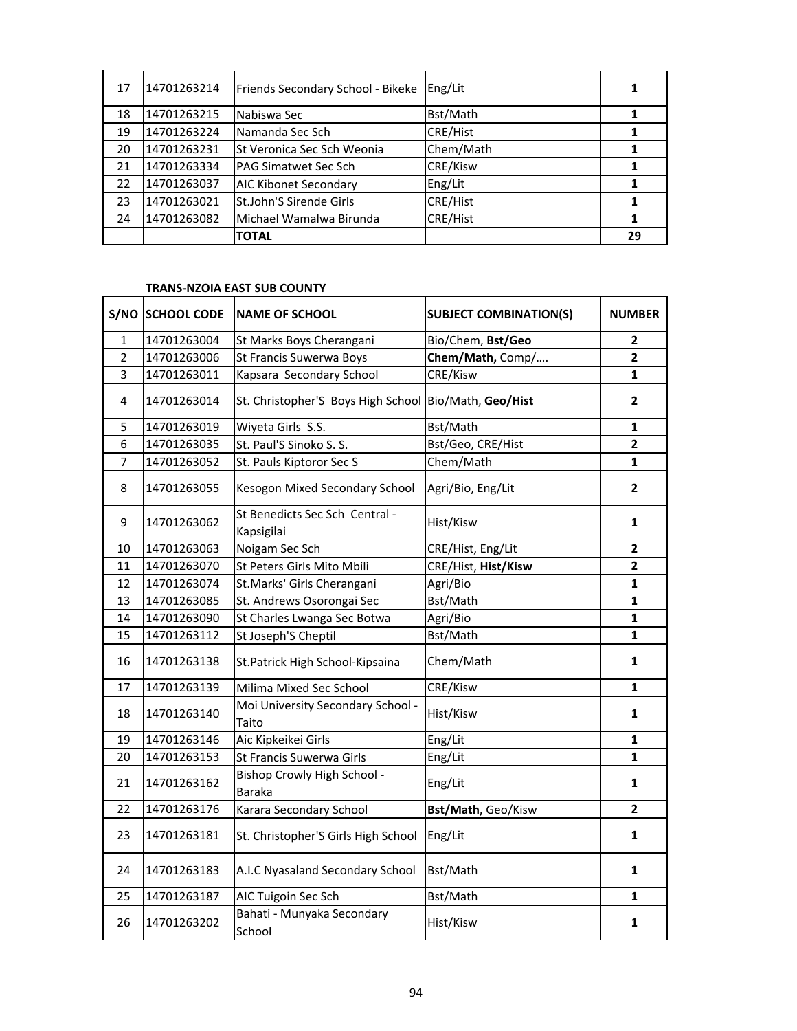| | | | | |
|---|---|---|---|---|
| 17 | 14701263214 | Friends Secondary School - Bikeke | Eng/Lit | 1 |
| 18 | 14701263215 | Nabiswa Sec | Bst/Math | 1 |
| 19 | 14701263224 | Namanda Sec Sch | CRE/Hist | 1 |
| 20 | 14701263231 | St Veronica Sec Sch Weonia | Chem/Math | 1 |
| 21 | 14701263334 | PAG Simatwet Sec Sch | CRE/Kisw | 1 |
| 22 | 14701263037 | AIC Kibonet Secondary | Eng/Lit | 1 |
| 23 | 14701263021 | St.John'S Sirende Girls | CRE/Hist | 1 |
| 24 | 14701263082 | Michael Wamalwa Birunda | CRE/Hist | 1 |
| | | **TOTAL** | | **29** |

**TRANS-NZOIA EAST SUB COUNTY**

| S/NO | SCHOOL CODE | NAME OF SCHOOL | SUBJECT COMBINATION(S) | NUMBER |
|---|---|---|---|---|
| 1 | 14701263004 | St Marks Boys Cherangani | Bio/Chem, **Bst/Geo** | **2** |
| 2 | 14701263006 | St Francis Suwerwa Boys | **Chem/Math,** Comp/…. | **2** |
| 3 | 14701263011 | Kapsara Secondary School | CRE/Kisw | **1** |
| 4 | 14701263014 | St. Christopher'S Boys High School | Bio/Math, **Geo/Hist** | **2** |
| 5 | 14701263019 | Wiyeta Girls S.S. | Bst/Math | **1** |
| 6 | 14701263035 | St. Paul'S Sinoko S. S. | Bst/Geo, CRE/Hist | **2** |
| 7 | 14701263052 | St. Pauls Kiptoror Sec S | Chem/Math | **1** |
| 8 | 14701263055 | Kesogon Mixed Secondary School | Agri/Bio, Eng/Lit | **2** |
| 9 | 14701263062 | St Benedicts Sec Sch Central - Kapsigilai | Hist/Kisw | **1** |
| 10 | 14701263063 | Noigam Sec Sch | CRE/Hist, Eng/Lit | **2** |
| 11 | 14701263070 | St Peters Girls Mito Mbili | CRE/Hist, **Hist/Kisw** | **2** |
| 12 | 14701263074 | St.Marks' Girls Cherangani | Agri/Bio | **1** |
| 13 | 14701263085 | St. Andrews Osorongai Sec | Bst/Math | **1** |
| 14 | 14701263090 | St Charles Lwanga Sec Botwa | Agri/Bio | **1** |
| 15 | 14701263112 | St Joseph'S Cheptil | Bst/Math | **1** |
| 16 | 14701263138 | St.Patrick High School-Kipsaina | Chem/Math | **1** |
| 17 | 14701263139 | Milima Mixed Sec School | CRE/Kisw | **1** |
| 18 | 14701263140 | Moi University Secondary School - Taito | Hist/Kisw | **1** |
| 19 | 14701263146 | Aic Kipkeikei Girls | Eng/Lit | **1** |
| 20 | 14701263153 | St Francis Suwerwa Girls | Eng/Lit | **1** |
| 21 | 14701263162 | Bishop Crowly High School - Baraka | Eng/Lit | **1** |
| 22 | 14701263176 | Karara Secondary School | **Bst/Math,** Geo/Kisw | **2** |
| 23 | 14701263181 | St. Christopher'S Girls High School | Eng/Lit | **1** |
| 24 | 14701263183 | A.I.C Nyasaland Secondary School | Bst/Math | **1** |
| 25 | 14701263187 | AIC Tuigoin Sec Sch | Bst/Math | **1** |
| 26 | 14701263202 | Bahati - Munyaka Secondary School | Hist/Kisw | **1** |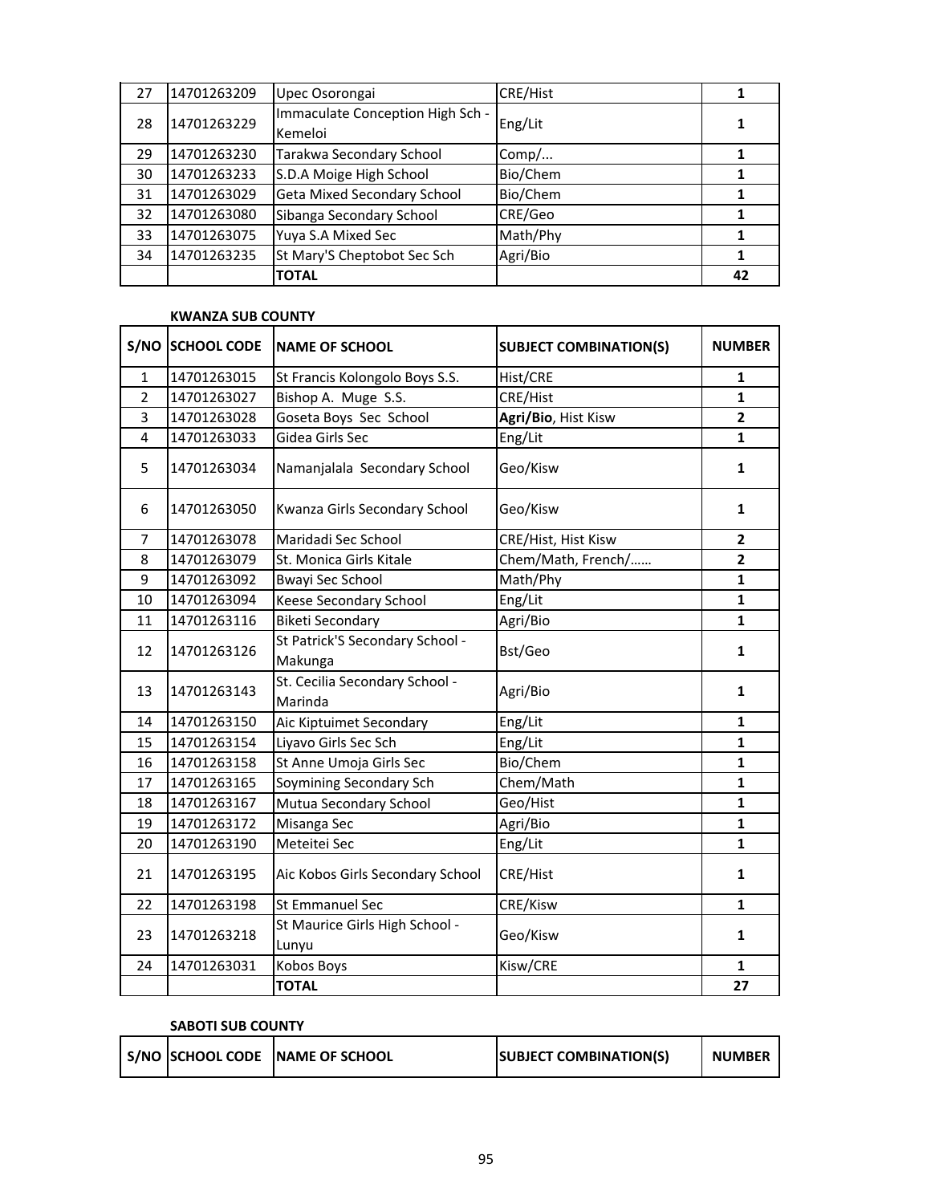| | | | | |
|---|---|---|---|---|
| 27 | 14701263209 | Upec Osorongai | CRE/Hist | **1** |
| 28 | 14701263229 | Immaculate Conception High Sch - Kemeloi | Eng/Lit | **1** |
| 29 | 14701263230 | Tarakwa Secondary School | Comp/... | **1** |
| 30 | 14701263233 | S.D.A Moige High School | Bio/Chem | **1** |
| 31 | 14701263029 | Geta Mixed Secondary School | Bio/Chem | **1** |
| 32 | 14701263080 | Sibanga Secondary School | CRE/Geo | **1** |
| 33 | 14701263075 | Yuya S.A Mixed Sec | Math/Phy | **1** |
| 34 | 14701263235 | St Mary'S Cheptobot Sec Sch | Agri/Bio | **1** |
| | | **TOTAL** | | **42** |

**KWANZA SUB COUNTY**

| S/NO | SCHOOL CODE | NAME OF SCHOOL | SUBJECT COMBINATION(S) | NUMBER |
|---|---|---|---|---|
| 1 | 14701263015 | St Francis Kolongolo Boys S.S. | Hist/CRE | **1** |
| 2 | 14701263027 | Bishop A. Muge S.S. | CRE/Hist | **1** |
| 3 | 14701263028 | Goseta Boys Sec School | **Agri/Bio**, Hist Kisw | **2** |
| 4 | 14701263033 | Gidea Girls Sec | Eng/Lit | **1** |
| 5 | 14701263034 | Namanjalala Secondary School | Geo/Kisw | **1** |
| 6 | 14701263050 | Kwanza Girls Secondary School | Geo/Kisw | **1** |
| 7 | 14701263078 | Maridadi Sec School | CRE/Hist, Hist Kisw | **2** |
| 8 | 14701263079 | St. Monica Girls Kitale | Chem/Math, French/…… | **2** |
| 9 | 14701263092 | Bwayi Sec School | Math/Phy | **1** |
| 10 | 14701263094 | Keese Secondary School | Eng/Lit | **1** |
| 11 | 14701263116 | Biketi Secondary | Agri/Bio | **1** |
| 12 | 14701263126 | St Patrick'S Secondary School - Makunga | Bst/Geo | **1** |
| 13 | 14701263143 | St. Cecilia Secondary School - Marinda | Agri/Bio | **1** |
| 14 | 14701263150 | Aic Kiptuimet Secondary | Eng/Lit | **1** |
| 15 | 14701263154 | Liyavo Girls Sec Sch | Eng/Lit | **1** |
| 16 | 14701263158 | St Anne Umoja Girls Sec | Bio/Chem | **1** |
| 17 | 14701263165 | Soymining Secondary Sch | Chem/Math | **1** |
| 18 | 14701263167 | Mutua Secondary School | Geo/Hist | **1** |
| 19 | 14701263172 | Misanga Sec | Agri/Bio | **1** |
| 20 | 14701263190 | Meteitei Sec | Eng/Lit | **1** |
| 21 | 14701263195 | Aic Kobos Girls Secondary School | CRE/Hist | **1** |
| 22 | 14701263198 | St Emmanuel Sec | CRE/Kisw | **1** |
| 23 | 14701263218 | St Maurice Girls High School - Lunyu | Geo/Kisw | **1** |
| 24 | 14701263031 | Kobos Boys | Kisw/CRE | **1** |
| | | **TOTAL** | | **27** |

**SABOTI SUB COUNTY**

| S/NO | SCHOOL CODE | NAME OF SCHOOL | SUBJECT COMBINATION(S) | NUMBER |
|---|---|---|---|---|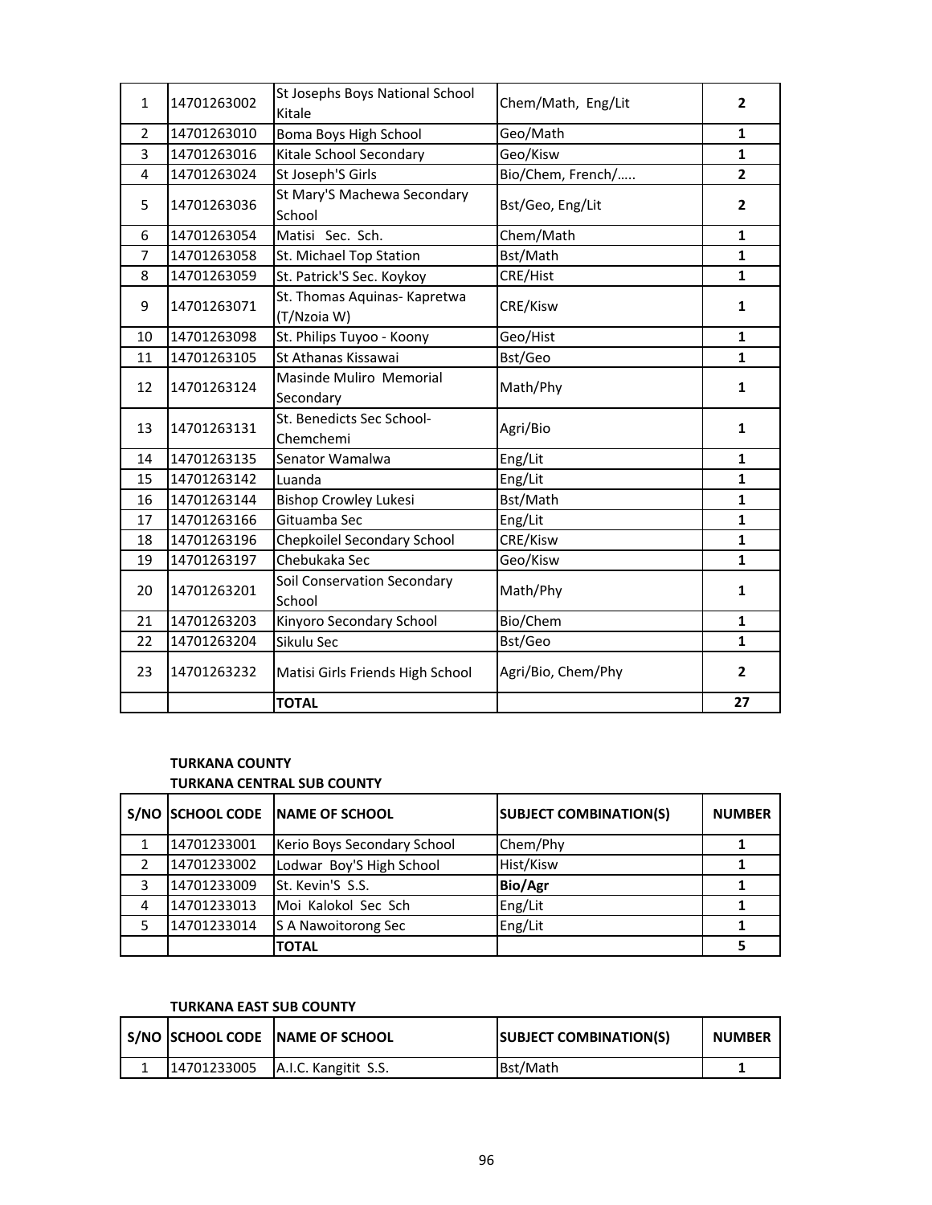| | | | | |
|---|---|---|---|---|
| 1 | 14701263002 | St Josephs Boys National School Kitale | Chem/Math, Eng/Lit | **2** |
| 2 | 14701263010 | Boma Boys High School | Geo/Math | **1** |
| 3 | 14701263016 | Kitale School Secondary | Geo/Kisw | **1** |
| 4 | 14701263024 | St Joseph'S Girls | Bio/Chem, French/….. | **2** |
| 5 | 14701263036 | St Mary'S Machewa Secondary School | Bst/Geo, Eng/Lit | **2** |
| 6 | 14701263054 | Matisi Sec. Sch. | Chem/Math | **1** |
| 7 | 14701263058 | St. Michael Top Station | Bst/Math | **1** |
| 8 | 14701263059 | St. Patrick'S Sec. Koykoy | CRE/Hist | **1** |
| 9 | 14701263071 | St. Thomas Aquinas- Kapretwa (T/Nzoia W) | CRE/Kisw | **1** |
| 10 | 14701263098 | St. Philips Tuyoo - Koony | Geo/Hist | **1** |
| 11 | 14701263105 | St Athanas Kissawai | Bst/Geo | **1** |
| 12 | 14701263124 | Masinde Muliro Memorial Secondary | Math/Phy | **1** |
| 13 | 14701263131 | St. Benedicts Sec School- Chemchemi | Agri/Bio | **1** |
| 14 | 14701263135 | Senator Wamalwa | Eng/Lit | **1** |
| 15 | 14701263142 | Luanda | Eng/Lit | **1** |
| 16 | 14701263144 | Bishop Crowley Lukesi | Bst/Math | **1** |
| 17 | 14701263166 | Gituamba Sec | Eng/Lit | **1** |
| 18 | 14701263196 | Chepkoilel Secondary School | CRE/Kisw | **1** |
| 19 | 14701263197 | Chebukaka Sec | Geo/Kisw | **1** |
| 20 | 14701263201 | Soil Conservation Secondary School | Math/Phy | **1** |
| 21 | 14701263203 | Kinyoro Secondary School | Bio/Chem | **1** |
| 22 | 14701263204 | Sikulu Sec | Bst/Geo | **1** |
| 23 | 14701263232 | Matisi Girls Friends High School | Agri/Bio, Chem/Phy | **2** |
| | | **TOTAL** | | **27** |

**TURKANA COUNTY**

**TURKANA CENTRAL SUB COUNTY**

| S/NO | SCHOOL CODE | NAME OF SCHOOL | SUBJECT COMBINATION(S) | NUMBER |
|---|---|---|---|---|
| 1 | 14701233001 | Kerio Boys Secondary School | Chem/Phy | **1** |
| 2 | 14701233002 | Lodwar Boy'S High School | Hist/Kisw | **1** |
| 3 | 14701233009 | St. Kevin'S S.S. | **Bio/Agr** | **1** |
| 4 | 14701233013 | Moi Kalokol Sec Sch | Eng/Lit | **1** |
| 5 | 14701233014 | S A Nawoitorong Sec | Eng/Lit | **1** |
| | | **TOTAL** | | **5** |

**TURKANA EAST SUB COUNTY**

| S/NO | SCHOOL CODE | NAME OF SCHOOL | SUBJECT COMBINATION(S) | NUMBER |
|---|---|---|---|---|
| 1 | 14701233005 | A.I.C. Kangitit S.S. | Bst/Math | **1** |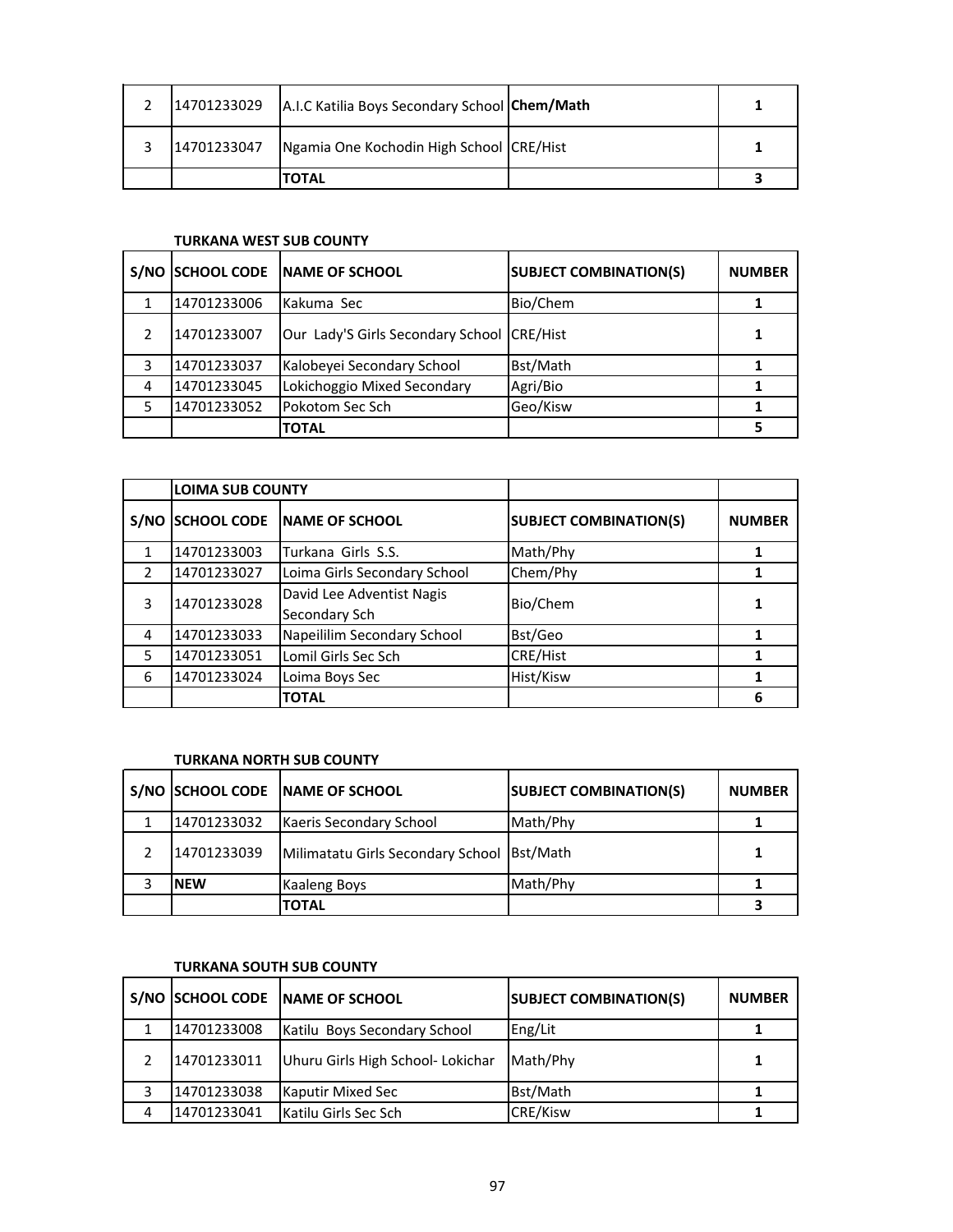| | | | | |
|---|---|---|---|---|
| 2 | 14701233029 | A.I.C Katilia Boys Secondary School | **Chem/Math** | 1 |
| 3 | 14701233047 | Ngamia One Kochodin High School | CRE/Hist | 1 |
| | | **TOTAL** | | **3** |

**TURKANA WEST SUB COUNTY**

| S/NO | SCHOOL CODE | NAME OF SCHOOL | SUBJECT COMBINATION(S) | NUMBER |
|---|---|---|---|---|
| 1 | 14701233006 | Kakuma Sec | Bio/Chem | 1 |
| 2 | 14701233007 | Our Lady'S Girls Secondary School | CRE/Hist | 1 |
| 3 | 14701233037 | Kalobeyei Secondary School | Bst/Math | 1 |
| 4 | 14701233045 | Lokichoggio Mixed Secondary | Agri/Bio | 1 |
| 5 | 14701233052 | Pokotom Sec Sch | Geo/Kisw | 1 |
| | | **TOTAL** | | **5** |

| | LOIMA SUB COUNTY | | | |
|---|---|---|---|---|
| **S/NO** | **SCHOOL CODE** | **NAME OF SCHOOL** | **SUBJECT COMBINATION(S)** | **NUMBER** |
| 1 | 14701233003 | Turkana Girls S.S. | Math/Phy | 1 |
| 2 | 14701233027 | Loima Girls Secondary School | Chem/Phy | 1 |
| 3 | 14701233028 | David Lee Adventist Nagis Secondary Sch | Bio/Chem | 1 |
| 4 | 14701233033 | Napeililim Secondary School | Bst/Geo | 1 |
| 5 | 14701233051 | Lomil Girls Sec Sch | CRE/Hist | 1 |
| 6 | 14701233024 | Loima Boys Sec | Hist/Kisw | 1 |
| | | **TOTAL** | | **6** |

**TURKANA NORTH SUB COUNTY**

| S/NO | SCHOOL CODE | NAME OF SCHOOL | SUBJECT COMBINATION(S) | NUMBER |
|---|---|---|---|---|
| 1 | 14701233032 | Kaeris Secondary School | Math/Phy | 1 |
| 2 | 14701233039 | Milimatatu Girls Secondary School | Bst/Math | 1 |
| 3 | **NEW** | Kaaleng Boys | Math/Phy | 1 |
| | | **TOTAL** | | **3** |

**TURKANA SOUTH SUB COUNTY**

| S/NO | SCHOOL CODE | NAME OF SCHOOL | SUBJECT COMBINATION(S) | NUMBER |
|---|---|---|---|---|
| 1 | 14701233008 | Katilu Boys Secondary School | Eng/Lit | 1 |
| 2 | 14701233011 | Uhuru Girls High School- Lokichar | Math/Phy | 1 |
| 3 | 14701233038 | Kaputir Mixed Sec | Bst/Math | 1 |
| 4 | 14701233041 | Katilu Girls Sec Sch | CRE/Kisw | 1 |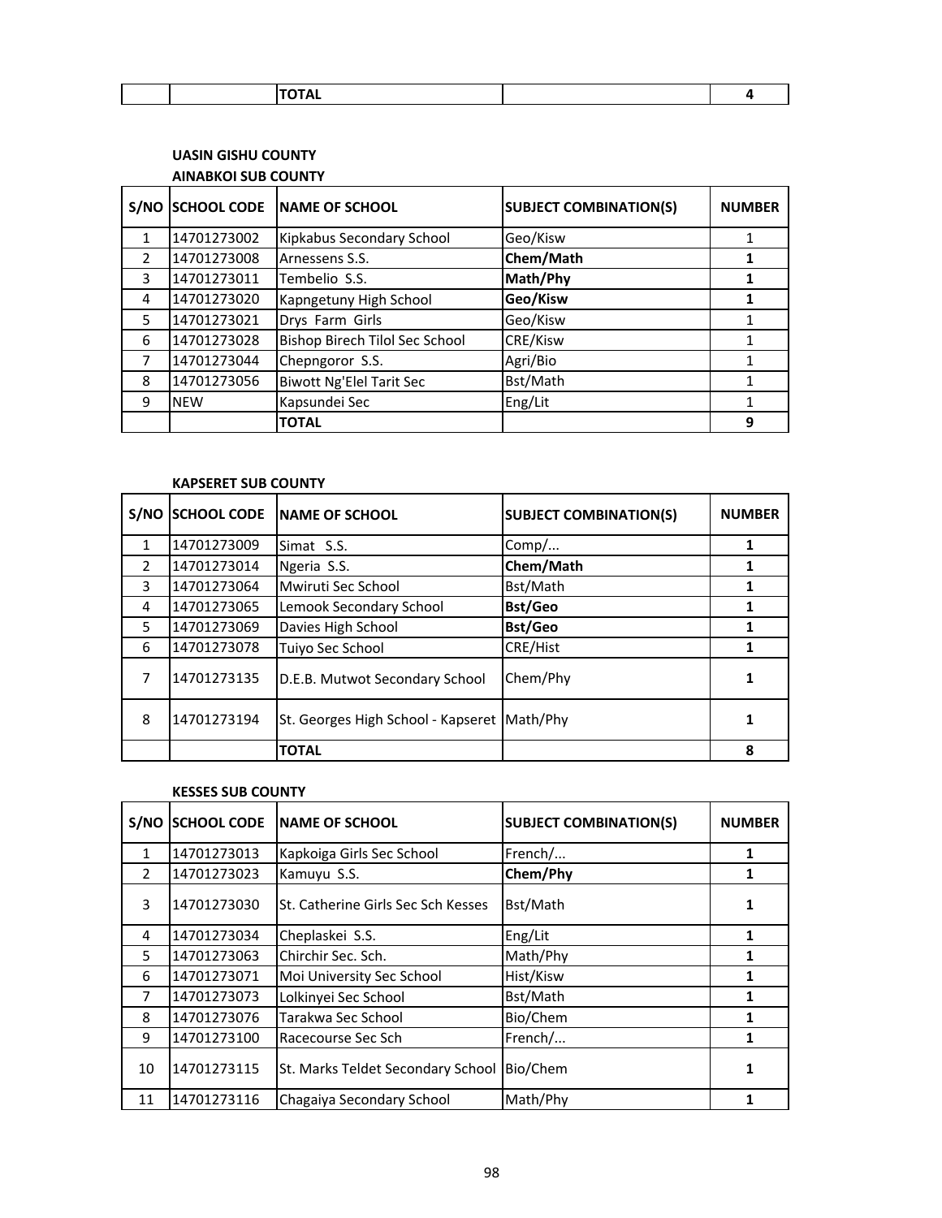| | | TOTAL | | 4 |
|---|---|---|---|---|

**UASIN GISHU COUNTY**

**AINABKOI SUB COUNTY**

| S/NO | SCHOOL CODE | NAME OF SCHOOL | SUBJECT COMBINATION(S) | NUMBER |
|---|---|---|---|---|
| 1 | 14701273002 | Kipkabus Secondary School | Geo/Kisw | 1 |
| 2 | 14701273008 | Arnessens S.S. | **Chem/Math** | **1** |
| 3 | 14701273011 | Tembelio S.S. | **Math/Phy** | **1** |
| 4 | 14701273020 | Kapngetuny High School | **Geo/Kisw** | **1** |
| 5 | 14701273021 | Drys Farm Girls | Geo/Kisw | 1 |
| 6 | 14701273028 | Bishop Birech Tilol Sec School | CRE/Kisw | 1 |
| 7 | 14701273044 | Chepngoror S.S. | Agri/Bio | 1 |
| 8 | 14701273056 | Biwott Ng'Elel Tarit Sec | Bst/Math | 1 |
| 9 | NEW | Kapsundei Sec | Eng/Lit | 1 |
| | | **TOTAL** | | **9** |

**KAPSERET SUB COUNTY**

| S/NO | SCHOOL CODE | NAME OF SCHOOL | SUBJECT COMBINATION(S) | NUMBER |
|---|---|---|---|---|
| 1 | 14701273009 | Simat S.S. | Comp/... | **1** |
| 2 | 14701273014 | Ngeria S.S. | **Chem/Math** | **1** |
| 3 | 14701273064 | Mwiruti Sec School | Bst/Math | **1** |
| 4 | 14701273065 | Lemook Secondary School | **Bst/Geo** | **1** |
| 5 | 14701273069 | Davies High School | **Bst/Geo** | **1** |
| 6 | 14701273078 | Tuiyo Sec School | CRE/Hist | **1** |
| 7 | 14701273135 | D.E.B. Mutwot Secondary School | Chem/Phy | **1** |
| 8 | 14701273194 | St. Georges High School - Kapseret | Math/Phy | **1** |
| | | **TOTAL** | | **8** |

**KESSES SUB COUNTY**

| S/NO | SCHOOL CODE | NAME OF SCHOOL | SUBJECT COMBINATION(S) | NUMBER |
|---|---|---|---|---|
| 1 | 14701273013 | Kapkoiga Girls Sec School | French/... | **1** |
| 2 | 14701273023 | Kamuyu S.S. | **Chem/Phy** | **1** |
| 3 | 14701273030 | St. Catherine Girls Sec Sch Kesses | Bst/Math | **1** |
| 4 | 14701273034 | Cheplaskei S.S. | Eng/Lit | **1** |
| 5 | 14701273063 | Chirchir Sec. Sch. | Math/Phy | **1** |
| 6 | 14701273071 | Moi University Sec School | Hist/Kisw | **1** |
| 7 | 14701273073 | Lolkinyei Sec School | Bst/Math | **1** |
| 8 | 14701273076 | Tarakwa Sec School | Bio/Chem | **1** |
| 9 | 14701273100 | Racecourse Sec Sch | French/... | **1** |
| 10 | 14701273115 | St. Marks Teldet Secondary School | Bio/Chem | **1** |
| 11 | 14701273116 | Chagaiya Secondary School | Math/Phy | **1** |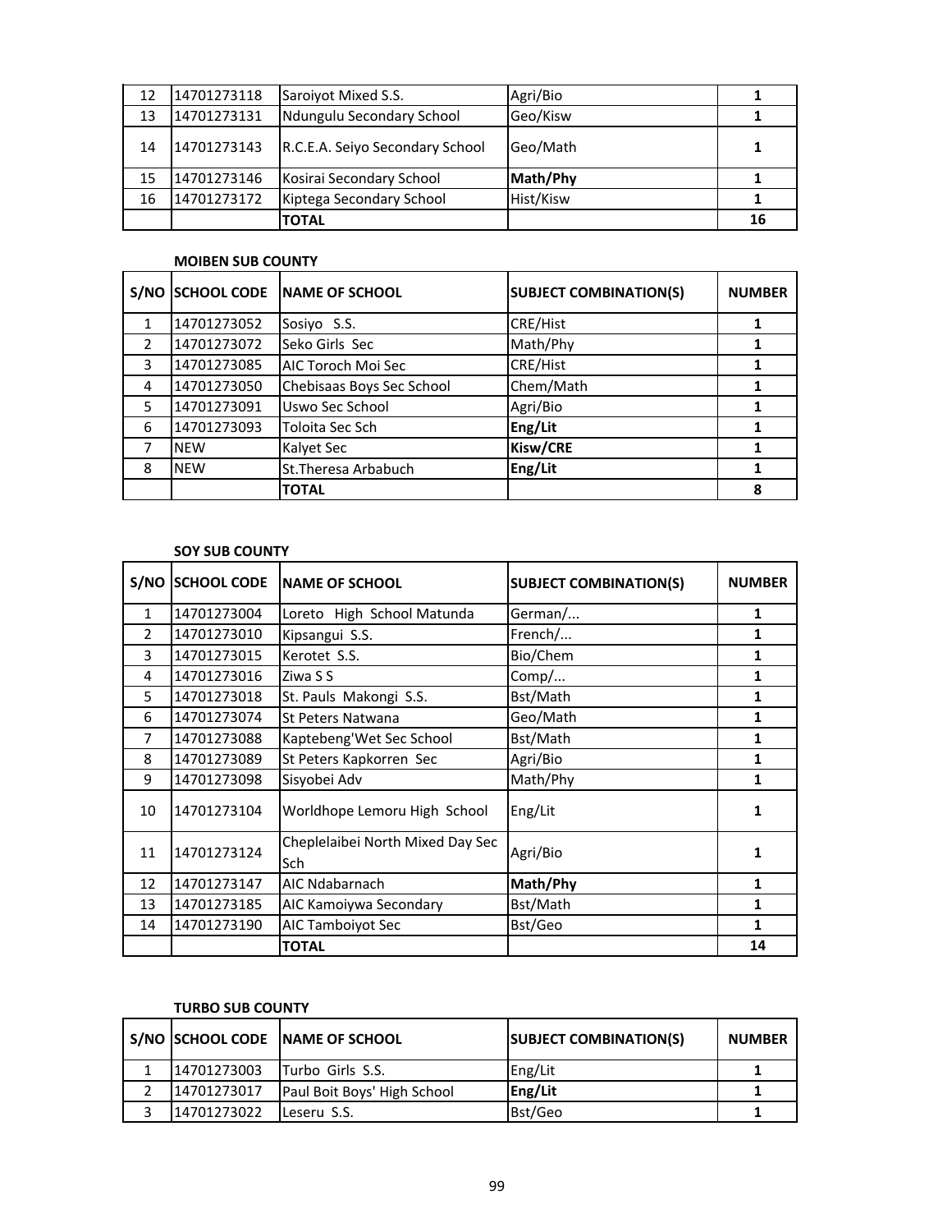| S/NO | SCHOOL CODE | NAME OF SCHOOL | SUBJECT COMBINATION(S) | NUMBER |
|---|---|---|---|---|
| 12 | 14701273118 | Saroiyot Mixed S.S. | Agri/Bio | **1** |
| 13 | 14701273131 | Ndungulu Secondary School | Geo/Kisw | **1** |
| 14 | 14701273143 | R.C.E.A. Seiyo Secondary School | Geo/Math | **1** |
| 15 | 14701273146 | Kosirai Secondary School | **Math/Phy** | **1** |
| 16 | 14701273172 | Kiptega Secondary School | Hist/Kisw | **1** |
| | | **TOTAL** | | **16** |

**MOIBEN SUB COUNTY**

| S/NO | SCHOOL CODE | NAME OF SCHOOL | SUBJECT COMBINATION(S) | NUMBER |
|---|---|---|---|---|
| 1 | 14701273052 | Sosiyo S.S. | CRE/Hist | **1** |
| 2 | 14701273072 | Seko Girls Sec | Math/Phy | **1** |
| 3 | 14701273085 | AIC Toroch Moi Sec | CRE/Hist | **1** |
| 4 | 14701273050 | Chebisaas Boys Sec School | Chem/Math | **1** |
| 5 | 14701273091 | Uswo Sec School | Agri/Bio | **1** |
| 6 | 14701273093 | Toloita Sec Sch | **Eng/Lit** | **1** |
| 7 | NEW | Kalyet Sec | **Kisw/CRE** | **1** |
| 8 | NEW | St.Theresa Arbabuch | **Eng/Lit** | **1** |
| | | **TOTAL** | | **8** |

**SOY SUB COUNTY**

| S/NO | SCHOOL CODE | NAME OF SCHOOL | SUBJECT COMBINATION(S) | NUMBER |
|---|---|---|---|---|
| 1 | 14701273004 | Loreto High School Matunda | German/... | **1** |
| 2 | 14701273010 | Kipsangui S.S. | French/... | **1** |
| 3 | 14701273015 | Kerotet S.S. | Bio/Chem | **1** |
| 4 | 14701273016 | Ziwa S S | Comp/... | **1** |
| 5 | 14701273018 | St. Pauls Makongi S.S. | Bst/Math | **1** |
| 6 | 14701273074 | St Peters Natwana | Geo/Math | **1** |
| 7 | 14701273088 | Kaptebeng'Wet Sec School | Bst/Math | **1** |
| 8 | 14701273089 | St Peters Kapkorren Sec | Agri/Bio | **1** |
| 9 | 14701273098 | Sisyobei Adv | Math/Phy | **1** |
| 10 | 14701273104 | Worldhope Lemoru High School | Eng/Lit | **1** |
| 11 | 14701273124 | Cheplelaibei North Mixed Day Sec Sch | Agri/Bio | **1** |
| 12 | 14701273147 | AIC Ndabarnach | **Math/Phy** | **1** |
| 13 | 14701273185 | AIC Kamoiywa Secondary | Bst/Math | **1** |
| 14 | 14701273190 | AIC Tamboiyot Sec | Bst/Geo | **1** |
| | | **TOTAL** | | **14** |

**TURBO SUB COUNTY**

| S/NO | SCHOOL CODE | NAME OF SCHOOL | SUBJECT COMBINATION(S) | NUMBER |
|---|---|---|---|---|
| 1 | 14701273003 | Turbo Girls S.S. | Eng/Lit | **1** |
| 2 | 14701273017 | Paul Boit Boys' High School | **Eng/Lit** | **1** |
| 3 | 14701273022 | Leseru S.S. | Bst/Geo | **1** |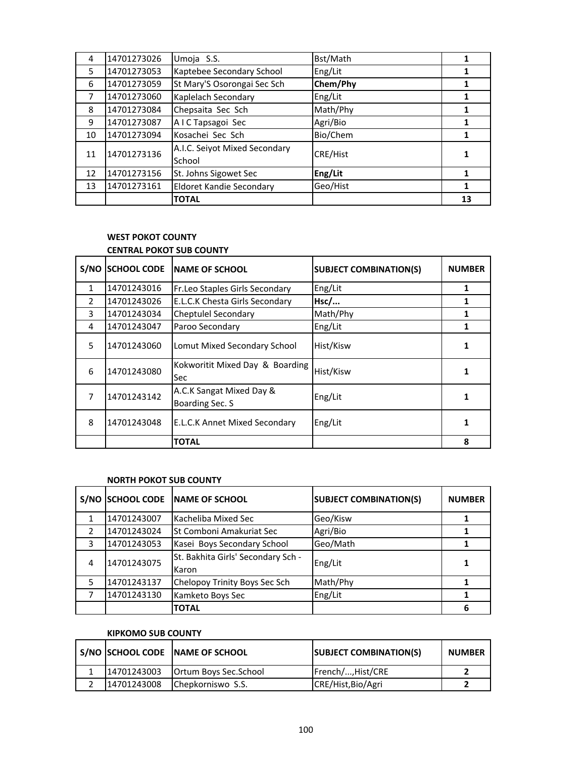| 4 | 14701273026 | Umoja S.S. | Bst/Math | 1 |
|---|---|---|---|---|
| 5 | 14701273053 | Kaptebee Secondary School | Eng/Lit | 1 |
| 6 | 14701273059 | St Mary'S Osorongai Sec Sch | **Chem/Phy** | 1 |
| 7 | 14701273060 | Kaplelach Secondary | Eng/Lit | 1 |
| 8 | 14701273084 | Chepsaita Sec Sch | Math/Phy | 1 |
| 9 | 14701273087 | A I C Tapsagoi Sec | Agri/Bio | 1 |
| 10 | 14701273094 | Kosachei Sec Sch | Bio/Chem | 1 |
| 11 | 14701273136 | A.I.C. Seiyot Mixed Secondary School | CRE/Hist | 1 |
| 12 | 14701273156 | St. Johns Sigowet Sec | **Eng/Lit** | 1 |
| 13 | 14701273161 | Eldoret Kandie Secondary | Geo/Hist | 1 |
| | | **TOTAL** | | **13** |

**WEST POKOT COUNTY**

**CENTRAL POKOT SUB COUNTY**

| S/NO | SCHOOL CODE | NAME OF SCHOOL | SUBJECT COMBINATION(S) | NUMBER |
|---|---|---|---|---|
| 1 | 14701243016 | Fr.Leo Staples Girls Secondary | Eng/Lit | 1 |
| 2 | 14701243026 | E.L.C.K Chesta Girls Secondary | **Hsc/...** | 1 |
| 3 | 14701243034 | Cheptulel Secondary | Math/Phy | 1 |
| 4 | 14701243047 | Paroo Secondary | Eng/Lit | 1 |
| 5 | 14701243060 | Lomut Mixed Secondary School | Hist/Kisw | 1 |
| 6 | 14701243080 | Kokworitit Mixed Day & Boarding Sec | Hist/Kisw | 1 |
| 7 | 14701243142 | A.C.K Sangat Mixed Day & Boarding Sec. S | Eng/Lit | 1 |
| 8 | 14701243048 | E.L.C.K Annet Mixed Secondary | Eng/Lit | 1 |
| | | **TOTAL** | | **8** |

**NORTH POKOT SUB COUNTY**

| S/NO | SCHOOL CODE | NAME OF SCHOOL | SUBJECT COMBINATION(S) | NUMBER |
|---|---|---|---|---|
| 1 | 14701243007 | Kacheliba Mixed Sec | Geo/Kisw | 1 |
| 2 | 14701243024 | St Comboni Amakuriat Sec | Agri/Bio | 1 |
| 3 | 14701243053 | Kasei Boys Secondary School | Geo/Math | 1 |
| 4 | 14701243075 | St. Bakhita Girls' Secondary Sch - Karon | Eng/Lit | 1 |
| 5 | 14701243137 | Chelopoy Trinity Boys Sec Sch | Math/Phy | 1 |
| 7 | 14701243130 | Kamketo Boys Sec | Eng/Lit | 1 |
| | | **TOTAL** | | **6** |

**KIPKOMO SUB COUNTY**

| S/NO | SCHOOL CODE | NAME OF SCHOOL | SUBJECT COMBINATION(S) | NUMBER |
|---|---|---|---|---|
| 1 | 14701243003 | Ortum Boys Sec.School | French/...,Hist/CRE | 2 |
| 2 | 14701243008 | Chepkorniswo S.S. | CRE/Hist,Bio/Agri | 2 |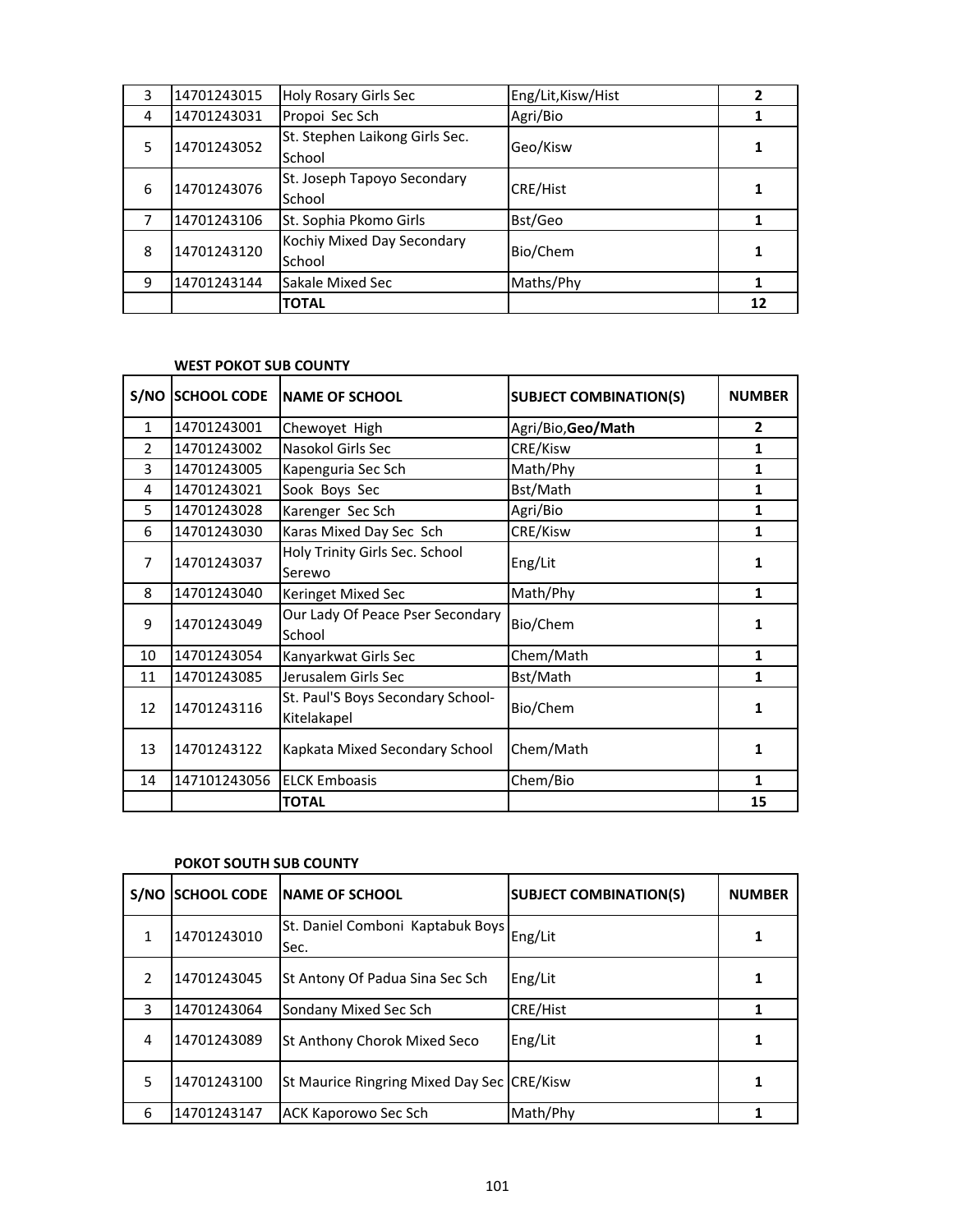| | | | | |
|---|---|---|---|---|
| 3 | 14701243015 | Holy Rosary Girls Sec | Eng/Lit,Kisw/Hist | **2** |
| 4 | 14701243031 | Propoi Sec Sch | Agri/Bio | **1** |
| 5 | 14701243052 | St. Stephen Laikong Girls Sec. School | Geo/Kisw | **1** |
| 6 | 14701243076 | St. Joseph Tapoyo Secondary School | CRE/Hist | **1** |
| 7 | 14701243106 | St. Sophia Pkomo Girls | Bst/Geo | **1** |
| 8 | 14701243120 | Kochiy Mixed Day Secondary School | Bio/Chem | **1** |
| 9 | 14701243144 | Sakale Mixed Sec | Maths/Phy | **1** |
| | | **TOTAL** | | **12** |

**WEST POKOT SUB COUNTY**

| S/NO | SCHOOL CODE | NAME OF SCHOOL | SUBJECT COMBINATION(S) | NUMBER |
|---|---|---|---|---|
| 1 | 14701243001 | Chewoyet High | Agri/Bio,**Geo/Math** | **2** |
| 2 | 14701243002 | Nasokol Girls Sec | CRE/Kisw | **1** |
| 3 | 14701243005 | Kapenguria Sec Sch | Math/Phy | **1** |
| 4 | 14701243021 | Sook Boys Sec | Bst/Math | **1** |
| 5 | 14701243028 | Karenger Sec Sch | Agri/Bio | **1** |
| 6 | 14701243030 | Karas Mixed Day Sec Sch | CRE/Kisw | **1** |
| 7 | 14701243037 | Holy Trinity Girls Sec. School Serewo | Eng/Lit | **1** |
| 8 | 14701243040 | Keringet Mixed Sec | Math/Phy | **1** |
| 9 | 14701243049 | Our Lady Of Peace Pser Secondary School | Bio/Chem | **1** |
| 10 | 14701243054 | Kanyarkwat Girls Sec | Chem/Math | **1** |
| 11 | 14701243085 | Jerusalem Girls Sec | Bst/Math | **1** |
| 12 | 14701243116 | St. Paul'S Boys Secondary School-Kitelakapel | Bio/Chem | **1** |
| 13 | 14701243122 | Kapkata Mixed Secondary School | Chem/Math | **1** |
| 14 | 147101243056 | ELCK Emboasis | Chem/Bio | **1** |
| | | **TOTAL** | | **15** |

**POKOT SOUTH SUB COUNTY**

| S/NO | SCHOOL CODE | NAME OF SCHOOL | SUBJECT COMBINATION(S) | NUMBER |
|---|---|---|---|---|
| 1 | 14701243010 | St. Daniel Comboni Kaptabuk Boys Sec. | Eng/Lit | **1** |
| 2 | 14701243045 | St Antony Of Padua Sina Sec Sch | Eng/Lit | **1** |
| 3 | 14701243064 | Sondany Mixed Sec Sch | CRE/Hist | **1** |
| 4 | 14701243089 | St Anthony Chorok Mixed Seco | Eng/Lit | **1** |
| 5 | 14701243100 | St Maurice Ringring Mixed Day Sec | CRE/Kisw | **1** |
| 6 | 14701243147 | ACK Kaporowo Sec Sch | Math/Phy | **1** |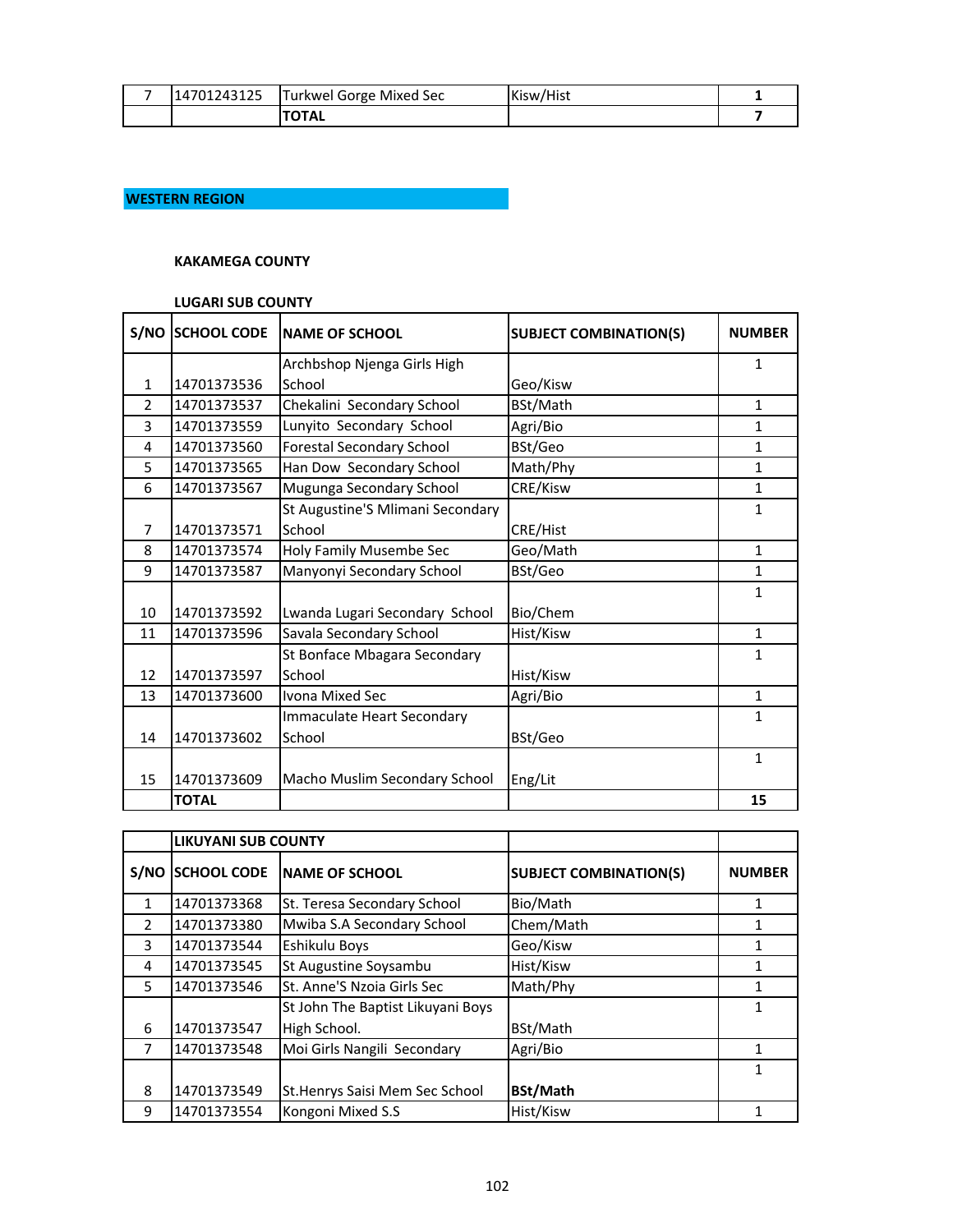| 7 | 14701243125 | Turkwel Gorge Mixed Sec | Kisw/Hist | **1** |
|---|---|---|---|---|
| | | **TOTAL** | | **7** |

**WESTERN REGION**

**KAKAMEGA COUNTY**

**LUGARI SUB COUNTY**

| S/NO | SCHOOL CODE | NAME OF SCHOOL | SUBJECT COMBINATION(S) | NUMBER |
|---|---|---|---|---|
| 1 | 14701373536 | Archbshop Njenga Girls High School | Geo/Kisw | 1 |
| 2 | 14701373537 | Chekalini Secondary School | BSt/Math | 1 |
| 3 | 14701373559 | Lunyito Secondary School | Agri/Bio | 1 |
| 4 | 14701373560 | Forestal Secondary School | BSt/Geo | 1 |
| 5 | 14701373565 | Han Dow Secondary School | Math/Phy | 1 |
| 6 | 14701373567 | Mugunga Secondary School | CRE/Kisw | 1 |
| 7 | 14701373571 | St Augustine'S Mlimani Secondary School | CRE/Hist | 1 |
| 8 | 14701373574 | Holy Family Musembe Sec | Geo/Math | 1 |
| 9 | 14701373587 | Manyonyi Secondary School | BSt/Geo | 1 |
| 10 | 14701373592 | Lwanda Lugari Secondary School | Bio/Chem | 1 |
| 11 | 14701373596 | Savala Secondary School | Hist/Kisw | 1 |
| 12 | 14701373597 | St Bonface Mbagara Secondary School | Hist/Kisw | 1 |
| 13 | 14701373600 | Ivona Mixed Sec | Agri/Bio | 1 |
| 14 | 14701373602 | Immaculate Heart Secondary School | BSt/Geo | 1 |
| 15 | 14701373609 | Macho Muslim Secondary School | Eng/Lit | 1 |
| | **TOTAL** | | | **15** |

| | **LIKUYANI SUB COUNTY** | | | |
|---|---|---|---|---|
| **S/NO** | **SCHOOL CODE** | **NAME OF SCHOOL** | **SUBJECT COMBINATION(S)** | **NUMBER** |
| 1 | 14701373368 | St. Teresa Secondary School | Bio/Math | 1 |
| 2 | 14701373380 | Mwiba S.A Secondary School | Chem/Math | 1 |
| 3 | 14701373544 | Eshikulu Boys | Geo/Kisw | 1 |
| 4 | 14701373545 | St Augustine Soysambu | Hist/Kisw | 1 |
| 5 | 14701373546 | St. Anne'S Nzoia Girls Sec | Math/Phy | 1 |
| 6 | 14701373547 | St John The Baptist Likuyani Boys High School. | BSt/Math | 1 |
| 7 | 14701373548 | Moi Girls Nangili Secondary | Agri/Bio | 1 |
| 8 | 14701373549 | St.Henrys Saisi Mem Sec School | **BSt/Math** | 1 |
| 9 | 14701373554 | Kongoni Mixed S.S | Hist/Kisw | 1 |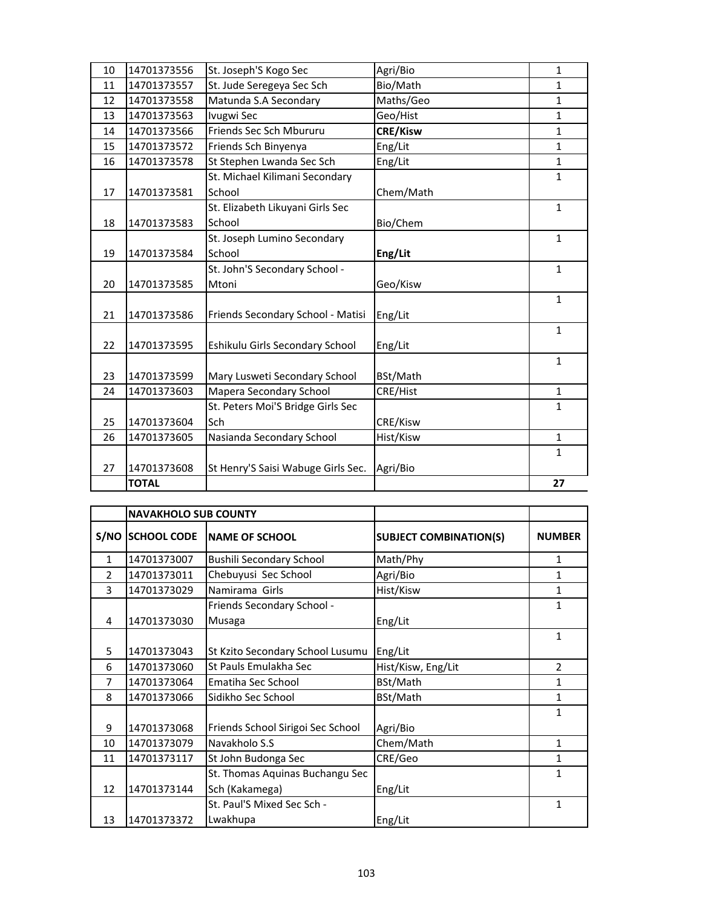| | | | | |
|---|---|---|---|---|
| 10 | 14701373556 | St. Joseph'S Kogo Sec | Agri/Bio | 1 |
| 11 | 14701373557 | St. Jude Seregeya Sec Sch | Bio/Math | 1 |
| 12 | 14701373558 | Matunda S.A Secondary | Maths/Geo | 1 |
| 13 | 14701373563 | Ivugwi Sec | Geo/Hist | 1 |
| 14 | 14701373566 | Friends Sec Sch Mbururu | **CRE/Kisw** | 1 |
| 15 | 14701373572 | Friends Sch Binyenya | Eng/Lit | 1 |
| 16 | 14701373578 | St Stephen Lwanda Sec Sch | Eng/Lit | 1 |
| 17 | 14701373581 | St. Michael Kilimani Secondary School | Chem/Math | 1 |
| 18 | 14701373583 | St. Elizabeth Likuyani Girls Sec School | Bio/Chem | 1 |
| 19 | 14701373584 | St. Joseph Lumino Secondary School | **Eng/Lit** | 1 |
| 20 | 14701373585 | St. John'S Secondary School - Mtoni | Geo/Kisw | 1 |
| 21 | 14701373586 | Friends Secondary School - Matisi | Eng/Lit | 1 |
| 22 | 14701373595 | Eshikulu Girls Secondary School | Eng/Lit | 1 |
| 23 | 14701373599 | Mary Lusweti Secondary School | BSt/Math | 1 |
| 24 | 14701373603 | Mapera Secondary School | CRE/Hist | 1 |
| 25 | 14701373604 | St. Peters Moi'S Bridge Girls Sec Sch | CRE/Kisw | 1 |
| 26 | 14701373605 | Nasianda Secondary School | Hist/Kisw | 1 |
| 27 | 14701373608 | St Henry'S Saisi Wabuge Girls Sec. | Agri/Bio | 1 |
| | **TOTAL** | | | **27** |

| | **NAVAKHOLO SUB COUNTY** | | | |
|---|---|---|---|---|
| **S/NO** | **SCHOOL CODE** | **NAME OF SCHOOL** | **SUBJECT COMBINATION(S)** | **NUMBER** |
| 1 | 14701373007 | Bushili Secondary School | Math/Phy | 1 |
| 2 | 14701373011 | Chebuyusi Sec School | Agri/Bio | 1 |
| 3 | 14701373029 | Namirama Girls | Hist/Kisw | 1 |
| 4 | 14701373030 | Friends Secondary School - Musaga | Eng/Lit | 1 |
| 5 | 14701373043 | St Kzito Secondary School Lusumu | Eng/Lit | 1 |
| 6 | 14701373060 | St Pauls Emulakha Sec | Hist/Kisw, Eng/Lit | 2 |
| 7 | 14701373064 | Ematiha Sec School | BSt/Math | 1 |
| 8 | 14701373066 | Sidikho Sec School | BSt/Math | 1 |
| 9 | 14701373068 | Friends School Sirigoi Sec School | Agri/Bio | 1 |
| 10 | 14701373079 | Navakholo S.S | Chem/Math | 1 |
| 11 | 14701373117 | St John Budonga Sec | CRE/Geo | 1 |
| 12 | 14701373144 | St. Thomas Aquinas Buchangu Sec Sch (Kakamega) | Eng/Lit | 1 |
| 13 | 14701373372 | St. Paul'S Mixed Sec Sch - Lwakhupa | Eng/Lit | 1 |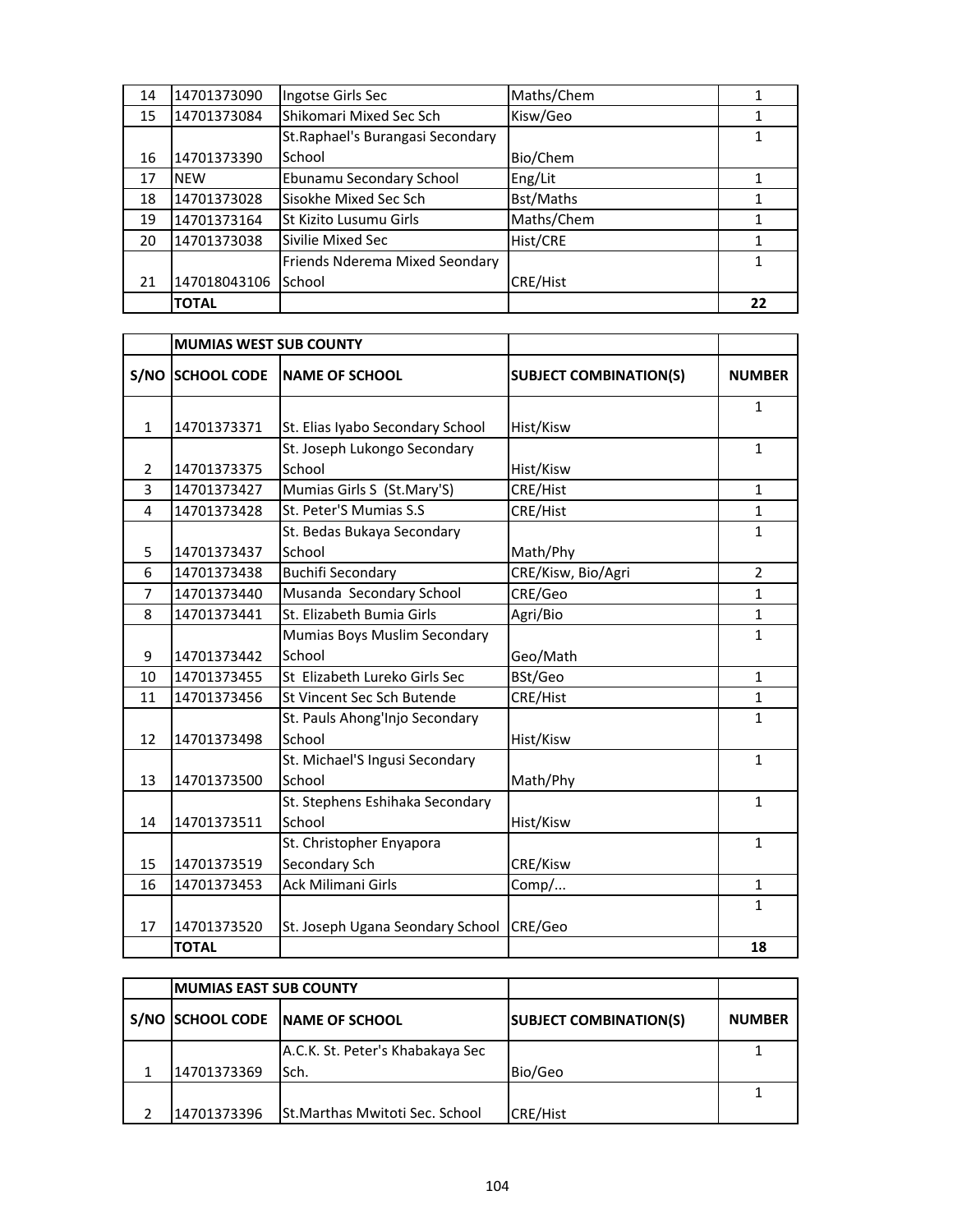| 14 | 14701373090 | Ingotse Girls Sec | Maths/Chem | 1 |
|---|---|---|---|---|
| 15 | 14701373084 | Shikomari Mixed Sec Sch | Kisw/Geo | 1 |
| 16 | 14701373390 | St.Raphael's Burangasi Secondary School | Bio/Chem | 1 |
| 17 | NEW | Ebunamu Secondary School | Eng/Lit | 1 |
| 18 | 14701373028 | Sisokhe Mixed Sec Sch | Bst/Maths | 1 |
| 19 | 14701373164 | St Kizito Lusumu Girls | Maths/Chem | 1 |
| 20 | 14701373038 | Sivilie Mixed Sec | Hist/CRE | 1 |
| 21 | 147018043106 | Friends Nderema Mixed Seondary School | CRE/Hist | 1 |
| | **TOTAL** | | | **22** |

| | **MUMIAS WEST SUB COUNTY** | | | |
|---|---|---|---|---|
| **S/NO** | **SCHOOL CODE** | **NAME OF SCHOOL** | **SUBJECT COMBINATION(S)** | **NUMBER** |
| 1 | 14701373371 | St. Elias Iyabo Secondary School | Hist/Kisw | 1 |
| 2 | 14701373375 | St. Joseph Lukongo Secondary School | Hist/Kisw | 1 |
| 3 | 14701373427 | Mumias Girls S (St.Mary'S) | CRE/Hist | 1 |
| 4 | 14701373428 | St. Peter'S Mumias S.S | CRE/Hist | 1 |
| 5 | 14701373437 | St. Bedas Bukaya Secondary School | Math/Phy | 1 |
| 6 | 14701373438 | Buchifi Secondary | CRE/Kisw, Bio/Agri | 2 |
| 7 | 14701373440 | Musanda Secondary School | CRE/Geo | 1 |
| 8 | 14701373441 | St. Elizabeth Bumia Girls | Agri/Bio | 1 |
| 9 | 14701373442 | Mumias Boys Muslim Secondary School | Geo/Math | 1 |
| 10 | 14701373455 | St Elizabeth Lureko Girls Sec | BSt/Geo | 1 |
| 11 | 14701373456 | St Vincent Sec Sch Butende | CRE/Hist | 1 |
| 12 | 14701373498 | St. Pauls Ahong'Injo Secondary School | Hist/Kisw | 1 |
| 13 | 14701373500 | St. Michael'S Ingusi Secondary School | Math/Phy | 1 |
| 14 | 14701373511 | St. Stephens Eshihaka Secondary School | Hist/Kisw | 1 |
| 15 | 14701373519 | St. Christopher Enyapora Secondary Sch | CRE/Kisw | 1 |
| 16 | 14701373453 | Ack Milimani Girls | Comp/... | 1 |
| 17 | 14701373520 | St. Joseph Ugana Seondary School | CRE/Geo | 1 |
| | **TOTAL** | | | **18** |

| | **MUMIAS EAST SUB COUNTY** | | | |
|---|---|---|---|---|
| **S/NO** | **SCHOOL CODE** | **NAME OF SCHOOL** | **SUBJECT COMBINATION(S)** | **NUMBER** |
| 1 | 14701373369 | A.C.K. St. Peter's Khabakaya Sec Sch. | Bio/Geo | 1 |
| 2 | 14701373396 | St.Marthas Mwitoti Sec. School | CRE/Hist | 1 |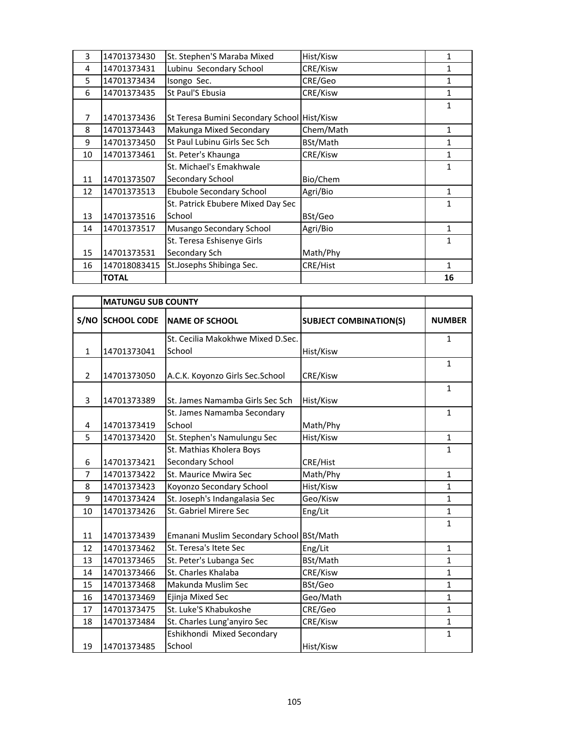| 3 | 14701373430 | St. Stephen'S Maraba Mixed | Hist/Kisw | 1 |
|---|---|---|---|---|
| 4 | 14701373431 | Lubinu Secondary School | CRE/Kisw | 1 |
| 5 | 14701373434 | Isongo Sec. | CRE/Geo | 1 |
| 6 | 14701373435 | St Paul'S Ebusia | CRE/Kisw | 1 |
| 7 | 14701373436 | St Teresa Bumini Secondary School | Hist/Kisw | 1 |
| 8 | 14701373443 | Makunga Mixed Secondary | Chem/Math | 1 |
| 9 | 14701373450 | St Paul Lubinu Girls Sec Sch | BSt/Math | 1 |
| 10 | 14701373461 | St. Peter's Khaunga | CRE/Kisw | 1 |
| 11 | 14701373507 | St. Michael's Emakhwale Secondary School | Bio/Chem | 1 |
| 12 | 14701373513 | Ebubole Secondary School | Agri/Bio | 1 |
| 13 | 14701373516 | St. Patrick Ebubere Mixed Day Sec School | BSt/Geo | 1 |
| 14 | 14701373517 | Musango Secondary School | Agri/Bio | 1 |
| 15 | 14701373531 | St. Teresa Eshisenye Girls Secondary Sch | Math/Phy | 1 |
| 16 | 147018083415 | St.Josephs Shibinga Sec. | CRE/Hist | 1 |
| | **TOTAL** | | | **16** |

| | **MATUNGU SUB COUNTY** | | | |
|---|---|---|---|---|
| **S/NO** | **SCHOOL CODE** | **NAME OF SCHOOL** | **SUBJECT COMBINATION(S)** | **NUMBER** |
| 1 | 14701373041 | St. Cecilia Makokhwe Mixed D.Sec. School | Hist/Kisw | 1 |
| 2 | 14701373050 | A.C.K. Koyonzo Girls Sec.School | CRE/Kisw | 1 |
| 3 | 14701373389 | St. James Namamba Girls Sec Sch | Hist/Kisw | 1 |
| 4 | 14701373419 | St. James Namamba Secondary School | Math/Phy | 1 |
| 5 | 14701373420 | St. Stephen's Namulungu Sec | Hist/Kisw | 1 |
| 6 | 14701373421 | St. Mathias Kholera Boys Secondary School | CRE/Hist | 1 |
| 7 | 14701373422 | St. Maurice Mwira Sec | Math/Phy | 1 |
| 8 | 14701373423 | Koyonzo Secondary School | Hist/Kisw | 1 |
| 9 | 14701373424 | St. Joseph's Indangalasia Sec | Geo/Kisw | 1 |
| 10 | 14701373426 | St. Gabriel Mirere Sec | Eng/Lit | 1 |
| 11 | 14701373439 | Emanani Muslim Secondary School | BSt/Math | 1 |
| 12 | 14701373462 | St. Teresa's Itete Sec | Eng/Lit | 1 |
| 13 | 14701373465 | St. Peter's Lubanga Sec | BSt/Math | 1 |
| 14 | 14701373466 | St. Charles Khalaba | CRE/Kisw | 1 |
| 15 | 14701373468 | Makunda Muslim Sec | BSt/Geo | 1 |
| 16 | 14701373469 | Ejinja Mixed Sec | Geo/Math | 1 |
| 17 | 14701373475 | St. Luke'S Khabukoshe | CRE/Geo | 1 |
| 18 | 14701373484 | St. Charles Lung'anyiro Sec | CRE/Kisw | 1 |
| 19 | 14701373485 | Eshikhondi Mixed Secondary School | Hist/Kisw | 1 |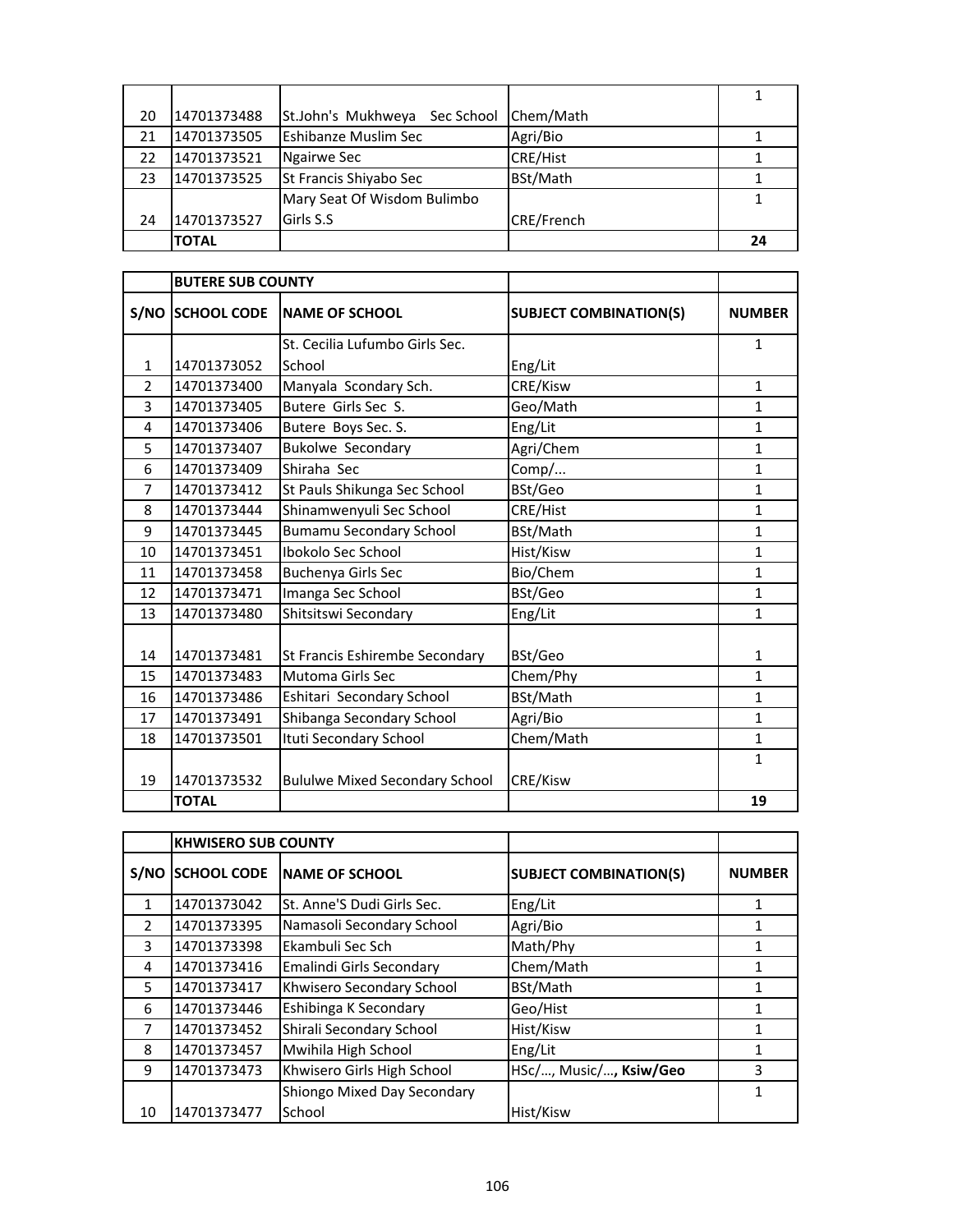| | | | | |
|---|---|---|---|---|
| 20 | 14701373488 | St.John's Mukhweya Sec School | Chem/Math | 1 |
| 21 | 14701373505 | Eshibanze Muslim Sec | Agri/Bio | 1 |
| 22 | 14701373521 | Ngairwe Sec | CRE/Hist | 1 |
| 23 | 14701373525 | St Francis Shiyabo Sec | BSt/Math | 1 |
| 24 | 14701373527 | Mary Seat Of Wisdom Bulimbo Girls S.S | CRE/French | 1 |
| | **TOTAL** | | | **24** |

| | **BUTERE SUB COUNTY** | | | |
|---|---|---|---|---|
| **S/NO** | **SCHOOL CODE** | **NAME OF SCHOOL** | **SUBJECT COMBINATION(S)** | **NUMBER** |
| 1 | 14701373052 | St. Cecilia Lufumbo Girls Sec. School | Eng/Lit | 1 |
| 2 | 14701373400 | Manyala Scondary Sch. | CRE/Kisw | 1 |
| 3 | 14701373405 | Butere Girls Sec S. | Geo/Math | 1 |
| 4 | 14701373406 | Butere Boys Sec. S. | Eng/Lit | 1 |
| 5 | 14701373407 | Bukolwe Secondary | Agri/Chem | 1 |
| 6 | 14701373409 | Shiraha Sec | Comp/... | 1 |
| 7 | 14701373412 | St Pauls Shikunga Sec School | BSt/Geo | 1 |
| 8 | 14701373444 | Shinamwenyuli Sec School | CRE/Hist | 1 |
| 9 | 14701373445 | Bumamu Secondary School | BSt/Math | 1 |
| 10 | 14701373451 | Ibokolo Sec School | Hist/Kisw | 1 |
| 11 | 14701373458 | Buchenya Girls Sec | Bio/Chem | 1 |
| 12 | 14701373471 | Imanga Sec School | BSt/Geo | 1 |
| 13 | 14701373480 | Shitsitswi Secondary | Eng/Lit | 1 |
| 14 | 14701373481 | St Francis Eshirembe Secondary | BSt/Geo | 1 |
| 15 | 14701373483 | Mutoma Girls Sec | Chem/Phy | 1 |
| 16 | 14701373486 | Eshitari Secondary School | BSt/Math | 1 |
| 17 | 14701373491 | Shibanga Secondary School | Agri/Bio | 1 |
| 18 | 14701373501 | Ituti Secondary School | Chem/Math | 1 |
| 19 | 14701373532 | Bululwe Mixed Secondary School | CRE/Kisw | 1 |
| | **TOTAL** | | | **19** |

| | **KHWISERO SUB COUNTY** | | | |
|---|---|---|---|---|
| **S/NO** | **SCHOOL CODE** | **NAME OF SCHOOL** | **SUBJECT COMBINATION(S)** | **NUMBER** |
| 1 | 14701373042 | St. Anne'S Dudi Girls Sec. | Eng/Lit | 1 |
| 2 | 14701373395 | Namasoli Secondary School | Agri/Bio | 1 |
| 3 | 14701373398 | Ekambuli Sec Sch | Math/Phy | 1 |
| 4 | 14701373416 | Emalindi Girls Secondary | Chem/Math | 1 |
| 5 | 14701373417 | Khwisero Secondary School | BSt/Math | 1 |
| 6 | 14701373446 | Eshibinga K Secondary | Geo/Hist | 1 |
| 7 | 14701373452 | Shirali Secondary School | Hist/Kisw | 1 |
| 8 | 14701373457 | Mwihila High School | Eng/Lit | 1 |
| 9 | 14701373473 | Khwisero Girls High School | HSc/…, Music/…, **Ksiw/Geo** | 3 |
| 10 | 14701373477 | Shiongo Mixed Day Secondary School | Hist/Kisw | 1 |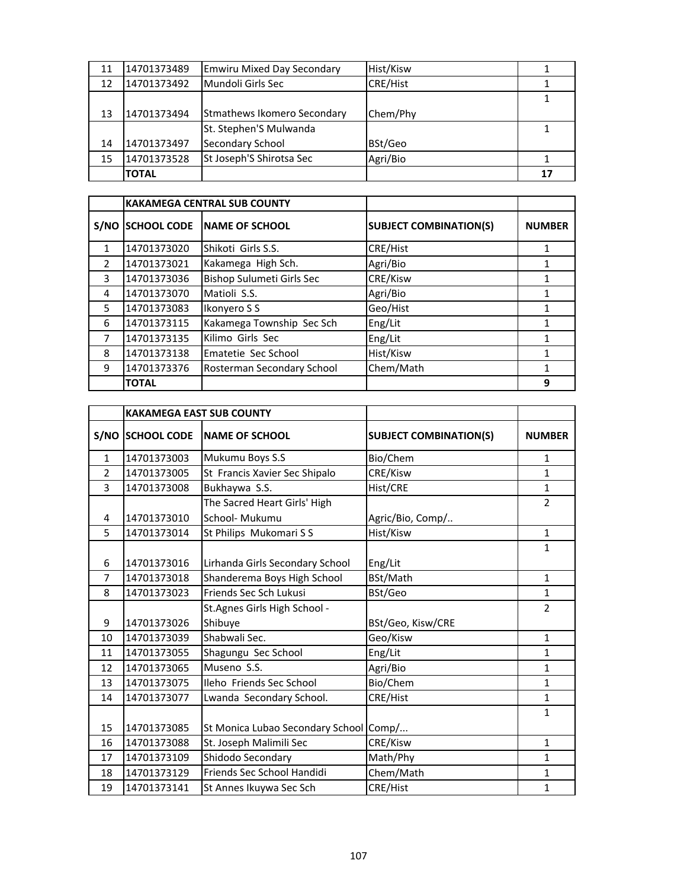| | | | | |
|---|---|---|---|---|
| 11 | 14701373489 | Emwiru Mixed Day Secondary | Hist/Kisw | 1 |
| 12 | 14701373492 | Mundoli Girls Sec | CRE/Hist | 1 |
| 13 | 14701373494 | Stmathews Ikomero Secondary | Chem/Phy | 1 |
| 14 | 14701373497 | St. Stephen'S Mulwanda Secondary School | BSt/Geo | 1 |
| 15 | 14701373528 | St Joseph'S Shirotsa Sec | Agri/Bio | 1 |
| | **TOTAL** | | | **17** |

| | **KAKAMEGA CENTRAL SUB COUNTY** | | | |
|---|---|---|---|---|
| **S/NO** | **SCHOOL CODE** | **NAME OF SCHOOL** | **SUBJECT COMBINATION(S)** | **NUMBER** |
| 1 | 14701373020 | Shikoti Girls S.S. | CRE/Hist | 1 |
| 2 | 14701373021 | Kakamega High Sch. | Agri/Bio | 1 |
| 3 | 14701373036 | Bishop Sulumeti Girls Sec | CRE/Kisw | 1 |
| 4 | 14701373070 | Matioli S.S. | Agri/Bio | 1 |
| 5 | 14701373083 | Ikonyero S S | Geo/Hist | 1 |
| 6 | 14701373115 | Kakamega Township Sec Sch | Eng/Lit | 1 |
| 7 | 14701373135 | Kilimo Girls Sec | Eng/Lit | 1 |
| 8 | 14701373138 | Ematetie Sec School | Hist/Kisw | 1 |
| 9 | 14701373376 | Rosterman Secondary School | Chem/Math | 1 |
| | **TOTAL** | | | **9** |

| | **KAKAMEGA EAST SUB COUNTY** | | | |
|---|---|---|---|---|
| **S/NO** | **SCHOOL CODE** | **NAME OF SCHOOL** | **SUBJECT COMBINATION(S)** | **NUMBER** |
| 1 | 14701373003 | Mukumu Boys S.S | Bio/Chem | 1 |
| 2 | 14701373005 | St Francis Xavier Sec Shipalo | CRE/Kisw | 1 |
| 3 | 14701373008 | Bukhaywa S.S. | Hist/CRE | 1 |
| 4 | 14701373010 | The Sacred Heart Girls' High School- Mukumu | Agric/Bio, Comp/.. | 2 |
| 5 | 14701373014 | St Philips Mukomari S S | Hist/Kisw | 1 |
| 6 | 14701373016 | Lirhanda Girls Secondary School | Eng/Lit | 1 |
| 7 | 14701373018 | Shanderema Boys High School | BSt/Math | 1 |
| 8 | 14701373023 | Friends Sec Sch Lukusi | BSt/Geo | 1 |
| 9 | 14701373026 | St.Agnes Girls High School - Shibuye | BSt/Geo, Kisw/CRE | 2 |
| 10 | 14701373039 | Shabwali Sec. | Geo/Kisw | 1 |
| 11 | 14701373055 | Shagungu Sec School | Eng/Lit | 1 |
| 12 | 14701373065 | Museno S.S. | Agri/Bio | 1 |
| 13 | 14701373075 | Ileho Friends Sec School | Bio/Chem | 1 |
| 14 | 14701373077 | Lwanda Secondary School. | CRE/Hist | 1 |
| 15 | 14701373085 | St Monica Lubao Secondary School | Comp/... | 1 |
| 16 | 14701373088 | St. Joseph Malimili Sec | CRE/Kisw | 1 |
| 17 | 14701373109 | Shidodo Secondary | Math/Phy | 1 |
| 18 | 14701373129 | Friends Sec School Handidi | Chem/Math | 1 |
| 19 | 14701373141 | St Annes Ikuywa Sec Sch | CRE/Hist | 1 |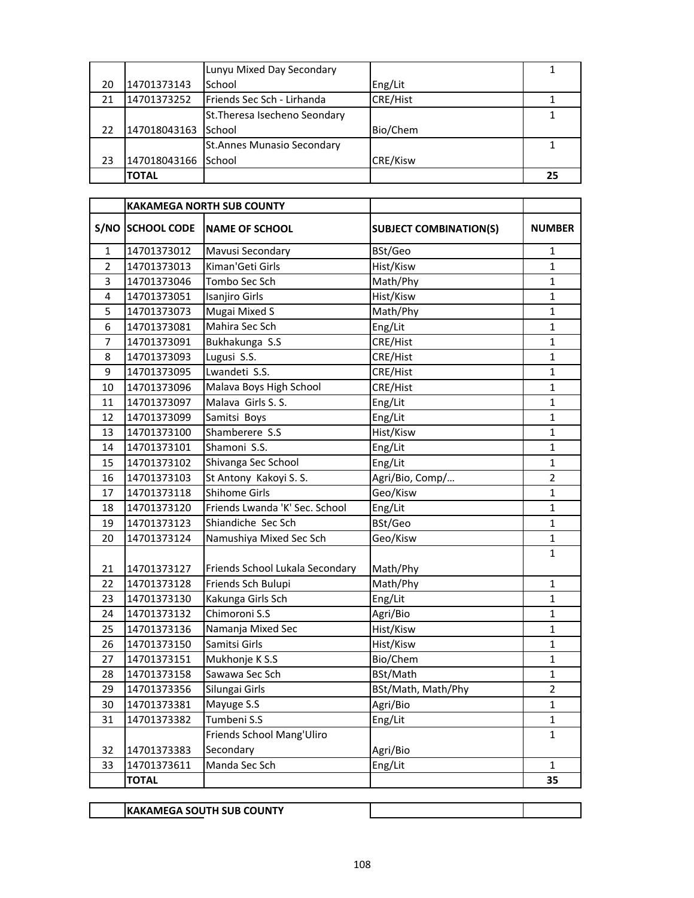| | | | | |
|---|---|---|---|---|
| 20 | 14701373143 | Lunyu Mixed Day Secondary School | Eng/Lit | 1 |
| 21 | 14701373252 | Friends Sec Sch - Lirhanda | CRE/Hist | 1 |
| 22 | 147018043163 | St.Theresa Isecheno Seondary School | Bio/Chem | 1 |
| 23 | 147018043166 | St.Annes Munasio Secondary School | CRE/Kisw | 1 |
| | **TOTAL** | | | **25** |

| | **KAKAMEGA NORTH SUB COUNTY** | | | |
|---|---|---|---|---|
| **S/NO** | **SCHOOL CODE** | **NAME OF SCHOOL** | **SUBJECT COMBINATION(S)** | **NUMBER** |
| 1 | 14701373012 | Mavusi Secondary | BSt/Geo | 1 |
| 2 | 14701373013 | Kiman'Geti Girls | Hist/Kisw | 1 |
| 3 | 14701373046 | Tombo Sec Sch | Math/Phy | 1 |
| 4 | 14701373051 | Isanjiro Girls | Hist/Kisw | 1 |
| 5 | 14701373073 | Mugai Mixed S | Math/Phy | 1 |
| 6 | 14701373081 | Mahira Sec Sch | Eng/Lit | 1 |
| 7 | 14701373091 | Bukhakunga S.S | CRE/Hist | 1 |
| 8 | 14701373093 | Lugusi S.S. | CRE/Hist | 1 |
| 9 | 14701373095 | Lwandeti S.S. | CRE/Hist | 1 |
| 10 | 14701373096 | Malava Boys High School | CRE/Hist | 1 |
| 11 | 14701373097 | Malava Girls S. S. | Eng/Lit | 1 |
| 12 | 14701373099 | Samitsi Boys | Eng/Lit | 1 |
| 13 | 14701373100 | Shamberere S.S | Hist/Kisw | 1 |
| 14 | 14701373101 | Shamoni S.S. | Eng/Lit | 1 |
| 15 | 14701373102 | Shivanga Sec School | Eng/Lit | 1 |
| 16 | 14701373103 | St Antony Kakoyi S. S. | Agri/Bio, Comp/… | 2 |
| 17 | 14701373118 | Shihome Girls | Geo/Kisw | 1 |
| 18 | 14701373120 | Friends Lwanda 'K' Sec. School | Eng/Lit | 1 |
| 19 | 14701373123 | Shiandiche Sec Sch | BSt/Geo | 1 |
| 20 | 14701373124 | Namushiya Mixed Sec Sch | Geo/Kisw | 1 |
| 21 | 14701373127 | Friends School Lukala Secondary | Math/Phy | 1 |
| 22 | 14701373128 | Friends Sch Bulupi | Math/Phy | 1 |
| 23 | 14701373130 | Kakunga Girls Sch | Eng/Lit | 1 |
| 24 | 14701373132 | Chimoroni S.S | Agri/Bio | 1 |
| 25 | 14701373136 | Namanja Mixed Sec | Hist/Kisw | 1 |
| 26 | 14701373150 | Samitsi Girls | Hist/Kisw | 1 |
| 27 | 14701373151 | Mukhonje K S.S | Bio/Chem | 1 |
| 28 | 14701373158 | Sawawa Sec Sch | BSt/Math | 1 |
| 29 | 14701373356 | Silungai Girls | BSt/Math, Math/Phy | 2 |
| 30 | 14701373381 | Mayuge S.S | Agri/Bio | 1 |
| 31 | 14701373382 | Tumbeni S.S | Eng/Lit | 1 |
| 32 | 14701373383 | Friends School Mang'Uliro Secondary | Agri/Bio | 1 |
| 33 | 14701373611 | Manda Sec Sch | Eng/Lit | 1 |
| | **TOTAL** | | | **35** |

| | **KAKAMEGA SOUTH SUB COUNTY** | | | |
|---|---|---|---|---|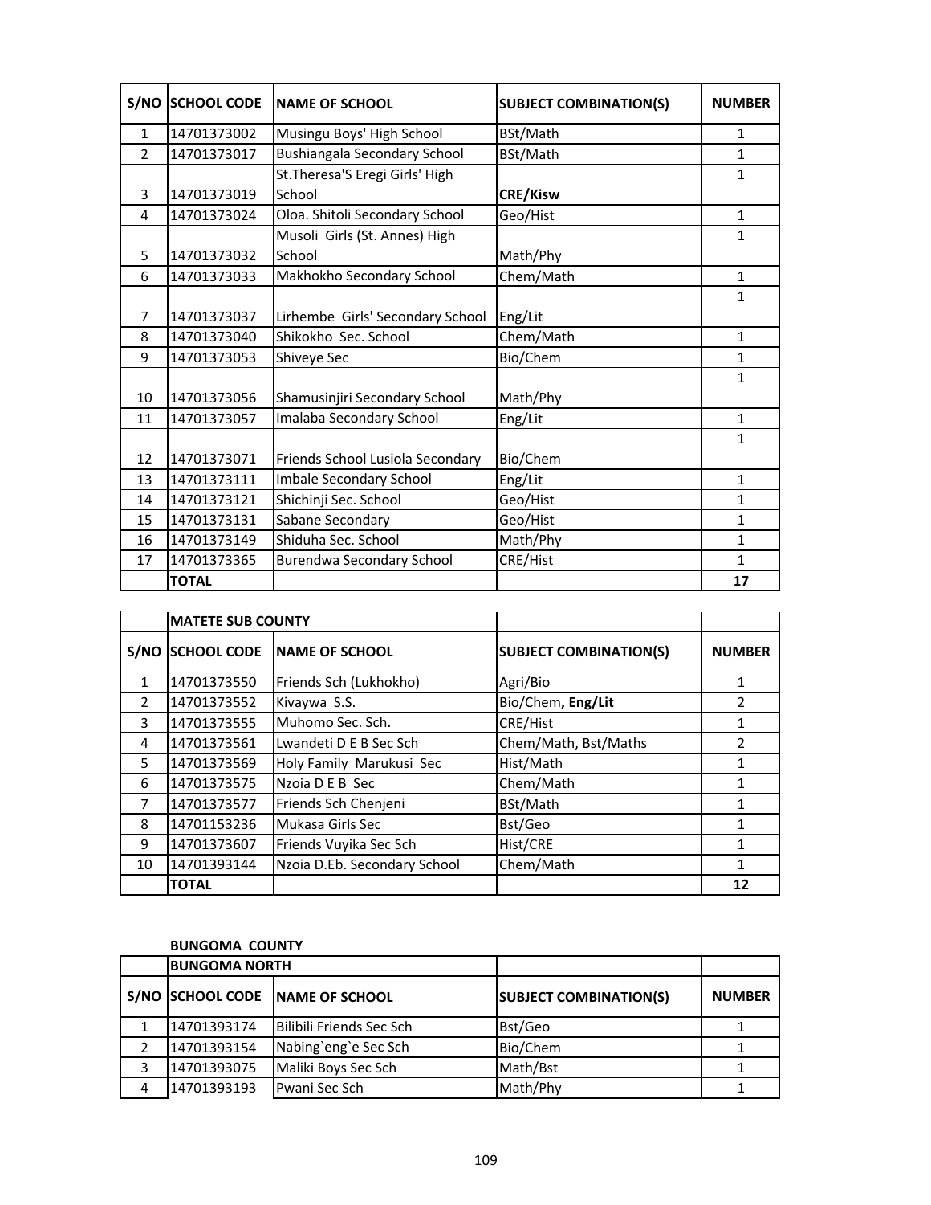| S/NO | SCHOOL CODE | NAME OF SCHOOL | SUBJECT COMBINATION(S) | NUMBER |
|---|---|---|---|---|
| 1 | 14701373002 | Musingu Boys' High School | BSt/Math | 1 |
| 2 | 14701373017 | Bushiangala Secondary School | BSt/Math | 1 |
| 3 | 14701373019 | St.Theresa'S Eregi Girls' High School | **CRE/Kisw** | 1 |
| 4 | 14701373024 | Oloa. Shitoli Secondary School | Geo/Hist | 1 |
| 5 | 14701373032 | Musoli Girls (St. Annes) High School | Math/Phy | 1 |
| 6 | 14701373033 | Makhokho Secondary School | Chem/Math | 1 |
| 7 | 14701373037 | Lirhembe Girls' Secondary School | Eng/Lit | 1 |
| 8 | 14701373040 | Shikokho Sec. School | Chem/Math | 1 |
| 9 | 14701373053 | Shiveye Sec | Bio/Chem | 1 |
| 10 | 14701373056 | Shamusinjiri Secondary School | Math/Phy | 1 |
| 11 | 14701373057 | Imalaba Secondary School | Eng/Lit | 1 |
| 12 | 14701373071 | Friends School Lusiola Secondary | Bio/Chem | 1 |
| 13 | 14701373111 | Imbale Secondary School | Eng/Lit | 1 |
| 14 | 14701373121 | Shichinji Sec. School | Geo/Hist | 1 |
| 15 | 14701373131 | Sabane Secondary | Geo/Hist | 1 |
| 16 | 14701373149 | Shiduha Sec. School | Math/Phy | 1 |
| 17 | 14701373365 | Burendwa Secondary School | CRE/Hist | 1 |
| | **TOTAL** | | | **17** |

| | **MATETE SUB COUNTY** | | | |
|---|---|---|---|---|
| **S/NO** | **SCHOOL CODE** | **NAME OF SCHOOL** | **SUBJECT COMBINATION(S)** | **NUMBER** |
| 1 | 14701373550 | Friends Sch (Lukhokho) | Agri/Bio | 1 |
| 2 | 14701373552 | Kivaywa S.S. | Bio/Chem**, Eng/Lit** | 2 |
| 3 | 14701373555 | Muhomo Sec. Sch. | CRE/Hist | 1 |
| 4 | 14701373561 | Lwandeti D E B Sec Sch | Chem/Math, Bst/Maths | 2 |
| 5 | 14701373569 | Holy Family Marukusi Sec | Hist/Math | 1 |
| 6 | 14701373575 | Nzoia D E B Sec | Chem/Math | 1 |
| 7 | 14701373577 | Friends Sch Chenjeni | BSt/Math | 1 |
| 8 | 14701153236 | Mukasa Girls Sec | Bst/Geo | 1 |
| 9 | 14701373607 | Friends Vuyika Sec Sch | Hist/CRE | 1 |
| 10 | 14701393144 | Nzoia D.Eb. Secondary School | Chem/Math | 1 |
| | **TOTAL** | | | **12** |

**BUNGOMA COUNTY**

| | **BUNGOMA NORTH** | | | |
|---|---|---|---|---|
| **S/NO** | **SCHOOL CODE** | **NAME OF SCHOOL** | **SUBJECT COMBINATION(S)** | **NUMBER** |
| 1 | 14701393174 | Bilibili Friends Sec Sch | Bst/Geo | 1 |
| 2 | 14701393154 | Nabing`eng`e Sec Sch | Bio/Chem | 1 |
| 3 | 14701393075 | Maliki Boys Sec Sch | Math/Bst | 1 |
| 4 | 14701393193 | Pwani Sec Sch | Math/Phy | 1 |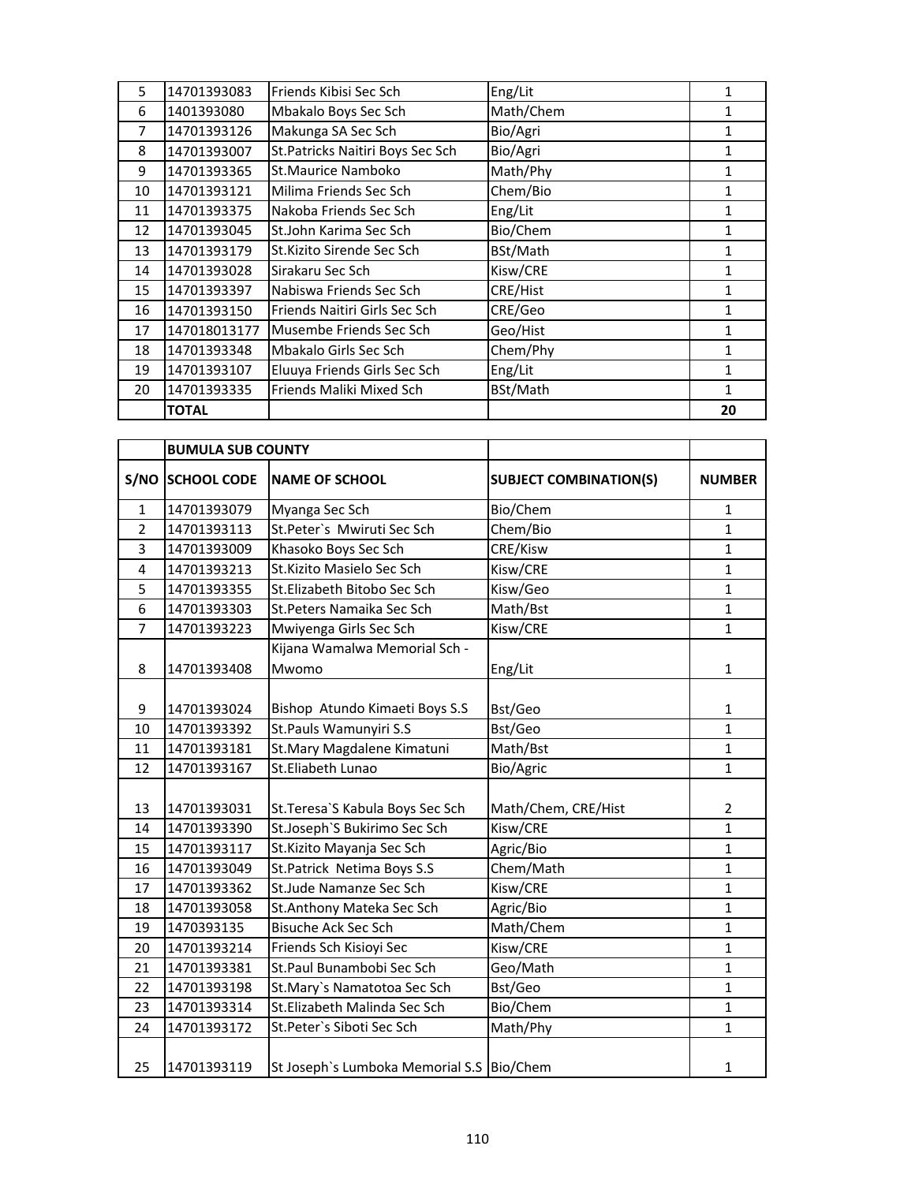| | | | | |
|---|---|---|---|---|
| 5 | 14701393083 | Friends Kibisi Sec Sch | Eng/Lit | 1 |
| 6 | 1401393080 | Mbakalo Boys Sec Sch | Math/Chem | 1 |
| 7 | 14701393126 | Makunga SA Sec Sch | Bio/Agri | 1 |
| 8 | 14701393007 | St.Patricks Naitiri Boys Sec Sch | Bio/Agri | 1 |
| 9 | 14701393365 | St.Maurice Namboko | Math/Phy | 1 |
| 10 | 14701393121 | Milima Friends Sec Sch | Chem/Bio | 1 |
| 11 | 14701393375 | Nakoba Friends Sec Sch | Eng/Lit | 1 |
| 12 | 14701393045 | St.John Karima Sec Sch | Bio/Chem | 1 |
| 13 | 14701393179 | St.Kizito Sirende Sec Sch | BSt/Math | 1 |
| 14 | 14701393028 | Sirakaru Sec Sch | Kisw/CRE | 1 |
| 15 | 14701393397 | Nabiswa Friends Sec Sch | CRE/Hist | 1 |
| 16 | 14701393150 | Friends Naitiri Girls Sec Sch | CRE/Geo | 1 |
| 17 | 147018013177 | Musembe Friends Sec Sch | Geo/Hist | 1 |
| 18 | 14701393348 | Mbakalo Girls Sec Sch | Chem/Phy | 1 |
| 19 | 14701393107 | Eluuya Friends Girls Sec Sch | Eng/Lit | 1 |
| 20 | 14701393335 | Friends Maliki Mixed Sch | BSt/Math | 1 |
| | **TOTAL** | | | **20** |

| | **BUMULA SUB COUNTY** | | | |
|---|---|---|---|---|
| **S/NO** | **SCHOOL CODE** | **NAME OF SCHOOL** | **SUBJECT COMBINATION(S)** | **NUMBER** |
| 1 | 14701393079 | Myanga Sec Sch | Bio/Chem | 1 |
| 2 | 14701393113 | St.Peter`s Mwiruti Sec Sch | Chem/Bio | 1 |
| 3 | 14701393009 | Khasoko Boys Sec Sch | CRE/Kisw | 1 |
| 4 | 14701393213 | St.Kizito Masielo Sec Sch | Kisw/CRE | 1 |
| 5 | 14701393355 | St.Elizabeth Bitobo Sec Sch | Kisw/Geo | 1 |
| 6 | 14701393303 | St.Peters Namaika Sec Sch | Math/Bst | 1 |
| 7 | 14701393223 | Mwiyenga Girls Sec Sch | Kisw/CRE | 1 |
| 8 | 14701393408 | Kijana Wamalwa Memorial Sch - Mwomo | Eng/Lit | 1 |
| 9 | 14701393024 | Bishop Atundo Kimaeti Boys S.S | Bst/Geo | 1 |
| 10 | 14701393392 | St.Pauls Wamunyiri S.S | Bst/Geo | 1 |
| 11 | 14701393181 | St.Mary Magdalene Kimatuni | Math/Bst | 1 |
| 12 | 14701393167 | St.Eliabeth Lunao | Bio/Agric | 1 |
| 13 | 14701393031 | St.Teresa`S Kabula Boys Sec Sch | Math/Chem, CRE/Hist | 2 |
| 14 | 14701393390 | St.Joseph`S Bukirimo Sec Sch | Kisw/CRE | 1 |
| 15 | 14701393117 | St.Kizito Mayanja Sec Sch | Agric/Bio | 1 |
| 16 | 14701393049 | St.Patrick Netima Boys S.S | Chem/Math | 1 |
| 17 | 14701393362 | St.Jude Namanze Sec Sch | Kisw/CRE | 1 |
| 18 | 14701393058 | St.Anthony Mateka Sec Sch | Agric/Bio | 1 |
| 19 | 1470393135 | Bisuche Ack Sec Sch | Math/Chem | 1 |
| 20 | 14701393214 | Friends Sch Kisioyi Sec | Kisw/CRE | 1 |
| 21 | 14701393381 | St.Paul Bunambobi Sec Sch | Geo/Math | 1 |
| 22 | 14701393198 | St.Mary`s Namatotoa Sec Sch | Bst/Geo | 1 |
| 23 | 14701393314 | St.Elizabeth Malinda Sec Sch | Bio/Chem | 1 |
| 24 | 14701393172 | St.Peter`s Siboti Sec Sch | Math/Phy | 1 |
| 25 | 14701393119 | St Joseph`s Lumboka Memorial S.S | Bio/Chem | 1 |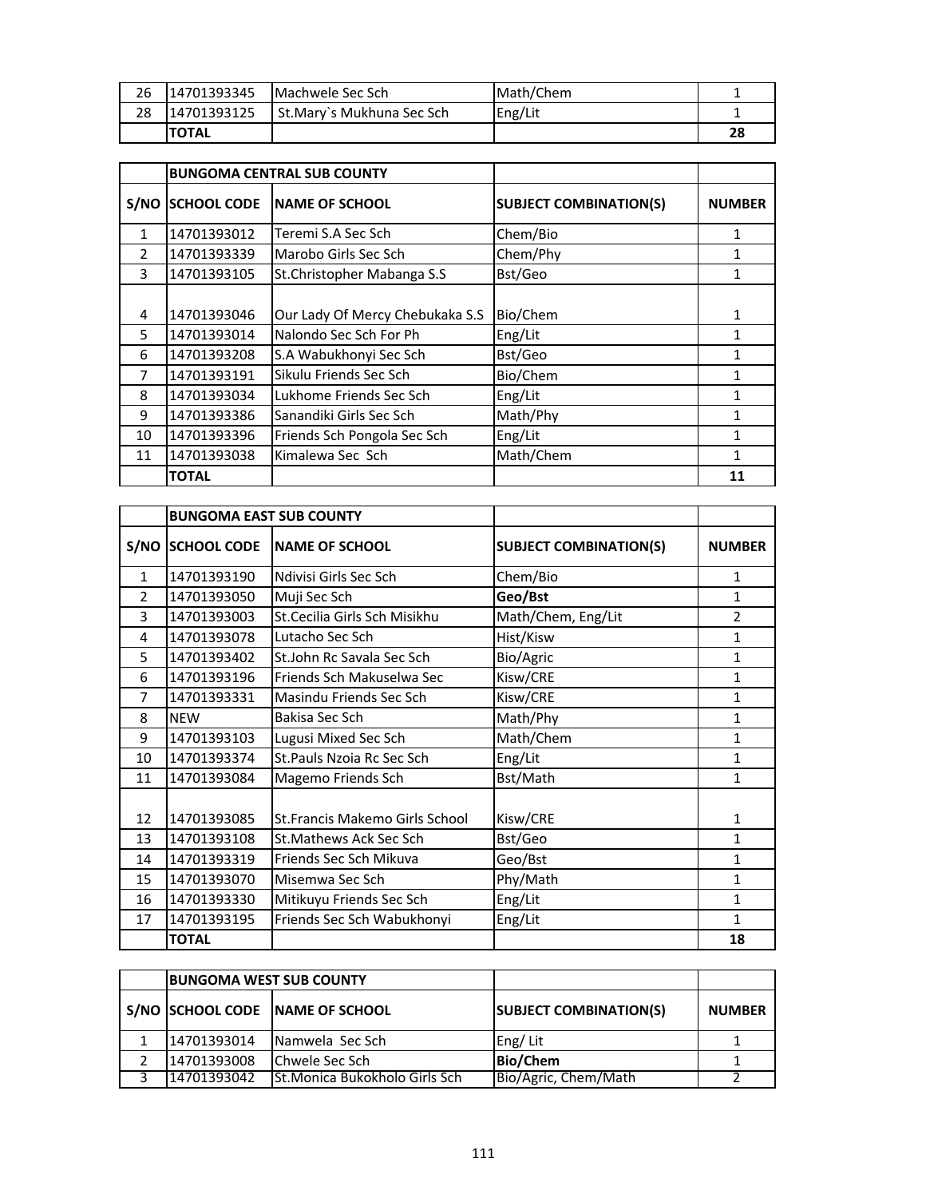| | | | | |
|---|---|---|---|---|
| 26 | 14701393345 | Machwele Sec Sch | Math/Chem | 1 |
| 28 | 14701393125 | St.Mary`s Mukhuna Sec Sch | Eng/Lit | 1 |
| | **TOTAL** | | | **28** |

| | **BUNGOMA CENTRAL SUB COUNTY** | | | |
|---|---|---|---|---|
| **S/NO** | **SCHOOL CODE** | **NAME OF SCHOOL** | **SUBJECT COMBINATION(S)** | **NUMBER** |
| 1 | 14701393012 | Teremi S.A Sec Sch | Chem/Bio | 1 |
| 2 | 14701393339 | Marobo Girls Sec Sch | Chem/Phy | 1 |
| 3 | 14701393105 | St.Christopher Mabanga S.S | Bst/Geo | 1 |
| 4 | 14701393046 | Our Lady Of Mercy Chebukaka S.S | Bio/Chem | 1 |
| 5 | 14701393014 | Nalondo Sec Sch For Ph | Eng/Lit | 1 |
| 6 | 14701393208 | S.A Wabukhonyi Sec Sch | Bst/Geo | 1 |
| 7 | 14701393191 | Sikulu Friends Sec Sch | Bio/Chem | 1 |
| 8 | 14701393034 | Lukhome Friends Sec Sch | Eng/Lit | 1 |
| 9 | 14701393386 | Sanandiki Girls Sec Sch | Math/Phy | 1 |
| 10 | 14701393396 | Friends Sch Pongola Sec Sch | Eng/Lit | 1 |
| 11 | 14701393038 | Kimalewa Sec Sch | Math/Chem | 1 |
| | **TOTAL** | | | **11** |

| | **BUNGOMA EAST SUB COUNTY** | | | |
|---|---|---|---|---|
| **S/NO** | **SCHOOL CODE** | **NAME OF SCHOOL** | **SUBJECT COMBINATION(S)** | **NUMBER** |
| 1 | 14701393190 | Ndivisi Girls Sec Sch | Chem/Bio | 1 |
| 2 | 14701393050 | Muji Sec Sch | **Geo/Bst** | 1 |
| 3 | 14701393003 | St.Cecilia Girls Sch Misikhu | Math/Chem, Eng/Lit | 2 |
| 4 | 14701393078 | Lutacho Sec Sch | Hist/Kisw | 1 |
| 5 | 14701393402 | St.John Rc Savala Sec Sch | Bio/Agric | 1 |
| 6 | 14701393196 | Friends Sch Makuselwa Sec | Kisw/CRE | 1 |
| 7 | 14701393331 | Masindu Friends Sec Sch | Kisw/CRE | 1 |
| 8 | NEW | Bakisa Sec Sch | Math/Phy | 1 |
| 9 | 14701393103 | Lugusi Mixed Sec Sch | Math/Chem | 1 |
| 10 | 14701393374 | St.Pauls Nzoia Rc Sec Sch | Eng/Lit | 1 |
| 11 | 14701393084 | Magemo Friends Sch | Bst/Math | 1 |
| 12 | 14701393085 | St.Francis Makemo Girls School | Kisw/CRE | 1 |
| 13 | 14701393108 | St.Mathews Ack Sec Sch | Bst/Geo | 1 |
| 14 | 14701393319 | Friends Sec Sch Mikuva | Geo/Bst | 1 |
| 15 | 14701393070 | Misemwa Sec Sch | Phy/Math | 1 |
| 16 | 14701393330 | Mitikuyu Friends Sec Sch | Eng/Lit | 1 |
| 17 | 14701393195 | Friends Sec Sch Wabukhonyi | Eng/Lit | 1 |
| | **TOTAL** | | | **18** |

| | **BUNGOMA WEST SUB COUNTY** | | | |
|---|---|---|---|---|
| **S/NO** | **SCHOOL CODE** | **NAME OF SCHOOL** | **SUBJECT COMBINATION(S)** | **NUMBER** |
| 1 | 14701393014 | Namwela Sec Sch | Eng/ Lit | 1 |
| 2 | 14701393008 | Chwele Sec Sch | **Bio/Chem** | 1 |
| 3 | 14701393042 | St.Monica Bukokholo Girls Sch | Bio/Agric, Chem/Math | 2 |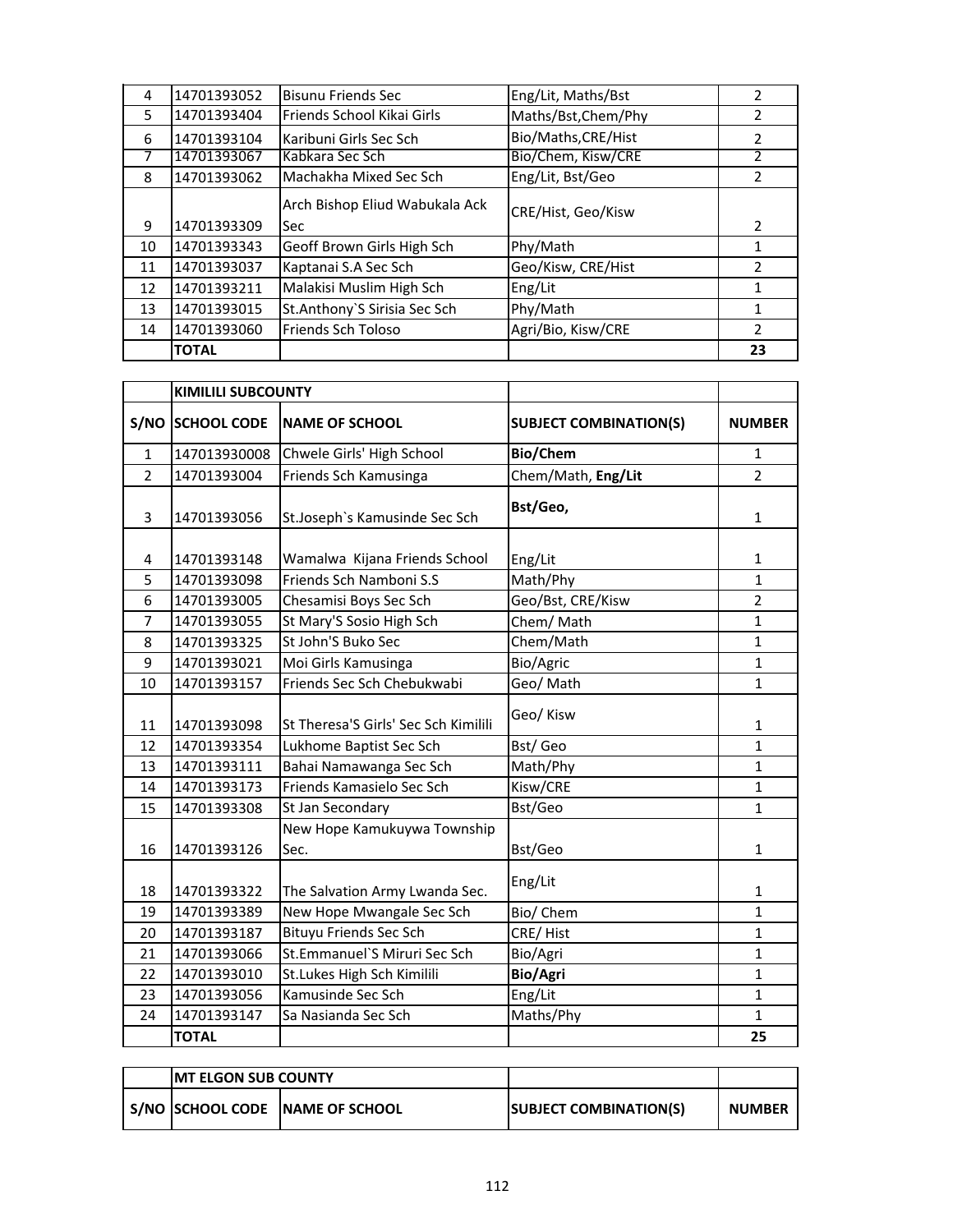| | | | | |
|---|---|---|---|---|
| 4 | 14701393052 | Bisunu Friends Sec | Eng/Lit, Maths/Bst | 2 |
| 5 | 14701393404 | Friends School Kikai Girls | Maths/Bst,Chem/Phy | 2 |
| 6 | 14701393104 | Karibuni Girls Sec Sch | Bio/Maths,CRE/Hist | 2 |
| 7 | 14701393067 | Kabkara Sec Sch | Bio/Chem, Kisw/CRE | 2 |
| 8 | 14701393062 | Machakha Mixed Sec Sch | Eng/Lit, Bst/Geo | 2 |
| 9 | 14701393309 | Arch Bishop Eliud Wabukala Ack Sec | CRE/Hist, Geo/Kisw | 2 |
| 10 | 14701393343 | Geoff Brown Girls High Sch | Phy/Math | 1 |
| 11 | 14701393037 | Kaptanai S.A Sec Sch | Geo/Kisw, CRE/Hist | 2 |
| 12 | 14701393211 | Malakisi Muslim High Sch | Eng/Lit | 1 |
| 13 | 14701393015 | St.Anthony`S Sirisia Sec Sch | Phy/Math | 1 |
| 14 | 14701393060 | Friends Sch Toloso | Agri/Bio, Kisw/CRE | 2 |
| | **TOTAL** | | | **23** |

| | **KIMILILI SUBCOUNTY** | | | |
|---|---|---|---|---|
| **S/NO** | **SCHOOL CODE** | **NAME OF SCHOOL** | **SUBJECT COMBINATION(S)** | **NUMBER** |
| 1 | 147013930008 | Chwele Girls' High School | **Bio/Chem** | 1 |
| 2 | 14701393004 | Friends Sch Kamusinga | Chem/Math, **Eng/Lit** | 2 |
| 3 | 14701393056 | St.Joseph`s Kamusinde Sec Sch | **Bst/Geo,** | 1 |
| 4 | 14701393148 | Wamalwa Kijana Friends School | Eng/Lit | 1 |
| 5 | 14701393098 | Friends Sch Namboni S.S | Math/Phy | 1 |
| 6 | 14701393005 | Chesamisi Boys Sec Sch | Geo/Bst, CRE/Kisw | 2 |
| 7 | 14701393055 | St Mary'S Sosio High Sch | Chem/ Math | 1 |
| 8 | 14701393325 | St John'S Buko Sec | Chem/Math | 1 |
| 9 | 14701393021 | Moi Girls Kamusinga | Bio/Agric | 1 |
| 10 | 14701393157 | Friends Sec Sch Chebukwabi | Geo/ Math | 1 |
| 11 | 14701393098 | St Theresa'S Girls' Sec Sch Kimilili | Geo/ Kisw | 1 |
| 12 | 14701393354 | Lukhome Baptist Sec Sch | Bst/ Geo | 1 |
| 13 | 14701393111 | Bahai Namawanga Sec Sch | Math/Phy | 1 |
| 14 | 14701393173 | Friends Kamasielo Sec Sch | Kisw/CRE | 1 |
| 15 | 14701393308 | St Jan Secondary | Bst/Geo | 1 |
| 16 | 14701393126 | New Hope Kamukuywa Township Sec. | Bst/Geo | 1 |
| 18 | 14701393322 | The Salvation Army Lwanda Sec. | Eng/Lit | 1 |
| 19 | 14701393389 | New Hope Mwangale Sec Sch | Bio/ Chem | 1 |
| 20 | 14701393187 | Bituyu Friends Sec Sch | CRE/ Hist | 1 |
| 21 | 14701393066 | St.Emmanuel`S Miruri Sec Sch | Bio/Agri | 1 |
| 22 | 14701393010 | St.Lukes High Sch Kimilili | **Bio/Agri** | 1 |
| 23 | 14701393056 | Kamusinde Sec Sch | Eng/Lit | 1 |
| 24 | 14701393147 | Sa Nasianda Sec Sch | Maths/Phy | 1 |
| | **TOTAL** | | | **25** |

| | **MT ELGON SUB COUNTY** | | | |
|---|---|---|---|---|
| **S/NO** | **SCHOOL CODE** | **NAME OF SCHOOL** | **SUBJECT COMBINATION(S)** | **NUMBER** |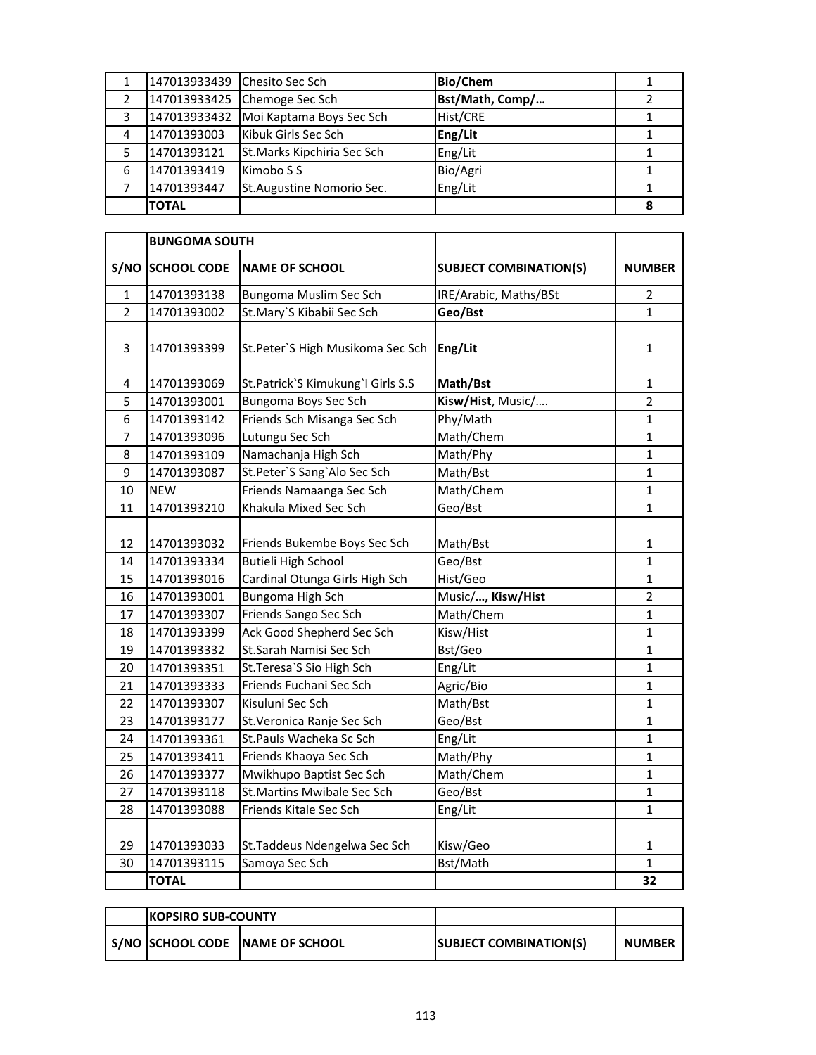| | | | | |
|---|---|---|---|---|
| 1 | 147013933439 | Chesito Sec Sch | **Bio/Chem** | 1 |
| 2 | 147013933425 | Chemoge Sec Sch | **Bst/Math, Comp/…** | 2 |
| 3 | 147013933432 | Moi Kaptama Boys Sec Sch | Hist/CRE | 1 |
| 4 | 14701393003 | Kibuk Girls Sec Sch | **Eng/Lit** | 1 |
| 5 | 14701393121 | St.Marks Kipchiria Sec Sch | Eng/Lit | 1 |
| 6 | 14701393419 | Kimobo S S | Bio/Agri | 1 |
| 7 | 14701393447 | St.Augustine Nomorio Sec. | Eng/Lit | 1 |
| | **TOTAL** | | | **8** |

| | **BUNGOMA SOUTH** | | | |
|---|---|---|---|---|
| **S/NO** | **SCHOOL CODE** | **NAME OF SCHOOL** | **SUBJECT COMBINATION(S)** | **NUMBER** |
| 1 | 14701393138 | Bungoma Muslim Sec Sch | IRE/Arabic, Maths/BSt | 2 |
| 2 | 14701393002 | St.Mary`S Kibabii Sec Sch | **Geo/Bst** | 1 |
| 3 | 14701393399 | St.Peter`S High Musikoma Sec Sch | **Eng/Lit** | 1 |
| 4 | 14701393069 | St.Patrick`S Kimukung`I Girls S.S | **Math/Bst** | 1 |
| 5 | 14701393001 | Bungoma Boys Sec Sch | **Kisw/Hist**, Music/…. | 2 |
| 6 | 14701393142 | Friends Sch Misanga Sec Sch | Phy/Math | 1 |
| 7 | 14701393096 | Lutungu Sec Sch | Math/Chem | 1 |
| 8 | 14701393109 | Namachanja High Sch | Math/Phy | 1 |
| 9 | 14701393087 | St.Peter`S Sang`Alo Sec Sch | Math/Bst | 1 |
| 10 | NEW | Friends Namaanga Sec Sch | Math/Chem | 1 |
| 11 | 14701393210 | Khakula Mixed Sec Sch | Geo/Bst | 1 |
| 12 | 14701393032 | Friends Bukembe Boys Sec Sch | Math/Bst | 1 |
| 14 | 14701393334 | Butieli High School | Geo/Bst | 1 |
| 15 | 14701393016 | Cardinal Otunga Girls High Sch | Hist/Geo | 1 |
| 16 | 14701393001 | Bungoma High Sch | Music/…, **Kisw/Hist** | 2 |
| 17 | 14701393307 | Friends Sango Sec Sch | Math/Chem | 1 |
| 18 | 14701393399 | Ack Good Shepherd Sec Sch | Kisw/Hist | 1 |
| 19 | 14701393332 | St.Sarah Namisi Sec Sch | Bst/Geo | 1 |
| 20 | 14701393351 | St.Teresa`S Sio High Sch | Eng/Lit | 1 |
| 21 | 14701393333 | Friends Fuchani Sec Sch | Agric/Bio | 1 |
| 22 | 14701393307 | Kisuluni Sec Sch | Math/Bst | 1 |
| 23 | 14701393177 | St.Veronica Ranje Sec Sch | Geo/Bst | 1 |
| 24 | 14701393361 | St.Pauls Wacheka Sc Sch | Eng/Lit | 1 |
| 25 | 14701393411 | Friends Khaoya Sec Sch | Math/Phy | 1 |
| 26 | 14701393377 | Mwikhupo Baptist Sec Sch | Math/Chem | 1 |
| 27 | 14701393118 | St.Martins Mwibale Sec Sch | Geo/Bst | 1 |
| 28 | 14701393088 | Friends Kitale Sec Sch | Eng/Lit | 1 |
| 29 | 14701393033 | St.Taddeus Ndengelwa Sec Sch | Kisw/Geo | 1 |
| 30 | 14701393115 | Samoya Sec Sch | Bst/Math | 1 |
| | **TOTAL** | | | **32** |

| | **KOPSIRO SUB-COUNTY** | | | |
|---|---|---|---|---|
| **S/NO** | **SCHOOL CODE** | **NAME OF SCHOOL** | **SUBJECT COMBINATION(S)** | **NUMBER** |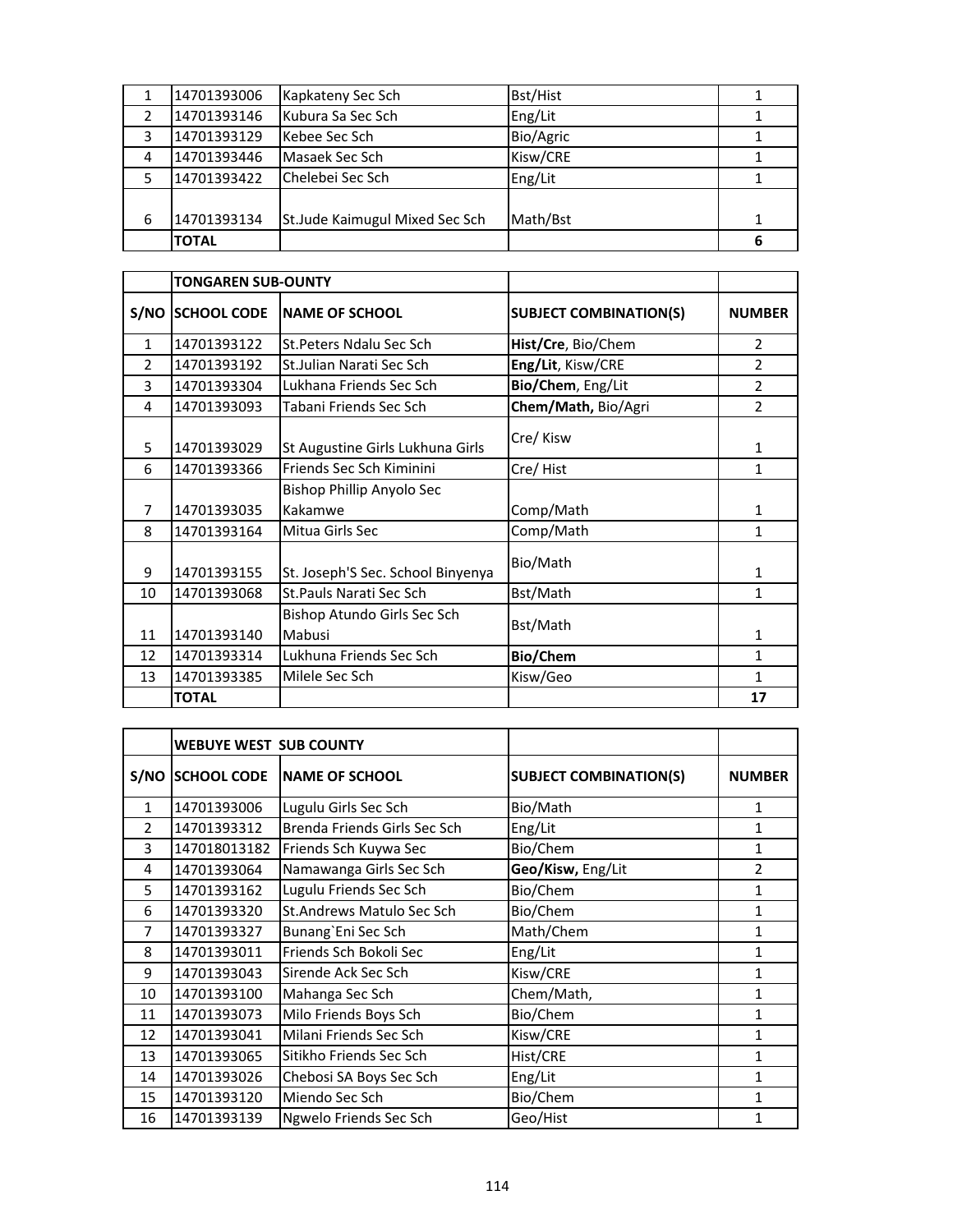| | | | | |
|---|---|---|---|---|
| 1 | 14701393006 | Kapkateny Sec Sch | Bst/Hist | 1 |
| 2 | 14701393146 | Kubura Sa Sec Sch | Eng/Lit | 1 |
| 3 | 14701393129 | Kebee Sec Sch | Bio/Agric | 1 |
| 4 | 14701393446 | Masaek Sec Sch | Kisw/CRE | 1 |
| 5 | 14701393422 | Chelebei Sec Sch | Eng/Lit | 1 |
| 6 | 14701393134 | St.Jude Kaimugul Mixed Sec Sch | Math/Bst | 1 |
| | **TOTAL** | | | **6** |

| | **TONGAREN SUB-OUNTY** | | | |
|---|---|---|---|---|
| **S/NO** | **SCHOOL CODE** | **NAME OF SCHOOL** | **SUBJECT COMBINATION(S)** | **NUMBER** |
| 1 | 14701393122 | St.Peters Ndalu Sec Sch | **Hist/Cre**, Bio/Chem | 2 |
| 2 | 14701393192 | St.Julian Narati Sec Sch | **Eng/Lit**, Kisw/CRE | 2 |
| 3 | 14701393304 | Lukhana Friends Sec Sch | **Bio/Chem**, Eng/Lit | 2 |
| 4 | 14701393093 | Tabani Friends Sec Sch | **Chem/Math**, Bio/Agri | 2 |
| 5 | 14701393029 | St Augustine Girls Lukhuna Girls | Cre/ Kisw | 1 |
| 6 | 14701393366 | Friends Sec Sch Kiminini | Cre/ Hist | 1 |
| 7 | 14701393035 | Bishop Phillip Anyolo Sec Kakamwe | Comp/Math | 1 |
| 8 | 14701393164 | Mitua Girls Sec | Comp/Math | 1 |
| 9 | 14701393155 | St. Joseph'S Sec. School Binyenya | Bio/Math | 1 |
| 10 | 14701393068 | St.Pauls Narati Sec Sch | Bst/Math | 1 |
| 11 | 14701393140 | Bishop Atundo Girls Sec Sch Mabusi | Bst/Math | 1 |
| 12 | 14701393314 | Lukhuna Friends Sec Sch | **Bio/Chem** | 1 |
| 13 | 14701393385 | Milele Sec Sch | Kisw/Geo | 1 |
| | **TOTAL** | | | **17** |

| | **WEBUYE WEST SUB COUNTY** | | | |
|---|---|---|---|---|
| **S/NO** | **SCHOOL CODE** | **NAME OF SCHOOL** | **SUBJECT COMBINATION(S)** | **NUMBER** |
| 1 | 14701393006 | Lugulu Girls Sec Sch | Bio/Math | 1 |
| 2 | 14701393312 | Brenda Friends Girls Sec Sch | Eng/Lit | 1 |
| 3 | 147018013182 | Friends Sch Kuywa Sec | Bio/Chem | 1 |
| 4 | 14701393064 | Namawanga Girls Sec Sch | **Geo/Kisw,** Eng/Lit | 2 |
| 5 | 14701393162 | Lugulu Friends Sec Sch | Bio/Chem | 1 |
| 6 | 14701393320 | St.Andrews Matulo Sec Sch | Bio/Chem | 1 |
| 7 | 14701393327 | Bunang`Eni Sec Sch | Math/Chem | 1 |
| 8 | 14701393011 | Friends Sch Bokoli Sec | Eng/Lit | 1 |
| 9 | 14701393043 | Sirende Ack Sec Sch | Kisw/CRE | 1 |
| 10 | 14701393100 | Mahanga Sec Sch | Chem/Math, | 1 |
| 11 | 14701393073 | Milo Friends Boys Sch | Bio/Chem | 1 |
| 12 | 14701393041 | Milani Friends Sec Sch | Kisw/CRE | 1 |
| 13 | 14701393065 | Sitikho Friends Sec Sch | Hist/CRE | 1 |
| 14 | 14701393026 | Chebosi SA Boys Sec Sch | Eng/Lit | 1 |
| 15 | 14701393120 | Miendo Sec Sch | Bio/Chem | 1 |
| 16 | 14701393139 | Ngwelo Friends Sec Sch | Geo/Hist | 1 |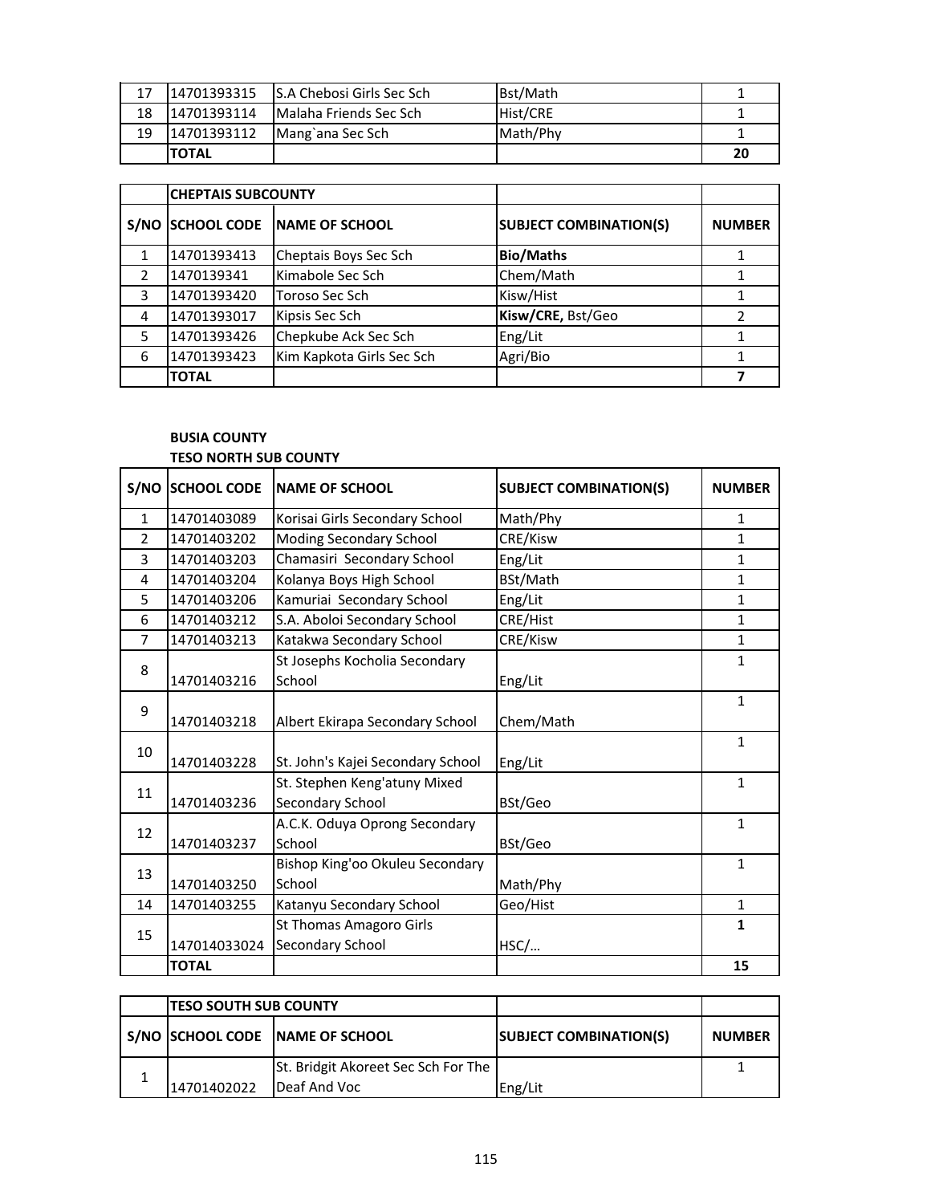| | | | | |
|---|---|---|---|---|
| 17 | 14701393315 | S.A Chebosi Girls Sec Sch | Bst/Math | 1 |
| 18 | 14701393114 | Malaha Friends Sec Sch | Hist/CRE | 1 |
| 19 | 14701393112 | Mang`ana Sec Sch | Math/Phy | 1 |
| | **TOTAL** | | | **20** |

| | **CHEPTAIS SUBCOUNTY** | | | |
|---|---|---|---|---|
| **S/NO** | **SCHOOL CODE** | **NAME OF SCHOOL** | **SUBJECT COMBINATION(S)** | **NUMBER** |
| 1 | 14701393413 | Cheptais Boys Sec Sch | **Bio/Maths** | 1 |
| 2 | 1470139341 | Kimabole Sec Sch | Chem/Math | 1 |
| 3 | 14701393420 | Toroso Sec Sch | Kisw/Hist | 1 |
| 4 | 14701393017 | Kipsis Sec Sch | **Kisw/CRE,** Bst/Geo | 2 |
| 5 | 14701393426 | Chepkube Ack Sec Sch | Eng/Lit | 1 |
| 6 | 14701393423 | Kim Kapkota Girls Sec Sch | Agri/Bio | 1 |
| | **TOTAL** | | | **7** |

**BUSIA COUNTY**

**TESO NORTH SUB COUNTY**

| S/NO | SCHOOL CODE | NAME OF SCHOOL | SUBJECT COMBINATION(S) | NUMBER |
|---|---|---|---|---|
| 1 | 14701403089 | Korisai Girls Secondary School | Math/Phy | 1 |
| 2 | 14701403202 | Moding Secondary School | CRE/Kisw | 1 |
| 3 | 14701403203 | Chamasiri Secondary School | Eng/Lit | 1 |
| 4 | 14701403204 | Kolanya Boys High School | BSt/Math | 1 |
| 5 | 14701403206 | Kamuriai Secondary School | Eng/Lit | 1 |
| 6 | 14701403212 | S.A. Aboloi Secondary School | CRE/Hist | 1 |
| 7 | 14701403213 | Katakwa Secondary School | CRE/Kisw | 1 |
| 8 | 14701403216 | St Josephs Kocholia Secondary School | Eng/Lit | 1 |
| 9 | 14701403218 | Albert Ekirapa Secondary School | Chem/Math | 1 |
| 10 | 14701403228 | St. John's Kajei Secondary School | Eng/Lit | 1 |
| 11 | 14701403236 | St. Stephen Keng'atuny Mixed Secondary School | BSt/Geo | 1 |
| 12 | 14701403237 | A.C.K. Oduya Oprong Secondary School | BSt/Geo | 1 |
| 13 | 14701403250 | Bishop King'oo Okuleu Secondary School | Math/Phy | 1 |
| 14 | 14701403255 | Katanyu Secondary School | Geo/Hist | 1 |
| 15 | 147014033024 | St Thomas Amagoro Girls Secondary School | HSC/… | **1** |
| | **TOTAL** | | | **15** |

| | **TESO SOUTH SUB COUNTY** | | | |
|---|---|---|---|---|
| **S/NO** | **SCHOOL CODE** | **NAME OF SCHOOL** | **SUBJECT COMBINATION(S)** | **NUMBER** |
| 1 | 14701402022 | St. Bridgit Akoreet Sec Sch For The Deaf And Voc | Eng/Lit | 1 |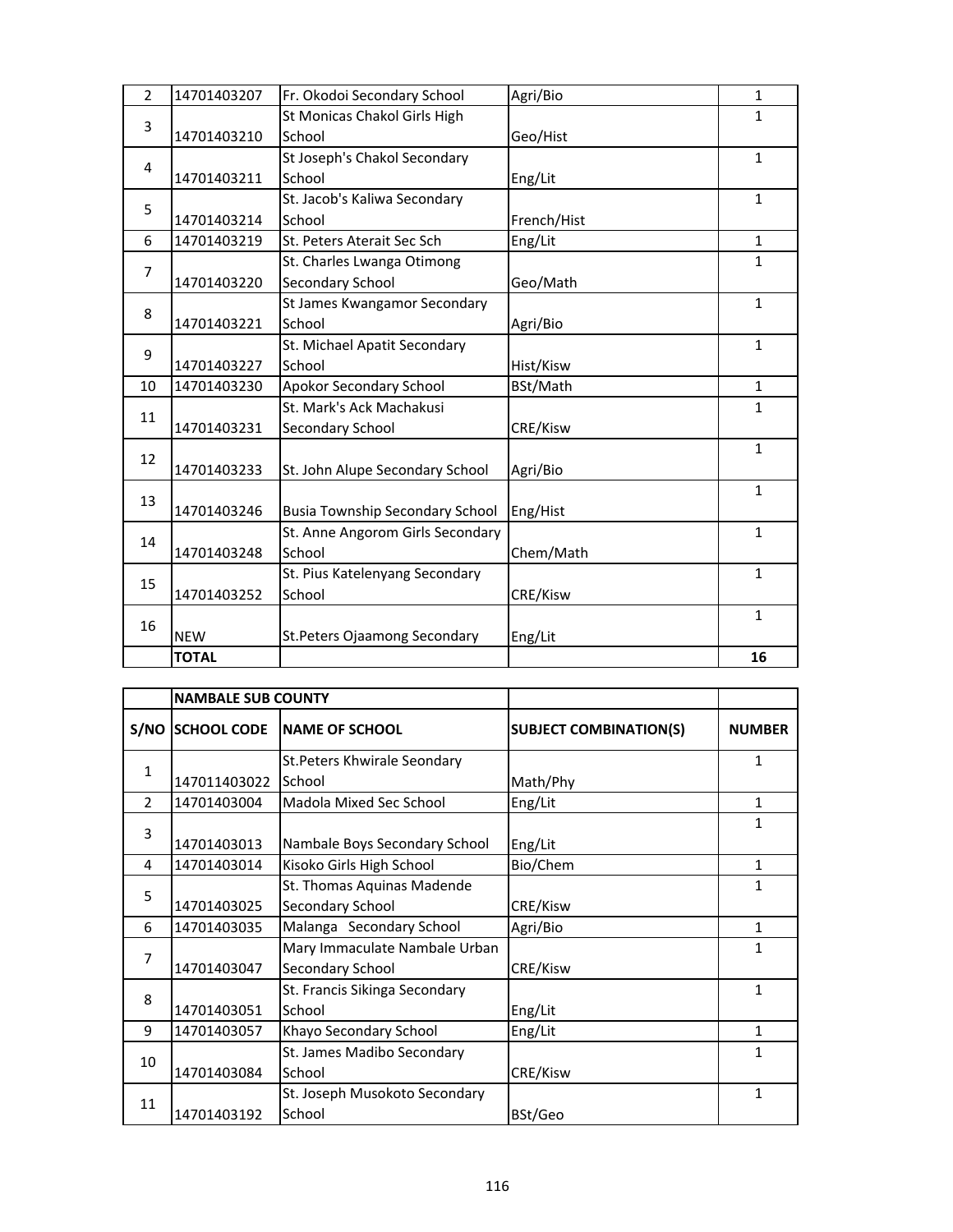| 2 | 14701403207 | Fr. Okodoi Secondary School | Agri/Bio | 1 |
|---|---|---|---|---|
| 3 | 14701403210 | St Monicas Chakol Girls High School | Geo/Hist | 1 |
| 4 | 14701403211 | St Joseph's Chakol Secondary School | Eng/Lit | 1 |
| 5 | 14701403214 | St. Jacob's Kaliwa Secondary School | French/Hist | 1 |
| 6 | 14701403219 | St. Peters Aterait Sec Sch | Eng/Lit | 1 |
| 7 | 14701403220 | St. Charles Lwanga Otimong Secondary School | Geo/Math | 1 |
| 8 | 14701403221 | St James Kwangamor Secondary School | Agri/Bio | 1 |
| 9 | 14701403227 | St. Michael Apatit Secondary School | Hist/Kisw | 1 |
| 10 | 14701403230 | Apokor Secondary School | BSt/Math | 1 |
| 11 | 14701403231 | St. Mark's Ack Machakusi Secondary School | CRE/Kisw | 1 |
| 12 | 14701403233 | St. John Alupe Secondary School | Agri/Bio | 1 |
| 13 | 14701403246 | Busia Township Secondary School | Eng/Hist | 1 |
| 14 | 14701403248 | St. Anne Angorom Girls Secondary School | Chem/Math | 1 |
| 15 | 14701403252 | St. Pius Katelenyang Secondary School | CRE/Kisw | 1 |
| 16 | NEW | St.Peters Ojaamong Secondary | Eng/Lit | 1 |
| | **TOTAL** | | | **16** |

| | **NAMBALE SUB COUNTY** | | | |
|---|---|---|---|---|
| **S/NO** | **SCHOOL CODE** | **NAME OF SCHOOL** | **SUBJECT COMBINATION(S)** | **NUMBER** |
| 1 | 147011403022 | St.Peters Khwirale Seondary School | Math/Phy | 1 |
| 2 | 14701403004 | Madola Mixed Sec School | Eng/Lit | 1 |
| 3 | 14701403013 | Nambale Boys Secondary School | Eng/Lit | 1 |
| 4 | 14701403014 | Kisoko Girls High School | Bio/Chem | 1 |
| 5 | 14701403025 | St. Thomas Aquinas Madende Secondary School | CRE/Kisw | 1 |
| 6 | 14701403035 | Malanga Secondary School | Agri/Bio | 1 |
| 7 | 14701403047 | Mary Immaculate Nambale Urban Secondary School | CRE/Kisw | 1 |
| 8 | 14701403051 | St. Francis Sikinga Secondary School | Eng/Lit | 1 |
| 9 | 14701403057 | Khayo Secondary School | Eng/Lit | 1 |
| 10 | 14701403084 | St. James Madibo Secondary School | CRE/Kisw | 1 |
| 11 | 14701403192 | St. Joseph Musokoto Secondary School | BSt/Geo | 1 |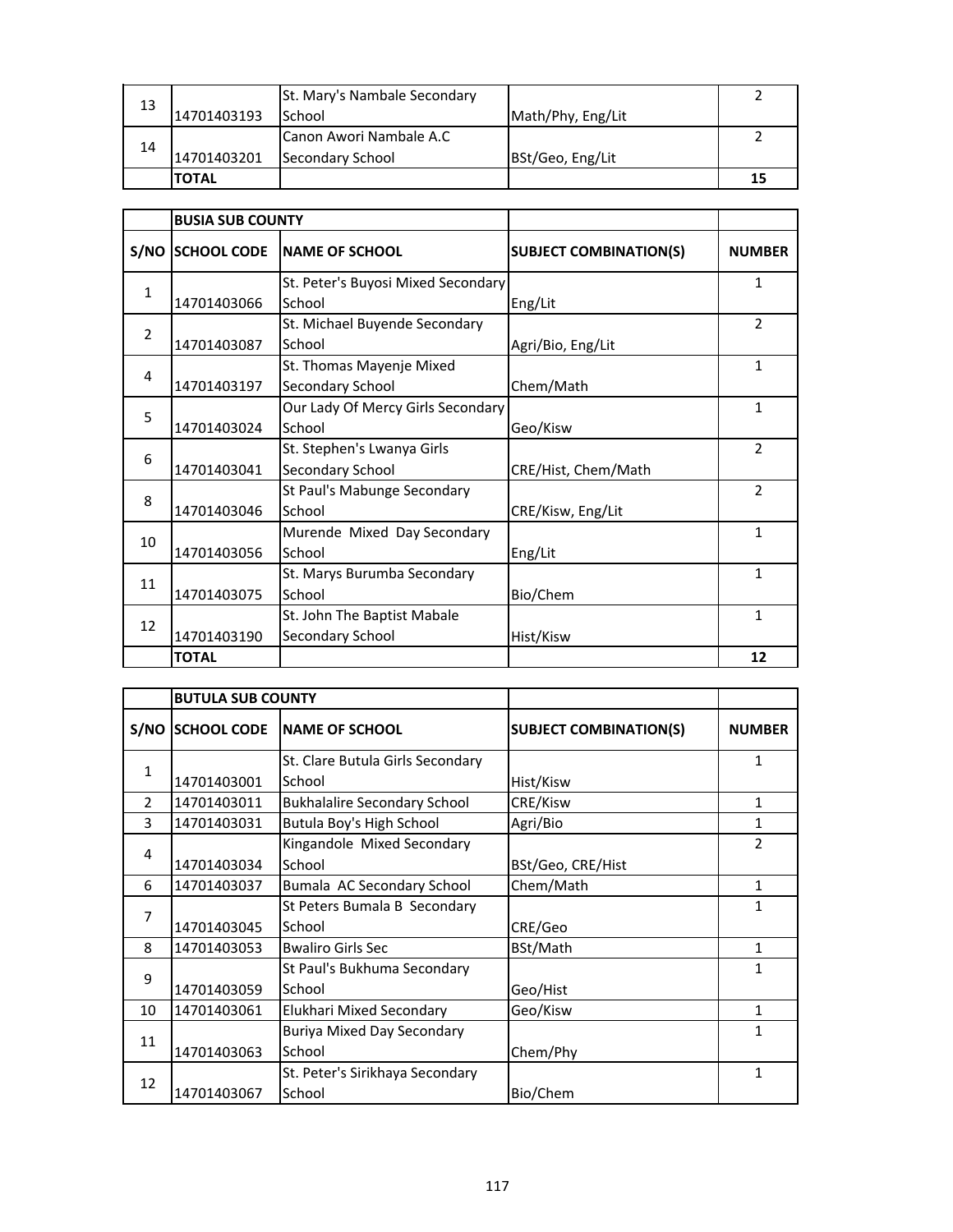| | | | | |
|---|---|---|---|---|
| 13 | 14701403193 | St. Mary's Nambale Secondary School | Math/Phy, Eng/Lit | 2 |
| 14 | 14701403201 | Canon Awori Nambale A.C Secondary School | BSt/Geo, Eng/Lit | 2 |
| | **TOTAL** | | | **15** |

| | **BUSIA SUB COUNTY** | | | |
|---|---|---|---|---|
| **S/NO** | **SCHOOL CODE** | **NAME OF SCHOOL** | **SUBJECT COMBINATION(S)** | **NUMBER** |
| 1 | 14701403066 | St. Peter's Buyosi Mixed Secondary School | Eng/Lit | 1 |
| 2 | 14701403087 | St. Michael Buyende Secondary School | Agri/Bio, Eng/Lit | 2 |
| 4 | 14701403197 | St. Thomas Mayenje Mixed Secondary School | Chem/Math | 1 |
| 5 | 14701403024 | Our Lady Of Mercy Girls Secondary School | Geo/Kisw | 1 |
| 6 | 14701403041 | St. Stephen's Lwanya Girls Secondary School | CRE/Hist, Chem/Math | 2 |
| 8 | 14701403046 | St Paul's Mabunge Secondary School | CRE/Kisw, Eng/Lit | 2 |
| 10 | 14701403056 | Murende Mixed Day Secondary School | Eng/Lit | 1 |
| 11 | 14701403075 | St. Marys Burumba Secondary School | Bio/Chem | 1 |
| 12 | 14701403190 | St. John The Baptist Mabale Secondary School | Hist/Kisw | 1 |
| | **TOTAL** | | | **12** |

| | **BUTULA SUB COUNTY** | | | |
|---|---|---|---|---|
| **S/NO** | **SCHOOL CODE** | **NAME OF SCHOOL** | **SUBJECT COMBINATION(S)** | **NUMBER** |
| 1 | 14701403001 | St. Clare Butula Girls Secondary School | Hist/Kisw | 1 |
| 2 | 14701403011 | Bukhalalire Secondary School | CRE/Kisw | 1 |
| 3 | 14701403031 | Butula Boy's High School | Agri/Bio | 1 |
| 4 | 14701403034 | Kingandole Mixed Secondary School | BSt/Geo, CRE/Hist | 2 |
| 6 | 14701403037 | Bumala AC Secondary School | Chem/Math | 1 |
| 7 | 14701403045 | St Peters Bumala B Secondary School | CRE/Geo | 1 |
| 8 | 14701403053 | Bwaliro Girls Sec | BSt/Math | 1 |
| 9 | 14701403059 | St Paul's Bukhuma Secondary School | Geo/Hist | 1 |
| 10 | 14701403061 | Elukhari Mixed Secondary | Geo/Kisw | 1 |
| 11 | 14701403063 | Buriya Mixed Day Secondary School | Chem/Phy | 1 |
| 12 | 14701403067 | St. Peter's Sirikhaya Secondary School | Bio/Chem | 1 |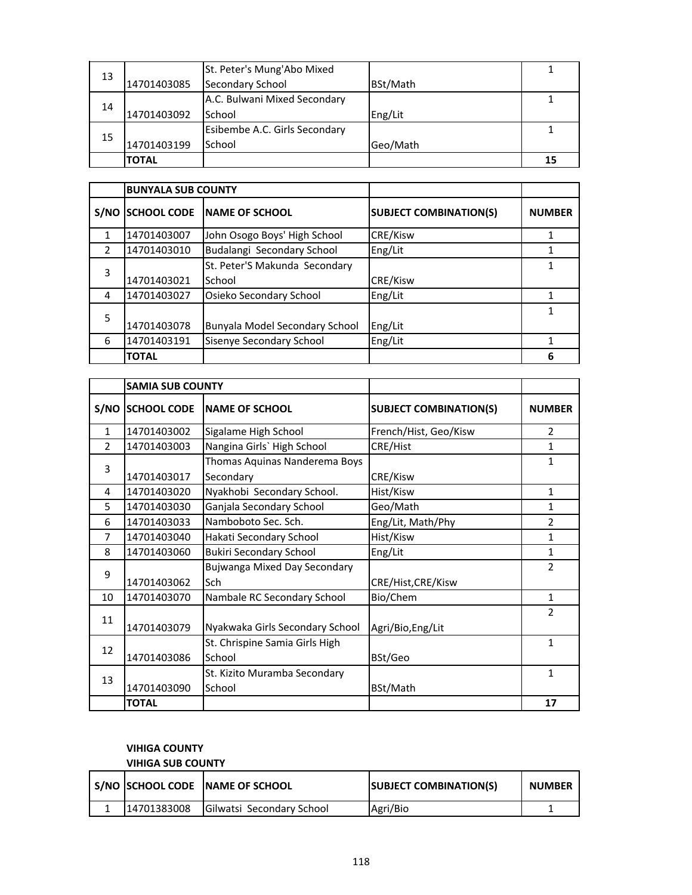| | | | | |
|---|---|---|---|---|
| 13 | 14701403085 | St. Peter's Mung'Abo Mixed Secondary School | BSt/Math | 1 |
| 14 | 14701403092 | A.C. Bulwani Mixed Secondary School | Eng/Lit | 1 |
| 15 | 14701403199 | Esibembe A.C. Girls Secondary School | Geo/Math | 1 |
| | **TOTAL** | | | **15** |

| | **BUNYALA SUB COUNTY** | | | |
|---|---|---|---|---|
| **S/NO** | **SCHOOL CODE** | **NAME OF SCHOOL** | **SUBJECT COMBINATION(S)** | **NUMBER** |
| 1 | 14701403007 | John Osogo Boys' High School | CRE/Kisw | 1 |
| 2 | 14701403010 | Budalangi Secondary School | Eng/Lit | 1 |
| 3 | 14701403021 | St. Peter'S Makunda Secondary School | CRE/Kisw | 1 |
| 4 | 14701403027 | Osieko Secondary School | Eng/Lit | 1 |
| 5 | 14701403078 | Bunyala Model Secondary School | Eng/Lit | 1 |
| 6 | 14701403191 | Sisenye Secondary School | Eng/Lit | 1 |
| | **TOTAL** | | | **6** |

| | **SAMIA SUB COUNTY** | | | |
|---|---|---|---|---|
| **S/NO** | **SCHOOL CODE** | **NAME OF SCHOOL** | **SUBJECT COMBINATION(S)** | **NUMBER** |
| 1 | 14701403002 | Sigalame High School | French/Hist, Geo/Kisw | 2 |
| 2 | 14701403003 | Nangina Girls` High School | CRE/Hist | 1 |
| 3 | 14701403017 | Thomas Aquinas Nanderema Boys Secondary | CRE/Kisw | 1 |
| 4 | 14701403020 | Nyakhobi Secondary School. | Hist/Kisw | 1 |
| 5 | 14701403030 | Ganjala Secondary School | Geo/Math | 1 |
| 6 | 14701403033 | Namboboto Sec. Sch. | Eng/Lit, Math/Phy | 2 |
| 7 | 14701403040 | Hakati Secondary School | Hist/Kisw | 1 |
| 8 | 14701403060 | Bukiri Secondary School | Eng/Lit | 1 |
| 9 | 14701403062 | Bujwanga Mixed Day Secondary Sch | CRE/Hist,CRE/Kisw | 2 |
| 10 | 14701403070 | Nambale RC Secondary School | Bio/Chem | 1 |
| 11 | 14701403079 | Nyakwaka Girls Secondary School | Agri/Bio,Eng/Lit | 2 |
| 12 | 14701403086 | St. Chrispine Samia Girls High School | BSt/Geo | 1 |
| 13 | 14701403090 | St. Kizito Muramba Secondary School | BSt/Math | 1 |
| | **TOTAL** | | | **17** |

**VIHIGA COUNTY**

**VIHIGA SUB COUNTY**

| S/NO | SCHOOL CODE | NAME OF SCHOOL | SUBJECT COMBINATION(S) | NUMBER |
|---|---|---|---|---|
| 1 | 14701383008 | Gilwatsi Secondary School | Agri/Bio | 1 |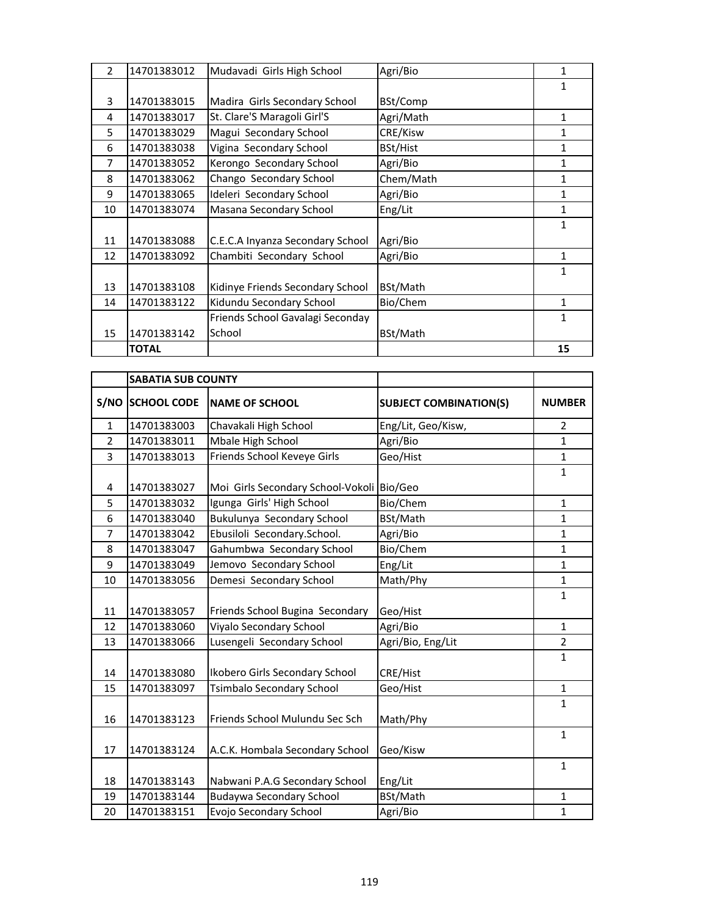| | | | | |
|---|---|---|---|---|
| 2 | 14701383012 | Mudavadi Girls High School | Agri/Bio | 1 |
| 3 | 14701383015 | Madira Girls Secondary School | BSt/Comp | 1 |
| 4 | 14701383017 | St. Clare'S Maragoli Girl'S | Agri/Math | 1 |
| 5 | 14701383029 | Magui Secondary School | CRE/Kisw | 1 |
| 6 | 14701383038 | Vigina Secondary School | BSt/Hist | 1 |
| 7 | 14701383052 | Kerongo Secondary School | Agri/Bio | 1 |
| 8 | 14701383062 | Chango Secondary School | Chem/Math | 1 |
| 9 | 14701383065 | Ideleri Secondary School | Agri/Bio | 1 |
| 10 | 14701383074 | Masana Secondary School | Eng/Lit | 1 |
| 11 | 14701383088 | C.E.C.A Inyanza Secondary School | Agri/Bio | 1 |
| 12 | 14701383092 | Chambiti Secondary School | Agri/Bio | 1 |
| 13 | 14701383108 | Kidinye Friends Secondary School | BSt/Math | 1 |
| 14 | 14701383122 | Kidundu Secondary School | Bio/Chem | 1 |
| 15 | 14701383142 | Friends School Gavalagi Seconday School | BSt/Math | 1 |
| | **TOTAL** | | | **15** |

| | **SABATIA SUB COUNTY** | | | |
|---|---|---|---|---|
| **S/NO** | **SCHOOL CODE** | **NAME OF SCHOOL** | **SUBJECT COMBINATION(S)** | **NUMBER** |
| 1 | 14701383003 | Chavakali High School | Eng/Lit, Geo/Kisw, | 2 |
| 2 | 14701383011 | Mbale High School | Agri/Bio | 1 |
| 3 | 14701383013 | Friends School Keveye Girls | Geo/Hist | 1 |
| 4 | 14701383027 | Moi Girls Secondary School-Vokoli | Bio/Geo | 1 |
| 5 | 14701383032 | Igunga Girls' High School | Bio/Chem | 1 |
| 6 | 14701383040 | Bukulunya Secondary School | BSt/Math | 1 |
| 7 | 14701383042 | Ebusiloli Secondary.School. | Agri/Bio | 1 |
| 8 | 14701383047 | Gahumbwa Secondary School | Bio/Chem | 1 |
| 9 | 14701383049 | Jemovo Secondary School | Eng/Lit | 1 |
| 10 | 14701383056 | Demesi Secondary School | Math/Phy | 1 |
| 11 | 14701383057 | Friends School Bugina Secondary | Geo/Hist | 1 |
| 12 | 14701383060 | Viyalo Secondary School | Agri/Bio | 1 |
| 13 | 14701383066 | Lusengeli Secondary School | Agri/Bio, Eng/Lit | 2 |
| 14 | 14701383080 | Ikobero Girls Secondary School | CRE/Hist | 1 |
| 15 | 14701383097 | Tsimbalo Secondary School | Geo/Hist | 1 |
| 16 | 14701383123 | Friends School Mulundu Sec Sch | Math/Phy | 1 |
| 17 | 14701383124 | A.C.K. Hombala Secondary School | Geo/Kisw | 1 |
| 18 | 14701383143 | Nabwani P.A.G Secondary School | Eng/Lit | 1 |
| 19 | 14701383144 | Budaywa Secondary School | BSt/Math | 1 |
| 20 | 14701383151 | Evojo Secondary School | Agri/Bio | 1 |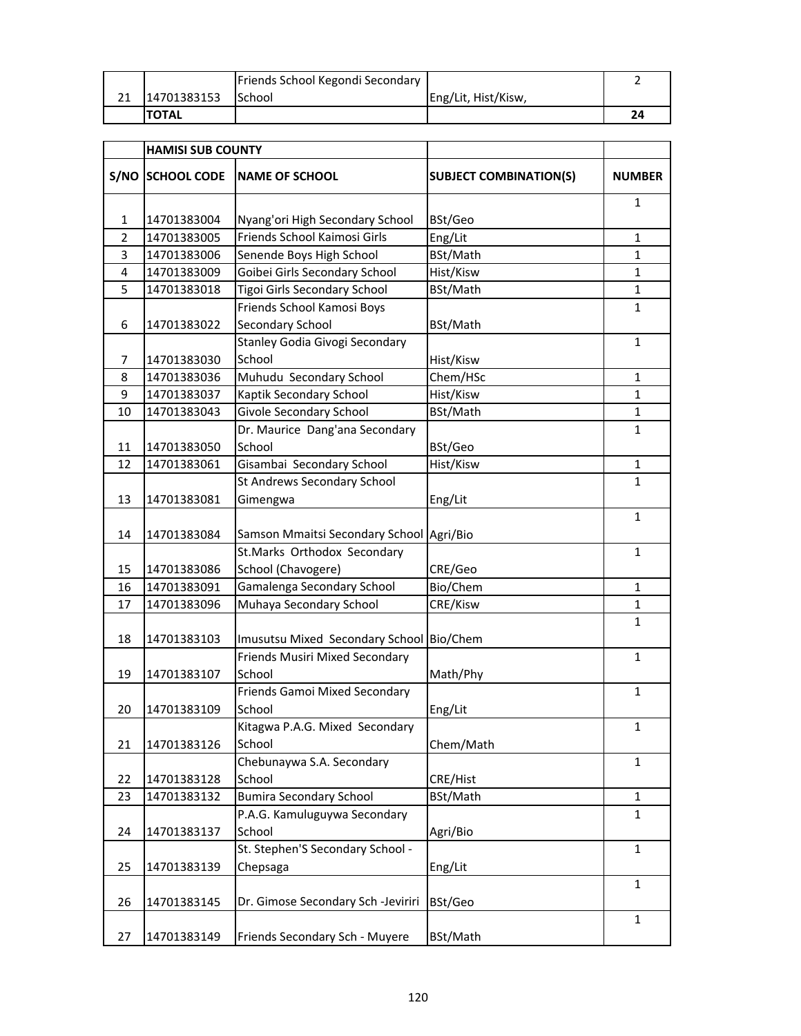| | | | | |
|---|---|---|---|---|
| 21 | 14701383153 | Friends School Kegondi Secondary School | Eng/Lit, Hist/Kisw, | 2 |
| | **TOTAL** | | | **24** |

| | **HAMISI SUB COUNTY** | | | |
|---|---|---|---|---|
| **S/NO** | **SCHOOL CODE** | **NAME OF SCHOOL** | **SUBJECT COMBINATION(S)** | **NUMBER** |
| 1 | 14701383004 | Nyang'ori High Secondary School | BSt/Geo | 1 |
| 2 | 14701383005 | Friends School Kaimosi Girls | Eng/Lit | 1 |
| 3 | 14701383006 | Senende Boys High School | BSt/Math | 1 |
| 4 | 14701383009 | Goibei Girls Secondary School | Hist/Kisw | 1 |
| 5 | 14701383018 | Tigoi Girls Secondary School | BSt/Math | 1 |
| 6 | 14701383022 | Friends School Kamosi Boys Secondary School | BSt/Math | 1 |
| 7 | 14701383030 | Stanley Godia Givogi Secondary School | Hist/Kisw | 1 |
| 8 | 14701383036 | Muhudu Secondary School | Chem/HSc | 1 |
| 9 | 14701383037 | Kaptik Secondary School | Hist/Kisw | 1 |
| 10 | 14701383043 | Givole Secondary School | BSt/Math | 1 |
| 11 | 14701383050 | Dr. Maurice Dang'ana Secondary School | BSt/Geo | 1 |
| 12 | 14701383061 | Gisambai Secondary School | Hist/Kisw | 1 |
| 13 | 14701383081 | St Andrews Secondary School Gimengwa | Eng/Lit | 1 |
| 14 | 14701383084 | Samson Mmaitsi Secondary School | Agri/Bio | 1 |
| 15 | 14701383086 | St.Marks Orthodox Secondary School (Chavogere) | CRE/Geo | 1 |
| 16 | 14701383091 | Gamalenga Secondary School | Bio/Chem | 1 |
| 17 | 14701383096 | Muhaya Secondary School | CRE/Kisw | 1 |
| 18 | 14701383103 | Imusutsu Mixed Secondary School | Bio/Chem | 1 |
| 19 | 14701383107 | Friends Musiri Mixed Secondary School | Math/Phy | 1 |
| 20 | 14701383109 | Friends Gamoi Mixed Secondary School | Eng/Lit | 1 |
| 21 | 14701383126 | Kitagwa P.A.G. Mixed Secondary School | Chem/Math | 1 |
| 22 | 14701383128 | Chebunaywa S.A. Secondary School | CRE/Hist | 1 |
| 23 | 14701383132 | Bumira Secondary School | BSt/Math | 1 |
| 24 | 14701383137 | P.A.G. Kamuluguywa Secondary School | Agri/Bio | 1 |
| 25 | 14701383139 | St. Stephen'S Secondary School - Chepsaga | Eng/Lit | 1 |
| 26 | 14701383145 | Dr. Gimose Secondary Sch -Jeviriri | BSt/Geo | 1 |
| 27 | 14701383149 | Friends Secondary Sch - Muyere | BSt/Math | 1 |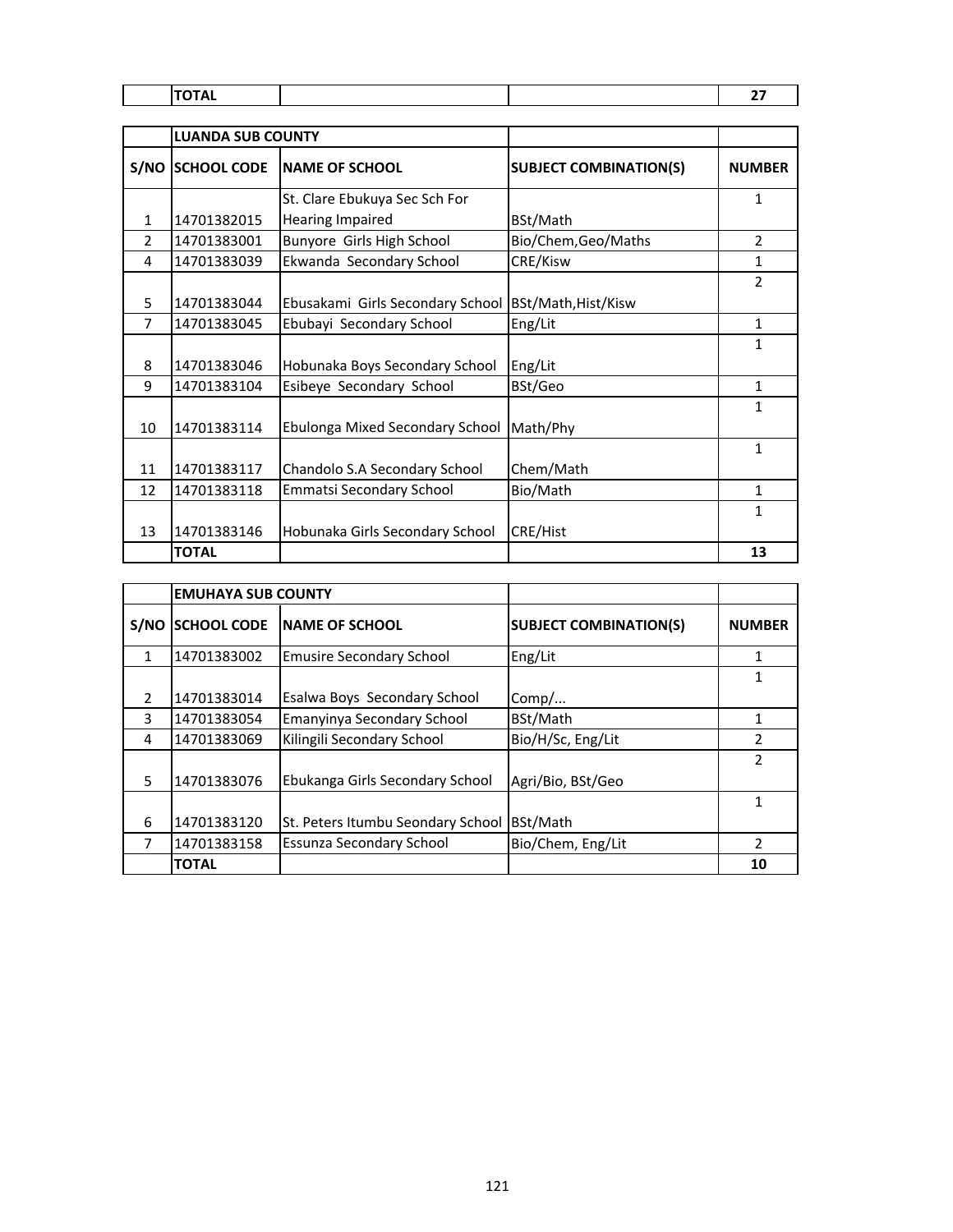| | TOTAL | | | 27 |
|---|---|---|---|---|

| | LUANDA SUB COUNTY | | | |
|---|---|---|---|---|
| S/NO | SCHOOL CODE | NAME OF SCHOOL | SUBJECT COMBINATION(S) | NUMBER |
| 1 | 14701382015 | St. Clare Ebukuya Sec Sch For Hearing Impaired | BSt/Math | 1 |
| 2 | 14701383001 | Bunyore Girls High School | Bio/Chem,Geo/Maths | 2 |
| 4 | 14701383039 | Ekwanda Secondary School | CRE/Kisw | 1 |
| 5 | 14701383044 | Ebusakami Girls Secondary School | BSt/Math,Hist/Kisw | 2 |
| 7 | 14701383045 | Ebubayi Secondary School | Eng/Lit | 1 |
| 8 | 14701383046 | Hobunaka Boys Secondary School | Eng/Lit | 1 |
| 9 | 14701383104 | Esibeye Secondary School | BSt/Geo | 1 |
| 10 | 14701383114 | Ebulonga Mixed Secondary School | Math/Phy | 1 |
| 11 | 14701383117 | Chandolo S.A Secondary School | Chem/Math | 1 |
| 12 | 14701383118 | Emmatsi Secondary School | Bio/Math | 1 |
| 13 | 14701383146 | Hobunaka Girls Secondary School | CRE/Hist | 1 |
| | TOTAL | | | 13 |

| | EMUHAYA SUB COUNTY | | | |
|---|---|---|---|---|
| S/NO | SCHOOL CODE | NAME OF SCHOOL | SUBJECT COMBINATION(S) | NUMBER |
| 1 | 14701383002 | Emusire Secondary School | Eng/Lit | 1 |
| 2 | 14701383014 | Esalwa Boys Secondary School | Comp/... | 1 |
| 3 | 14701383054 | Emanyinya Secondary School | BSt/Math | 1 |
| 4 | 14701383069 | Kilingili Secondary School | Bio/H/Sc, Eng/Lit | 2 |
| 5 | 14701383076 | Ebukanga Girls Secondary School | Agri/Bio, BSt/Geo | 2 |
| 6 | 14701383120 | St. Peters Itumbu Seondary School | BSt/Math | 1 |
| 7 | 14701383158 | Essunza Secondary School | Bio/Chem, Eng/Lit | 2 |
| | TOTAL | | | 10 |